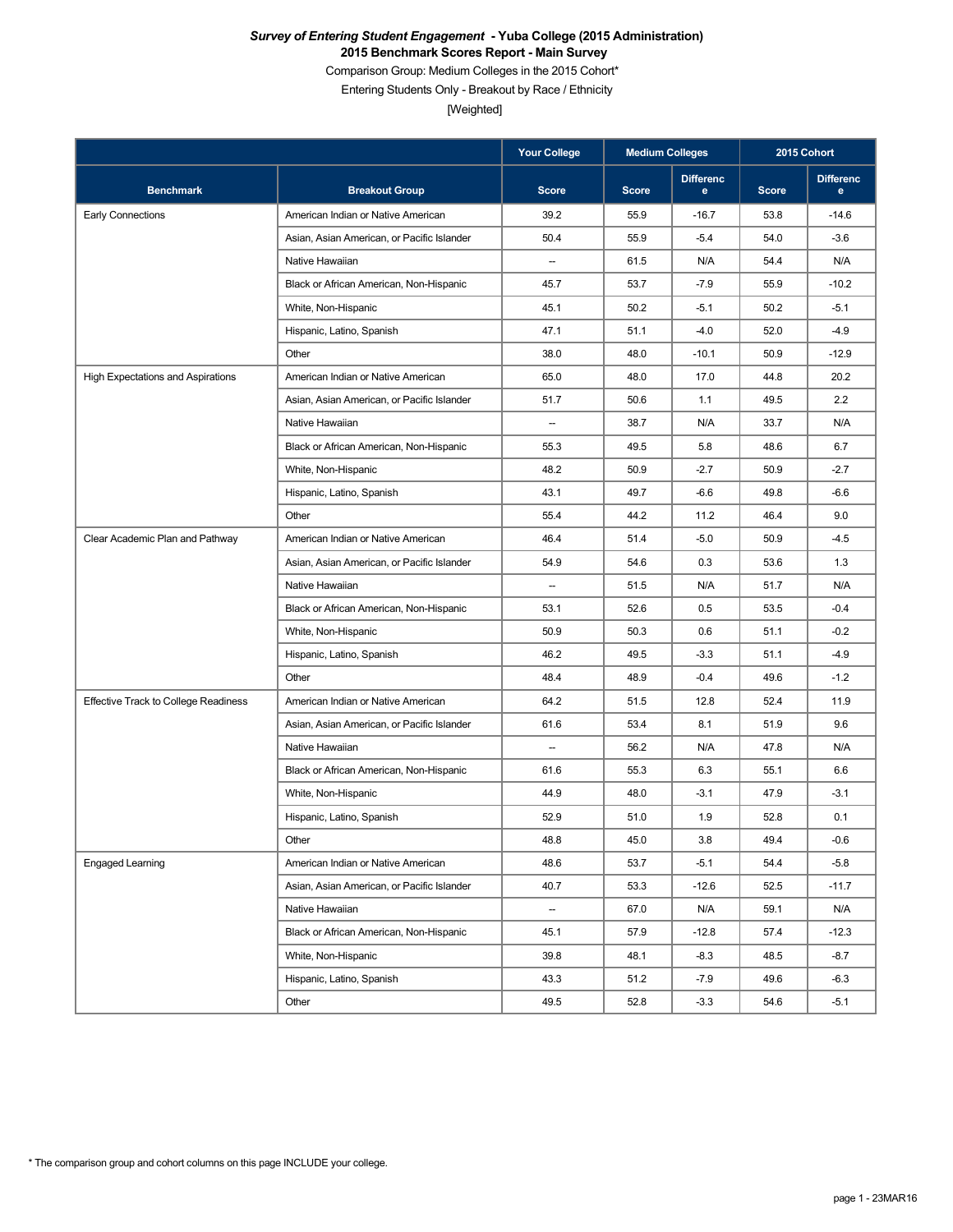***Survey of Entering Student Engagement* - Yuba College (2015 Administration)**

**2015 Benchmark Scores Report - Main Survey**

Comparison Group: Medium Colleges in the 2015 Cohort*

Entering Students Only - Breakout by Race / Ethnicity

[Weighted]

| | | Your College | Medium Colleges | | 2015 Cohort | |
|---|---|---|---|---|---|---|
| **Benchmark** | **Breakout Group** | **Score** | **Score** | **Difference** | **Score** | **Difference** |
| Early Connections | American Indian or Native American | 39.2 | 55.9 | -16.7 | 53.8 | -14.6 |
| | Asian, Asian American, or Pacific Islander | 50.4 | 55.9 | -5.4 | 54.0 | -3.6 |
| | Native Hawaiian | -- | 61.5 | N/A | 54.4 | N/A |
| | Black or African American, Non-Hispanic | 45.7 | 53.7 | -7.9 | 55.9 | -10.2 |
| | White, Non-Hispanic | 45.1 | 50.2 | -5.1 | 50.2 | -5.1 |
| | Hispanic, Latino, Spanish | 47.1 | 51.1 | -4.0 | 52.0 | -4.9 |
| | Other | 38.0 | 48.0 | -10.1 | 50.9 | -12.9 |
| High Expectations and Aspirations | American Indian or Native American | 65.0 | 48.0 | 17.0 | 44.8 | 20.2 |
| | Asian, Asian American, or Pacific Islander | 51.7 | 50.6 | 1.1 | 49.5 | 2.2 |
| | Native Hawaiian | -- | 38.7 | N/A | 33.7 | N/A |
| | Black or African American, Non-Hispanic | 55.3 | 49.5 | 5.8 | 48.6 | 6.7 |
| | White, Non-Hispanic | 48.2 | 50.9 | -2.7 | 50.9 | -2.7 |
| | Hispanic, Latino, Spanish | 43.1 | 49.7 | -6.6 | 49.8 | -6.6 |
| | Other | 55.4 | 44.2 | 11.2 | 46.4 | 9.0 |
| Clear Academic Plan and Pathway | American Indian or Native American | 46.4 | 51.4 | -5.0 | 50.9 | -4.5 |
| | Asian, Asian American, or Pacific Islander | 54.9 | 54.6 | 0.3 | 53.6 | 1.3 |
| | Native Hawaiian | -- | 51.5 | N/A | 51.7 | N/A |
| | Black or African American, Non-Hispanic | 53.1 | 52.6 | 0.5 | 53.5 | -0.4 |
| | White, Non-Hispanic | 50.9 | 50.3 | 0.6 | 51.1 | -0.2 |
| | Hispanic, Latino, Spanish | 46.2 | 49.5 | -3.3 | 51.1 | -4.9 |
| | Other | 48.4 | 48.9 | -0.4 | 49.6 | -1.2 |
| Effective Track to College Readiness | American Indian or Native American | 64.2 | 51.5 | 12.8 | 52.4 | 11.9 |
| | Asian, Asian American, or Pacific Islander | 61.6 | 53.4 | 8.1 | 51.9 | 9.6 |
| | Native Hawaiian | -- | 56.2 | N/A | 47.8 | N/A |
| | Black or African American, Non-Hispanic | 61.6 | 55.3 | 6.3 | 55.1 | 6.6 |
| | White, Non-Hispanic | 44.9 | 48.0 | -3.1 | 47.9 | -3.1 |
| | Hispanic, Latino, Spanish | 52.9 | 51.0 | 1.9 | 52.8 | 0.1 |
| | Other | 48.8 | 45.0 | 3.8 | 49.4 | -0.6 |
| Engaged Learning | American Indian or Native American | 48.6 | 53.7 | -5.1 | 54.4 | -5.8 |
| | Asian, Asian American, or Pacific Islander | 40.7 | 53.3 | -12.6 | 52.5 | -11.7 |
| | Native Hawaiian | -- | 67.0 | N/A | 59.1 | N/A |
| | Black or African American, Non-Hispanic | 45.1 | 57.9 | -12.8 | 57.4 | -12.3 |
| | White, Non-Hispanic | 39.8 | 48.1 | -8.3 | 48.5 | -8.7 |
| | Hispanic, Latino, Spanish | 43.3 | 51.2 | -7.9 | 49.6 | -6.3 |
| | Other | 49.5 | 52.8 | -3.3 | 54.6 | -5.1 |

* The comparison group and cohort columns on this page INCLUDE your college.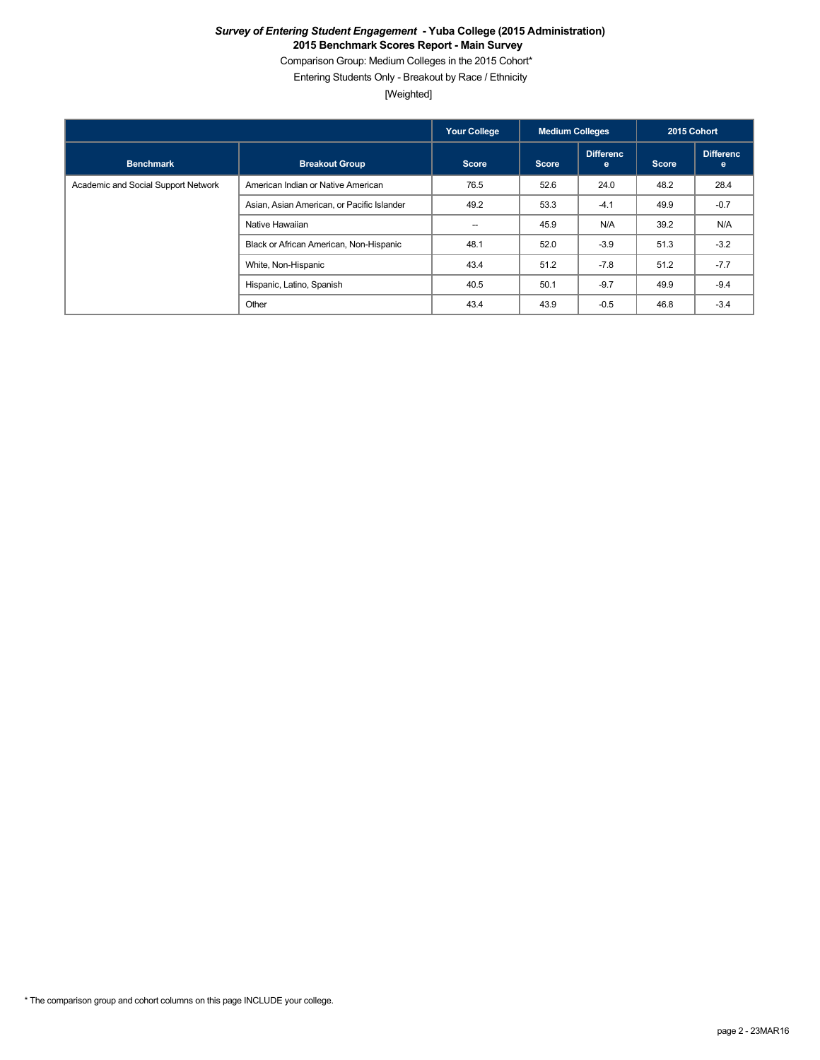**_Survey of Entering Student Engagement_ - Yuba College (2015 Administration)**
**2015 Benchmark Scores Report - Main Survey**

Comparison Group: Medium Colleges in the 2015 Cohort*

Entering Students Only - Breakout by Race / Ethnicity

[Weighted]

| | | Your College | Medium Colleges | | 2015 Cohort | |
|---|---|---|---|---|---|---|
| **Benchmark** | **Breakout Group** | **Score** | **Score** | **Difference** | **Score** | **Difference** |
| Academic and Social Support Network | American Indian or Native American | 76.5 | 52.6 | 24.0 | 48.2 | 28.4 |
| | Asian, Asian American, or Pacific Islander | 49.2 | 53.3 | -4.1 | 49.9 | -0.7 |
| | Native Hawaiian | -- | 45.9 | N/A | 39.2 | N/A |
| | Black or African American, Non-Hispanic | 48.1 | 52.0 | -3.9 | 51.3 | -3.2 |
| | White, Non-Hispanic | 43.4 | 51.2 | -7.8 | 51.2 | -7.7 |
| | Hispanic, Latino, Spanish | 40.5 | 50.1 | -9.7 | 49.9 | -9.4 |
| | Other | 43.4 | 43.9 | -0.5 | 46.8 | -3.4 |

* The comparison group and cohort columns on this page INCLUDE your college.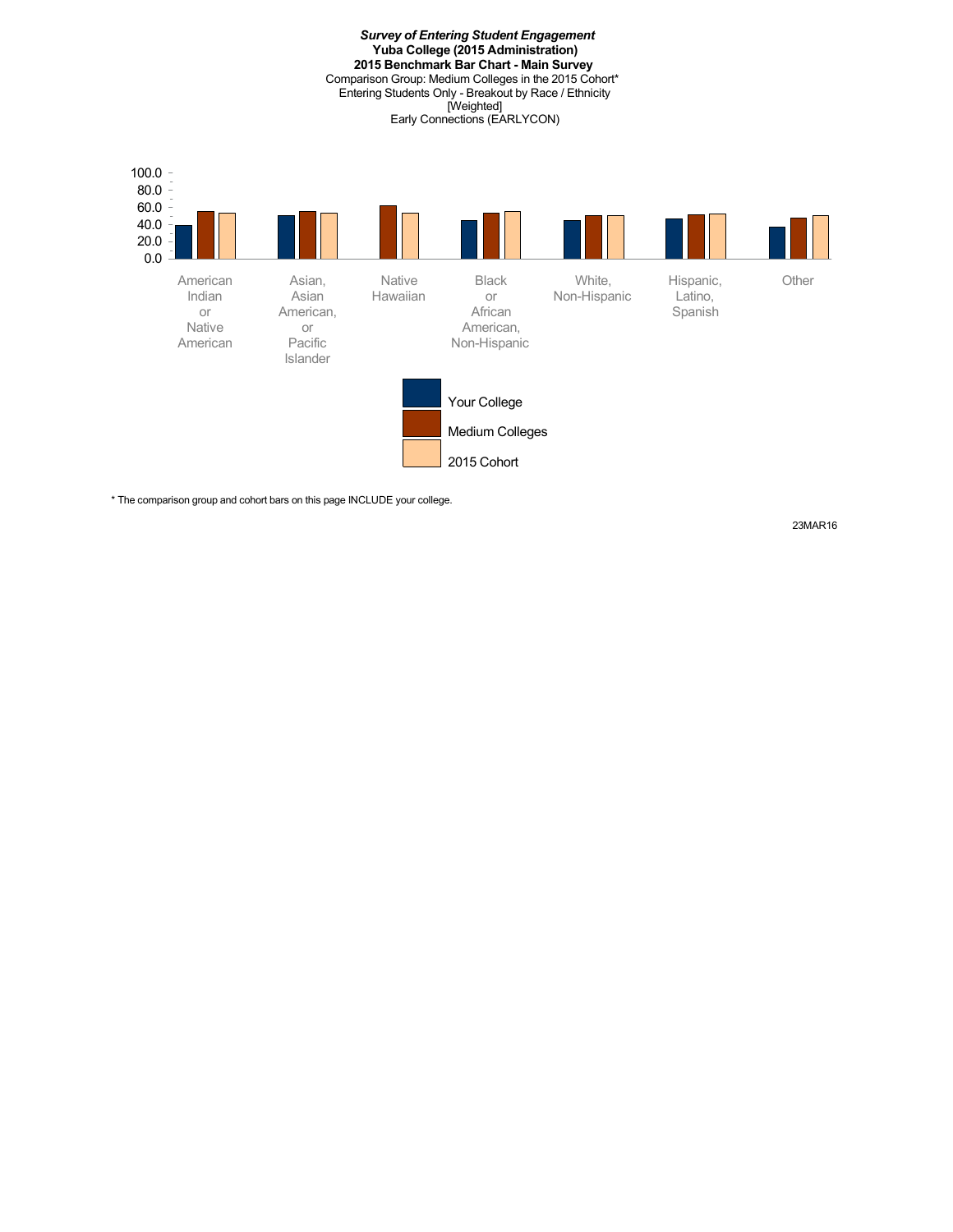***Survey of Entering Student Engagement***
**Yuba College (2015 Administration)**
**2015 Benchmark Bar Chart - Main Survey**
Comparison Group: Medium Colleges in the 2015 Cohort*
Entering Students Only - Breakout by Race / Ethnicity
[Weighted]
Early Connections (EARLYCON)

100.0
80.0
60.0
40.0
20.0
0.0

American Indian or Native American | Asian, Asian American, or Pacific Islander | Native Hawaiian | Black or African American, Non-Hispanic | White, Non-Hispanic | Hispanic, Latino, Spanish | Other

Your College
Medium Colleges
2015 Cohort

\* The comparison group and cohort bars on this page INCLUDE your college.

23MAR16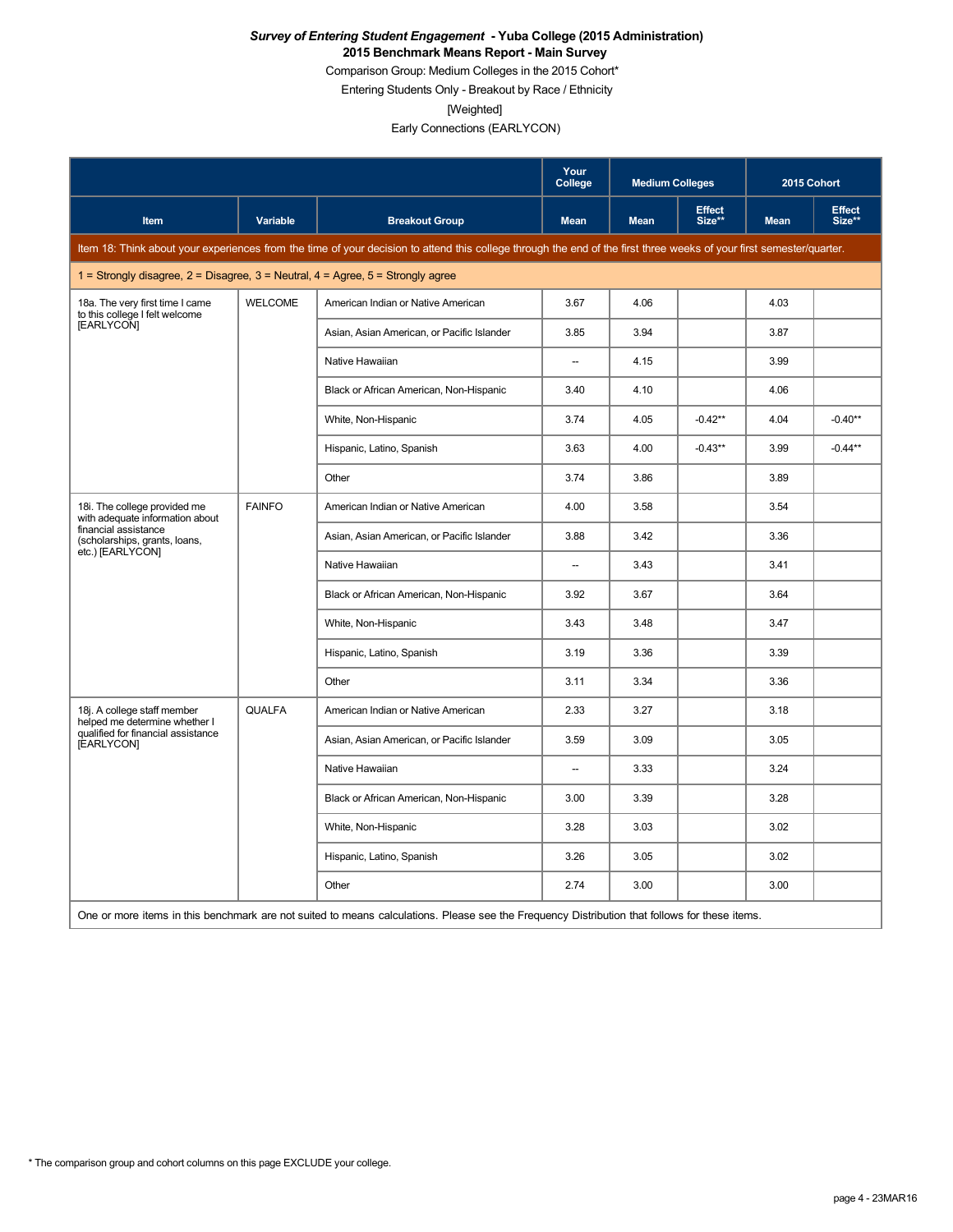***Survey of Entering Student Engagement* - Yuba College (2015 Administration)**

**2015 Benchmark Means Report - Main Survey**

Comparison Group: Medium Colleges in the 2015 Cohort*

Entering Students Only - Breakout by Race / Ethnicity

[Weighted]

Early Connections (EARLYCON)

| | | | Your College | Medium Colleges | | 2015 Cohort | |
|---|---|---|---|---|---|---|---|
| Item | Variable | Breakout Group | Mean | Mean | Effect Size** | Mean | Effect Size** |
| Item 18: Think about your experiences from the time of your decision to attend this college through the end of the first three weeks of your first semester/quarter. | | | | | | | |
| 1 = Strongly disagree, 2 = Disagree, 3 = Neutral, 4 = Agree, 5 = Strongly agree | | | | | | | |
| 18a. The very first time I came to this college I felt welcome [EARLYCON] | WELCOME | American Indian or Native American | 3.67 | 4.06 | | 4.03 | |
| | | Asian, Asian American, or Pacific Islander | 3.85 | 3.94 | | 3.87 | |
| | | Native Hawaiian | -- | 4.15 | | 3.99 | |
| | | Black or African American, Non-Hispanic | 3.40 | 4.10 | | 4.06 | |
| | | White, Non-Hispanic | 3.74 | 4.05 | -0.42** | 4.04 | -0.40** |
| | | Hispanic, Latino, Spanish | 3.63 | 4.00 | -0.43** | 3.99 | -0.44** |
| | | Other | 3.74 | 3.86 | | 3.89 | |
| 18i. The college provided me with adequate information about financial assistance (scholarships, grants, loans, etc.) [EARLYCON] | FAINFO | American Indian or Native American | 4.00 | 3.58 | | 3.54 | |
| | | Asian, Asian American, or Pacific Islander | 3.88 | 3.42 | | 3.36 | |
| | | Native Hawaiian | -- | 3.43 | | 3.41 | |
| | | Black or African American, Non-Hispanic | 3.92 | 3.67 | | 3.64 | |
| | | White, Non-Hispanic | 3.43 | 3.48 | | 3.47 | |
| | | Hispanic, Latino, Spanish | 3.19 | 3.36 | | 3.39 | |
| | | Other | 3.11 | 3.34 | | 3.36 | |
| 18j. A college staff member helped me determine whether I qualified for financial assistance [EARLYCON] | QUALFA | American Indian or Native American | 2.33 | 3.27 | | 3.18 | |
| | | Asian, Asian American, or Pacific Islander | 3.59 | 3.09 | | 3.05 | |
| | | Native Hawaiian | -- | 3.33 | | 3.24 | |
| | | Black or African American, Non-Hispanic | 3.00 | 3.39 | | 3.28 | |
| | | White, Non-Hispanic | 3.28 | 3.03 | | 3.02 | |
| | | Hispanic, Latino, Spanish | 3.26 | 3.05 | | 3.02 | |
| | | Other | 2.74 | 3.00 | | 3.00 | |
| One or more items in this benchmark are not suited to means calculations. Please see the Frequency Distribution that follows for these items. | | | | | | | |

* The comparison group and cohort columns on this page EXCLUDE your college.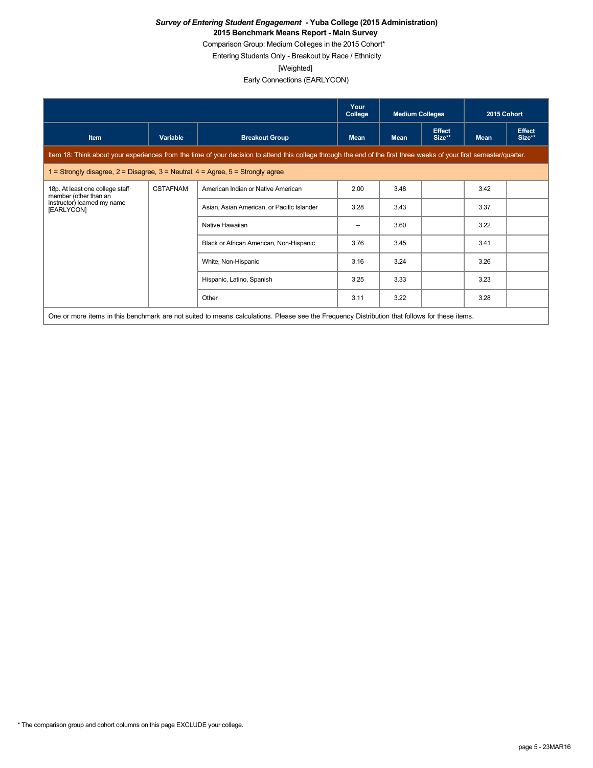***Survey of Entering Student Engagement* - Yuba College (2015 Administration)**
**2015 Benchmark Means Report - Main Survey**
Comparison Group: Medium Colleges in the 2015 Cohort*
Entering Students Only - Breakout by Race / Ethnicity
[Weighted]
Early Connections (EARLYCON)

| | | | Your College | Medium Colleges | | 2015 Cohort | |
|---|---|---|---|---|---|---|---|
| **Item** | **Variable** | **Breakout Group** | **Mean** | **Mean** | **Effect Size**** | **Mean** | **Effect Size**** |
| Item 18: Think about your experiences from the time of your decision to attend this college through the end of the first three weeks of your first semester/quarter. | | | | | | | |
| 1 = Strongly disagree, 2 = Disagree, 3 = Neutral, 4 = Agree, 5 = Strongly agree | | | | | | | |
| 18p. At least one college staff member (other than an instructor) learned my name [EARLYCON] | CSTAFNAM | American Indian or Native American | 2.00 | 3.48 | | 3.42 | |
| | | Asian, Asian American, or Pacific Islander | 3.28 | 3.43 | | 3.37 | |
| | | Native Hawaiian | -- | 3.60 | | 3.22 | |
| | | Black or African American, Non-Hispanic | 3.76 | 3.45 | | 3.41 | |
| | | White, Non-Hispanic | 3.16 | 3.24 | | 3.26 | |
| | | Hispanic, Latino, Spanish | 3.25 | 3.33 | | 3.23 | |
| | | Other | 3.11 | 3.22 | | 3.28 | |

One or more items in this benchmark are not suited to means calculations. Please see the Frequency Distribution that follows for these items.

* The comparison group and cohort columns on this page EXCLUDE your college.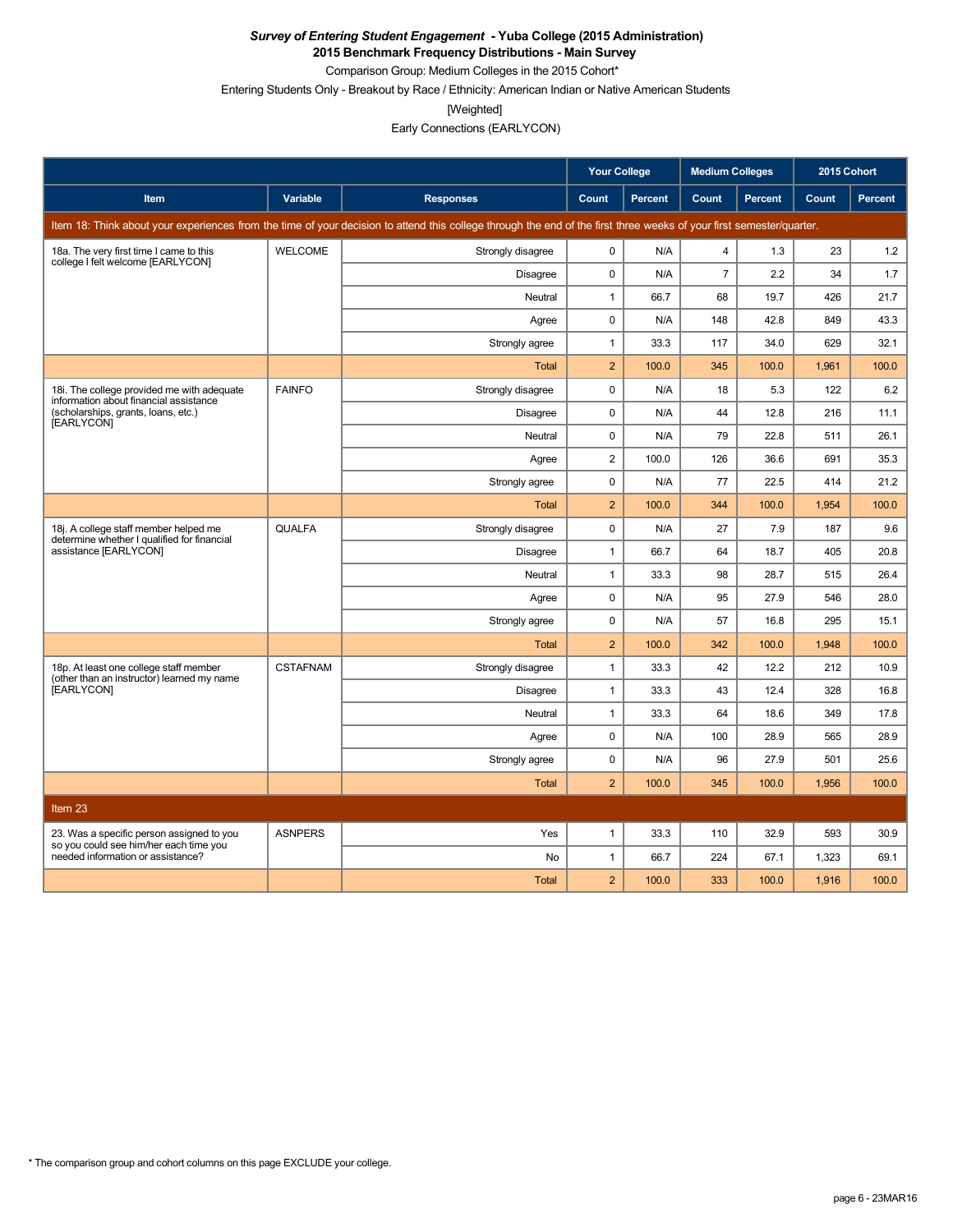***Survey of Entering Student Engagement* - Yuba College (2015 Administration)**
**2015 Benchmark Frequency Distributions - Main Survey**
Comparison Group: Medium Colleges in the 2015 Cohort*
Entering Students Only - Breakout by Race / Ethnicity: American Indian or Native American Students
[Weighted]
Early Connections (EARLYCON)

| Item | Variable | Responses | Your College Count | Your College Percent | Medium Colleges Count | Medium Colleges Percent | 2015 Cohort Count | 2015 Cohort Percent |
|---|---|---|---|---|---|---|---|---|
| Item 18: Think about your experiences from the time of your decision to attend this college through the end of the first three weeks of your first semester/quarter. | | | | | | | | |
| 18a. The very first time I came to this college I felt welcome [EARLYCON] | WELCOME | Strongly disagree | 0 | N/A | 4 | 1.3 | 23 | 1.2 |
| | | Disagree | 0 | N/A | 7 | 2.2 | 34 | 1.7 |
| | | Neutral | 1 | 66.7 | 68 | 19.7 | 426 | 21.7 |
| | | Agree | 0 | N/A | 148 | 42.8 | 849 | 43.3 |
| | | Strongly agree | 1 | 33.3 | 117 | 34.0 | 629 | 32.1 |
| | | Total | 2 | 100.0 | 345 | 100.0 | 1,961 | 100.0 |
| 18i. The college provided me with adequate information about financial assistance (scholarships, grants, loans, etc.) [EARLYCON] | FAINFO | Strongly disagree | 0 | N/A | 18 | 5.3 | 122 | 6.2 |
| | | Disagree | 0 | N/A | 44 | 12.8 | 216 | 11.1 |
| | | Neutral | 0 | N/A | 79 | 22.8 | 511 | 26.1 |
| | | Agree | 2 | 100.0 | 126 | 36.6 | 691 | 35.3 |
| | | Strongly agree | 0 | N/A | 77 | 22.5 | 414 | 21.2 |
| | | Total | 2 | 100.0 | 344 | 100.0 | 1,954 | 100.0 |
| 18j. A college staff member helped me determine whether I qualified for financial assistance [EARLYCON] | QUALFA | Strongly disagree | 0 | N/A | 27 | 7.9 | 187 | 9.6 |
| | | Disagree | 1 | 66.7 | 64 | 18.7 | 405 | 20.8 |
| | | Neutral | 1 | 33.3 | 98 | 28.7 | 515 | 26.4 |
| | | Agree | 0 | N/A | 95 | 27.9 | 546 | 28.0 |
| | | Strongly agree | 0 | N/A | 57 | 16.8 | 295 | 15.1 |
| | | Total | 2 | 100.0 | 342 | 100.0 | 1,948 | 100.0 |
| 18p. At least one college staff member (other than an instructor) learned my name [EARLYCON] | CSTAFNAM | Strongly disagree | 1 | 33.3 | 42 | 12.2 | 212 | 10.9 |
| | | Disagree | 1 | 33.3 | 43 | 12.4 | 328 | 16.8 |
| | | Neutral | 1 | 33.3 | 64 | 18.6 | 349 | 17.8 |
| | | Agree | 0 | N/A | 100 | 28.9 | 565 | 28.9 |
| | | Strongly agree | 0 | N/A | 96 | 27.9 | 501 | 25.6 |
| | | Total | 2 | 100.0 | 345 | 100.0 | 1,956 | 100.0 |
| Item 23 | | | | | | | | |
| 23. Was a specific person assigned to you so you could see him/her each time you needed information or assistance? | ASNPERS | Yes | 1 | 33.3 | 110 | 32.9 | 593 | 30.9 |
| | | No | 1 | 66.7 | 224 | 67.1 | 1,323 | 69.1 |
| | | Total | 2 | 100.0 | 333 | 100.0 | 1,916 | 100.0 |

* The comparison group and cohort columns on this page EXCLUDE your college.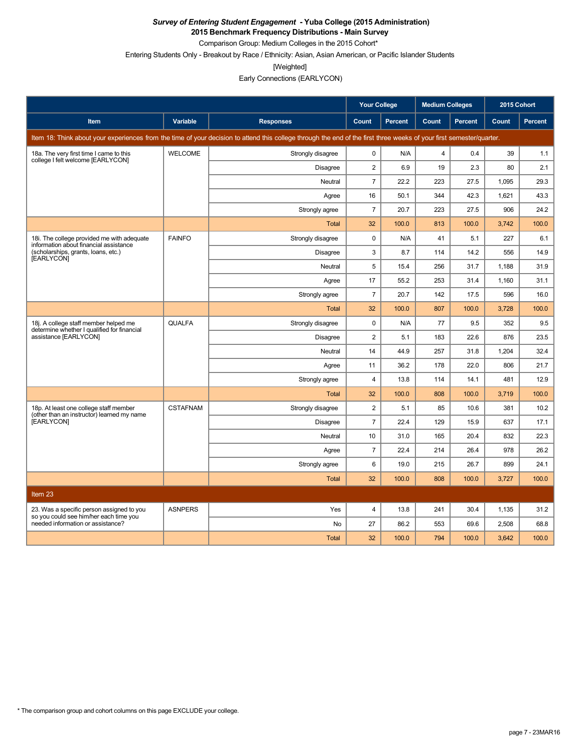***Survey of Entering Student Engagement* - Yuba College (2015 Administration)**
**2015 Benchmark Frequency Distributions - Main Survey**

Comparison Group: Medium Colleges in the 2015 Cohort*

Entering Students Only - Breakout by Race / Ethnicity: Asian, Asian American, or Pacific Islander Students

[Weighted]

Early Connections (EARLYCON)

| Item | Variable | Responses | Your College | | Medium Colleges | | 2015 Cohort | |
|---|---|---|---|---|---|---|---|---|
| | | | Count | Percent | Count | Percent | Count | Percent |
| Item 18: Think about your experiences from the time of your decision to attend this college through the end of the first three weeks of your first semester/quarter. | | | | | | | | |
| 18a. The very first time I came to this college I felt welcome [EARLYCON] | WELCOME | Strongly disagree | 0 | N/A | 4 | 0.4 | 39 | 1.1 |
| | | Disagree | 2 | 6.9 | 19 | 2.3 | 80 | 2.1 |
| | | Neutral | 7 | 22.2 | 223 | 27.5 | 1,095 | 29.3 |
| | | Agree | 16 | 50.1 | 344 | 42.3 | 1,621 | 43.3 |
| | | Strongly agree | 7 | 20.7 | 223 | 27.5 | 906 | 24.2 |
| | | Total | 32 | 100.0 | 813 | 100.0 | 3,742 | 100.0 |
| 18i. The college provided me with adequate information about financial assistance (scholarships, grants, loans, etc.) [EARLYCON] | FAINFO | Strongly disagree | 0 | N/A | 41 | 5.1 | 227 | 6.1 |
| | | Disagree | 3 | 8.7 | 114 | 14.2 | 556 | 14.9 |
| | | Neutral | 5 | 15.4 | 256 | 31.7 | 1,188 | 31.9 |
| | | Agree | 17 | 55.2 | 253 | 31.4 | 1,160 | 31.1 |
| | | Strongly agree | 7 | 20.7 | 142 | 17.5 | 596 | 16.0 |
| | | Total | 32 | 100.0 | 807 | 100.0 | 3,728 | 100.0 |
| 18j. A college staff member helped me determine whether I qualified for financial assistance [EARLYCON] | QUALFA | Strongly disagree | 0 | N/A | 77 | 9.5 | 352 | 9.5 |
| | | Disagree | 2 | 5.1 | 183 | 22.6 | 876 | 23.5 |
| | | Neutral | 14 | 44.9 | 257 | 31.8 | 1,204 | 32.4 |
| | | Agree | 11 | 36.2 | 178 | 22.0 | 806 | 21.7 |
| | | Strongly agree | 4 | 13.8 | 114 | 14.1 | 481 | 12.9 |
| | | Total | 32 | 100.0 | 808 | 100.0 | 3,719 | 100.0 |
| 18p. At least one college staff member (other than an instructor) learned my name [EARLYCON] | CSTAFNAM | Strongly disagree | 2 | 5.1 | 85 | 10.6 | 381 | 10.2 |
| | | Disagree | 7 | 22.4 | 129 | 15.9 | 637 | 17.1 |
| | | Neutral | 10 | 31.0 | 165 | 20.4 | 832 | 22.3 |
| | | Agree | 7 | 22.4 | 214 | 26.4 | 978 | 26.2 |
| | | Strongly agree | 6 | 19.0 | 215 | 26.7 | 899 | 24.1 |
| | | Total | 32 | 100.0 | 808 | 100.0 | 3,727 | 100.0 |
| Item 23 | | | | | | | | |
| 23. Was a specific person assigned to you so you could see him/her each time you needed information or assistance? | ASNPERS | Yes | 4 | 13.8 | 241 | 30.4 | 1,135 | 31.2 |
| | | No | 27 | 86.2 | 553 | 69.6 | 2,508 | 68.8 |
| | | Total | 32 | 100.0 | 794 | 100.0 | 3,642 | 100.0 |

* The comparison group and cohort columns on this page EXCLUDE your college.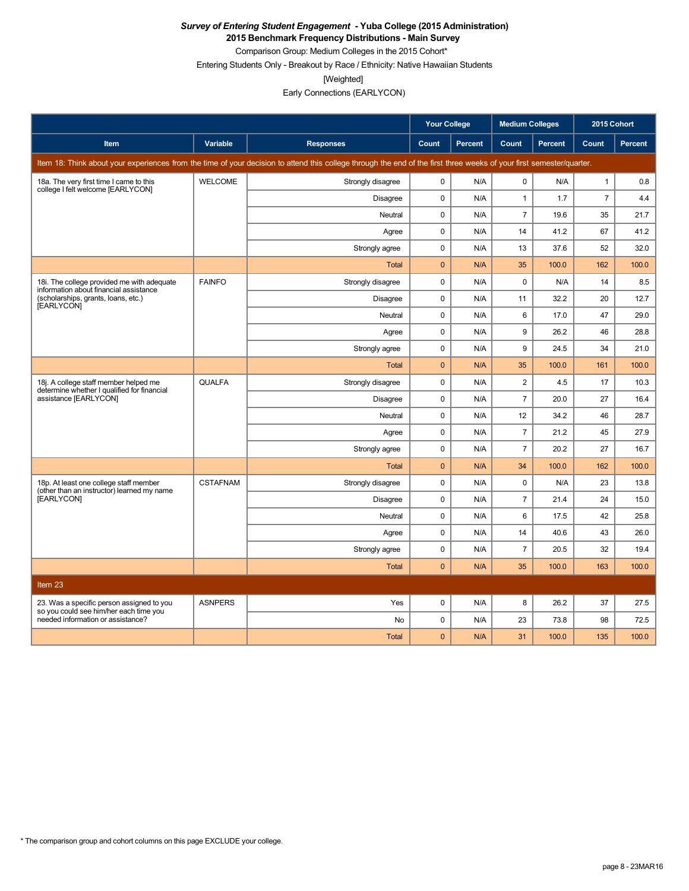***Survey of Entering Student Engagement* - Yuba College (2015 Administration)**

**2015 Benchmark Frequency Distributions - Main Survey**

Comparison Group: Medium Colleges in the 2015 Cohort*

Entering Students Only - Breakout by Race / Ethnicity: Native Hawaiian Students

[Weighted]

Early Connections (EARLYCON)

| | | | Your College | | Medium Colleges | | 2015 Cohort | |
|---|---|---|---|---|---|---|---|---|
| **Item** | **Variable** | **Responses** | **Count** | **Percent** | **Count** | **Percent** | **Count** | **Percent** |
| Item 18: Think about your experiences from the time of your decision to attend this college through the end of the first three weeks of your first semester/quarter. | | | | | | | | |
| 18a. The very first time I came to this college I felt welcome [EARLYCON] | WELCOME | Strongly disagree | 0 | N/A | 0 | N/A | 1 | 0.8 |
| | | Disagree | 0 | N/A | 1 | 1.7 | 7 | 4.4 |
| | | Neutral | 0 | N/A | 7 | 19.6 | 35 | 21.7 |
| | | Agree | 0 | N/A | 14 | 41.2 | 67 | 41.2 |
| | | Strongly agree | 0 | N/A | 13 | 37.6 | 52 | 32.0 |
| | | Total | 0 | N/A | 35 | 100.0 | 162 | 100.0 |
| 18i. The college provided me with adequate information about financial assistance (scholarships, grants, loans, etc.) [EARLYCON] | FAINFO | Strongly disagree | 0 | N/A | 0 | N/A | 14 | 8.5 |
| | | Disagree | 0 | N/A | 11 | 32.2 | 20 | 12.7 |
| | | Neutral | 0 | N/A | 6 | 17.0 | 47 | 29.0 |
| | | Agree | 0 | N/A | 9 | 26.2 | 46 | 28.8 |
| | | Strongly agree | 0 | N/A | 9 | 24.5 | 34 | 21.0 |
| | | Total | 0 | N/A | 35 | 100.0 | 161 | 100.0 |
| 18j. A college staff member helped me determine whether I qualified for financial assistance [EARLYCON] | QUALFA | Strongly disagree | 0 | N/A | 2 | 4.5 | 17 | 10.3 |
| | | Disagree | 0 | N/A | 7 | 20.0 | 27 | 16.4 |
| | | Neutral | 0 | N/A | 12 | 34.2 | 46 | 28.7 |
| | | Agree | 0 | N/A | 7 | 21.2 | 45 | 27.9 |
| | | Strongly agree | 0 | N/A | 7 | 20.2 | 27 | 16.7 |
| | | Total | 0 | N/A | 34 | 100.0 | 162 | 100.0 |
| 18p. At least one college staff member (other than an instructor) learned my name [EARLYCON] | CSTAFNAM | Strongly disagree | 0 | N/A | 0 | N/A | 23 | 13.8 |
| | | Disagree | 0 | N/A | 7 | 21.4 | 24 | 15.0 |
| | | Neutral | 0 | N/A | 6 | 17.5 | 42 | 25.8 |
| | | Agree | 0 | N/A | 14 | 40.6 | 43 | 26.0 |
| | | Strongly agree | 0 | N/A | 7 | 20.5 | 32 | 19.4 |
| | | Total | 0 | N/A | 35 | 100.0 | 163 | 100.0 |
| Item 23 | | | | | | | | |
| 23. Was a specific person assigned to you so you could see him/her each time you needed information or assistance? | ASNPERS | Yes | 0 | N/A | 8 | 26.2 | 37 | 27.5 |
| | | No | 0 | N/A | 23 | 73.8 | 98 | 72.5 |
| | | Total | 0 | N/A | 31 | 100.0 | 135 | 100.0 |

* The comparison group and cohort columns on this page EXCLUDE your college.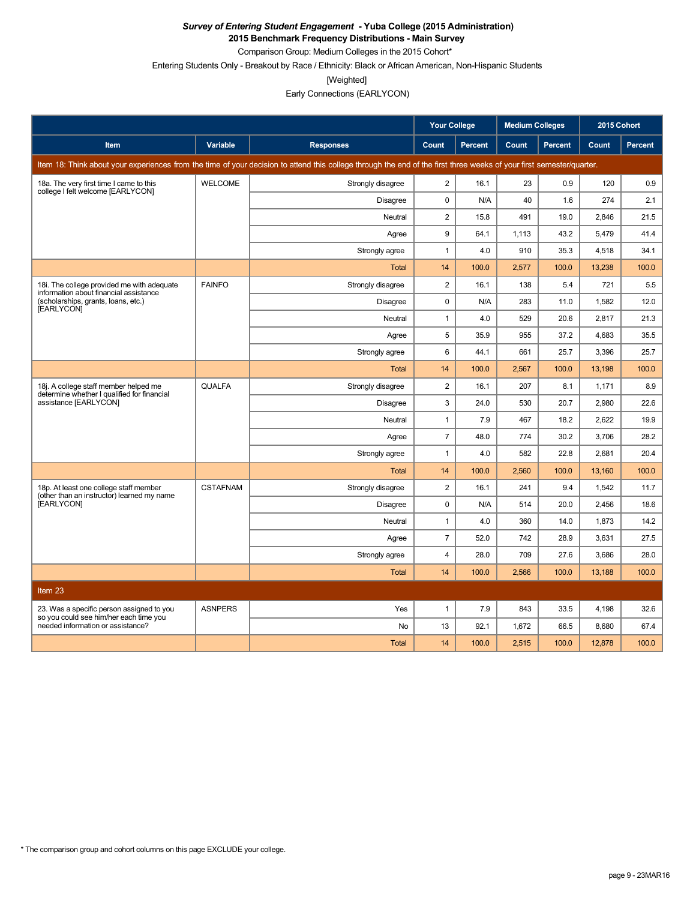***Survey of Entering Student Engagement* - Yuba College (2015 Administration)**

**2015 Benchmark Frequency Distributions - Main Survey**

Comparison Group: Medium Colleges in the 2015 Cohort*

Entering Students Only - Breakout by Race / Ethnicity: Black or African American, Non-Hispanic Students

[Weighted]

Early Connections (EARLYCON)

| | | | Your College | | Medium Colleges | | 2015 Cohort | |
|---|---|---|---|---|---|---|---|---|
| **Item** | **Variable** | **Responses** | **Count** | **Percent** | **Count** | **Percent** | **Count** | **Percent** |
| Item 18: Think about your experiences from the time of your decision to attend this college through the end of the first three weeks of your first semester/quarter. | | | | | | | | |
| 18a. The very first time I came to this college I felt welcome [EARLYCON] | WELCOME | Strongly disagree | 2 | 16.1 | 23 | 0.9 | 120 | 0.9 |
| | | Disagree | 0 | N/A | 40 | 1.6 | 274 | 2.1 |
| | | Neutral | 2 | 15.8 | 491 | 19.0 | 2,846 | 21.5 |
| | | Agree | 9 | 64.1 | 1,113 | 43.2 | 5,479 | 41.4 |
| | | Strongly agree | 1 | 4.0 | 910 | 35.3 | 4,518 | 34.1 |
| | | Total | 14 | 100.0 | 2,577 | 100.0 | 13,238 | 100.0 |
| 18i. The college provided me with adequate information about financial assistance (scholarships, grants, loans, etc.) [EARLYCON] | FAINFO | Strongly disagree | 2 | 16.1 | 138 | 5.4 | 721 | 5.5 |
| | | Disagree | 0 | N/A | 283 | 11.0 | 1,582 | 12.0 |
| | | Neutral | 1 | 4.0 | 529 | 20.6 | 2,817 | 21.3 |
| | | Agree | 5 | 35.9 | 955 | 37.2 | 4,683 | 35.5 |
| | | Strongly agree | 6 | 44.1 | 661 | 25.7 | 3,396 | 25.7 |
| | | Total | 14 | 100.0 | 2,567 | 100.0 | 13,198 | 100.0 |
| 18j. A college staff member helped me determine whether I qualified for financial assistance [EARLYCON] | QUALFA | Strongly disagree | 2 | 16.1 | 207 | 8.1 | 1,171 | 8.9 |
| | | Disagree | 3 | 24.0 | 530 | 20.7 | 2,980 | 22.6 |
| | | Neutral | 1 | 7.9 | 467 | 18.2 | 2,622 | 19.9 |
| | | Agree | 7 | 48.0 | 774 | 30.2 | 3,706 | 28.2 |
| | | Strongly agree | 1 | 4.0 | 582 | 22.8 | 2,681 | 20.4 |
| | | Total | 14 | 100.0 | 2,560 | 100.0 | 13,160 | 100.0 |
| 18p. At least one college staff member (other than an instructor) learned my name [EARLYCON] | CSTAFNAM | Strongly disagree | 2 | 16.1 | 241 | 9.4 | 1,542 | 11.7 |
| | | Disagree | 0 | N/A | 514 | 20.0 | 2,456 | 18.6 |
| | | Neutral | 1 | 4.0 | 360 | 14.0 | 1,873 | 14.2 |
| | | Agree | 7 | 52.0 | 742 | 28.9 | 3,631 | 27.5 |
| | | Strongly agree | 4 | 28.0 | 709 | 27.6 | 3,686 | 28.0 |
| | | Total | 14 | 100.0 | 2,566 | 100.0 | 13,188 | 100.0 |
| Item 23 | | | | | | | | |
| 23. Was a specific person assigned to you so you could see him/her each time you needed information or assistance? | ASNPERS | Yes | 1 | 7.9 | 843 | 33.5 | 4,198 | 32.6 |
| | | No | 13 | 92.1 | 1,672 | 66.5 | 8,680 | 67.4 |
| | | Total | 14 | 100.0 | 2,515 | 100.0 | 12,878 | 100.0 |

* The comparison group and cohort columns on this page EXCLUDE your college.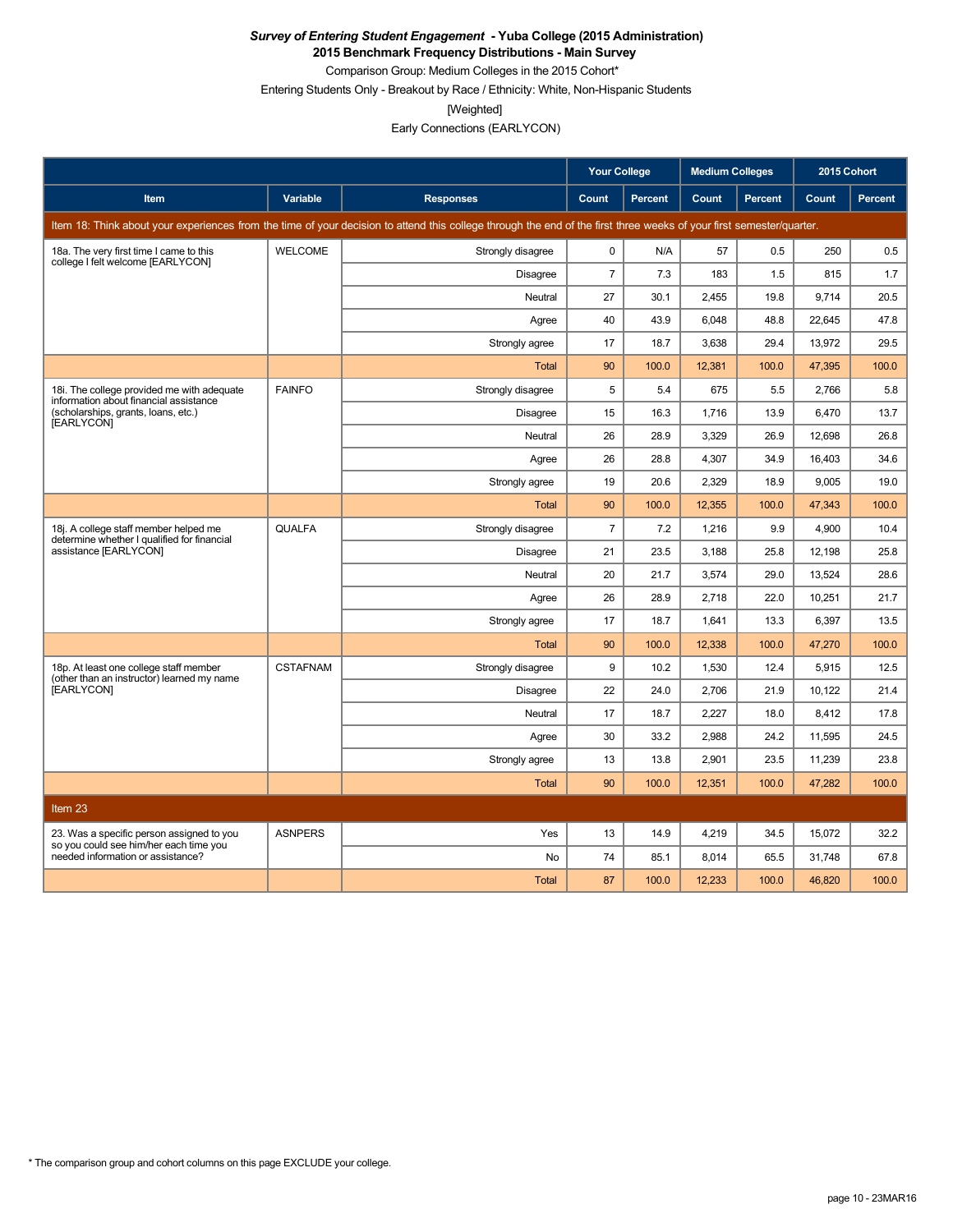***Survey of Entering Student Engagement* - Yuba College (2015 Administration)**
**2015 Benchmark Frequency Distributions - Main Survey**

Comparison Group: Medium Colleges in the 2015 Cohort*

Entering Students Only - Breakout by Race / Ethnicity: White, Non-Hispanic Students

[Weighted]

Early Connections (EARLYCON)

| | | | Your College | | Medium Colleges | | 2015 Cohort | |
|---|---|---|---|---|---|---|---|---|
| **Item** | **Variable** | **Responses** | **Count** | **Percent** | **Count** | **Percent** | **Count** | **Percent** |
| Item 18: Think about your experiences from the time of your decision to attend this college through the end of the first three weeks of your first semester/quarter. | | | | | | | | |
| 18a. The very first time I came to this college I felt welcome [EARLYCON] | WELCOME | Strongly disagree | 0 | N/A | 57 | 0.5 | 250 | 0.5 |
| | | Disagree | 7 | 7.3 | 183 | 1.5 | 815 | 1.7 |
| | | Neutral | 27 | 30.1 | 2,455 | 19.8 | 9,714 | 20.5 |
| | | Agree | 40 | 43.9 | 6,048 | 48.8 | 22,645 | 47.8 |
| | | Strongly agree | 17 | 18.7 | 3,638 | 29.4 | 13,972 | 29.5 |
| | | Total | 90 | 100.0 | 12,381 | 100.0 | 47,395 | 100.0 |
| 18i. The college provided me with adequate information about financial assistance (scholarships, grants, loans, etc.) [EARLYCON] | FAINFO | Strongly disagree | 5 | 5.4 | 675 | 5.5 | 2,766 | 5.8 |
| | | Disagree | 15 | 16.3 | 1,716 | 13.9 | 6,470 | 13.7 |
| | | Neutral | 26 | 28.9 | 3,329 | 26.9 | 12,698 | 26.8 |
| | | Agree | 26 | 28.8 | 4,307 | 34.9 | 16,403 | 34.6 |
| | | Strongly agree | 19 | 20.6 | 2,329 | 18.9 | 9,005 | 19.0 |
| | | Total | 90 | 100.0 | 12,355 | 100.0 | 47,343 | 100.0 |
| 18j. A college staff member helped me determine whether I qualified for financial assistance [EARLYCON] | QUALFA | Strongly disagree | 7 | 7.2 | 1,216 | 9.9 | 4,900 | 10.4 |
| | | Disagree | 21 | 23.5 | 3,188 | 25.8 | 12,198 | 25.8 |
| | | Neutral | 20 | 21.7 | 3,574 | 29.0 | 13,524 | 28.6 |
| | | Agree | 26 | 28.9 | 2,718 | 22.0 | 10,251 | 21.7 |
| | | Strongly agree | 17 | 18.7 | 1,641 | 13.3 | 6,397 | 13.5 |
| | | Total | 90 | 100.0 | 12,338 | 100.0 | 47,270 | 100.0 |
| 18p. At least one college staff member (other than an instructor) learned my name [EARLYCON] | CSTAFNAM | Strongly disagree | 9 | 10.2 | 1,530 | 12.4 | 5,915 | 12.5 |
| | | Disagree | 22 | 24.0 | 2,706 | 21.9 | 10,122 | 21.4 |
| | | Neutral | 17 | 18.7 | 2,227 | 18.0 | 8,412 | 17.8 |
| | | Agree | 30 | 33.2 | 2,988 | 24.2 | 11,595 | 24.5 |
| | | Strongly agree | 13 | 13.8 | 2,901 | 23.5 | 11,239 | 23.8 |
| | | Total | 90 | 100.0 | 12,351 | 100.0 | 47,282 | 100.0 |
| Item 23 | | | | | | | | |
| 23. Was a specific person assigned to you so you could see him/her each time you needed information or assistance? | ASNPERS | Yes | 13 | 14.9 | 4,219 | 34.5 | 15,072 | 32.2 |
| | | No | 74 | 85.1 | 8,014 | 65.5 | 31,748 | 67.8 |
| | | Total | 87 | 100.0 | 12,233 | 100.0 | 46,820 | 100.0 |

\* The comparison group and cohort columns on this page EXCLUDE your college.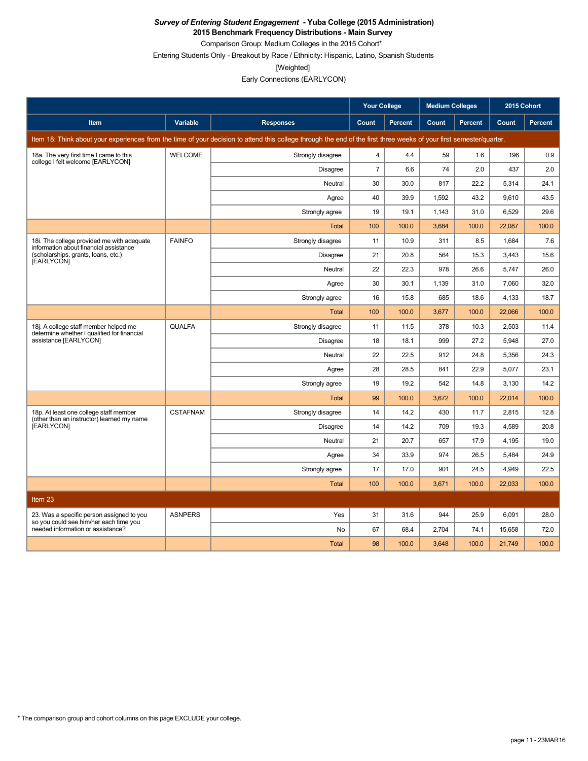***Survey of Entering Student Engagement* - Yuba College (2015 Administration)**
**2015 Benchmark Frequency Distributions - Main Survey**

Comparison Group: Medium Colleges in the 2015 Cohort*

Entering Students Only - Breakout by Race / Ethnicity: Hispanic, Latino, Spanish Students

[Weighted]

Early Connections (EARLYCON)

| Item | Variable | Responses | Your College | | Medium Colleges | | 2015 Cohort | |
|---|---|---|---|---|---|---|---|---|
| | | | Count | Percent | Count | Percent | Count | Percent |
| Item 18: Think about your experiences from the time of your decision to attend this college through the end of the first three weeks of your first semester/quarter. | | | | | | | | |
| 18a. The very first time I came to this college I felt welcome [EARLYCON] | WELCOME | Strongly disagree | 4 | 4.4 | 59 | 1.6 | 196 | 0.9 |
| | | Disagree | 7 | 6.6 | 74 | 2.0 | 437 | 2.0 |
| | | Neutral | 30 | 30.0 | 817 | 22.2 | 5,314 | 24.1 |
| | | Agree | 40 | 39.9 | 1,592 | 43.2 | 9,610 | 43.5 |
| | | Strongly agree | 19 | 19.1 | 1,143 | 31.0 | 6,529 | 29.6 |
| | | Total | 100 | 100.0 | 3,684 | 100.0 | 22,087 | 100.0 |
| 18i. The college provided me with adequate information about financial assistance (scholarships, grants, loans, etc.) [EARLYCON] | FAINFO | Strongly disagree | 11 | 10.9 | 311 | 8.5 | 1,684 | 7.6 |
| | | Disagree | 21 | 20.8 | 564 | 15.3 | 3,443 | 15.6 |
| | | Neutral | 22 | 22.3 | 978 | 26.6 | 5,747 | 26.0 |
| | | Agree | 30 | 30.1 | 1,139 | 31.0 | 7,060 | 32.0 |
| | | Strongly agree | 16 | 15.8 | 685 | 18.6 | 4,133 | 18.7 |
| | | Total | 100 | 100.0 | 3,677 | 100.0 | 22,066 | 100.0 |
| 18j. A college staff member helped me determine whether I qualified for financial assistance [EARLYCON] | QUALFA | Strongly disagree | 11 | 11.5 | 378 | 10.3 | 2,503 | 11.4 |
| | | Disagree | 18 | 18.1 | 999 | 27.2 | 5,948 | 27.0 |
| | | Neutral | 22 | 22.5 | 912 | 24.8 | 5,356 | 24.3 |
| | | Agree | 28 | 28.5 | 841 | 22.9 | 5,077 | 23.1 |
| | | Strongly agree | 19 | 19.2 | 542 | 14.8 | 3,130 | 14.2 |
| | | Total | 99 | 100.0 | 3,672 | 100.0 | 22,014 | 100.0 |
| 18p. At least one college staff member (other than an instructor) learned my name [EARLYCON] | CSTAFNAM | Strongly disagree | 14 | 14.2 | 430 | 11.7 | 2,815 | 12.8 |
| | | Disagree | 14 | 14.2 | 709 | 19.3 | 4,589 | 20.8 |
| | | Neutral | 21 | 20.7 | 657 | 17.9 | 4,195 | 19.0 |
| | | Agree | 34 | 33.9 | 974 | 26.5 | 5,484 | 24.9 |
| | | Strongly agree | 17 | 17.0 | 901 | 24.5 | 4,949 | 22.5 |
| | | Total | 100 | 100.0 | 3,671 | 100.0 | 22,033 | 100.0 |
| Item 23 | | | | | | | | |
| 23. Was a specific person assigned to you so you could see him/her each time you needed information or assistance? | ASNPERS | Yes | 31 | 31.6 | 944 | 25.9 | 6,091 | 28.0 |
| | | No | 67 | 68.4 | 2,704 | 74.1 | 15,658 | 72.0 |
| | | Total | 98 | 100.0 | 3,648 | 100.0 | 21,749 | 100.0 |

* The comparison group and cohort columns on this page EXCLUDE your college.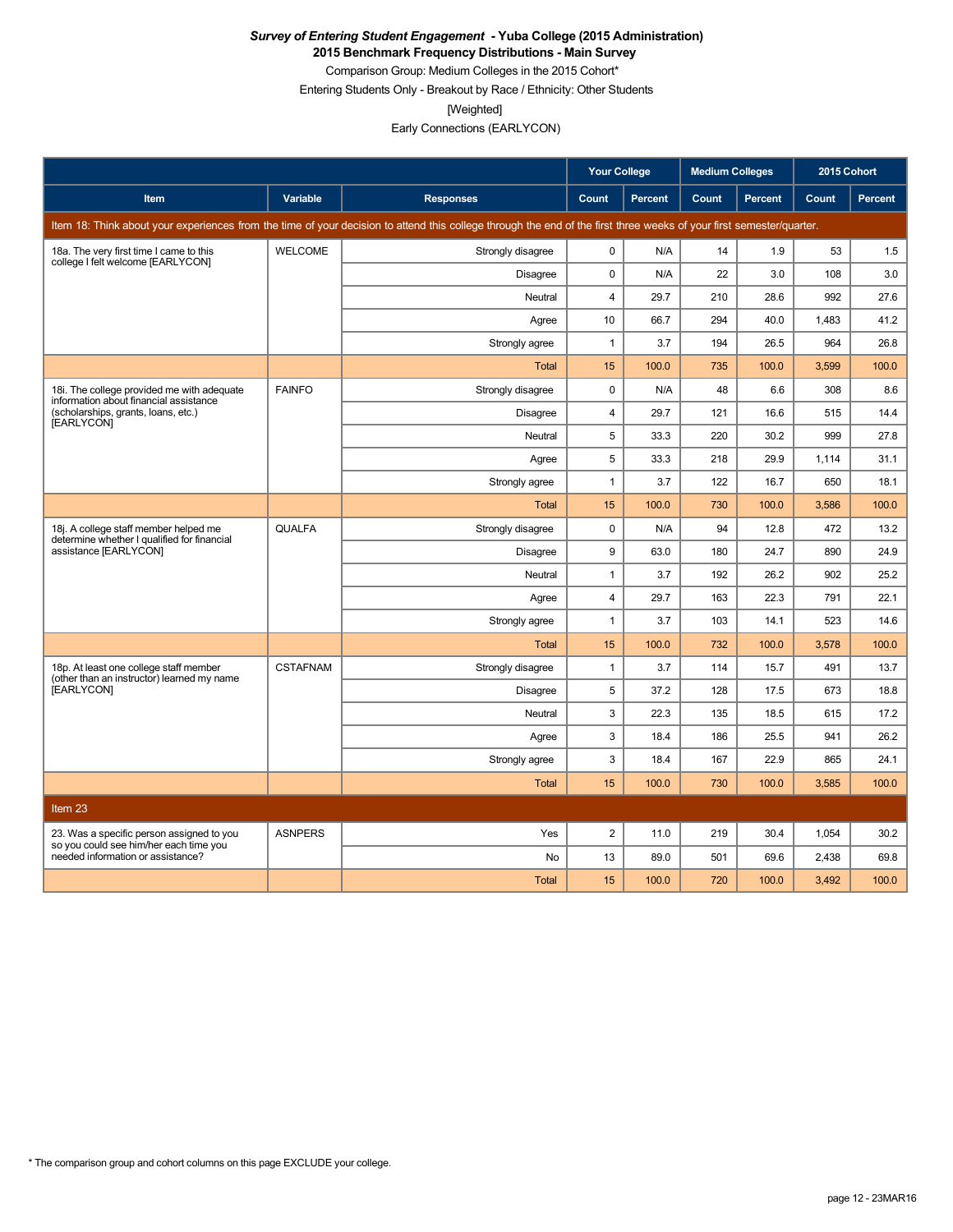***Survey of Entering Student Engagement* - Yuba College (2015 Administration)**

**2015 Benchmark Frequency Distributions - Main Survey**

Comparison Group: Medium Colleges in the 2015 Cohort*

Entering Students Only - Breakout by Race / Ethnicity: Other Students

[Weighted]

Early Connections (EARLYCON)

| | | | Your College | | Medium Colleges | | 2015 Cohort | |
|---|---|---|---|---|---|---|---|---|
| **Item** | **Variable** | **Responses** | **Count** | **Percent** | **Count** | **Percent** | **Count** | **Percent** |
| Item 18: Think about your experiences from the time of your decision to attend this college through the end of the first three weeks of your first semester/quarter. | | | | | | | | |
| 18a. The very first time I came to this college I felt welcome [EARLYCON] | WELCOME | Strongly disagree | 0 | N/A | 14 | 1.9 | 53 | 1.5 |
| | | Disagree | 0 | N/A | 22 | 3.0 | 108 | 3.0 |
| | | Neutral | 4 | 29.7 | 210 | 28.6 | 992 | 27.6 |
| | | Agree | 10 | 66.7 | 294 | 40.0 | 1,483 | 41.2 |
| | | Strongly agree | 1 | 3.7 | 194 | 26.5 | 964 | 26.8 |
| | | Total | 15 | 100.0 | 735 | 100.0 | 3,599 | 100.0 |
| 18i. The college provided me with adequate information about financial assistance (scholarships, grants, loans, etc.) [EARLYCON] | FAINFO | Strongly disagree | 0 | N/A | 48 | 6.6 | 308 | 8.6 |
| | | Disagree | 4 | 29.7 | 121 | 16.6 | 515 | 14.4 |
| | | Neutral | 5 | 33.3 | 220 | 30.2 | 999 | 27.8 |
| | | Agree | 5 | 33.3 | 218 | 29.9 | 1,114 | 31.1 |
| | | Strongly agree | 1 | 3.7 | 122 | 16.7 | 650 | 18.1 |
| | | Total | 15 | 100.0 | 730 | 100.0 | 3,586 | 100.0 |
| 18j. A college staff member helped me determine whether I qualified for financial assistance [EARLYCON] | QUALFA | Strongly disagree | 0 | N/A | 94 | 12.8 | 472 | 13.2 |
| | | Disagree | 9 | 63.0 | 180 | 24.7 | 890 | 24.9 |
| | | Neutral | 1 | 3.7 | 192 | 26.2 | 902 | 25.2 |
| | | Agree | 4 | 29.7 | 163 | 22.3 | 791 | 22.1 |
| | | Strongly agree | 1 | 3.7 | 103 | 14.1 | 523 | 14.6 |
| | | Total | 15 | 100.0 | 732 | 100.0 | 3,578 | 100.0 |
| 18p. At least one college staff member (other than an instructor) learned my name [EARLYCON] | CSTAFNAM | Strongly disagree | 1 | 3.7 | 114 | 15.7 | 491 | 13.7 |
| | | Disagree | 5 | 37.2 | 128 | 17.5 | 673 | 18.8 |
| | | Neutral | 3 | 22.3 | 135 | 18.5 | 615 | 17.2 |
| | | Agree | 3 | 18.4 | 186 | 25.5 | 941 | 26.2 |
| | | Strongly agree | 3 | 18.4 | 167 | 22.9 | 865 | 24.1 |
| | | Total | 15 | 100.0 | 730 | 100.0 | 3,585 | 100.0 |
| Item 23 | | | | | | | | |
| 23. Was a specific person assigned to you so you could see him/her each time you needed information or assistance? | ASNPERS | Yes | 2 | 11.0 | 219 | 30.4 | 1,054 | 30.2 |
| | | No | 13 | 89.0 | 501 | 69.6 | 2,438 | 69.8 |
| | | Total | 15 | 100.0 | 720 | 100.0 | 3,492 | 100.0 |

* The comparison group and cohort columns on this page EXCLUDE your college.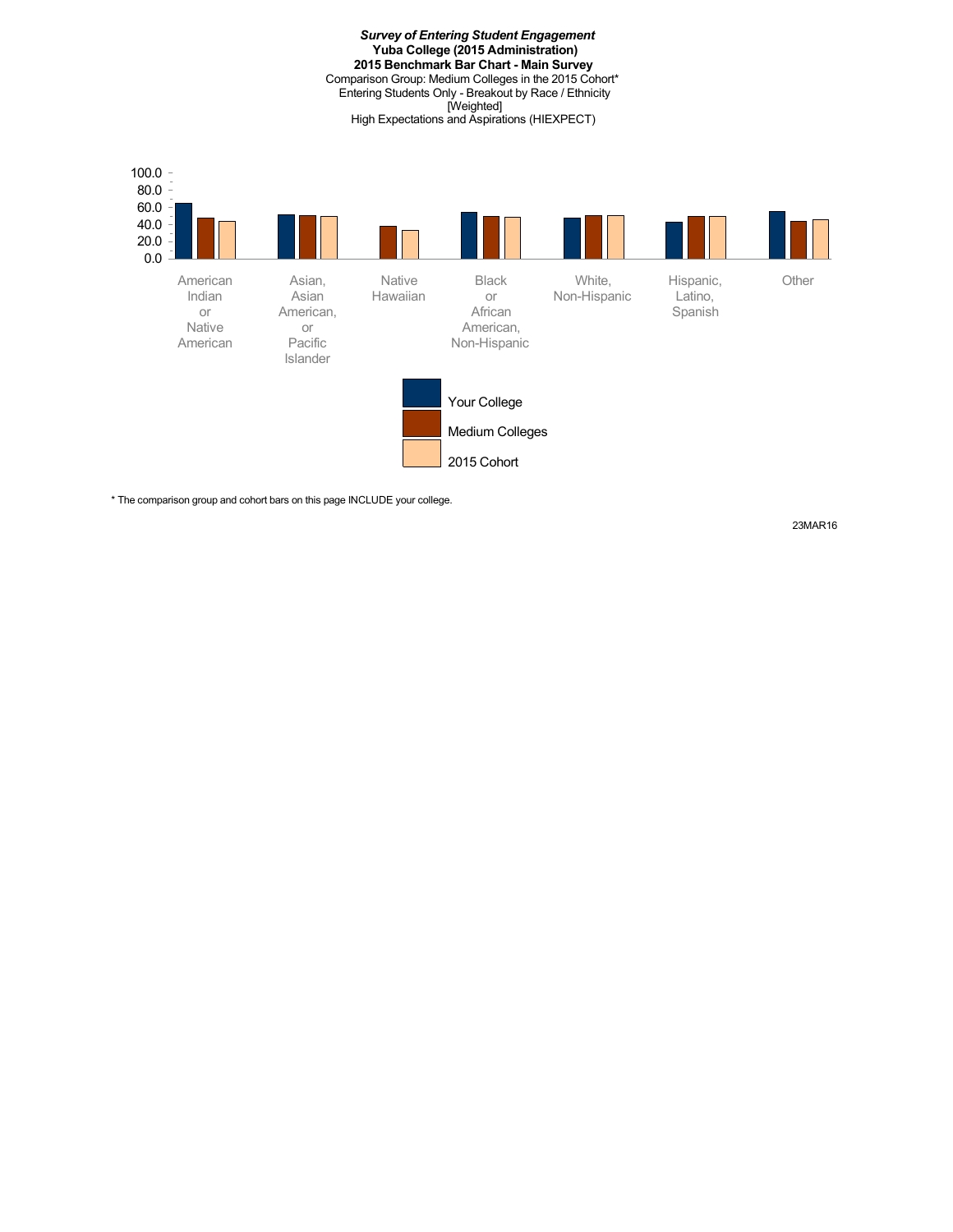***Survey of Entering Student Engagement***
**Yuba College (2015 Administration)**
**2015 Benchmark Bar Chart - Main Survey**
Comparison Group: Medium Colleges in the 2015 Cohort*
Entering Students Only - Breakout by Race / Ethnicity
[Weighted]
High Expectations and Aspirations (HIEXPECT)

100.0
80.0
60.0
40.0
20.0
0.0

American Indian or Native American | Asian, Asian American, or Pacific Islander | Native Hawaiian | Black or African American, Non-Hispanic | White, Non-Hispanic | Hispanic, Latino, Spanish | Other

Your College
Medium Colleges
2015 Cohort

* The comparison group and cohort bars on this page INCLUDE your college.

23MAR16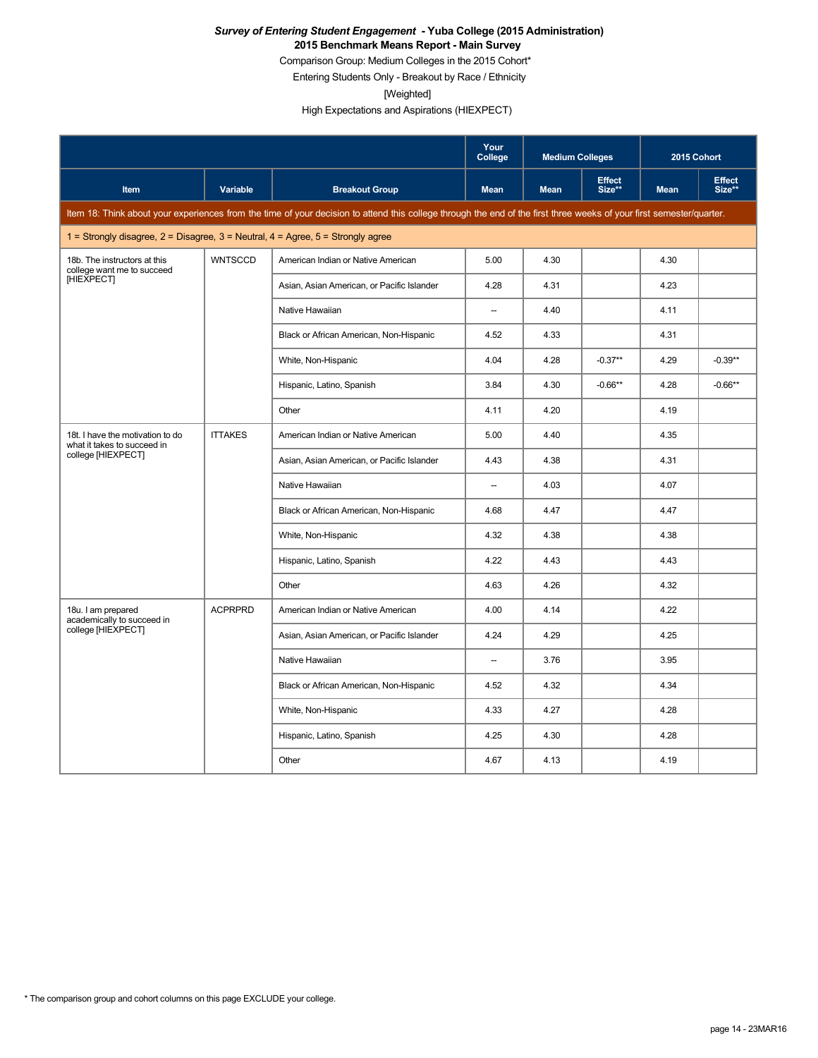***Survey of Entering Student Engagement* - Yuba College (2015 Administration)**

**2015 Benchmark Means Report - Main Survey**

Comparison Group: Medium Colleges in the 2015 Cohort*

Entering Students Only - Breakout by Race / Ethnicity

[Weighted]

High Expectations and Aspirations (HIEXPECT)

| | | | Your College | Medium Colleges | | 2015 Cohort | |
|---|---|---|---|---|---|---|---|
| Item | Variable | Breakout Group | Mean | Mean | Effect Size** | Mean | Effect Size** |
| Item 18: Think about your experiences from the time of your decision to attend this college through the end of the first three weeks of your first semester/quarter. | | | | | | | |
| 1 = Strongly disagree, 2 = Disagree, 3 = Neutral, 4 = Agree, 5 = Strongly agree | | | | | | | |
| 18b. The instructors at this college want me to succeed [HIEXPECT] | WNTSCCD | American Indian or Native American | 5.00 | 4.30 | | 4.30 | |
| | | Asian, Asian American, or Pacific Islander | 4.28 | 4.31 | | 4.23 | |
| | | Native Hawaiian | -- | 4.40 | | 4.11 | |
| | | Black or African American, Non-Hispanic | 4.52 | 4.33 | | 4.31 | |
| | | White, Non-Hispanic | 4.04 | 4.28 | -0.37** | 4.29 | -0.39** |
| | | Hispanic, Latino, Spanish | 3.84 | 4.30 | -0.66** | 4.28 | -0.66** |
| | | Other | 4.11 | 4.20 | | 4.19 | |
| 18t. I have the motivation to do what it takes to succeed in college [HIEXPECT] | ITTAKES | American Indian or Native American | 5.00 | 4.40 | | 4.35 | |
| | | Asian, Asian American, or Pacific Islander | 4.43 | 4.38 | | 4.31 | |
| | | Native Hawaiian | -- | 4.03 | | 4.07 | |
| | | Black or African American, Non-Hispanic | 4.68 | 4.47 | | 4.47 | |
| | | White, Non-Hispanic | 4.32 | 4.38 | | 4.38 | |
| | | Hispanic, Latino, Spanish | 4.22 | 4.43 | | 4.43 | |
| | | Other | 4.63 | 4.26 | | 4.32 | |
| 18u. I am prepared academically to succeed in college [HIEXPECT] | ACPRPRD | American Indian or Native American | 4.00 | 4.14 | | 4.22 | |
| | | Asian, Asian American, or Pacific Islander | 4.24 | 4.29 | | 4.25 | |
| | | Native Hawaiian | -- | 3.76 | | 3.95 | |
| | | Black or African American, Non-Hispanic | 4.52 | 4.32 | | 4.34 | |
| | | White, Non-Hispanic | 4.33 | 4.27 | | 4.28 | |
| | | Hispanic, Latino, Spanish | 4.25 | 4.30 | | 4.28 | |
| | | Other | 4.67 | 4.13 | | 4.19 | |

* The comparison group and cohort columns on this page EXCLUDE your college.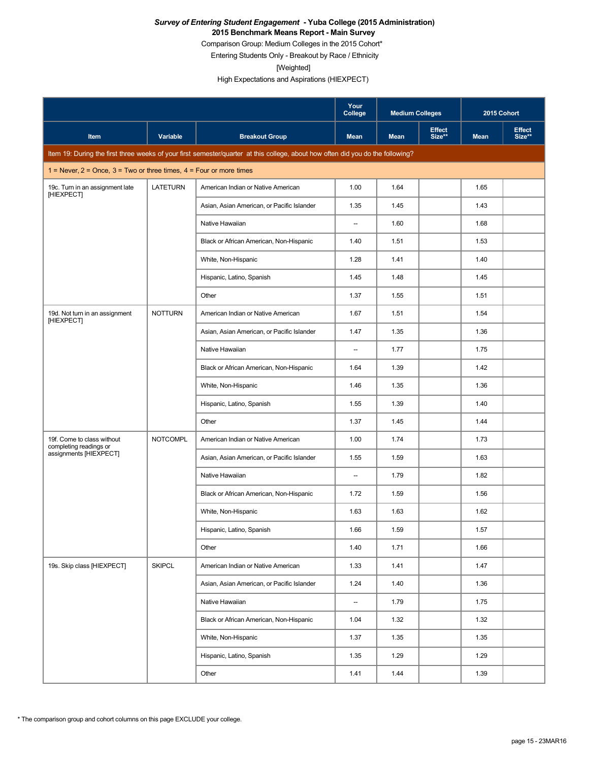***Survey of Entering Student Engagement* - Yuba College (2015 Administration)**
**2015 Benchmark Means Report - Main Survey**
Comparison Group: Medium Colleges in the 2015 Cohort*
Entering Students Only - Breakout by Race / Ethnicity
[Weighted]
High Expectations and Aspirations (HIEXPECT)

| | | | Your College | Medium Colleges | | 2015 Cohort | |
|---|---|---|---|---|---|---|---|
| **Item** | **Variable** | **Breakout Group** | **Mean** | **Mean** | **Effect Size**** | **Mean** | **Effect Size**** |
| Item 19: During the first three weeks of your first semester/quarter at this college, about how often did you do the following? | | | | | | | |
| 1 = Never, 2 = Once, 3 = Two or three times, 4 = Four or more times | | | | | | | |
| 19c. Turn in an assignment late [HIEXPECT] | LATETURN | American Indian or Native American | 1.00 | 1.64 | | 1.65 | |
| | | Asian, Asian American, or Pacific Islander | 1.35 | 1.45 | | 1.43 | |
| | | Native Hawaiian | -- | 1.60 | | 1.68 | |
| | | Black or African American, Non-Hispanic | 1.40 | 1.51 | | 1.53 | |
| | | White, Non-Hispanic | 1.28 | 1.41 | | 1.40 | |
| | | Hispanic, Latino, Spanish | 1.45 | 1.48 | | 1.45 | |
| | | Other | 1.37 | 1.55 | | 1.51 | |
| 19d. Not turn in an assignment [HIEXPECT] | NOTTURN | American Indian or Native American | 1.67 | 1.51 | | 1.54 | |
| | | Asian, Asian American, or Pacific Islander | 1.47 | 1.35 | | 1.36 | |
| | | Native Hawaiian | -- | 1.77 | | 1.75 | |
| | | Black or African American, Non-Hispanic | 1.64 | 1.39 | | 1.42 | |
| | | White, Non-Hispanic | 1.46 | 1.35 | | 1.36 | |
| | | Hispanic, Latino, Spanish | 1.55 | 1.39 | | 1.40 | |
| | | Other | 1.37 | 1.45 | | 1.44 | |
| 19f. Come to class without completing readings or assignments [HIEXPECT] | NOTCOMPL | American Indian or Native American | 1.00 | 1.74 | | 1.73 | |
| | | Asian, Asian American, or Pacific Islander | 1.55 | 1.59 | | 1.63 | |
| | | Native Hawaiian | -- | 1.79 | | 1.82 | |
| | | Black or African American, Non-Hispanic | 1.72 | 1.59 | | 1.56 | |
| | | White, Non-Hispanic | 1.63 | 1.63 | | 1.62 | |
| | | Hispanic, Latino, Spanish | 1.66 | 1.59 | | 1.57 | |
| | | Other | 1.40 | 1.71 | | 1.66 | |
| 19s. Skip class [HIEXPECT] | SKIPCL | American Indian or Native American | 1.33 | 1.41 | | 1.47 | |
| | | Asian, Asian American, or Pacific Islander | 1.24 | 1.40 | | 1.36 | |
| | | Native Hawaiian | -- | 1.79 | | 1.75 | |
| | | Black or African American, Non-Hispanic | 1.04 | 1.32 | | 1.32 | |
| | | White, Non-Hispanic | 1.37 | 1.35 | | 1.35 | |
| | | Hispanic, Latino, Spanish | 1.35 | 1.29 | | 1.29 | |
| | | Other | 1.41 | 1.44 | | 1.39 | |

* The comparison group and cohort columns on this page EXCLUDE your college.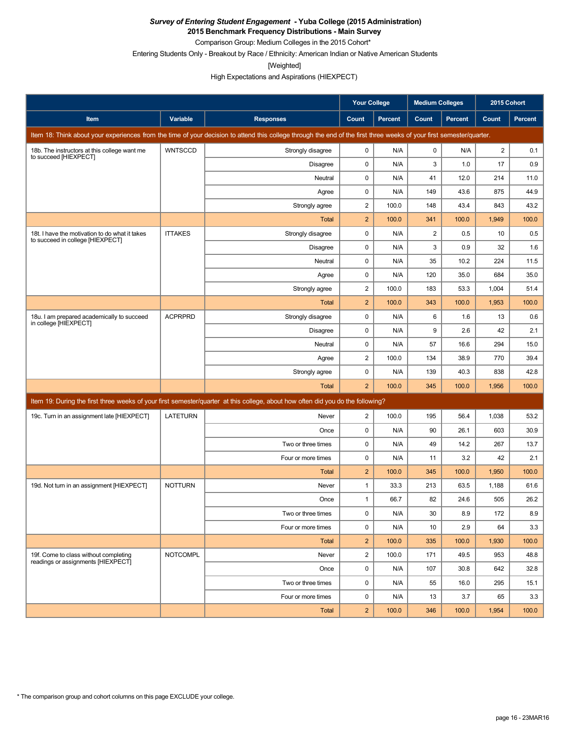***Survey of Entering Student Engagement* - Yuba College (2015 Administration)**
**2015 Benchmark Frequency Distributions - Main Survey**
Comparison Group: Medium Colleges in the 2015 Cohort*
Entering Students Only - Breakout by Race / Ethnicity: American Indian or Native American Students
[Weighted]
High Expectations and Aspirations (HIEXPECT)

| | | | Your College | | Medium Colleges | | 2015 Cohort | |
|---|---|---|---|---|---|---|---|---|
| **Item** | **Variable** | **Responses** | **Count** | **Percent** | **Count** | **Percent** | **Count** | **Percent** |
| Item 18: Think about your experiences from the time of your decision to attend this college through the end of the first three weeks of your first semester/quarter. | | | | | | | | |
| 18b. The instructors at this college want me to succeed [HIEXPECT] | WNTSCCD | Strongly disagree | 0 | N/A | 0 | N/A | 2 | 0.1 |
| | | Disagree | 0 | N/A | 3 | 1.0 | 17 | 0.9 |
| | | Neutral | 0 | N/A | 41 | 12.0 | 214 | 11.0 |
| | | Agree | 0 | N/A | 149 | 43.6 | 875 | 44.9 |
| | | Strongly agree | 2 | 100.0 | 148 | 43.4 | 843 | 43.2 |
| | | Total | 2 | 100.0 | 341 | 100.0 | 1,949 | 100.0 |
| 18t. I have the motivation to do what it takes to succeed in college [HIEXPECT] | ITTAKES | Strongly disagree | 0 | N/A | 2 | 0.5 | 10 | 0.5 |
| | | Disagree | 0 | N/A | 3 | 0.9 | 32 | 1.6 |
| | | Neutral | 0 | N/A | 35 | 10.2 | 224 | 11.5 |
| | | Agree | 0 | N/A | 120 | 35.0 | 684 | 35.0 |
| | | Strongly agree | 2 | 100.0 | 183 | 53.3 | 1,004 | 51.4 |
| | | Total | 2 | 100.0 | 343 | 100.0 | 1,953 | 100.0 |
| 18u. I am prepared academically to succeed in college [HIEXPECT] | ACPRPRD | Strongly disagree | 0 | N/A | 6 | 1.6 | 13 | 0.6 |
| | | Disagree | 0 | N/A | 9 | 2.6 | 42 | 2.1 |
| | | Neutral | 0 | N/A | 57 | 16.6 | 294 | 15.0 |
| | | Agree | 2 | 100.0 | 134 | 38.9 | 770 | 39.4 |
| | | Strongly agree | 0 | N/A | 139 | 40.3 | 838 | 42.8 |
| | | Total | 2 | 100.0 | 345 | 100.0 | 1,956 | 100.0 |
| Item 19: During the first three weeks of your first semester/quarter at this college, about how often did you do the following? | | | | | | | | |
| 19c. Turn in an assignment late [HIEXPECT] | LATETURN | Never | 2 | 100.0 | 195 | 56.4 | 1,038 | 53.2 |
| | | Once | 0 | N/A | 90 | 26.1 | 603 | 30.9 |
| | | Two or three times | 0 | N/A | 49 | 14.2 | 267 | 13.7 |
| | | Four or more times | 0 | N/A | 11 | 3.2 | 42 | 2.1 |
| | | Total | 2 | 100.0 | 345 | 100.0 | 1,950 | 100.0 |
| 19d. Not turn in an assignment [HIEXPECT] | NOTTURN | Never | 1 | 33.3 | 213 | 63.5 | 1,188 | 61.6 |
| | | Once | 1 | 66.7 | 82 | 24.6 | 505 | 26.2 |
| | | Two or three times | 0 | N/A | 30 | 8.9 | 172 | 8.9 |
| | | Four or more times | 0 | N/A | 10 | 2.9 | 64 | 3.3 |
| | | Total | 2 | 100.0 | 335 | 100.0 | 1,930 | 100.0 |
| 19f. Come to class without completing readings or assignments [HIEXPECT] | NOTCOMPL | Never | 2 | 100.0 | 171 | 49.5 | 953 | 48.8 |
| | | Once | 0 | N/A | 107 | 30.8 | 642 | 32.8 |
| | | Two or three times | 0 | N/A | 55 | 16.0 | 295 | 15.1 |
| | | Four or more times | 0 | N/A | 13 | 3.7 | 65 | 3.3 |
| | | Total | 2 | 100.0 | 346 | 100.0 | 1,954 | 100.0 |

* The comparison group and cohort columns on this page EXCLUDE your college.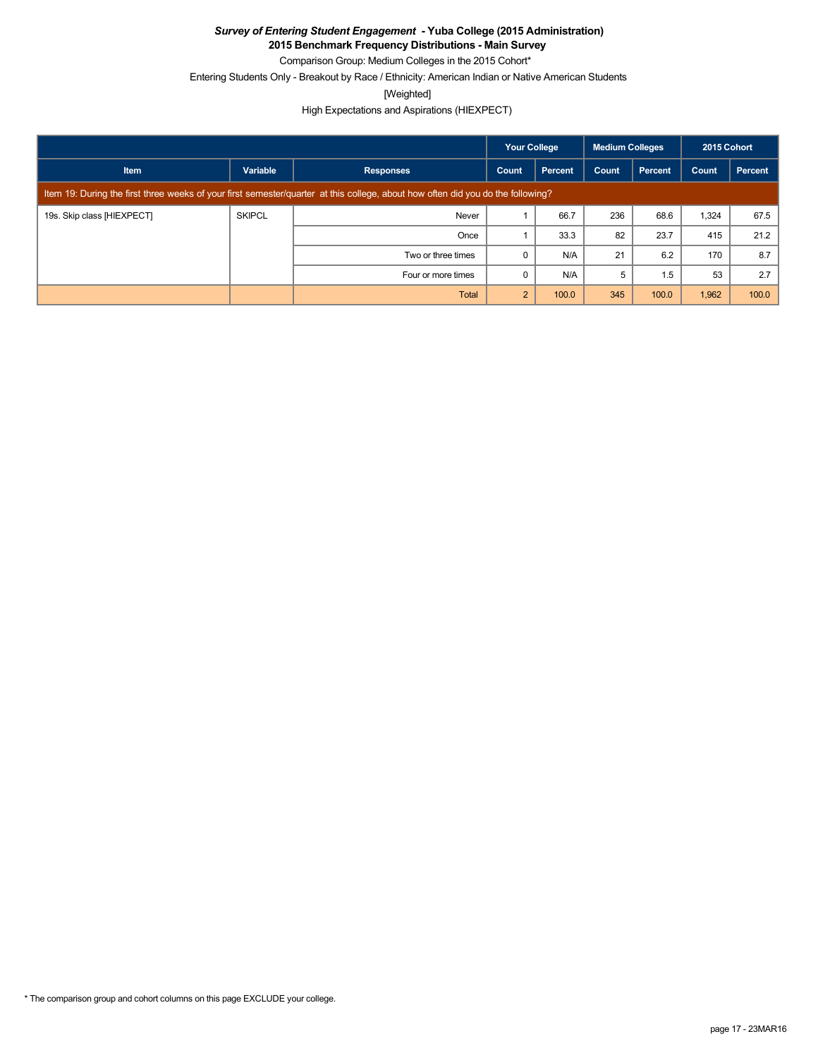***Survey of Entering Student Engagement* - Yuba College (2015 Administration)**

**2015 Benchmark Frequency Distributions - Main Survey**

Comparison Group: Medium Colleges in the 2015 Cohort*

Entering Students Only - Breakout by Race / Ethnicity: American Indian or Native American Students

[Weighted]

High Expectations and Aspirations (HIEXPECT)

| | | | Your College | | Medium Colleges | | 2015 Cohort | |
|---|---|---|---|---|---|---|---|---|
| Item | Variable | Responses | Count | Percent | Count | Percent | Count | Percent |
| Item 19: During the first three weeks of your first semester/quarter at this college, about how often did you do the following? | | | | | | | | |
| 19s. Skip class [HIEXPECT] | SKIPCL | Never | 1 | 66.7 | 236 | 68.6 | 1,324 | 67.5 |
| | | Once | 1 | 33.3 | 82 | 23.7 | 415 | 21.2 |
| | | Two or three times | 0 | N/A | 21 | 6.2 | 170 | 8.7 |
| | | Four or more times | 0 | N/A | 5 | 1.5 | 53 | 2.7 |
| | | Total | 2 | 100.0 | 345 | 100.0 | 1,962 | 100.0 |

* The comparison group and cohort columns on this page EXCLUDE your college.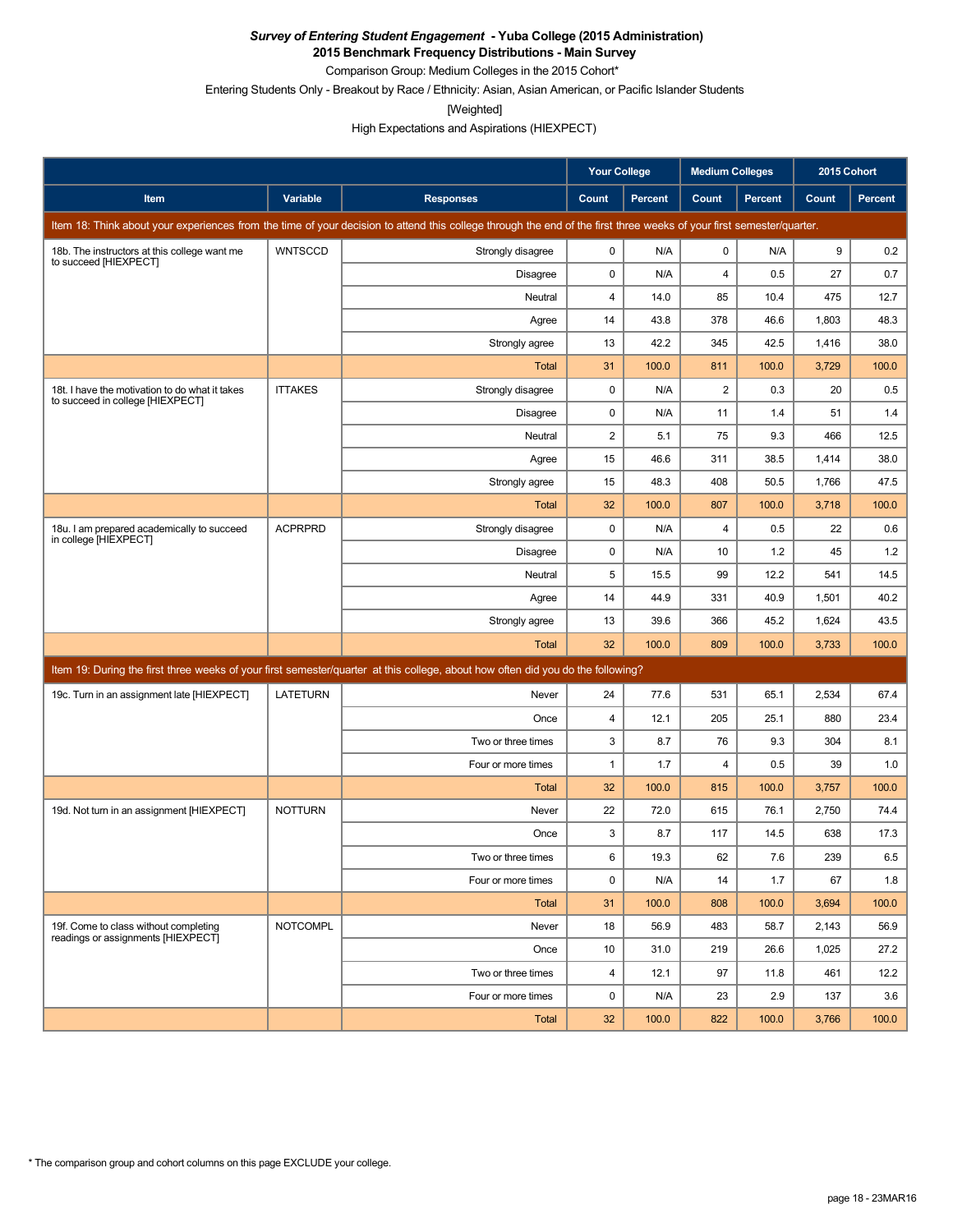***Survey of Entering Student Engagement* - Yuba College (2015 Administration)**
**2015 Benchmark Frequency Distributions - Main Survey**

Comparison Group: Medium Colleges in the 2015 Cohort*

Entering Students Only - Breakout by Race / Ethnicity: Asian, Asian American, or Pacific Islander Students

[Weighted]

High Expectations and Aspirations (HIEXPECT)

| | | | Your College | | Medium Colleges | | 2015 Cohort | |
|---|---|---|---|---|---|---|---|---|
| Item | Variable | Responses | Count | Percent | Count | Percent | Count | Percent |
| Item 18: Think about your experiences from the time of your decision to attend this college through the end of the first three weeks of your first semester/quarter. | | | | | | | | |
| 18b. The instructors at this college want me to succeed [HIEXPECT] | WNTSCCD | Strongly disagree | 0 | N/A | 0 | N/A | 9 | 0.2 |
| | | Disagree | 0 | N/A | 4 | 0.5 | 27 | 0.7 |
| | | Neutral | 4 | 14.0 | 85 | 10.4 | 475 | 12.7 |
| | | Agree | 14 | 43.8 | 378 | 46.6 | 1,803 | 48.3 |
| | | Strongly agree | 13 | 42.2 | 345 | 42.5 | 1,416 | 38.0 |
| | | Total | 31 | 100.0 | 811 | 100.0 | 3,729 | 100.0 |
| 18t. I have the motivation to do what it takes to succeed in college [HIEXPECT] | ITTAKES | Strongly disagree | 0 | N/A | 2 | 0.3 | 20 | 0.5 |
| | | Disagree | 0 | N/A | 11 | 1.4 | 51 | 1.4 |
| | | Neutral | 2 | 5.1 | 75 | 9.3 | 466 | 12.5 |
| | | Agree | 15 | 46.6 | 311 | 38.5 | 1,414 | 38.0 |
| | | Strongly agree | 15 | 48.3 | 408 | 50.5 | 1,766 | 47.5 |
| | | Total | 32 | 100.0 | 807 | 100.0 | 3,718 | 100.0 |
| 18u. I am prepared academically to succeed in college [HIEXPECT] | ACPRPRD | Strongly disagree | 0 | N/A | 4 | 0.5 | 22 | 0.6 |
| | | Disagree | 0 | N/A | 10 | 1.2 | 45 | 1.2 |
| | | Neutral | 5 | 15.5 | 99 | 12.2 | 541 | 14.5 |
| | | Agree | 14 | 44.9 | 331 | 40.9 | 1,501 | 40.2 |
| | | Strongly agree | 13 | 39.6 | 366 | 45.2 | 1,624 | 43.5 |
| | | Total | 32 | 100.0 | 809 | 100.0 | 3,733 | 100.0 |
| Item 19: During the first three weeks of your first semester/quarter at this college, about how often did you do the following? | | | | | | | | |
| 19c. Turn in an assignment late [HIEXPECT] | LATETURN | Never | 24 | 77.6 | 531 | 65.1 | 2,534 | 67.4 |
| | | Once | 4 | 12.1 | 205 | 25.1 | 880 | 23.4 |
| | | Two or three times | 3 | 8.7 | 76 | 9.3 | 304 | 8.1 |
| | | Four or more times | 1 | 1.7 | 4 | 0.5 | 39 | 1.0 |
| | | Total | 32 | 100.0 | 815 | 100.0 | 3,757 | 100.0 |
| 19d. Not turn in an assignment [HIEXPECT] | NOTTURN | Never | 22 | 72.0 | 615 | 76.1 | 2,750 | 74.4 |
| | | Once | 3 | 8.7 | 117 | 14.5 | 638 | 17.3 |
| | | Two or three times | 6 | 19.3 | 62 | 7.6 | 239 | 6.5 |
| | | Four or more times | 0 | N/A | 14 | 1.7 | 67 | 1.8 |
| | | Total | 31 | 100.0 | 808 | 100.0 | 3,694 | 100.0 |
| 19f. Come to class without completing readings or assignments [HIEXPECT] | NOTCOMPL | Never | 18 | 56.9 | 483 | 58.7 | 2,143 | 56.9 |
| | | Once | 10 | 31.0 | 219 | 26.6 | 1,025 | 27.2 |
| | | Two or three times | 4 | 12.1 | 97 | 11.8 | 461 | 12.2 |
| | | Four or more times | 0 | N/A | 23 | 2.9 | 137 | 3.6 |
| | | Total | 32 | 100.0 | 822 | 100.0 | 3,766 | 100.0 |

* The comparison group and cohort columns on this page EXCLUDE your college.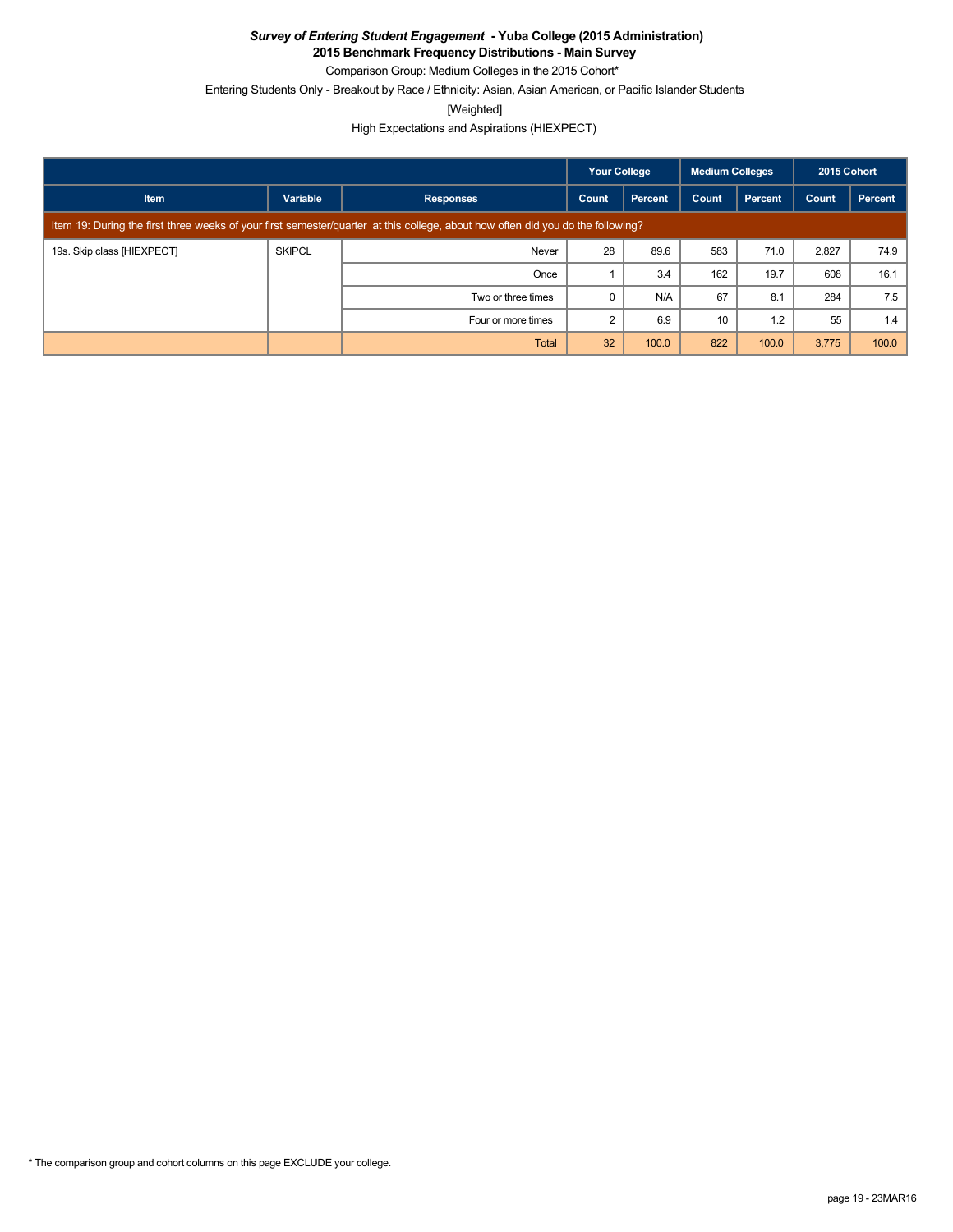***Survey of Entering Student Engagement* - Yuba College (2015 Administration)**

**2015 Benchmark Frequency Distributions - Main Survey**

Comparison Group: Medium Colleges in the 2015 Cohort*

Entering Students Only - Breakout by Race / Ethnicity: Asian, Asian American, or Pacific Islander Students

[Weighted]

High Expectations and Aspirations (HIEXPECT)

| | | | Your College | | Medium Colleges | | 2015 Cohort | |
|---|---|---|---|---|---|---|---|---|
| Item | Variable | Responses | Count | Percent | Count | Percent | Count | Percent |
| Item 19: During the first three weeks of your first semester/quarter at this college, about how often did you do the following? | | | | | | | | |
| 19s. Skip class [HIEXPECT] | SKIPCL | Never | 28 | 89.6 | 583 | 71.0 | 2,827 | 74.9 |
| | | Once | 1 | 3.4 | 162 | 19.7 | 608 | 16.1 |
| | | Two or three times | 0 | N/A | 67 | 8.1 | 284 | 7.5 |
| | | Four or more times | 2 | 6.9 | 10 | 1.2 | 55 | 1.4 |
| | | Total | 32 | 100.0 | 822 | 100.0 | 3,775 | 100.0 |

* The comparison group and cohort columns on this page EXCLUDE your college.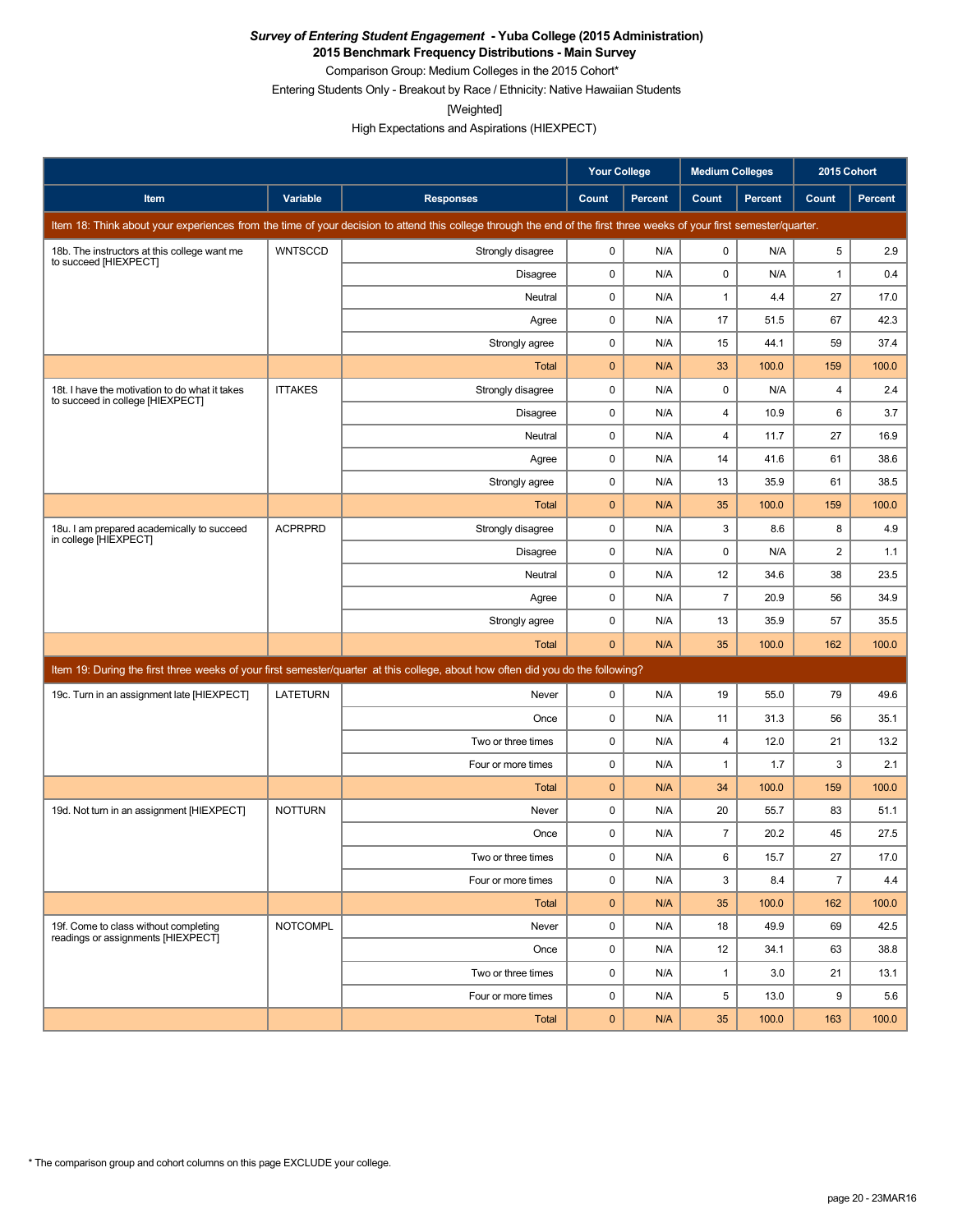***Survey of Entering Student Engagement* - Yuba College (2015 Administration)**

**2015 Benchmark Frequency Distributions - Main Survey**

Comparison Group: Medium Colleges in the 2015 Cohort*

Entering Students Only - Breakout by Race / Ethnicity: Native Hawaiian Students

[Weighted]

High Expectations and Aspirations (HIEXPECT)

| | | | Your College | | Medium Colleges | | 2015 Cohort | |
|---|---|---|---|---|---|---|---|---|
| **Item** | **Variable** | **Responses** | **Count** | **Percent** | **Count** | **Percent** | **Count** | **Percent** |
| Item 18: Think about your experiences from the time of your decision to attend this college through the end of the first three weeks of your first semester/quarter. | | | | | | | | |
| 18b. The instructors at this college want me to succeed [HIEXPECT] | WNTSCCD | Strongly disagree | 0 | N/A | 0 | N/A | 5 | 2.9 |
| | | Disagree | 0 | N/A | 0 | N/A | 1 | 0.4 |
| | | Neutral | 0 | N/A | 1 | 4.4 | 27 | 17.0 |
| | | Agree | 0 | N/A | 17 | 51.5 | 67 | 42.3 |
| | | Strongly agree | 0 | N/A | 15 | 44.1 | 59 | 37.4 |
| | | Total | 0 | N/A | 33 | 100.0 | 159 | 100.0 |
| 18t. I have the motivation to do what it takes to succeed in college [HIEXPECT] | ITTAKES | Strongly disagree | 0 | N/A | 0 | N/A | 4 | 2.4 |
| | | Disagree | 0 | N/A | 4 | 10.9 | 6 | 3.7 |
| | | Neutral | 0 | N/A | 4 | 11.7 | 27 | 16.9 |
| | | Agree | 0 | N/A | 14 | 41.6 | 61 | 38.6 |
| | | Strongly agree | 0 | N/A | 13 | 35.9 | 61 | 38.5 |
| | | Total | 0 | N/A | 35 | 100.0 | 159 | 100.0 |
| 18u. I am prepared academically to succeed in college [HIEXPECT] | ACPRPRD | Strongly disagree | 0 | N/A | 3 | 8.6 | 8 | 4.9 |
| | | Disagree | 0 | N/A | 0 | N/A | 2 | 1.1 |
| | | Neutral | 0 | N/A | 12 | 34.6 | 38 | 23.5 |
| | | Agree | 0 | N/A | 7 | 20.9 | 56 | 34.9 |
| | | Strongly agree | 0 | N/A | 13 | 35.9 | 57 | 35.5 |
| | | Total | 0 | N/A | 35 | 100.0 | 162 | 100.0 |
| Item 19: During the first three weeks of your first semester/quarter at this college, about how often did you do the following? | | | | | | | | |
| 19c. Turn in an assignment late [HIEXPECT] | LATETURN | Never | 0 | N/A | 19 | 55.0 | 79 | 49.6 |
| | | Once | 0 | N/A | 11 | 31.3 | 56 | 35.1 |
| | | Two or three times | 0 | N/A | 4 | 12.0 | 21 | 13.2 |
| | | Four or more times | 0 | N/A | 1 | 1.7 | 3 | 2.1 |
| | | Total | 0 | N/A | 34 | 100.0 | 159 | 100.0 |
| 19d. Not turn in an assignment [HIEXPECT] | NOTTURN | Never | 0 | N/A | 20 | 55.7 | 83 | 51.1 |
| | | Once | 0 | N/A | 7 | 20.2 | 45 | 27.5 |
| | | Two or three times | 0 | N/A | 6 | 15.7 | 27 | 17.0 |
| | | Four or more times | 0 | N/A | 3 | 8.4 | 7 | 4.4 |
| | | Total | 0 | N/A | 35 | 100.0 | 162 | 100.0 |
| 19f. Come to class without completing readings or assignments [HIEXPECT] | NOTCOMPL | Never | 0 | N/A | 18 | 49.9 | 69 | 42.5 |
| | | Once | 0 | N/A | 12 | 34.1 | 63 | 38.8 |
| | | Two or three times | 0 | N/A | 1 | 3.0 | 21 | 13.1 |
| | | Four or more times | 0 | N/A | 5 | 13.0 | 9 | 5.6 |
| | | Total | 0 | N/A | 35 | 100.0 | 163 | 100.0 |

* The comparison group and cohort columns on this page EXCLUDE your college.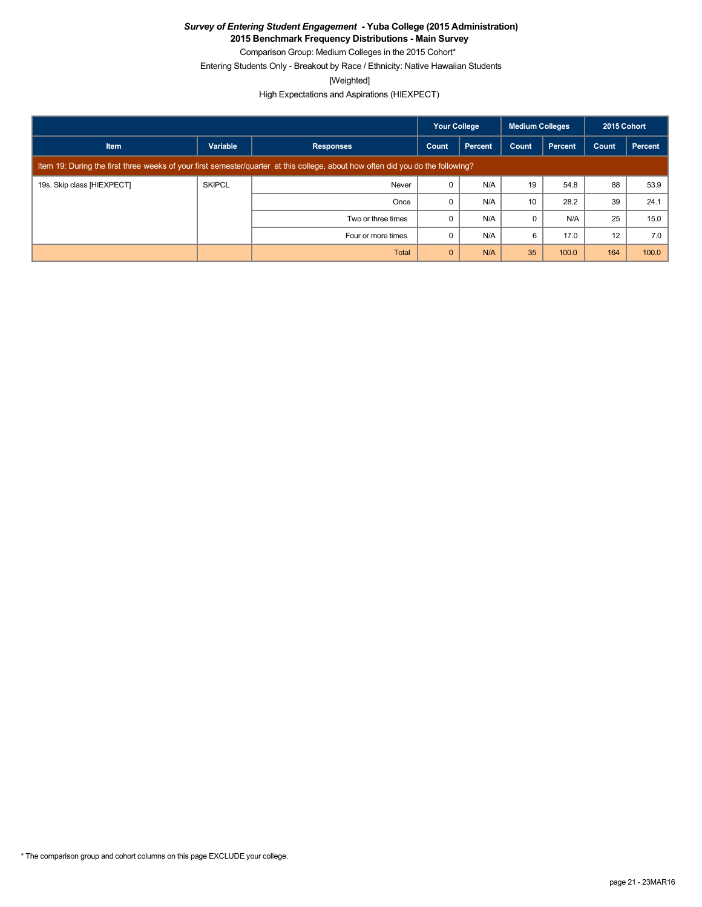***Survey of Entering Student Engagement* - Yuba College (2015 Administration)**

**2015 Benchmark Frequency Distributions - Main Survey**

Comparison Group: Medium Colleges in the 2015 Cohort*

Entering Students Only - Breakout by Race / Ethnicity: Native Hawaiian Students

[Weighted]

High Expectations and Aspirations (HIEXPECT)

| | | | Your College | | Medium Colleges | | 2015 Cohort | |
|---|---|---|---|---|---|---|---|---|
| **Item** | **Variable** | **Responses** | **Count** | **Percent** | **Count** | **Percent** | **Count** | **Percent** |
| Item 19: During the first three weeks of your first semester/quarter at this college, about how often did you do the following? | | | | | | | | |
| 19s. Skip class [HIEXPECT] | SKIPCL | Never | 0 | N/A | 19 | 54.8 | 88 | 53.9 |
| | | Once | 0 | N/A | 10 | 28.2 | 39 | 24.1 |
| | | Two or three times | 0 | N/A | 0 | N/A | 25 | 15.0 |
| | | Four or more times | 0 | N/A | 6 | 17.0 | 12 | 7.0 |
| | | Total | 0 | N/A | 35 | 100.0 | 164 | 100.0 |

\* The comparison group and cohort columns on this page EXCLUDE your college.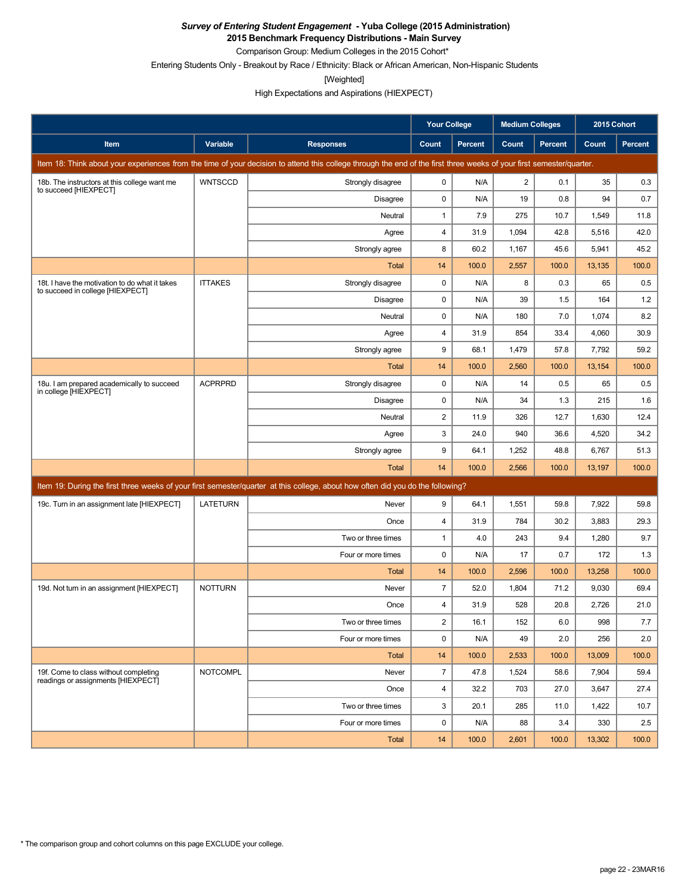***Survey of Entering Student Engagement* - Yuba College (2015 Administration)**
**2015 Benchmark Frequency Distributions - Main Survey**
Comparison Group: Medium Colleges in the 2015 Cohort*
Entering Students Only - Breakout by Race / Ethnicity: Black or African American, Non-Hispanic Students
[Weighted]
High Expectations and Aspirations (HIEXPECT)

| | | | Your College | | Medium Colleges | | 2015 Cohort | |
|---|---|---|---|---|---|---|---|---|
| Item | Variable | Responses | Count | Percent | Count | Percent | Count | Percent |
| Item 18: Think about your experiences from the time of your decision to attend this college through the end of the first three weeks of your first semester/quarter. | | | | | | | | |
| 18b. The instructors at this college want me to succeed [HIEXPECT] | WNTSCCD | Strongly disagree | 0 | N/A | 2 | 0.1 | 35 | 0.3 |
| | | Disagree | 0 | N/A | 19 | 0.8 | 94 | 0.7 |
| | | Neutral | 1 | 7.9 | 275 | 10.7 | 1,549 | 11.8 |
| | | Agree | 4 | 31.9 | 1,094 | 42.8 | 5,516 | 42.0 |
| | | Strongly agree | 8 | 60.2 | 1,167 | 45.6 | 5,941 | 45.2 |
| | | Total | 14 | 100.0 | 2,557 | 100.0 | 13,135 | 100.0 |
| 18t. I have the motivation to do what it takes to succeed in college [HIEXPECT] | ITTAKES | Strongly disagree | 0 | N/A | 8 | 0.3 | 65 | 0.5 |
| | | Disagree | 0 | N/A | 39 | 1.5 | 164 | 1.2 |
| | | Neutral | 0 | N/A | 180 | 7.0 | 1,074 | 8.2 |
| | | Agree | 4 | 31.9 | 854 | 33.4 | 4,060 | 30.9 |
| | | Strongly agree | 9 | 68.1 | 1,479 | 57.8 | 7,792 | 59.2 |
| | | Total | 14 | 100.0 | 2,560 | 100.0 | 13,154 | 100.0 |
| 18u. I am prepared academically to succeed in college [HIEXPECT] | ACPRPRD | Strongly disagree | 0 | N/A | 14 | 0.5 | 65 | 0.5 |
| | | Disagree | 0 | N/A | 34 | 1.3 | 215 | 1.6 |
| | | Neutral | 2 | 11.9 | 326 | 12.7 | 1,630 | 12.4 |
| | | Agree | 3 | 24.0 | 940 | 36.6 | 4,520 | 34.2 |
| | | Strongly agree | 9 | 64.1 | 1,252 | 48.8 | 6,767 | 51.3 |
| | | Total | 14 | 100.0 | 2,566 | 100.0 | 13,197 | 100.0 |
| Item 19: During the first three weeks of your first semester/quarter at this college, about how often did you do the following? | | | | | | | | |
| 19c. Turn in an assignment late [HIEXPECT] | LATETURN | Never | 9 | 64.1 | 1,551 | 59.8 | 7,922 | 59.8 |
| | | Once | 4 | 31.9 | 784 | 30.2 | 3,883 | 29.3 |
| | | Two or three times | 1 | 4.0 | 243 | 9.4 | 1,280 | 9.7 |
| | | Four or more times | 0 | N/A | 17 | 0.7 | 172 | 1.3 |
| | | Total | 14 | 100.0 | 2,596 | 100.0 | 13,258 | 100.0 |
| 19d. Not turn in an assignment [HIEXPECT] | NOTTURN | Never | 7 | 52.0 | 1,804 | 71.2 | 9,030 | 69.4 |
| | | Once | 4 | 31.9 | 528 | 20.8 | 2,726 | 21.0 |
| | | Two or three times | 2 | 16.1 | 152 | 6.0 | 998 | 7.7 |
| | | Four or more times | 0 | N/A | 49 | 2.0 | 256 | 2.0 |
| | | Total | 14 | 100.0 | 2,533 | 100.0 | 13,009 | 100.0 |
| 19f. Come to class without completing readings or assignments [HIEXPECT] | NOTCOMPL | Never | 7 | 47.8 | 1,524 | 58.6 | 7,904 | 59.4 |
| | | Once | 4 | 32.2 | 703 | 27.0 | 3,647 | 27.4 |
| | | Two or three times | 3 | 20.1 | 285 | 11.0 | 1,422 | 10.7 |
| | | Four or more times | 0 | N/A | 88 | 3.4 | 330 | 2.5 |
| | | Total | 14 | 100.0 | 2,601 | 100.0 | 13,302 | 100.0 |

\* The comparison group and cohort columns on this page EXCLUDE your college.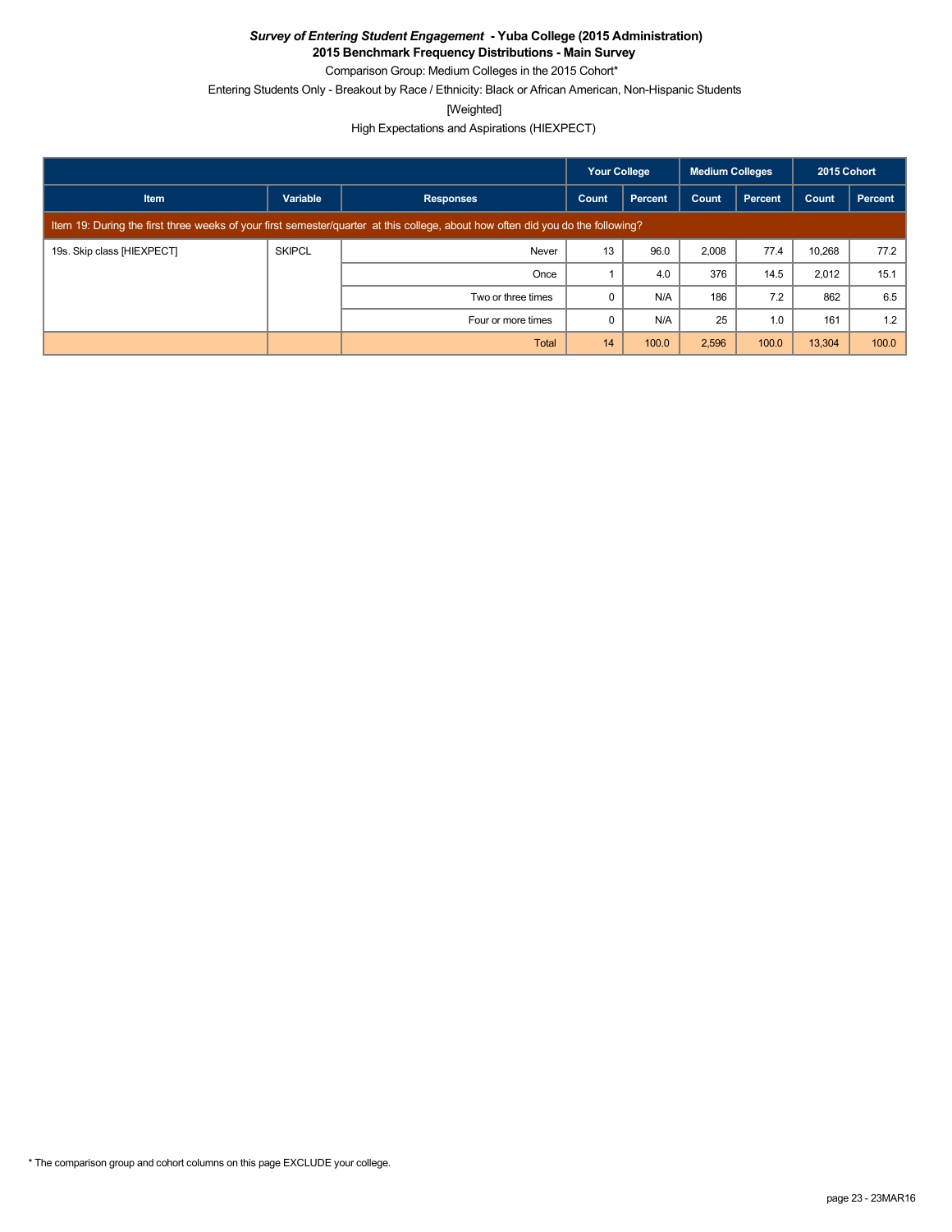***Survey of Entering Student Engagement* - Yuba College (2015 Administration)**

**2015 Benchmark Frequency Distributions - Main Survey**

Comparison Group: Medium Colleges in the 2015 Cohort*

Entering Students Only - Breakout by Race / Ethnicity: Black or African American, Non-Hispanic Students

[Weighted]

High Expectations and Aspirations (HIEXPECT)

| | | | Your College | | Medium Colleges | | 2015 Cohort | |
|---|---|---|---|---|---|---|---|---|
| Item | Variable | Responses | Count | Percent | Count | Percent | Count | Percent |
| Item 19: During the first three weeks of your first semester/quarter at this college, about how often did you do the following? | | | | | | | | |
| 19s. Skip class [HIEXPECT] | SKIPCL | Never | 13 | 96.0 | 2,008 | 77.4 | 10,268 | 77.2 |
| | | Once | 1 | 4.0 | 376 | 14.5 | 2,012 | 15.1 |
| | | Two or three times | 0 | N/A | 186 | 7.2 | 862 | 6.5 |
| | | Four or more times | 0 | N/A | 25 | 1.0 | 161 | 1.2 |
| | | Total | 14 | 100.0 | 2,596 | 100.0 | 13,304 | 100.0 |

* The comparison group and cohort columns on this page EXCLUDE your college.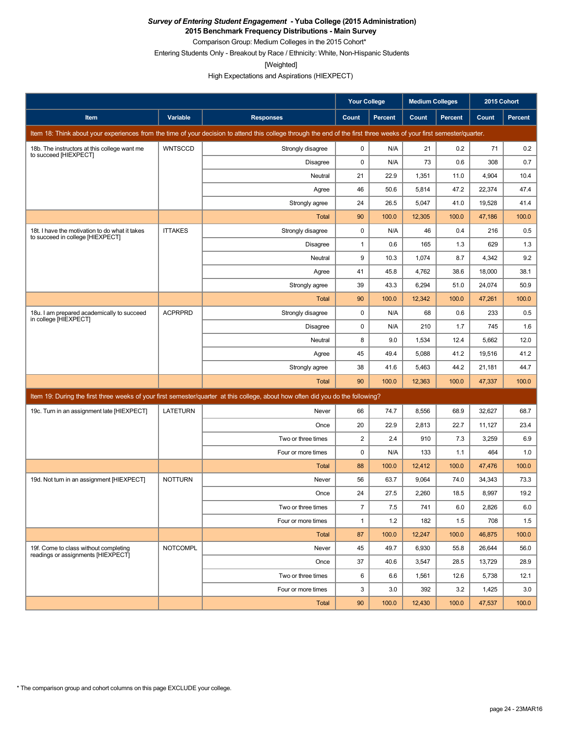***Survey of Entering Student Engagement* - Yuba College (2015 Administration)**
**2015 Benchmark Frequency Distributions - Main Survey**
Comparison Group: Medium Colleges in the 2015 Cohort*
Entering Students Only - Breakout by Race / Ethnicity: White, Non-Hispanic Students
[Weighted]
High Expectations and Aspirations (HIEXPECT)

| | | | Your College | | Medium Colleges | | 2015 Cohort | |
|---|---|---|---|---|---|---|---|---|
| **Item** | **Variable** | **Responses** | **Count** | **Percent** | **Count** | **Percent** | **Count** | **Percent** |
| Item 18: Think about your experiences from the time of your decision to attend this college through the end of the first three weeks of your first semester/quarter. | | | | | | | | |
| 18b. The instructors at this college want me to succeed [HIEXPECT] | WNTSCCD | Strongly disagree | 0 | N/A | 21 | 0.2 | 71 | 0.2 |
| | | Disagree | 0 | N/A | 73 | 0.6 | 308 | 0.7 |
| | | Neutral | 21 | 22.9 | 1,351 | 11.0 | 4,904 | 10.4 |
| | | Agree | 46 | 50.6 | 5,814 | 47.2 | 22,374 | 47.4 |
| | | Strongly agree | 24 | 26.5 | 5,047 | 41.0 | 19,528 | 41.4 |
| | | Total | 90 | 100.0 | 12,305 | 100.0 | 47,186 | 100.0 |
| 18t. I have the motivation to do what it takes to succeed in college [HIEXPECT] | ITTAKES | Strongly disagree | 0 | N/A | 46 | 0.4 | 216 | 0.5 |
| | | Disagree | 1 | 0.6 | 165 | 1.3 | 629 | 1.3 |
| | | Neutral | 9 | 10.3 | 1,074 | 8.7 | 4,342 | 9.2 |
| | | Agree | 41 | 45.8 | 4,762 | 38.6 | 18,000 | 38.1 |
| | | Strongly agree | 39 | 43.3 | 6,294 | 51.0 | 24,074 | 50.9 |
| | | Total | 90 | 100.0 | 12,342 | 100.0 | 47,261 | 100.0 |
| 18u. I am prepared academically to succeed in college [HIEXPECT] | ACPRPRD | Strongly disagree | 0 | N/A | 68 | 0.6 | 233 | 0.5 |
| | | Disagree | 0 | N/A | 210 | 1.7 | 745 | 1.6 |
| | | Neutral | 8 | 9.0 | 1,534 | 12.4 | 5,662 | 12.0 |
| | | Agree | 45 | 49.4 | 5,088 | 41.2 | 19,516 | 41.2 |
| | | Strongly agree | 38 | 41.6 | 5,463 | 44.2 | 21,181 | 44.7 |
| | | Total | 90 | 100.0 | 12,363 | 100.0 | 47,337 | 100.0 |
| Item 19: During the first three weeks of your first semester/quarter at this college, about how often did you do the following? | | | | | | | | |
| 19c. Turn in an assignment late [HIEXPECT] | LATETURN | Never | 66 | 74.7 | 8,556 | 68.9 | 32,627 | 68.7 |
| | | Once | 20 | 22.9 | 2,813 | 22.7 | 11,127 | 23.4 |
| | | Two or three times | 2 | 2.4 | 910 | 7.3 | 3,259 | 6.9 |
| | | Four or more times | 0 | N/A | 133 | 1.1 | 464 | 1.0 |
| | | Total | 88 | 100.0 | 12,412 | 100.0 | 47,476 | 100.0 |
| 19d. Not turn in an assignment [HIEXPECT] | NOTTURN | Never | 56 | 63.7 | 9,064 | 74.0 | 34,343 | 73.3 |
| | | Once | 24 | 27.5 | 2,260 | 18.5 | 8,997 | 19.2 |
| | | Two or three times | 7 | 7.5 | 741 | 6.0 | 2,826 | 6.0 |
| | | Four or more times | 1 | 1.2 | 182 | 1.5 | 708 | 1.5 |
| | | Total | 87 | 100.0 | 12,247 | 100.0 | 46,875 | 100.0 |
| 19f. Come to class without completing readings or assignments [HIEXPECT] | NOTCOMPL | Never | 45 | 49.7 | 6,930 | 55.8 | 26,644 | 56.0 |
| | | Once | 37 | 40.6 | 3,547 | 28.5 | 13,729 | 28.9 |
| | | Two or three times | 6 | 6.6 | 1,561 | 12.6 | 5,738 | 12.1 |
| | | Four or more times | 3 | 3.0 | 392 | 3.2 | 1,425 | 3.0 |
| | | Total | 90 | 100.0 | 12,430 | 100.0 | 47,537 | 100.0 |

* The comparison group and cohort columns on this page EXCLUDE your college.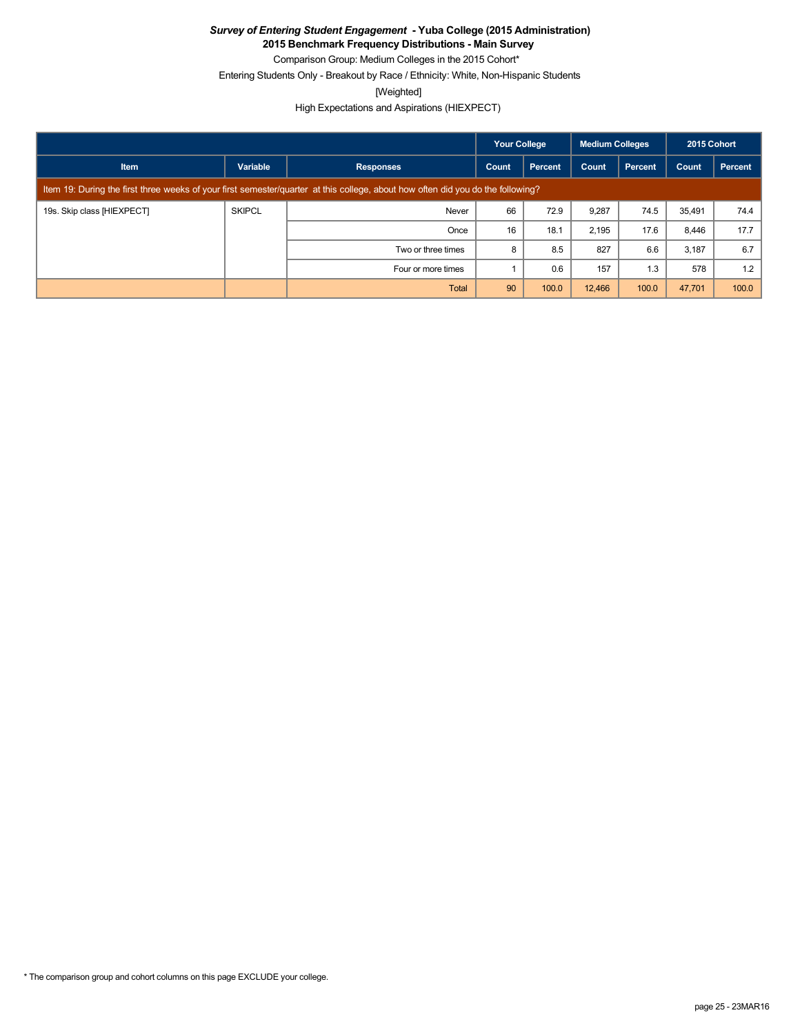***Survey of Entering Student Engagement* - Yuba College (2015 Administration)**
**2015 Benchmark Frequency Distributions - Main Survey**
Comparison Group: Medium Colleges in the 2015 Cohort*
Entering Students Only - Breakout by Race / Ethnicity: White, Non-Hispanic Students
[Weighted]
High Expectations and Aspirations (HIEXPECT)

| | | | Your College | | Medium Colleges | | 2015 Cohort | |
|---|---|---|---|---|---|---|---|---|
| **Item** | **Variable** | **Responses** | **Count** | **Percent** | **Count** | **Percent** | **Count** | **Percent** |
| Item 19: During the first three weeks of your first semester/quarter at this college, about how often did you do the following? | | | | | | | | |
| 19s. Skip class [HIEXPECT] | SKIPCL | Never | 66 | 72.9 | 9,287 | 74.5 | 35,491 | 74.4 |
| | | Once | 16 | 18.1 | 2,195 | 17.6 | 8,446 | 17.7 |
| | | Two or three times | 8 | 8.5 | 827 | 6.6 | 3,187 | 6.7 |
| | | Four or more times | 1 | 0.6 | 157 | 1.3 | 578 | 1.2 |
| | | Total | 90 | 100.0 | 12,466 | 100.0 | 47,701 | 100.0 |

* The comparison group and cohort columns on this page EXCLUDE your college.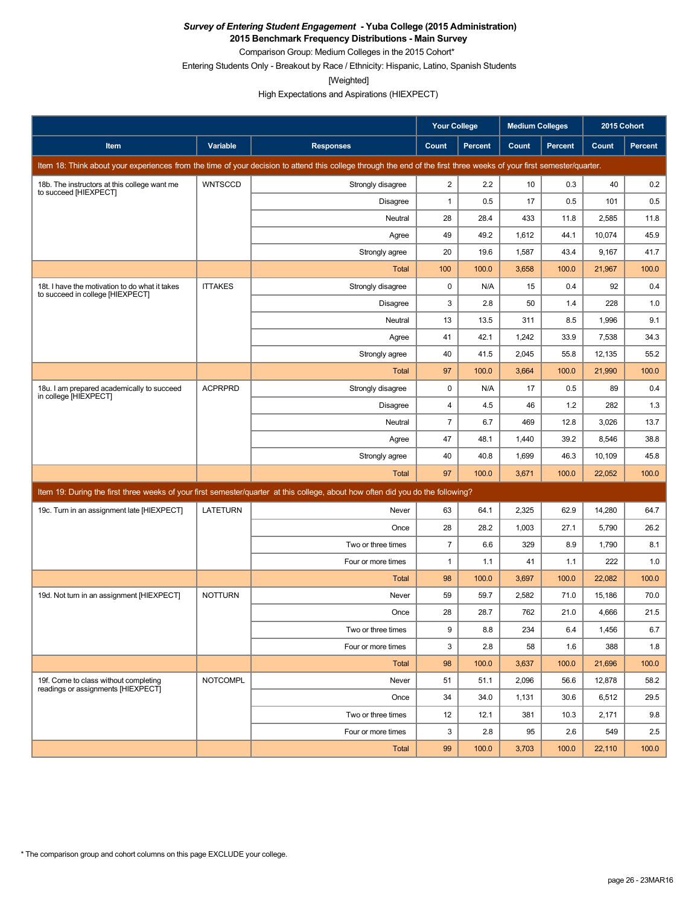***Survey of Entering Student Engagement* - Yuba College (2015 Administration)**
**2015 Benchmark Frequency Distributions - Main Survey**
Comparison Group: Medium Colleges in the 2015 Cohort*
Entering Students Only - Breakout by Race / Ethnicity: Hispanic, Latino, Spanish Students
[Weighted]
High Expectations and Aspirations (HIEXPECT)

| | | | Your College | | Medium Colleges | | 2015 Cohort | |
|---|---|---|---|---|---|---|---|---|
| Item | Variable | Responses | Count | Percent | Count | Percent | Count | Percent |
| Item 18: Think about your experiences from the time of your decision to attend this college through the end of the first three weeks of your first semester/quarter. | | | | | | | | |
| 18b. The instructors at this college want me to succeed [HIEXPECT] | WNTSCCD | Strongly disagree | 2 | 2.2 | 10 | 0.3 | 40 | 0.2 |
| | | Disagree | 1 | 0.5 | 17 | 0.5 | 101 | 0.5 |
| | | Neutral | 28 | 28.4 | 433 | 11.8 | 2,585 | 11.8 |
| | | Agree | 49 | 49.2 | 1,612 | 44.1 | 10,074 | 45.9 |
| | | Strongly agree | 20 | 19.6 | 1,587 | 43.4 | 9,167 | 41.7 |
| | | Total | 100 | 100.0 | 3,658 | 100.0 | 21,967 | 100.0 |
| 18t. I have the motivation to do what it takes to succeed in college [HIEXPECT] | ITTAKES | Strongly disagree | 0 | N/A | 15 | 0.4 | 92 | 0.4 |
| | | Disagree | 3 | 2.8 | 50 | 1.4 | 228 | 1.0 |
| | | Neutral | 13 | 13.5 | 311 | 8.5 | 1,996 | 9.1 |
| | | Agree | 41 | 42.1 | 1,242 | 33.9 | 7,538 | 34.3 |
| | | Strongly agree | 40 | 41.5 | 2,045 | 55.8 | 12,135 | 55.2 |
| | | Total | 97 | 100.0 | 3,664 | 100.0 | 21,990 | 100.0 |
| 18u. I am prepared academically to succeed in college [HIEXPECT] | ACPRPRD | Strongly disagree | 0 | N/A | 17 | 0.5 | 89 | 0.4 |
| | | Disagree | 4 | 4.5 | 46 | 1.2 | 282 | 1.3 |
| | | Neutral | 7 | 6.7 | 469 | 12.8 | 3,026 | 13.7 |
| | | Agree | 47 | 48.1 | 1,440 | 39.2 | 8,546 | 38.8 |
| | | Strongly agree | 40 | 40.8 | 1,699 | 46.3 | 10,109 | 45.8 |
| | | Total | 97 | 100.0 | 3,671 | 100.0 | 22,052 | 100.0 |
| Item 19: During the first three weeks of your first semester/quarter at this college, about how often did you do the following? | | | | | | | | |
| 19c. Turn in an assignment late [HIEXPECT] | LATETURN | Never | 63 | 64.1 | 2,325 | 62.9 | 14,280 | 64.7 |
| | | Once | 28 | 28.2 | 1,003 | 27.1 | 5,790 | 26.2 |
| | | Two or three times | 7 | 6.6 | 329 | 8.9 | 1,790 | 8.1 |
| | | Four or more times | 1 | 1.1 | 41 | 1.1 | 222 | 1.0 |
| | | Total | 98 | 100.0 | 3,697 | 100.0 | 22,082 | 100.0 |
| 19d. Not turn in an assignment [HIEXPECT] | NOTTURN | Never | 59 | 59.7 | 2,582 | 71.0 | 15,186 | 70.0 |
| | | Once | 28 | 28.7 | 762 | 21.0 | 4,666 | 21.5 |
| | | Two or three times | 9 | 8.8 | 234 | 6.4 | 1,456 | 6.7 |
| | | Four or more times | 3 | 2.8 | 58 | 1.6 | 388 | 1.8 |
| | | Total | 98 | 100.0 | 3,637 | 100.0 | 21,696 | 100.0 |
| 19f. Come to class without completing readings or assignments [HIEXPECT] | NOTCOMPL | Never | 51 | 51.1 | 2,096 | 56.6 | 12,878 | 58.2 |
| | | Once | 34 | 34.0 | 1,131 | 30.6 | 6,512 | 29.5 |
| | | Two or three times | 12 | 12.1 | 381 | 10.3 | 2,171 | 9.8 |
| | | Four or more times | 3 | 2.8 | 95 | 2.6 | 549 | 2.5 |
| | | Total | 99 | 100.0 | 3,703 | 100.0 | 22,110 | 100.0 |

\* The comparison group and cohort columns on this page EXCLUDE your college.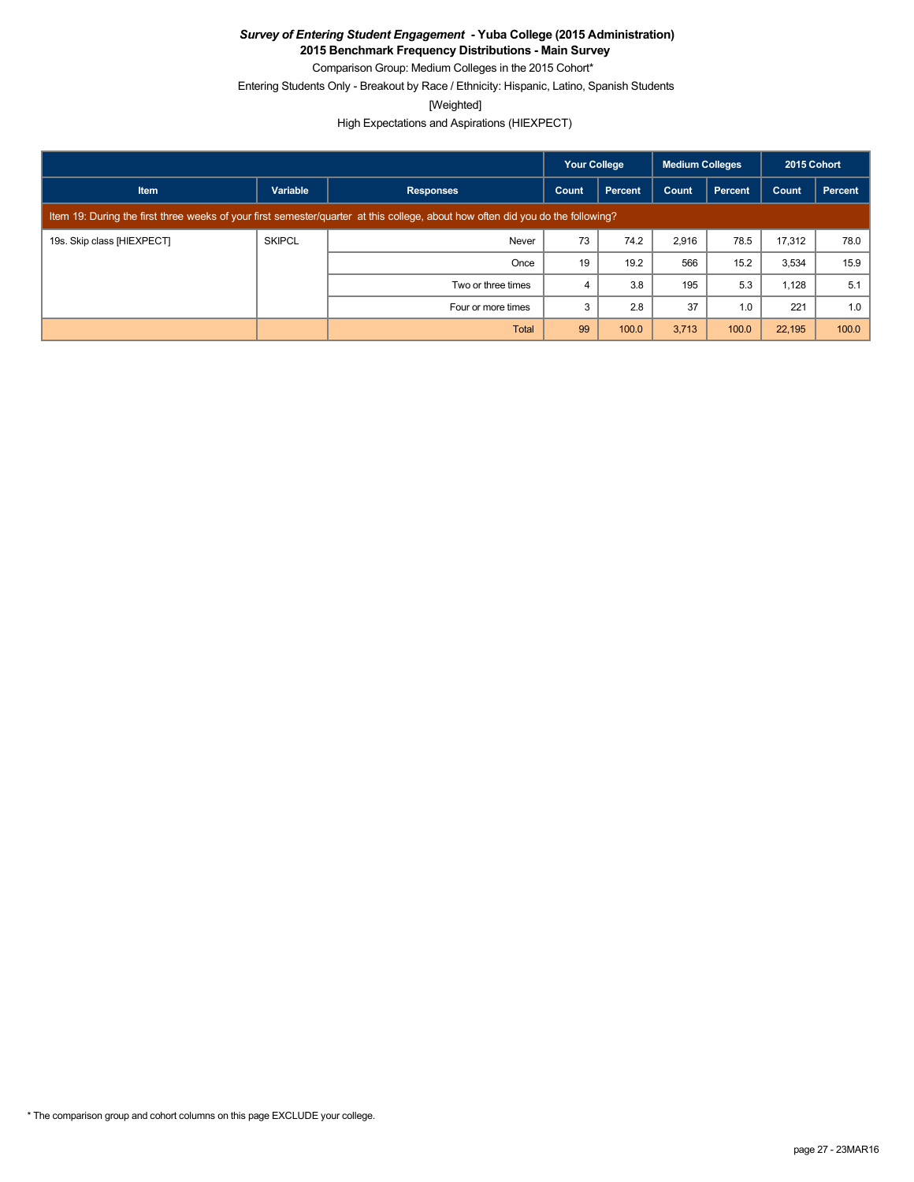***Survey of Entering Student Engagement* - Yuba College (2015 Administration)**

**2015 Benchmark Frequency Distributions - Main Survey**

Comparison Group: Medium Colleges in the 2015 Cohort*

Entering Students Only - Breakout by Race / Ethnicity: Hispanic, Latino, Spanish Students

[Weighted]

High Expectations and Aspirations (HIEXPECT)

| | | | Your College | | Medium Colleges | | 2015 Cohort | |
|---|---|---|---|---|---|---|---|---|
| **Item** | **Variable** | **Responses** | **Count** | **Percent** | **Count** | **Percent** | **Count** | **Percent** |
| Item 19: During the first three weeks of your first semester/quarter at this college, about how often did you do the following? | | | | | | | | |
| 19s. Skip class [HIEXPECT] | SKIPCL | Never | 73 | 74.2 | 2,916 | 78.5 | 17,312 | 78.0 |
| | | Once | 19 | 19.2 | 566 | 15.2 | 3,534 | 15.9 |
| | | Two or three times | 4 | 3.8 | 195 | 5.3 | 1,128 | 5.1 |
| | | Four or more times | 3 | 2.8 | 37 | 1.0 | 221 | 1.0 |
| | | Total | 99 | 100.0 | 3,713 | 100.0 | 22,195 | 100.0 |

* The comparison group and cohort columns on this page EXCLUDE your college.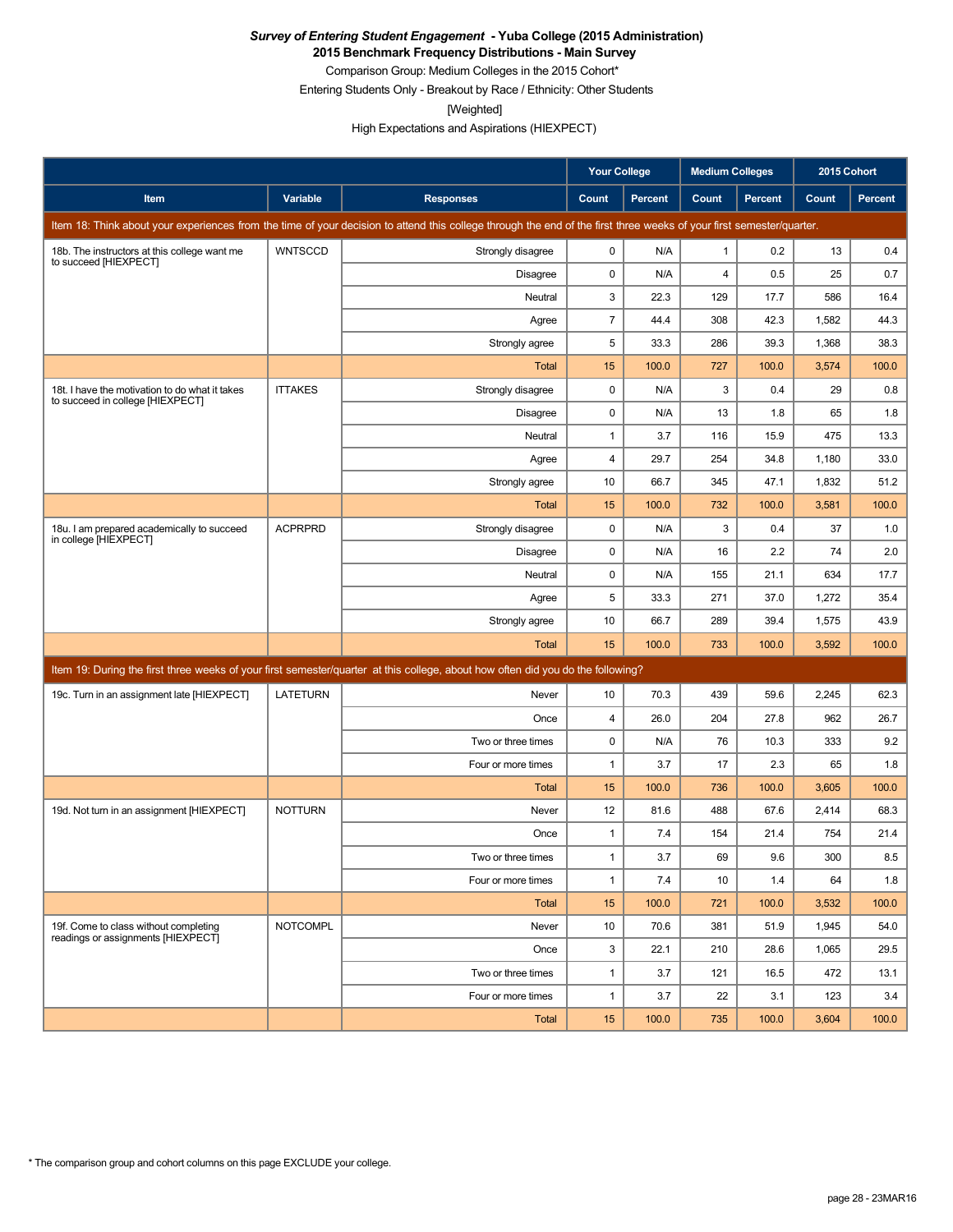***Survey of Entering Student Engagement* - Yuba College (2015 Administration)**
**2015 Benchmark Frequency Distributions - Main Survey**
Comparison Group: Medium Colleges in the 2015 Cohort*
Entering Students Only - Breakout by Race / Ethnicity: Other Students
[Weighted]
High Expectations and Aspirations (HIEXPECT)

| | | | Your College | | Medium Colleges | | 2015 Cohort | |
|---|---|---|---|---|---|---|---|---|
| **Item** | **Variable** | **Responses** | **Count** | **Percent** | **Count** | **Percent** | **Count** | **Percent** |
| Item 18: Think about your experiences from the time of your decision to attend this college through the end of the first three weeks of your first semester/quarter. | | | | | | | | |
| 18b. The instructors at this college want me to succeed [HIEXPECT] | WNTSCCD | Strongly disagree | 0 | N/A | 1 | 0.2 | 13 | 0.4 |
| | | Disagree | 0 | N/A | 4 | 0.5 | 25 | 0.7 |
| | | Neutral | 3 | 22.3 | 129 | 17.7 | 586 | 16.4 |
| | | Agree | 7 | 44.4 | 308 | 42.3 | 1,582 | 44.3 |
| | | Strongly agree | 5 | 33.3 | 286 | 39.3 | 1,368 | 38.3 |
| | | Total | 15 | 100.0 | 727 | 100.0 | 3,574 | 100.0 |
| 18t. I have the motivation to do what it takes to succeed in college [HIEXPECT] | ITTAKES | Strongly disagree | 0 | N/A | 3 | 0.4 | 29 | 0.8 |
| | | Disagree | 0 | N/A | 13 | 1.8 | 65 | 1.8 |
| | | Neutral | 1 | 3.7 | 116 | 15.9 | 475 | 13.3 |
| | | Agree | 4 | 29.7 | 254 | 34.8 | 1,180 | 33.0 |
| | | Strongly agree | 10 | 66.7 | 345 | 47.1 | 1,832 | 51.2 |
| | | Total | 15 | 100.0 | 732 | 100.0 | 3,581 | 100.0 |
| 18u. I am prepared academically to succeed in college [HIEXPECT] | ACPRPRD | Strongly disagree | 0 | N/A | 3 | 0.4 | 37 | 1.0 |
| | | Disagree | 0 | N/A | 16 | 2.2 | 74 | 2.0 |
| | | Neutral | 0 | N/A | 155 | 21.1 | 634 | 17.7 |
| | | Agree | 5 | 33.3 | 271 | 37.0 | 1,272 | 35.4 |
| | | Strongly agree | 10 | 66.7 | 289 | 39.4 | 1,575 | 43.9 |
| | | Total | 15 | 100.0 | 733 | 100.0 | 3,592 | 100.0 |
| Item 19: During the first three weeks of your first semester/quarter at this college, about how often did you do the following? | | | | | | | | |
| 19c. Turn in an assignment late [HIEXPECT] | LATETURN | Never | 10 | 70.3 | 439 | 59.6 | 2,245 | 62.3 |
| | | Once | 4 | 26.0 | 204 | 27.8 | 962 | 26.7 |
| | | Two or three times | 0 | N/A | 76 | 10.3 | 333 | 9.2 |
| | | Four or more times | 1 | 3.7 | 17 | 2.3 | 65 | 1.8 |
| | | Total | 15 | 100.0 | 736 | 100.0 | 3,605 | 100.0 |
| 19d. Not turn in an assignment [HIEXPECT] | NOTTURN | Never | 12 | 81.6 | 488 | 67.6 | 2,414 | 68.3 |
| | | Once | 1 | 7.4 | 154 | 21.4 | 754 | 21.4 |
| | | Two or three times | 1 | 3.7 | 69 | 9.6 | 300 | 8.5 |
| | | Four or more times | 1 | 7.4 | 10 | 1.4 | 64 | 1.8 |
| | | Total | 15 | 100.0 | 721 | 100.0 | 3,532 | 100.0 |
| 19f. Come to class without completing readings or assignments [HIEXPECT] | NOTCOMPL | Never | 10 | 70.6 | 381 | 51.9 | 1,945 | 54.0 |
| | | Once | 3 | 22.1 | 210 | 28.6 | 1,065 | 29.5 |
| | | Two or three times | 1 | 3.7 | 121 | 16.5 | 472 | 13.1 |
| | | Four or more times | 1 | 3.7 | 22 | 3.1 | 123 | 3.4 |
| | | Total | 15 | 100.0 | 735 | 100.0 | 3,604 | 100.0 |

* The comparison group and cohort columns on this page EXCLUDE your college.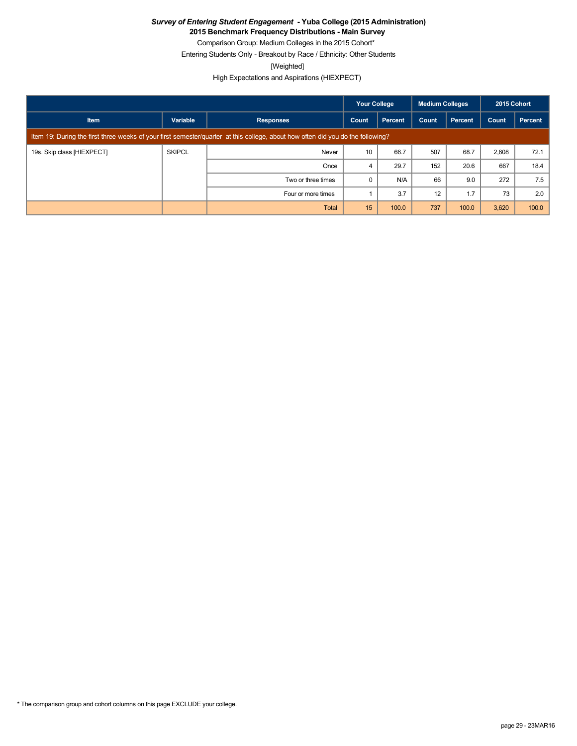***Survey of Entering Student Engagement* - Yuba College (2015 Administration)**

**2015 Benchmark Frequency Distributions - Main Survey**

Comparison Group: Medium Colleges in the 2015 Cohort*

Entering Students Only - Breakout by Race / Ethnicity: Other Students

[Weighted]

High Expectations and Aspirations (HIEXPECT)

| | | | Your College | | Medium Colleges | | 2015 Cohort | |
|---|---|---|---|---|---|---|---|---|
| **Item** | **Variable** | **Responses** | **Count** | **Percent** | **Count** | **Percent** | **Count** | **Percent** |
| Item 19: During the first three weeks of your first semester/quarter at this college, about how often did you do the following? | | | | | | | | |
| 19s. Skip class [HIEXPECT] | SKIPCL | Never | 10 | 66.7 | 507 | 68.7 | 2,608 | 72.1 |
| | | Once | 4 | 29.7 | 152 | 20.6 | 667 | 18.4 |
| | | Two or three times | 0 | N/A | 66 | 9.0 | 272 | 7.5 |
| | | Four or more times | 1 | 3.7 | 12 | 1.7 | 73 | 2.0 |
| | | Total | 15 | 100.0 | 737 | 100.0 | 3,620 | 100.0 |

* The comparison group and cohort columns on this page EXCLUDE your college.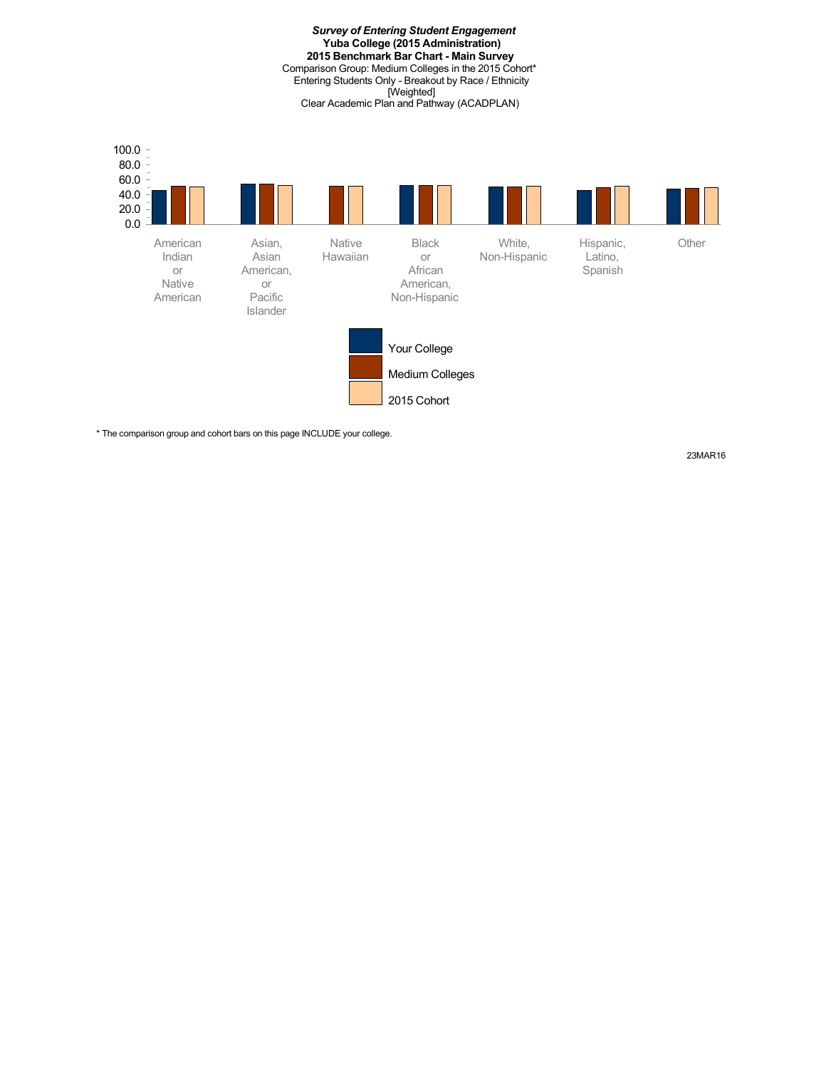***Survey of Entering Student Engagement***
**Yuba College (2015 Administration)**
**2015 Benchmark Bar Chart - Main Survey**
Comparison Group: Medium Colleges in the 2015 Cohort*
Entering Students Only - Breakout by Race / Ethnicity
[Weighted]
Clear Academic Plan and Pathway (ACADPLAN)

100.0
80.0
60.0
40.0
20.0
0.0

American Indian or Native American | Asian, Asian American, or Pacific Islander | Native Hawaiian | Black or African American, Non-Hispanic | White, Non-Hispanic | Hispanic, Latino, Spanish | Other

Your College
Medium Colleges
2015 Cohort

* The comparison group and cohort bars on this page INCLUDE your college.

23MAR16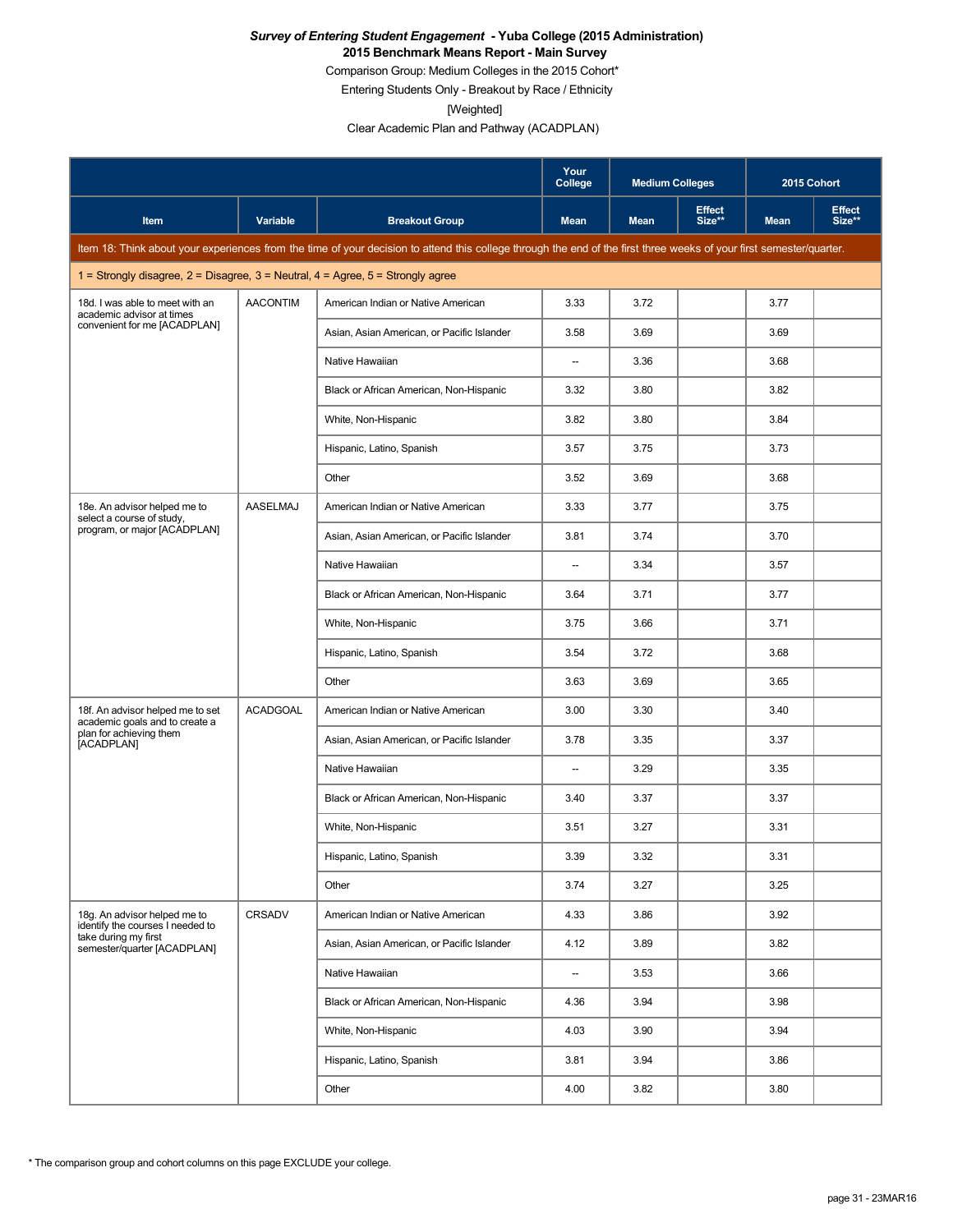***Survey of Entering Student Engagement* - Yuba College (2015 Administration)**
**2015 Benchmark Means Report - Main Survey**

Comparison Group: Medium Colleges in the 2015 Cohort*

Entering Students Only - Breakout by Race / Ethnicity

[Weighted]

Clear Academic Plan and Pathway (ACADPLAN)

| | | | Your College | Medium Colleges | | 2015 Cohort | |
|---|---|---|---|---|---|---|---|
| Item | Variable | Breakout Group | Mean | Mean | Effect Size** | Mean | Effect Size** |
| Item 18: Think about your experiences from the time of your decision to attend this college through the end of the first three weeks of your first semester/quarter. | | | | | | | |
| 1 = Strongly disagree, 2 = Disagree, 3 = Neutral, 4 = Agree, 5 = Strongly agree | | | | | | | |
| 18d. I was able to meet with an academic advisor at times convenient for me [ACADPLAN] | AACONTIM | American Indian or Native American | 3.33 | 3.72 | | 3.77 | |
| | | Asian, Asian American, or Pacific Islander | 3.58 | 3.69 | | 3.69 | |
| | | Native Hawaiian | -- | 3.36 | | 3.68 | |
| | | Black or African American, Non-Hispanic | 3.32 | 3.80 | | 3.82 | |
| | | White, Non-Hispanic | 3.82 | 3.80 | | 3.84 | |
| | | Hispanic, Latino, Spanish | 3.57 | 3.75 | | 3.73 | |
| | | Other | 3.52 | 3.69 | | 3.68 | |
| 18e. An advisor helped me to select a course of study, program, or major [ACADPLAN] | AASELMAJ | American Indian or Native American | 3.33 | 3.77 | | 3.75 | |
| | | Asian, Asian American, or Pacific Islander | 3.81 | 3.74 | | 3.70 | |
| | | Native Hawaiian | -- | 3.34 | | 3.57 | |
| | | Black or African American, Non-Hispanic | 3.64 | 3.71 | | 3.77 | |
| | | White, Non-Hispanic | 3.75 | 3.66 | | 3.71 | |
| | | Hispanic, Latino, Spanish | 3.54 | 3.72 | | 3.68 | |
| | | Other | 3.63 | 3.69 | | 3.65 | |
| 18f. An advisor helped me to set academic goals and to create a plan for achieving them [ACADPLAN] | ACADGOAL | American Indian or Native American | 3.00 | 3.30 | | 3.40 | |
| | | Asian, Asian American, or Pacific Islander | 3.78 | 3.35 | | 3.37 | |
| | | Native Hawaiian | -- | 3.29 | | 3.35 | |
| | | Black or African American, Non-Hispanic | 3.40 | 3.37 | | 3.37 | |
| | | White, Non-Hispanic | 3.51 | 3.27 | | 3.31 | |
| | | Hispanic, Latino, Spanish | 3.39 | 3.32 | | 3.31 | |
| | | Other | 3.74 | 3.27 | | 3.25 | |
| 18g. An advisor helped me to identify the courses I needed to take during my first semester/quarter [ACADPLAN] | CRSADV | American Indian or Native American | 4.33 | 3.86 | | 3.92 | |
| | | Asian, Asian American, or Pacific Islander | 4.12 | 3.89 | | 3.82 | |
| | | Native Hawaiian | -- | 3.53 | | 3.66 | |
| | | Black or African American, Non-Hispanic | 4.36 | 3.94 | | 3.98 | |
| | | White, Non-Hispanic | 4.03 | 3.90 | | 3.94 | |
| | | Hispanic, Latino, Spanish | 3.81 | 3.94 | | 3.86 | |
| | | Other | 4.00 | 3.82 | | 3.80 | |

* The comparison group and cohort columns on this page EXCLUDE your college.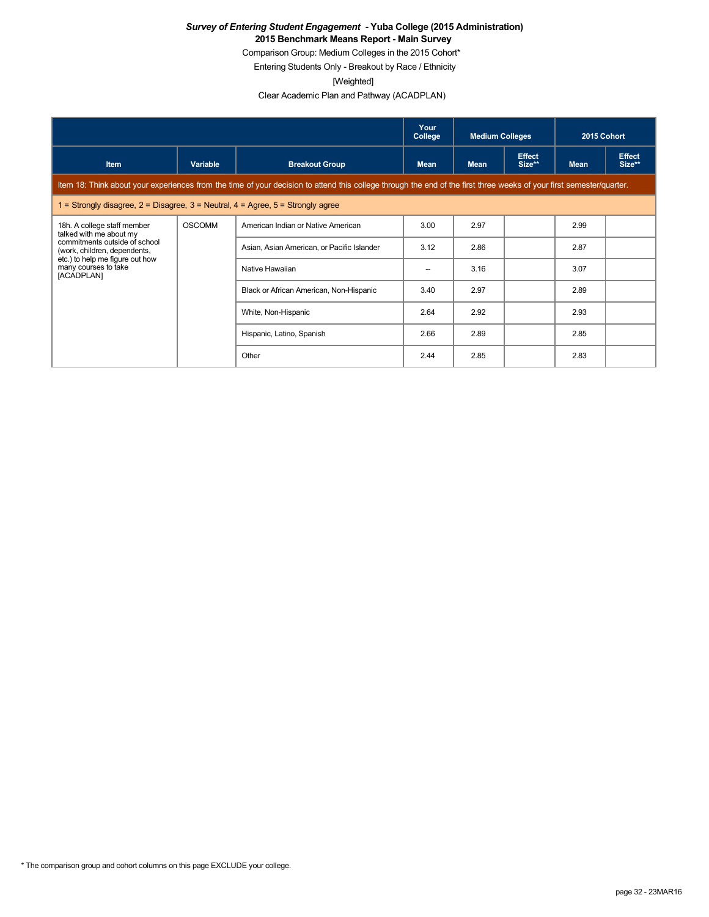***Survey of Entering Student Engagement* - Yuba College (2015 Administration)**
**2015 Benchmark Means Report - Main Survey**
Comparison Group: Medium Colleges in the 2015 Cohort*
Entering Students Only - Breakout by Race / Ethnicity
[Weighted]
Clear Academic Plan and Pathway (ACADPLAN)

| | | | Your College | Medium Colleges | | 2015 Cohort | |
|---|---|---|---|---|---|---|---|
| **Item** | **Variable** | **Breakout Group** | **Mean** | **Mean** | **Effect Size**** | **Mean** | **Effect Size**** |
| Item 18: Think about your experiences from the time of your decision to attend this college through the end of the first three weeks of your first semester/quarter. | | | | | | | |
| 1 = Strongly disagree, 2 = Disagree, 3 = Neutral, 4 = Agree, 5 = Strongly agree | | | | | | | |
| 18h. A college staff member talked with me about my commitments outside of school (work, children, dependents, etc.) to help me figure out how many courses to take [ACADPLAN] | OSCOMM | American Indian or Native American | 3.00 | 2.97 | | 2.99 | |
| | | Asian, Asian American, or Pacific Islander | 3.12 | 2.86 | | 2.87 | |
| | | Native Hawaiian | -- | 3.16 | | 3.07 | |
| | | Black or African American, Non-Hispanic | 3.40 | 2.97 | | 2.89 | |
| | | White, Non-Hispanic | 2.64 | 2.92 | | 2.93 | |
| | | Hispanic, Latino, Spanish | 2.66 | 2.89 | | 2.85 | |
| | | Other | 2.44 | 2.85 | | 2.83 | |

* The comparison group and cohort columns on this page EXCLUDE your college.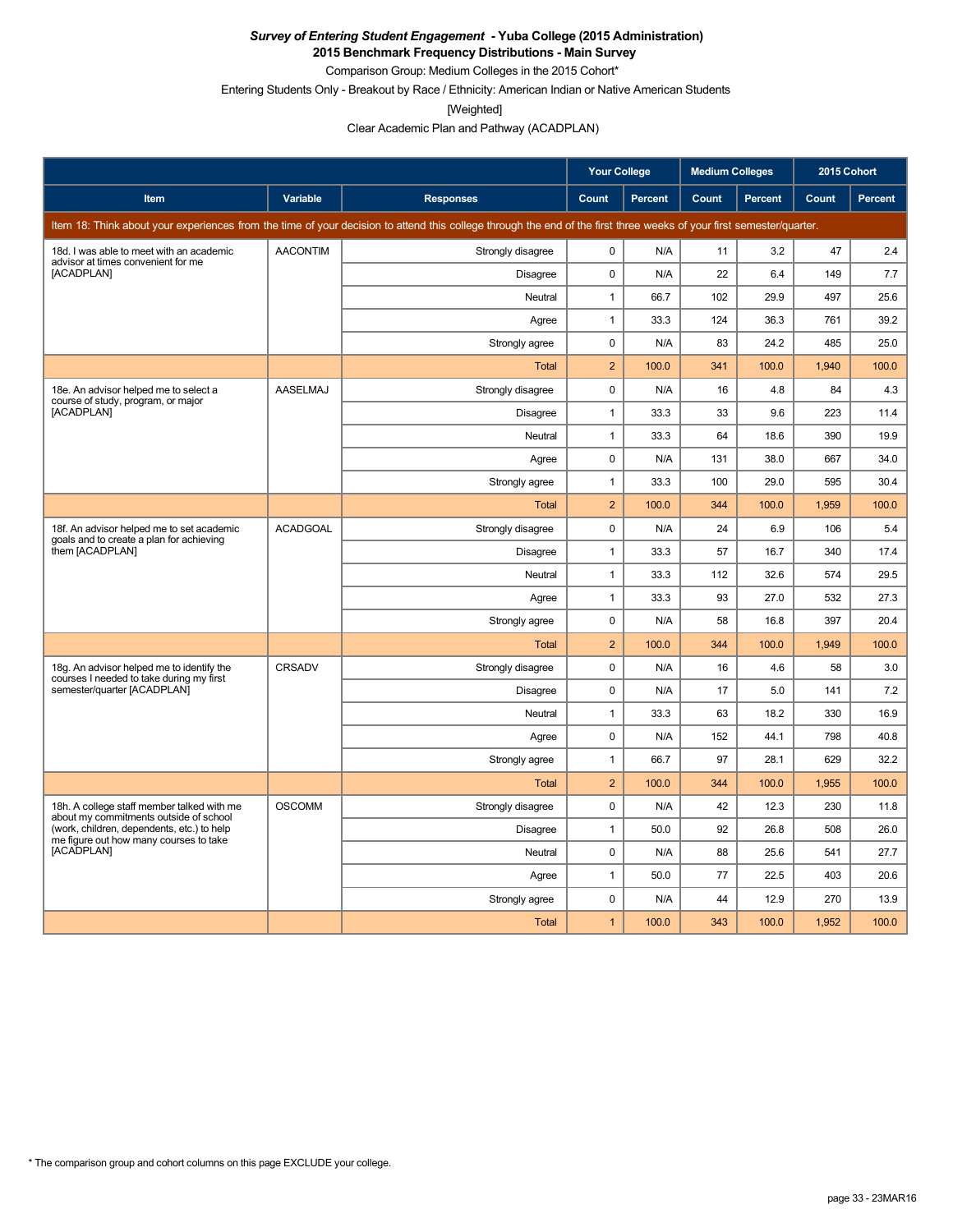***Survey of Entering Student Engagement* - Yuba College (2015 Administration)**

**2015 Benchmark Frequency Distributions - Main Survey**

Comparison Group: Medium Colleges in the 2015 Cohort*

Entering Students Only - Breakout by Race / Ethnicity: American Indian or Native American Students

[Weighted]

Clear Academic Plan and Pathway (ACADPLAN)

| | | | Your College | | Medium Colleges | | 2015 Cohort | |
|---|---|---|---|---|---|---|---|---|
| Item | Variable | Responses | Count | Percent | Count | Percent | Count | Percent |
| Item 18: Think about your experiences from the time of your decision to attend this college through the end of the first three weeks of your first semester/quarter. | | | | | | | | |
| 18d. I was able to meet with an academic advisor at times convenient for me [ACADPLAN] | AACONTIM | Strongly disagree | 0 | N/A | 11 | 3.2 | 47 | 2.4 |
| | | Disagree | 0 | N/A | 22 | 6.4 | 149 | 7.7 |
| | | Neutral | 1 | 66.7 | 102 | 29.9 | 497 | 25.6 |
| | | Agree | 1 | 33.3 | 124 | 36.3 | 761 | 39.2 |
| | | Strongly agree | 0 | N/A | 83 | 24.2 | 485 | 25.0 |
| | | Total | 2 | 100.0 | 341 | 100.0 | 1,940 | 100.0 |
| 18e. An advisor helped me to select a course of study, program, or major [ACADPLAN] | AASELMAJ | Strongly disagree | 0 | N/A | 16 | 4.8 | 84 | 4.3 |
| | | Disagree | 1 | 33.3 | 33 | 9.6 | 223 | 11.4 |
| | | Neutral | 1 | 33.3 | 64 | 18.6 | 390 | 19.9 |
| | | Agree | 0 | N/A | 131 | 38.0 | 667 | 34.0 |
| | | Strongly agree | 1 | 33.3 | 100 | 29.0 | 595 | 30.4 |
| | | Total | 2 | 100.0 | 344 | 100.0 | 1,959 | 100.0 |
| 18f. An advisor helped me to set academic goals and to create a plan for achieving them [ACADPLAN] | ACADGOAL | Strongly disagree | 0 | N/A | 24 | 6.9 | 106 | 5.4 |
| | | Disagree | 1 | 33.3 | 57 | 16.7 | 340 | 17.4 |
| | | Neutral | 1 | 33.3 | 112 | 32.6 | 574 | 29.5 |
| | | Agree | 1 | 33.3 | 93 | 27.0 | 532 | 27.3 |
| | | Strongly agree | 0 | N/A | 58 | 16.8 | 397 | 20.4 |
| | | Total | 2 | 100.0 | 344 | 100.0 | 1,949 | 100.0 |
| 18g. An advisor helped me to identify the courses I needed to take during my first semester/quarter [ACADPLAN] | CRSADV | Strongly disagree | 0 | N/A | 16 | 4.6 | 58 | 3.0 |
| | | Disagree | 0 | N/A | 17 | 5.0 | 141 | 7.2 |
| | | Neutral | 1 | 33.3 | 63 | 18.2 | 330 | 16.9 |
| | | Agree | 0 | N/A | 152 | 44.1 | 798 | 40.8 |
| | | Strongly agree | 1 | 66.7 | 97 | 28.1 | 629 | 32.2 |
| | | Total | 2 | 100.0 | 344 | 100.0 | 1,955 | 100.0 |
| 18h. A college staff member talked with me about my commitments outside of school (work, children, dependents, etc.) to help me figure out how many courses to take [ACADPLAN] | OSCOMM | Strongly disagree | 0 | N/A | 42 | 12.3 | 230 | 11.8 |
| | | Disagree | 1 | 50.0 | 92 | 26.8 | 508 | 26.0 |
| | | Neutral | 0 | N/A | 88 | 25.6 | 541 | 27.7 |
| | | Agree | 1 | 50.0 | 77 | 22.5 | 403 | 20.6 |
| | | Strongly agree | 0 | N/A | 44 | 12.9 | 270 | 13.9 |
| | | Total | 1 | 100.0 | 343 | 100.0 | 1,952 | 100.0 |

\* The comparison group and cohort columns on this page EXCLUDE your college.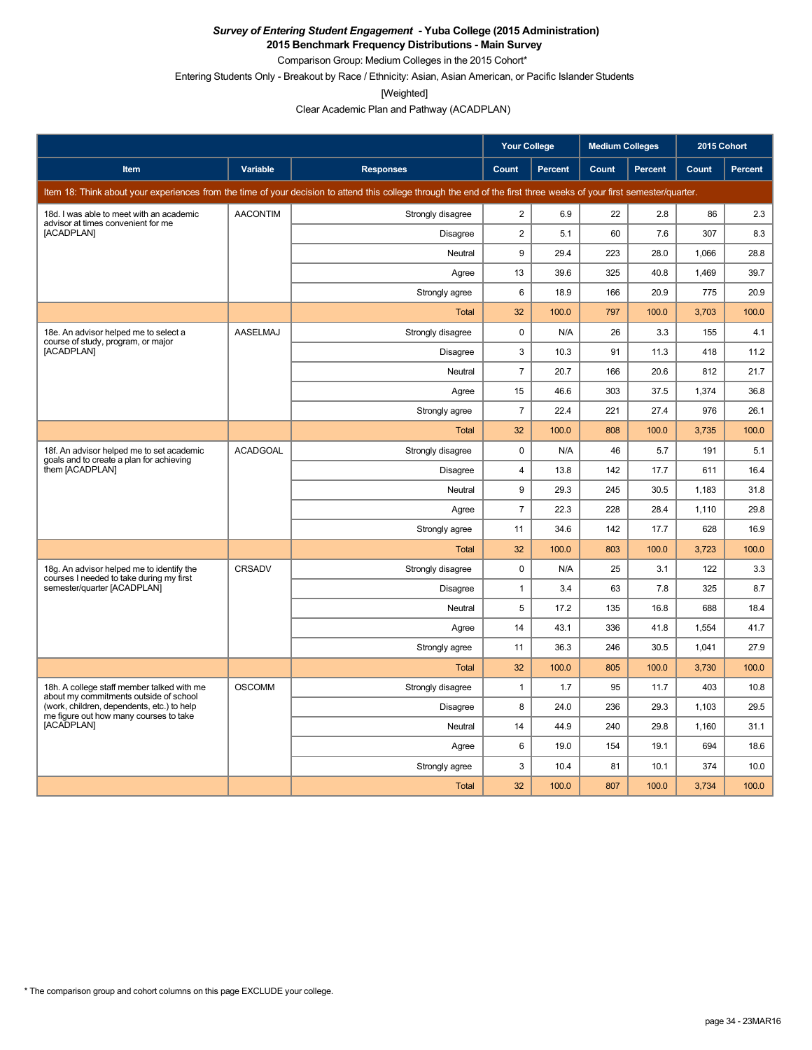***Survey of Entering Student Engagement* - Yuba College (2015 Administration)**

**2015 Benchmark Frequency Distributions - Main Survey**

Comparison Group: Medium Colleges in the 2015 Cohort*

Entering Students Only - Breakout by Race / Ethnicity: Asian, Asian American, or Pacific Islander Students

[Weighted]

Clear Academic Plan and Pathway (ACADPLAN)

| | | | Your College | | Medium Colleges | | 2015 Cohort | |
|---|---|---|---|---|---|---|---|---|
| **Item** | **Variable** | **Responses** | **Count** | **Percent** | **Count** | **Percent** | **Count** | **Percent** |
| Item 18: Think about your experiences from the time of your decision to attend this college through the end of the first three weeks of your first semester/quarter. | | | | | | | | |
| 18d. I was able to meet with an academic advisor at times convenient for me [ACADPLAN] | AACONTIM | Strongly disagree | 2 | 6.9 | 22 | 2.8 | 86 | 2.3 |
| | | Disagree | 2 | 5.1 | 60 | 7.6 | 307 | 8.3 |
| | | Neutral | 9 | 29.4 | 223 | 28.0 | 1,066 | 28.8 |
| | | Agree | 13 | 39.6 | 325 | 40.8 | 1,469 | 39.7 |
| | | Strongly agree | 6 | 18.9 | 166 | 20.9 | 775 | 20.9 |
| | | Total | 32 | 100.0 | 797 | 100.0 | 3,703 | 100.0 |
| 18e. An advisor helped me to select a course of study, program, or major [ACADPLAN] | AASELMAJ | Strongly disagree | 0 | N/A | 26 | 3.3 | 155 | 4.1 |
| | | Disagree | 3 | 10.3 | 91 | 11.3 | 418 | 11.2 |
| | | Neutral | 7 | 20.7 | 166 | 20.6 | 812 | 21.7 |
| | | Agree | 15 | 46.6 | 303 | 37.5 | 1,374 | 36.8 |
| | | Strongly agree | 7 | 22.4 | 221 | 27.4 | 976 | 26.1 |
| | | Total | 32 | 100.0 | 808 | 100.0 | 3,735 | 100.0 |
| 18f. An advisor helped me to set academic goals and to create a plan for achieving them [ACADPLAN] | ACADGOAL | Strongly disagree | 0 | N/A | 46 | 5.7 | 191 | 5.1 |
| | | Disagree | 4 | 13.8 | 142 | 17.7 | 611 | 16.4 |
| | | Neutral | 9 | 29.3 | 245 | 30.5 | 1,183 | 31.8 |
| | | Agree | 7 | 22.3 | 228 | 28.4 | 1,110 | 29.8 |
| | | Strongly agree | 11 | 34.6 | 142 | 17.7 | 628 | 16.9 |
| | | Total | 32 | 100.0 | 803 | 100.0 | 3,723 | 100.0 |
| 18g. An advisor helped me to identify the courses I needed to take during my first semester/quarter [ACADPLAN] | CRSADV | Strongly disagree | 0 | N/A | 25 | 3.1 | 122 | 3.3 |
| | | Disagree | 1 | 3.4 | 63 | 7.8 | 325 | 8.7 |
| | | Neutral | 5 | 17.2 | 135 | 16.8 | 688 | 18.4 |
| | | Agree | 14 | 43.1 | 336 | 41.8 | 1,554 | 41.7 |
| | | Strongly agree | 11 | 36.3 | 246 | 30.5 | 1,041 | 27.9 |
| | | Total | 32 | 100.0 | 805 | 100.0 | 3,730 | 100.0 |
| 18h. A college staff member talked with me about my commitments outside of school (work, children, dependents, etc.) to help me figure out how many courses to take [ACADPLAN] | OSCOMM | Strongly disagree | 1 | 1.7 | 95 | 11.7 | 403 | 10.8 |
| | | Disagree | 8 | 24.0 | 236 | 29.3 | 1,103 | 29.5 |
| | | Neutral | 14 | 44.9 | 240 | 29.8 | 1,160 | 31.1 |
| | | Agree | 6 | 19.0 | 154 | 19.1 | 694 | 18.6 |
| | | Strongly agree | 3 | 10.4 | 81 | 10.1 | 374 | 10.0 |
| | | Total | 32 | 100.0 | 807 | 100.0 | 3,734 | 100.0 |

* The comparison group and cohort columns on this page EXCLUDE your college.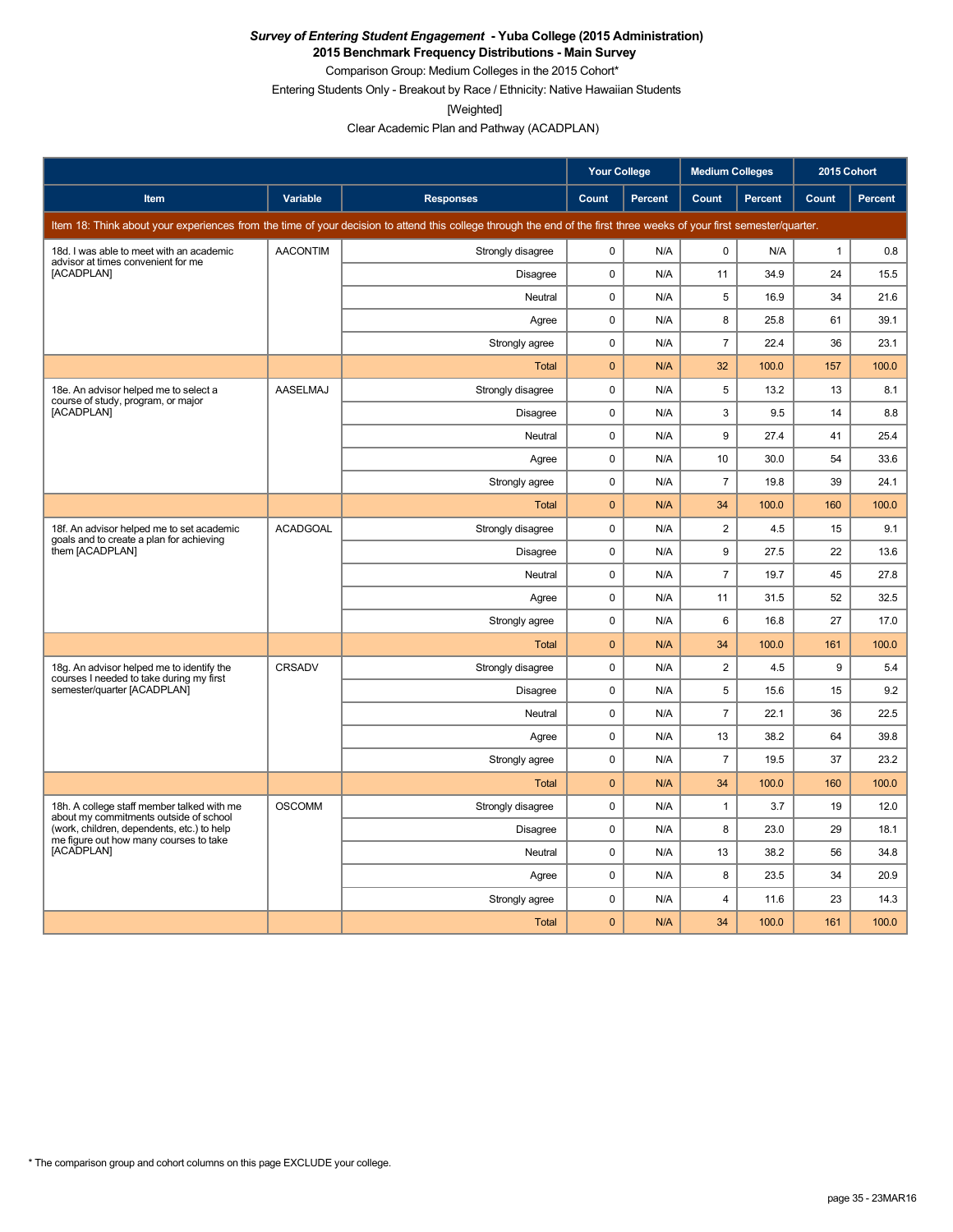***Survey of Entering Student Engagement* - Yuba College (2015 Administration)**
**2015 Benchmark Frequency Distributions - Main Survey**
Comparison Group: Medium Colleges in the 2015 Cohort*
Entering Students Only - Breakout by Race / Ethnicity: Native Hawaiian Students
[Weighted]
Clear Academic Plan and Pathway (ACADPLAN)

| | | | Your College | | Medium Colleges | | 2015 Cohort | |
|---|---|---|---|---|---|---|---|---|
| **Item** | **Variable** | **Responses** | **Count** | **Percent** | **Count** | **Percent** | **Count** | **Percent** |
| Item 18: Think about your experiences from the time of your decision to attend this college through the end of the first three weeks of your first semester/quarter. | | | | | | | | |
| 18d. I was able to meet with an academic advisor at times convenient for me [ACADPLAN] | AACONTIM | Strongly disagree | 0 | N/A | 0 | N/A | 1 | 0.8 |
| | | Disagree | 0 | N/A | 11 | 34.9 | 24 | 15.5 |
| | | Neutral | 0 | N/A | 5 | 16.9 | 34 | 21.6 |
| | | Agree | 0 | N/A | 8 | 25.8 | 61 | 39.1 |
| | | Strongly agree | 0 | N/A | 7 | 22.4 | 36 | 23.1 |
| | | Total | 0 | N/A | 32 | 100.0 | 157 | 100.0 |
| 18e. An advisor helped me to select a course of study, program, or major [ACADPLAN] | AASELMAJ | Strongly disagree | 0 | N/A | 5 | 13.2 | 13 | 8.1 |
| | | Disagree | 0 | N/A | 3 | 9.5 | 14 | 8.8 |
| | | Neutral | 0 | N/A | 9 | 27.4 | 41 | 25.4 |
| | | Agree | 0 | N/A | 10 | 30.0 | 54 | 33.6 |
| | | Strongly agree | 0 | N/A | 7 | 19.8 | 39 | 24.1 |
| | | Total | 0 | N/A | 34 | 100.0 | 160 | 100.0 |
| 18f. An advisor helped me to set academic goals and to create a plan for achieving them [ACADPLAN] | ACADGOAL | Strongly disagree | 0 | N/A | 2 | 4.5 | 15 | 9.1 |
| | | Disagree | 0 | N/A | 9 | 27.5 | 22 | 13.6 |
| | | Neutral | 0 | N/A | 7 | 19.7 | 45 | 27.8 |
| | | Agree | 0 | N/A | 11 | 31.5 | 52 | 32.5 |
| | | Strongly agree | 0 | N/A | 6 | 16.8 | 27 | 17.0 |
| | | Total | 0 | N/A | 34 | 100.0 | 161 | 100.0 |
| 18g. An advisor helped me to identify the courses I needed to take during my first semester/quarter [ACADPLAN] | CRSADV | Strongly disagree | 0 | N/A | 2 | 4.5 | 9 | 5.4 |
| | | Disagree | 0 | N/A | 5 | 15.6 | 15 | 9.2 |
| | | Neutral | 0 | N/A | 7 | 22.1 | 36 | 22.5 |
| | | Agree | 0 | N/A | 13 | 38.2 | 64 | 39.8 |
| | | Strongly agree | 0 | N/A | 7 | 19.5 | 37 | 23.2 |
| | | Total | 0 | N/A | 34 | 100.0 | 160 | 100.0 |
| 18h. A college staff member talked with me about my commitments outside of school (work, children, dependents, etc.) to help me figure out how many courses to take [ACADPLAN] | OSCOMM | Strongly disagree | 0 | N/A | 1 | 3.7 | 19 | 12.0 |
| | | Disagree | 0 | N/A | 8 | 23.0 | 29 | 18.1 |
| | | Neutral | 0 | N/A | 13 | 38.2 | 56 | 34.8 |
| | | Agree | 0 | N/A | 8 | 23.5 | 34 | 20.9 |
| | | Strongly agree | 0 | N/A | 4 | 11.6 | 23 | 14.3 |
| | | Total | 0 | N/A | 34 | 100.0 | 161 | 100.0 |

* The comparison group and cohort columns on this page EXCLUDE your college.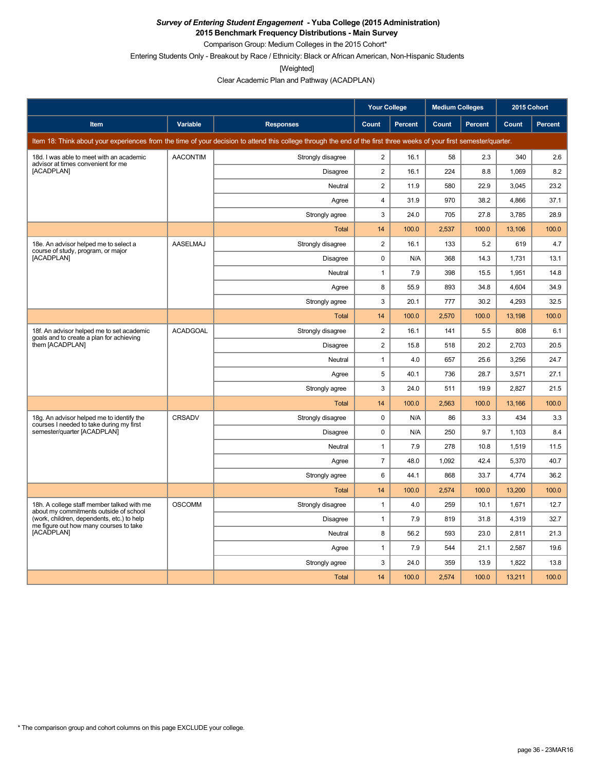***Survey of Entering Student Engagement* - Yuba College (2015 Administration)**
**2015 Benchmark Frequency Distributions - Main Survey**

Comparison Group: Medium Colleges in the 2015 Cohort*

Entering Students Only - Breakout by Race / Ethnicity: Black or African American, Non-Hispanic Students

[Weighted]

Clear Academic Plan and Pathway (ACADPLAN)

| | | | Your College | | Medium Colleges | | 2015 Cohort | |
|---|---|---|---|---|---|---|---|---|
| **Item** | **Variable** | **Responses** | **Count** | **Percent** | **Count** | **Percent** | **Count** | **Percent** |
| Item 18: Think about your experiences from the time of your decision to attend this college through the end of the first three weeks of your first semester/quarter. | | | | | | | | |
| 18d. I was able to meet with an academic advisor at times convenient for me [ACADPLAN] | AACONTIM | Strongly disagree | 2 | 16.1 | 58 | 2.3 | 340 | 2.6 |
| | | Disagree | 2 | 16.1 | 224 | 8.8 | 1,069 | 8.2 |
| | | Neutral | 2 | 11.9 | 580 | 22.9 | 3,045 | 23.2 |
| | | Agree | 4 | 31.9 | 970 | 38.2 | 4,866 | 37.1 |
| | | Strongly agree | 3 | 24.0 | 705 | 27.8 | 3,785 | 28.9 |
| | | Total | 14 | 100.0 | 2,537 | 100.0 | 13,106 | 100.0 |
| 18e. An advisor helped me to select a course of study, program, or major [ACADPLAN] | AASELMAJ | Strongly disagree | 2 | 16.1 | 133 | 5.2 | 619 | 4.7 |
| | | Disagree | 0 | N/A | 368 | 14.3 | 1,731 | 13.1 |
| | | Neutral | 1 | 7.9 | 398 | 15.5 | 1,951 | 14.8 |
| | | Agree | 8 | 55.9 | 893 | 34.8 | 4,604 | 34.9 |
| | | Strongly agree | 3 | 20.1 | 777 | 30.2 | 4,293 | 32.5 |
| | | Total | 14 | 100.0 | 2,570 | 100.0 | 13,198 | 100.0 |
| 18f. An advisor helped me to set academic goals and to create a plan for achieving them [ACADPLAN] | ACADGOAL | Strongly disagree | 2 | 16.1 | 141 | 5.5 | 808 | 6.1 |
| | | Disagree | 2 | 15.8 | 518 | 20.2 | 2,703 | 20.5 |
| | | Neutral | 1 | 4.0 | 657 | 25.6 | 3,256 | 24.7 |
| | | Agree | 5 | 40.1 | 736 | 28.7 | 3,571 | 27.1 |
| | | Strongly agree | 3 | 24.0 | 511 | 19.9 | 2,827 | 21.5 |
| | | Total | 14 | 100.0 | 2,563 | 100.0 | 13,166 | 100.0 |
| 18g. An advisor helped me to identify the courses I needed to take during my first semester/quarter [ACADPLAN] | CRSADV | Strongly disagree | 0 | N/A | 86 | 3.3 | 434 | 3.3 |
| | | Disagree | 0 | N/A | 250 | 9.7 | 1,103 | 8.4 |
| | | Neutral | 1 | 7.9 | 278 | 10.8 | 1,519 | 11.5 |
| | | Agree | 7 | 48.0 | 1,092 | 42.4 | 5,370 | 40.7 |
| | | Strongly agree | 6 | 44.1 | 868 | 33.7 | 4,774 | 36.2 |
| | | Total | 14 | 100.0 | 2,574 | 100.0 | 13,200 | 100.0 |
| 18h. A college staff member talked with me about my commitments outside of school (work, children, dependents, etc.) to help me figure out how many courses to take [ACADPLAN] | OSCOMM | Strongly disagree | 1 | 4.0 | 259 | 10.1 | 1,671 | 12.7 |
| | | Disagree | 1 | 7.9 | 819 | 31.8 | 4,319 | 32.7 |
| | | Neutral | 8 | 56.2 | 593 | 23.0 | 2,811 | 21.3 |
| | | Agree | 1 | 7.9 | 544 | 21.1 | 2,587 | 19.6 |
| | | Strongly agree | 3 | 24.0 | 359 | 13.9 | 1,822 | 13.8 |
| | | Total | 14 | 100.0 | 2,574 | 100.0 | 13,211 | 100.0 |

\* The comparison group and cohort columns on this page EXCLUDE your college.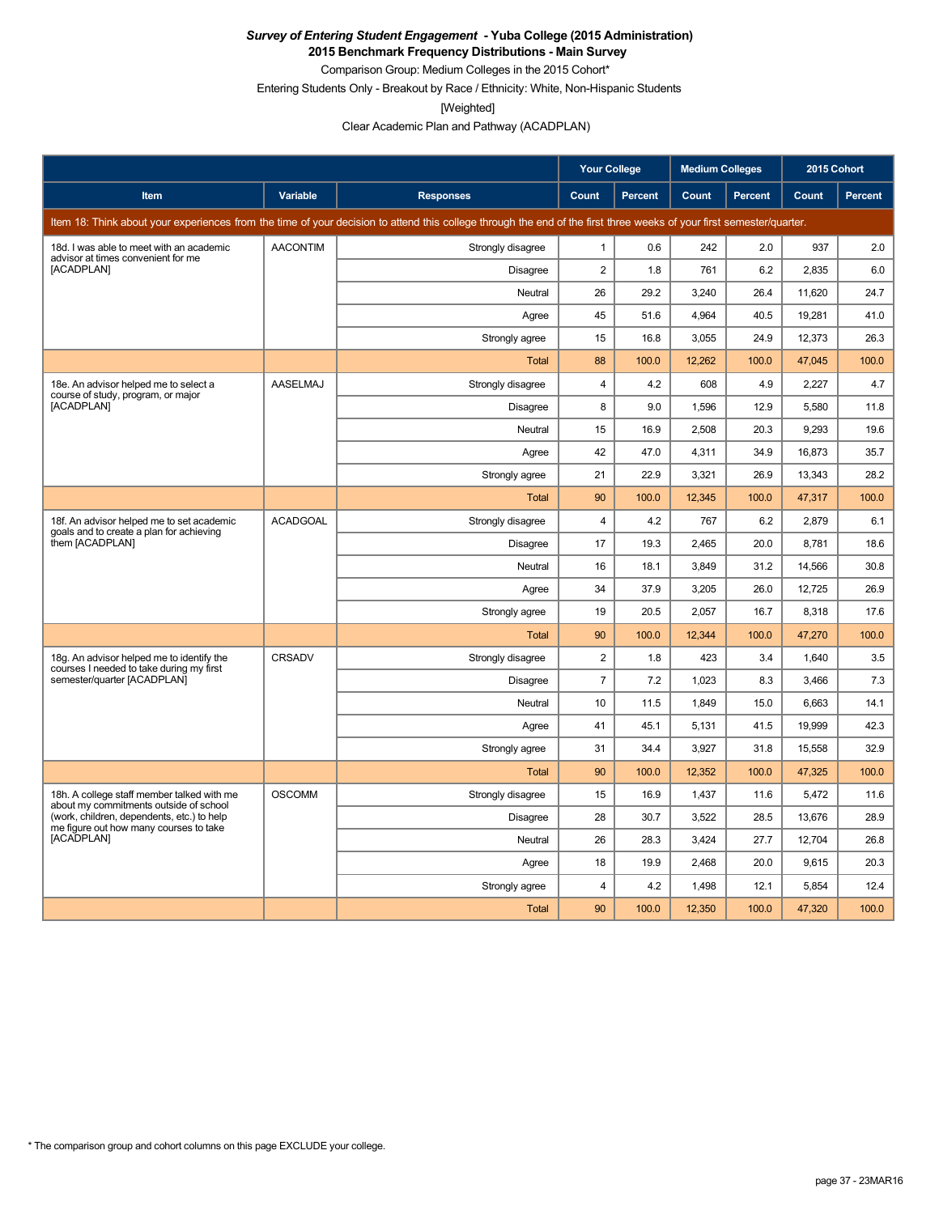***Survey of Entering Student Engagement* - Yuba College (2015 Administration)**
**2015 Benchmark Frequency Distributions - Main Survey**

Comparison Group: Medium Colleges in the 2015 Cohort*

Entering Students Only - Breakout by Race / Ethnicity: White, Non-Hispanic Students

[Weighted]

Clear Academic Plan and Pathway (ACADPLAN)

| | | | Your College | | Medium Colleges | | 2015 Cohort | |
|---|---|---|---|---|---|---|---|---|
| **Item** | **Variable** | **Responses** | **Count** | **Percent** | **Count** | **Percent** | **Count** | **Percent** |
| Item 18: Think about your experiences from the time of your decision to attend this college through the end of the first three weeks of your first semester/quarter. | | | | | | | | |
| 18d. I was able to meet with an academic advisor at times convenient for me [ACADPLAN] | AACONTIM | Strongly disagree | 1 | 0.6 | 242 | 2.0 | 937 | 2.0 |
| | | Disagree | 2 | 1.8 | 761 | 6.2 | 2,835 | 6.0 |
| | | Neutral | 26 | 29.2 | 3,240 | 26.4 | 11,620 | 24.7 |
| | | Agree | 45 | 51.6 | 4,964 | 40.5 | 19,281 | 41.0 |
| | | Strongly agree | 15 | 16.8 | 3,055 | 24.9 | 12,373 | 26.3 |
| | | Total | 88 | 100.0 | 12,262 | 100.0 | 47,045 | 100.0 |
| 18e. An advisor helped me to select a course of study, program, or major [ACADPLAN] | AASELMAJ | Strongly disagree | 4 | 4.2 | 608 | 4.9 | 2,227 | 4.7 |
| | | Disagree | 8 | 9.0 | 1,596 | 12.9 | 5,580 | 11.8 |
| | | Neutral | 15 | 16.9 | 2,508 | 20.3 | 9,293 | 19.6 |
| | | Agree | 42 | 47.0 | 4,311 | 34.9 | 16,873 | 35.7 |
| | | Strongly agree | 21 | 22.9 | 3,321 | 26.9 | 13,343 | 28.2 |
| | | Total | 90 | 100.0 | 12,345 | 100.0 | 47,317 | 100.0 |
| 18f. An advisor helped me to set academic goals and to create a plan for achieving them [ACADPLAN] | ACADGOAL | Strongly disagree | 4 | 4.2 | 767 | 6.2 | 2,879 | 6.1 |
| | | Disagree | 17 | 19.3 | 2,465 | 20.0 | 8,781 | 18.6 |
| | | Neutral | 16 | 18.1 | 3,849 | 31.2 | 14,566 | 30.8 |
| | | Agree | 34 | 37.9 | 3,205 | 26.0 | 12,725 | 26.9 |
| | | Strongly agree | 19 | 20.5 | 2,057 | 16.7 | 8,318 | 17.6 |
| | | Total | 90 | 100.0 | 12,344 | 100.0 | 47,270 | 100.0 |
| 18g. An advisor helped me to identify the courses I needed to take during my first semester/quarter [ACADPLAN] | CRSADV | Strongly disagree | 2 | 1.8 | 423 | 3.4 | 1,640 | 3.5 |
| | | Disagree | 7 | 7.2 | 1,023 | 8.3 | 3,466 | 7.3 |
| | | Neutral | 10 | 11.5 | 1,849 | 15.0 | 6,663 | 14.1 |
| | | Agree | 41 | 45.1 | 5,131 | 41.5 | 19,999 | 42.3 |
| | | Strongly agree | 31 | 34.4 | 3,927 | 31.8 | 15,558 | 32.9 |
| | | Total | 90 | 100.0 | 12,352 | 100.0 | 47,325 | 100.0 |
| 18h. A college staff member talked with me about my commitments outside of school (work, children, dependents, etc.) to help me figure out how many courses to take [ACADPLAN] | OSCOMM | Strongly disagree | 15 | 16.9 | 1,437 | 11.6 | 5,472 | 11.6 |
| | | Disagree | 28 | 30.7 | 3,522 | 28.5 | 13,676 | 28.9 |
| | | Neutral | 26 | 28.3 | 3,424 | 27.7 | 12,704 | 26.8 |
| | | Agree | 18 | 19.9 | 2,468 | 20.0 | 9,615 | 20.3 |
| | | Strongly agree | 4 | 4.2 | 1,498 | 12.1 | 5,854 | 12.4 |
| | | Total | 90 | 100.0 | 12,350 | 100.0 | 47,320 | 100.0 |

* The comparison group and cohort columns on this page EXCLUDE your college.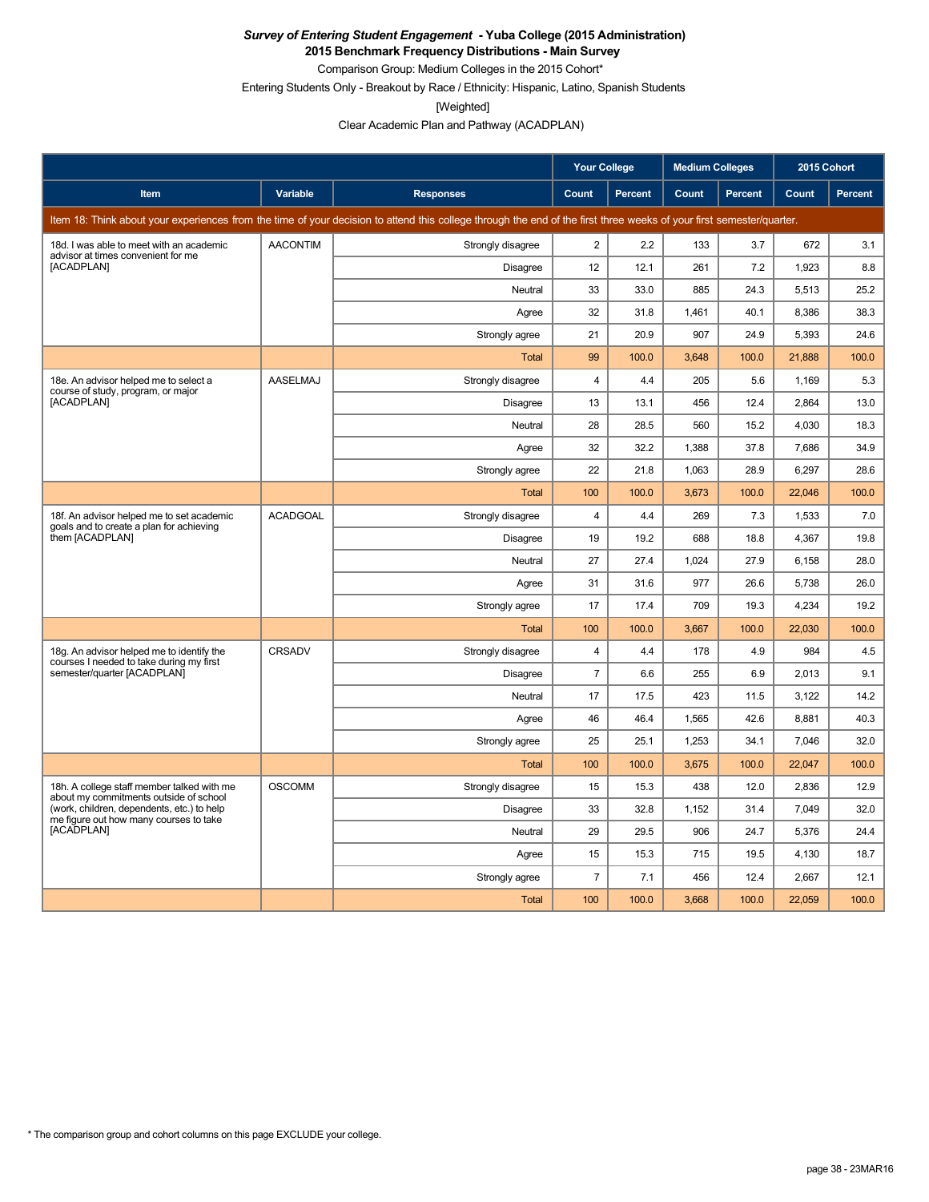***Survey of Entering Student Engagement* - Yuba College (2015 Administration)**
**2015 Benchmark Frequency Distributions - Main Survey**
Comparison Group: Medium Colleges in the 2015 Cohort*
Entering Students Only - Breakout by Race / Ethnicity: Hispanic, Latino, Spanish Students
[Weighted]
Clear Academic Plan and Pathway (ACADPLAN)

| | | | Your College | | Medium Colleges | | 2015 Cohort | |
|---|---|---|---|---|---|---|---|---|
| Item | Variable | Responses | Count | Percent | Count | Percent | Count | Percent |
| Item 18: Think about your experiences from the time of your decision to attend this college through the end of the first three weeks of your first semester/quarter. | | | | | | | | |
| 18d. I was able to meet with an academic advisor at times convenient for me [ACADPLAN] | AACONTIM | Strongly disagree | 2 | 2.2 | 133 | 3.7 | 672 | 3.1 |
| | | Disagree | 12 | 12.1 | 261 | 7.2 | 1,923 | 8.8 |
| | | Neutral | 33 | 33.0 | 885 | 24.3 | 5,513 | 25.2 |
| | | Agree | 32 | 31.8 | 1,461 | 40.1 | 8,386 | 38.3 |
| | | Strongly agree | 21 | 20.9 | 907 | 24.9 | 5,393 | 24.6 |
| | | Total | 99 | 100.0 | 3,648 | 100.0 | 21,888 | 100.0 |
| 18e. An advisor helped me to select a course of study, program, or major [ACADPLAN] | AASELMAJ | Strongly disagree | 4 | 4.4 | 205 | 5.6 | 1,169 | 5.3 |
| | | Disagree | 13 | 13.1 | 456 | 12.4 | 2,864 | 13.0 |
| | | Neutral | 28 | 28.5 | 560 | 15.2 | 4,030 | 18.3 |
| | | Agree | 32 | 32.2 | 1,388 | 37.8 | 7,686 | 34.9 |
| | | Strongly agree | 22 | 21.8 | 1,063 | 28.9 | 6,297 | 28.6 |
| | | Total | 100 | 100.0 | 3,673 | 100.0 | 22,046 | 100.0 |
| 18f. An advisor helped me to set academic goals and to create a plan for achieving them [ACADPLAN] | ACADGOAL | Strongly disagree | 4 | 4.4 | 269 | 7.3 | 1,533 | 7.0 |
| | | Disagree | 19 | 19.2 | 688 | 18.8 | 4,367 | 19.8 |
| | | Neutral | 27 | 27.4 | 1,024 | 27.9 | 6,158 | 28.0 |
| | | Agree | 31 | 31.6 | 977 | 26.6 | 5,738 | 26.0 |
| | | Strongly agree | 17 | 17.4 | 709 | 19.3 | 4,234 | 19.2 |
| | | Total | 100 | 100.0 | 3,667 | 100.0 | 22,030 | 100.0 |
| 18g. An advisor helped me to identify the courses I needed to take during my first semester/quarter [ACADPLAN] | CRSADV | Strongly disagree | 4 | 4.4 | 178 | 4.9 | 984 | 4.5 |
| | | Disagree | 7 | 6.6 | 255 | 6.9 | 2,013 | 9.1 |
| | | Neutral | 17 | 17.5 | 423 | 11.5 | 3,122 | 14.2 |
| | | Agree | 46 | 46.4 | 1,565 | 42.6 | 8,881 | 40.3 |
| | | Strongly agree | 25 | 25.1 | 1,253 | 34.1 | 7,046 | 32.0 |
| | | Total | 100 | 100.0 | 3,675 | 100.0 | 22,047 | 100.0 |
| 18h. A college staff member talked with me about my commitments outside of school (work, children, dependents, etc.) to help me figure out how many courses to take [ACADPLAN] | OSCOMM | Strongly disagree | 15 | 15.3 | 438 | 12.0 | 2,836 | 12.9 |
| | | Disagree | 33 | 32.8 | 1,152 | 31.4 | 7,049 | 32.0 |
| | | Neutral | 29 | 29.5 | 906 | 24.7 | 5,376 | 24.4 |
| | | Agree | 15 | 15.3 | 715 | 19.5 | 4,130 | 18.7 |
| | | Strongly agree | 7 | 7.1 | 456 | 12.4 | 2,667 | 12.1 |
| | | Total | 100 | 100.0 | 3,668 | 100.0 | 22,059 | 100.0 |

* The comparison group and cohort columns on this page EXCLUDE your college.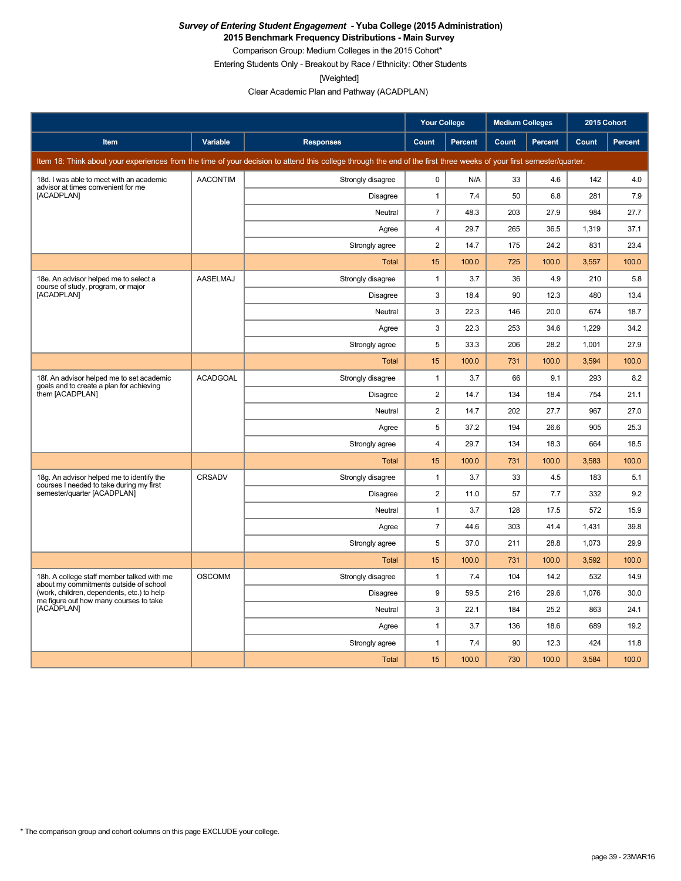***Survey of Entering Student Engagement* - Yuba College (2015 Administration)**
**2015 Benchmark Frequency Distributions - Main Survey**
Comparison Group: Medium Colleges in the 2015 Cohort*
Entering Students Only - Breakout by Race / Ethnicity: Other Students
[Weighted]
Clear Academic Plan and Pathway (ACADPLAN)

| | | | Your College | | Medium Colleges | | 2015 Cohort | |
|---|---|---|---|---|---|---|---|---|
| **Item** | **Variable** | **Responses** | **Count** | **Percent** | **Count** | **Percent** | **Count** | **Percent** |
| Item 18: Think about your experiences from the time of your decision to attend this college through the end of the first three weeks of your first semester/quarter. | | | | | | | | |
| 18d. I was able to meet with an academic advisor at times convenient for me [ACADPLAN] | AACONTIM | Strongly disagree | 0 | N/A | 33 | 4.6 | 142 | 4.0 |
| | | Disagree | 1 | 7.4 | 50 | 6.8 | 281 | 7.9 |
| | | Neutral | 7 | 48.3 | 203 | 27.9 | 984 | 27.7 |
| | | Agree | 4 | 29.7 | 265 | 36.5 | 1,319 | 37.1 |
| | | Strongly agree | 2 | 14.7 | 175 | 24.2 | 831 | 23.4 |
| | | Total | 15 | 100.0 | 725 | 100.0 | 3,557 | 100.0 |
| 18e. An advisor helped me to select a course of study, program, or major [ACADPLAN] | AASELMAJ | Strongly disagree | 1 | 3.7 | 36 | 4.9 | 210 | 5.8 |
| | | Disagree | 3 | 18.4 | 90 | 12.3 | 480 | 13.4 |
| | | Neutral | 3 | 22.3 | 146 | 20.0 | 674 | 18.7 |
| | | Agree | 3 | 22.3 | 253 | 34.6 | 1,229 | 34.2 |
| | | Strongly agree | 5 | 33.3 | 206 | 28.2 | 1,001 | 27.9 |
| | | Total | 15 | 100.0 | 731 | 100.0 | 3,594 | 100.0 |
| 18f. An advisor helped me to set academic goals and to create a plan for achieving them [ACADPLAN] | ACADGOAL | Strongly disagree | 1 | 3.7 | 66 | 9.1 | 293 | 8.2 |
| | | Disagree | 2 | 14.7 | 134 | 18.4 | 754 | 21.1 |
| | | Neutral | 2 | 14.7 | 202 | 27.7 | 967 | 27.0 |
| | | Agree | 5 | 37.2 | 194 | 26.6 | 905 | 25.3 |
| | | Strongly agree | 4 | 29.7 | 134 | 18.3 | 664 | 18.5 |
| | | Total | 15 | 100.0 | 731 | 100.0 | 3,583 | 100.0 |
| 18g. An advisor helped me to identify the courses I needed to take during my first semester/quarter [ACADPLAN] | CRSADV | Strongly disagree | 1 | 3.7 | 33 | 4.5 | 183 | 5.1 |
| | | Disagree | 2 | 11.0 | 57 | 7.7 | 332 | 9.2 |
| | | Neutral | 1 | 3.7 | 128 | 17.5 | 572 | 15.9 |
| | | Agree | 7 | 44.6 | 303 | 41.4 | 1,431 | 39.8 |
| | | Strongly agree | 5 | 37.0 | 211 | 28.8 | 1,073 | 29.9 |
| | | Total | 15 | 100.0 | 731 | 100.0 | 3,592 | 100.0 |
| 18h. A college staff member talked with me about my commitments outside of school (work, children, dependents, etc.) to help me figure out how many courses to take [ACADPLAN] | OSCOMM | Strongly disagree | 1 | 7.4 | 104 | 14.2 | 532 | 14.9 |
| | | Disagree | 9 | 59.5 | 216 | 29.6 | 1,076 | 30.0 |
| | | Neutral | 3 | 22.1 | 184 | 25.2 | 863 | 24.1 |
| | | Agree | 1 | 3.7 | 136 | 18.6 | 689 | 19.2 |
| | | Strongly agree | 1 | 7.4 | 90 | 12.3 | 424 | 11.8 |
| | | Total | 15 | 100.0 | 730 | 100.0 | 3,584 | 100.0 |

* The comparison group and cohort columns on this page EXCLUDE your college.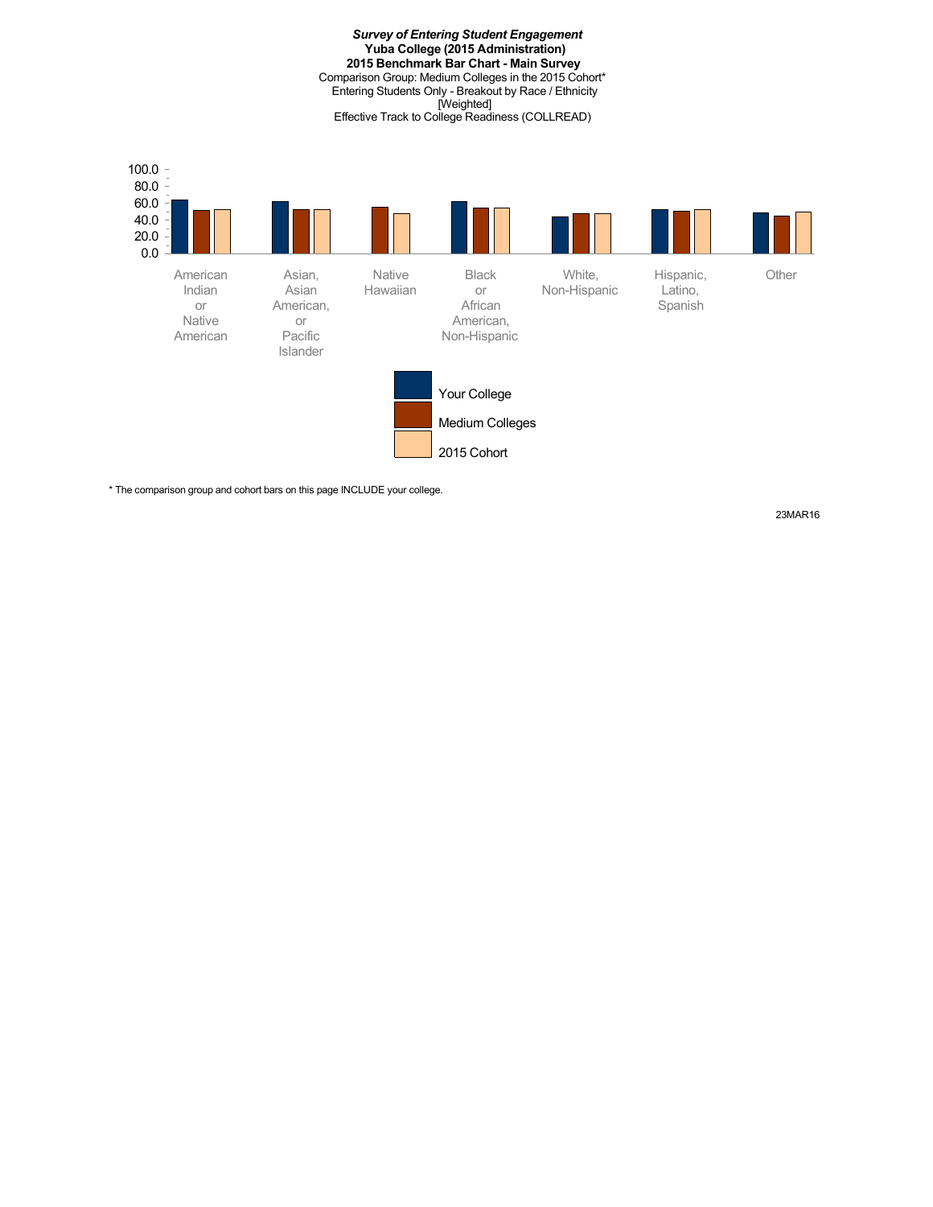***Survey of Entering Student Engagement***
**Yuba College (2015 Administration)**
**2015 Benchmark Bar Chart - Main Survey**
Comparison Group: Medium Colleges in the 2015 Cohort*
Entering Students Only - Breakout by Race / Ethnicity
[Weighted]
Effective Track to College Readiness (COLLREAD)

100.0
80.0
60.0
40.0
20.0
0.0

American Indian or Native American | Asian, Asian American, or Pacific Islander | Native Hawaiian | Black or African American, Non-Hispanic | White, Non-Hispanic | Hispanic, Latino, Spanish | Other

Your College
Medium Colleges
2015 Cohort

* The comparison group and cohort bars on this page INCLUDE your college.

23MAR16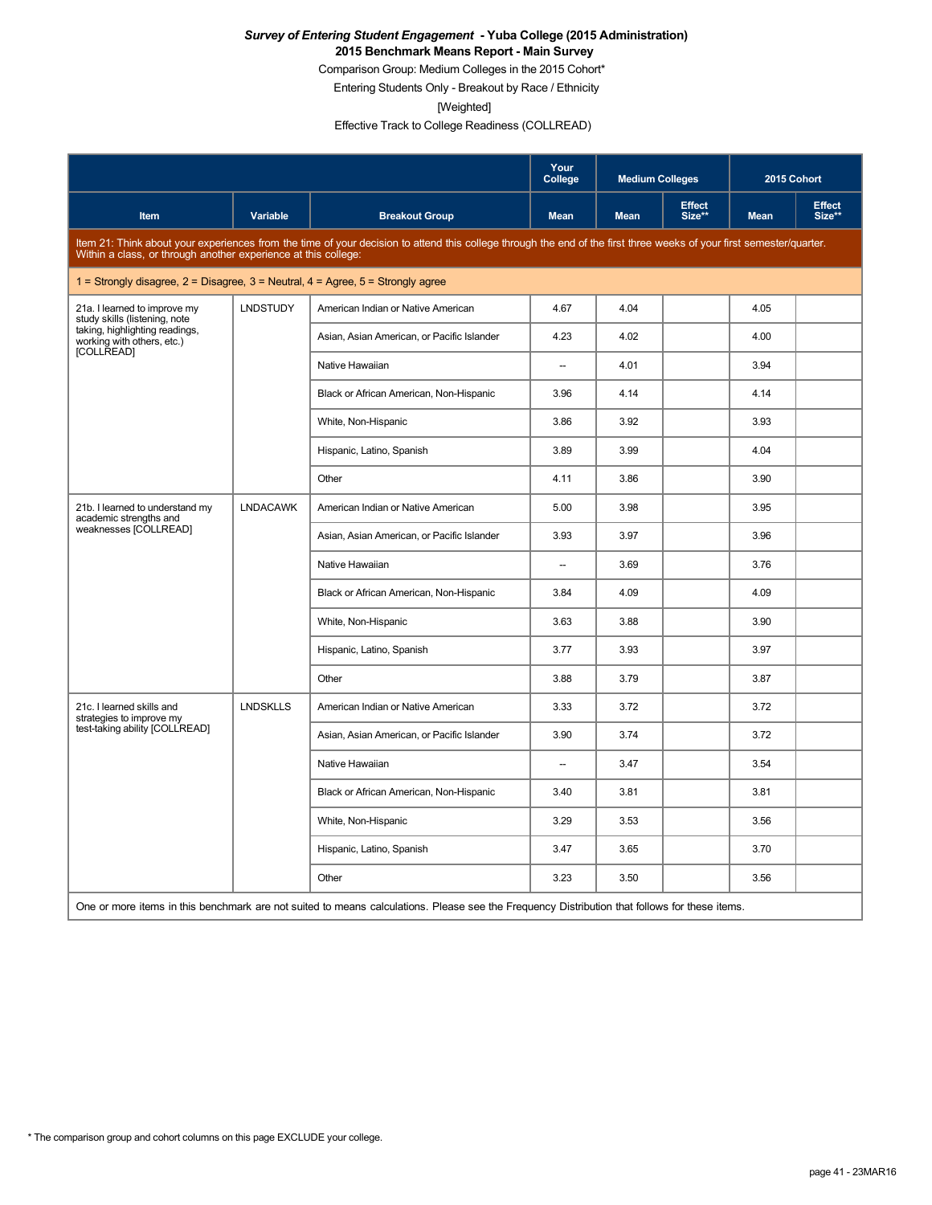***Survey of Entering Student Engagement* - Yuba College (2015 Administration)**
**2015 Benchmark Means Report - Main Survey**
Comparison Group: Medium Colleges in the 2015 Cohort*
Entering Students Only - Breakout by Race / Ethnicity
[Weighted]
Effective Track to College Readiness (COLLREAD)

| Item | Variable | Breakout Group | Your College Mean | Medium Colleges Mean | Medium Colleges Effect Size** | 2015 Cohort Mean | 2015 Cohort Effect Size** |
|---|---|---|---|---|---|---|---|
| **Item 21: Think about your experiences from the time of your decision to attend this college through the end of the first three weeks of your first semester/quarter. Within a class, or through another experience at this college:** | | | | | | | |
| 1 = Strongly disagree, 2 = Disagree, 3 = Neutral, 4 = Agree, 5 = Strongly agree | | | | | | | |
| 21a. I learned to improve my study skills (listening, note taking, highlighting readings, working with others, etc.) [COLLREAD] | LNDSTUDY | American Indian or Native American | 4.67 | 4.04 | | 4.05 | |
| | | Asian, Asian American, or Pacific Islander | 4.23 | 4.02 | | 4.00 | |
| | | Native Hawaiian | -- | 4.01 | | 3.94 | |
| | | Black or African American, Non-Hispanic | 3.96 | 4.14 | | 4.14 | |
| | | White, Non-Hispanic | 3.86 | 3.92 | | 3.93 | |
| | | Hispanic, Latino, Spanish | 3.89 | 3.99 | | 4.04 | |
| | | Other | 4.11 | 3.86 | | 3.90 | |
| 21b. I learned to understand my academic strengths and weaknesses [COLLREAD] | LNDACAWK | American Indian or Native American | 5.00 | 3.98 | | 3.95 | |
| | | Asian, Asian American, or Pacific Islander | 3.93 | 3.97 | | 3.96 | |
| | | Native Hawaiian | -- | 3.69 | | 3.76 | |
| | | Black or African American, Non-Hispanic | 3.84 | 4.09 | | 4.09 | |
| | | White, Non-Hispanic | 3.63 | 3.88 | | 3.90 | |
| | | Hispanic, Latino, Spanish | 3.77 | 3.93 | | 3.97 | |
| | | Other | 3.88 | 3.79 | | 3.87 | |
| 21c. I learned skills and strategies to improve my test-taking ability [COLLREAD] | LNDSKLLS | American Indian or Native American | 3.33 | 3.72 | | 3.72 | |
| | | Asian, Asian American, or Pacific Islander | 3.90 | 3.74 | | 3.72 | |
| | | Native Hawaiian | -- | 3.47 | | 3.54 | |
| | | Black or African American, Non-Hispanic | 3.40 | 3.81 | | 3.81 | |
| | | White, Non-Hispanic | 3.29 | 3.53 | | 3.56 | |
| | | Hispanic, Latino, Spanish | 3.47 | 3.65 | | 3.70 | |
| | | Other | 3.23 | 3.50 | | 3.56 | |
| One or more items in this benchmark are not suited to means calculations. Please see the Frequency Distribution that follows for these items. | | | | | | | |

\* The comparison group and cohort columns on this page EXCLUDE your college.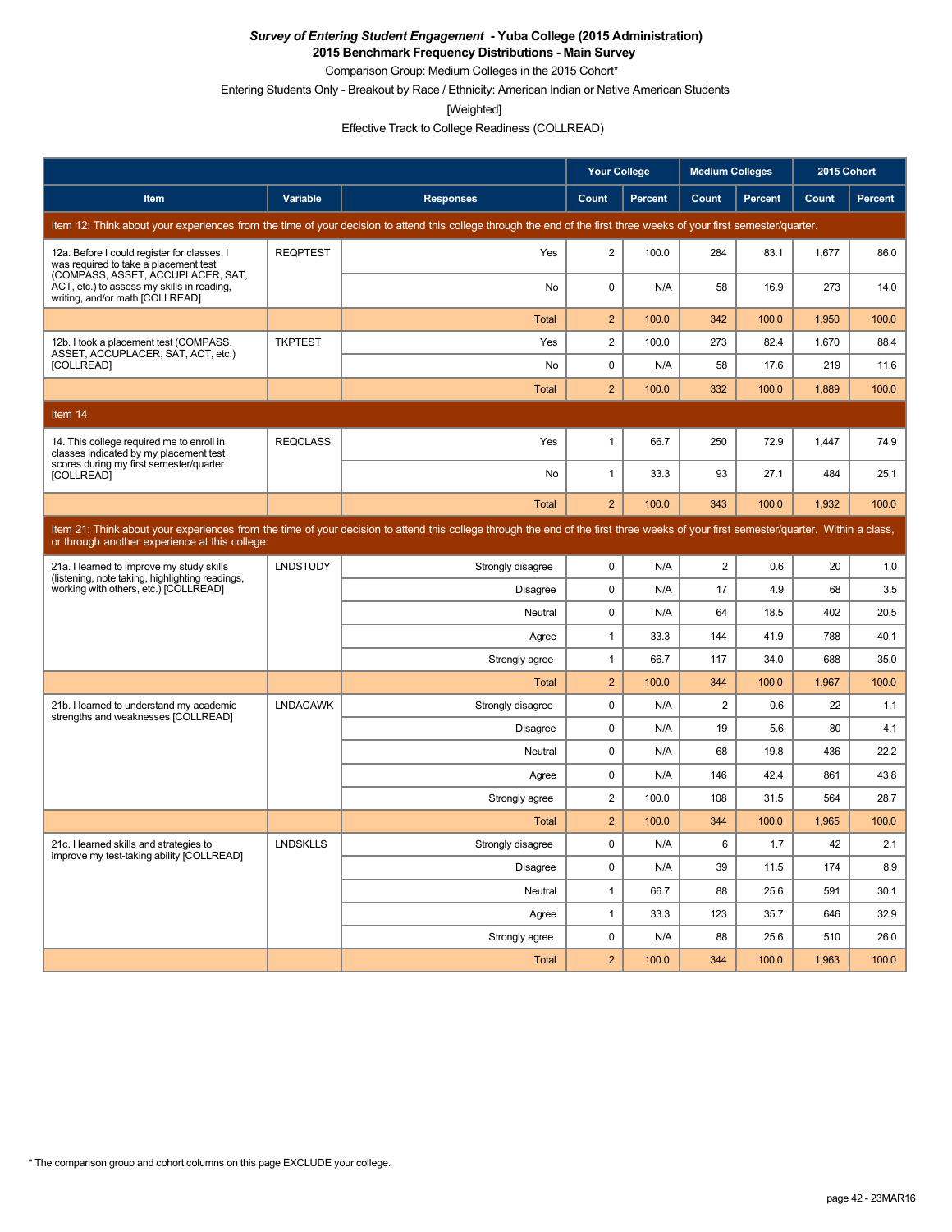***Survey of Entering Student Engagement* - Yuba College (2015 Administration)**
**2015 Benchmark Frequency Distributions - Main Survey**

Comparison Group: Medium Colleges in the 2015 Cohort*

Entering Students Only - Breakout by Race / Ethnicity: American Indian or Native American Students

[Weighted]

Effective Track to College Readiness (COLLREAD)

| | | | Your College | | Medium Colleges | | 2015 Cohort | |
|---|---|---|---|---|---|---|---|---|
| **Item** | **Variable** | **Responses** | **Count** | **Percent** | **Count** | **Percent** | **Count** | **Percent** |
| Item 12: Think about your experiences from the time of your decision to attend this college through the end of the first three weeks of your first semester/quarter. | | | | | | | | |
| 12a. Before I could register for classes, I was required to take a placement test (COMPASS, ASSET, ACCUPLACER, SAT, ACT, etc.) to assess my skills in reading, writing, and/or math [COLLREAD] | REQPTEST | Yes | 2 | 100.0 | 284 | 83.1 | 1,677 | 86.0 |
| | | No | 0 | N/A | 58 | 16.9 | 273 | 14.0 |
| | | Total | 2 | 100.0 | 342 | 100.0 | 1,950 | 100.0 |
| 12b. I took a placement test (COMPASS, ASSET, ACCUPLACER, SAT, ACT, etc.) [COLLREAD] | TKPTEST | Yes | 2 | 100.0 | 273 | 82.4 | 1,670 | 88.4 |
| | | No | 0 | N/A | 58 | 17.6 | 219 | 11.6 |
| | | Total | 2 | 100.0 | 332 | 100.0 | 1,889 | 100.0 |
| Item 14 | | | | | | | | |
| 14. This college required me to enroll in classes indicated by my placement test scores during my first semester/quarter [COLLREAD] | REQCLASS | Yes | 1 | 66.7 | 250 | 72.9 | 1,447 | 74.9 |
| | | No | 1 | 33.3 | 93 | 27.1 | 484 | 25.1 |
| | | Total | 2 | 100.0 | 343 | 100.0 | 1,932 | 100.0 |
| Item 21: Think about your experiences from the time of your decision to attend this college through the end of the first three weeks of your first semester/quarter. Within a class, or through another experience at this college: | | | | | | | | |
| 21a. I learned to improve my study skills (listening, note taking, highlighting readings, working with others, etc.) [COLLREAD] | LNDSTUDY | Strongly disagree | 0 | N/A | 2 | 0.6 | 20 | 1.0 |
| | | Disagree | 0 | N/A | 17 | 4.9 | 68 | 3.5 |
| | | Neutral | 0 | N/A | 64 | 18.5 | 402 | 20.5 |
| | | Agree | 1 | 33.3 | 144 | 41.9 | 788 | 40.1 |
| | | Strongly agree | 1 | 66.7 | 117 | 34.0 | 688 | 35.0 |
| | | Total | 2 | 100.0 | 344 | 100.0 | 1,967 | 100.0 |
| 21b. I learned to understand my academic strengths and weaknesses [COLLREAD] | LNDACAWK | Strongly disagree | 0 | N/A | 2 | 0.6 | 22 | 1.1 |
| | | Disagree | 0 | N/A | 19 | 5.6 | 80 | 4.1 |
| | | Neutral | 0 | N/A | 68 | 19.8 | 436 | 22.2 |
| | | Agree | 0 | N/A | 146 | 42.4 | 861 | 43.8 |
| | | Strongly agree | 2 | 100.0 | 108 | 31.5 | 564 | 28.7 |
| | | Total | 2 | 100.0 | 344 | 100.0 | 1,965 | 100.0 |
| 21c. I learned skills and strategies to improve my test-taking ability [COLLREAD] | LNDSKLLS | Strongly disagree | 0 | N/A | 6 | 1.7 | 42 | 2.1 |
| | | Disagree | 0 | N/A | 39 | 11.5 | 174 | 8.9 |
| | | Neutral | 1 | 66.7 | 88 | 25.6 | 591 | 30.1 |
| | | Agree | 1 | 33.3 | 123 | 35.7 | 646 | 32.9 |
| | | Strongly agree | 0 | N/A | 88 | 25.6 | 510 | 26.0 |
| | | Total | 2 | 100.0 | 344 | 100.0 | 1,963 | 100.0 |

\* The comparison group and cohort columns on this page EXCLUDE your college.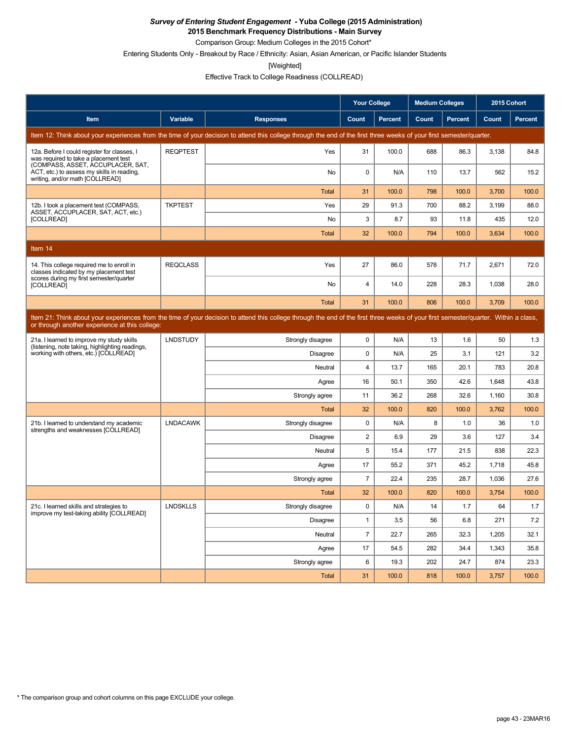***Survey of Entering Student Engagement* - Yuba College (2015 Administration)**

**2015 Benchmark Frequency Distributions - Main Survey**

Comparison Group: Medium Colleges in the 2015 Cohort*

Entering Students Only - Breakout by Race / Ethnicity: Asian, Asian American, or Pacific Islander Students

[Weighted]

Effective Track to College Readiness (COLLREAD)

| | | | Your College | | Medium Colleges | | 2015 Cohort | |
|---|---|---|---|---|---|---|---|---|
| **Item** | **Variable** | **Responses** | **Count** | **Percent** | **Count** | **Percent** | **Count** | **Percent** |
| Item 12: Think about your experiences from the time of your decision to attend this college through the end of the first three weeks of your first semester/quarter. | | | | | | | | |
| 12a. Before I could register for classes, I was required to take a placement test (COMPASS, ASSET, ACCUPLACER, SAT, ACT, etc.) to assess my skills in reading, writing, and/or math [COLLREAD] | REQPTEST | Yes | 31 | 100.0 | 688 | 86.3 | 3,138 | 84.8 |
| | | No | 0 | N/A | 110 | 13.7 | 562 | 15.2 |
| | | Total | 31 | 100.0 | 798 | 100.0 | 3,700 | 100.0 |
| 12b. I took a placement test (COMPASS, ASSET, ACCUPLACER, SAT, ACT, etc.) [COLLREAD] | TKPTEST | Yes | 29 | 91.3 | 700 | 88.2 | 3,199 | 88.0 |
| | | No | 3 | 8.7 | 93 | 11.8 | 435 | 12.0 |
| | | Total | 32 | 100.0 | 794 | 100.0 | 3,634 | 100.0 |
| Item 14 | | | | | | | | |
| 14. This college required me to enroll in classes indicated by my placement test scores during my first semester/quarter [COLLREAD] | REQCLASS | Yes | 27 | 86.0 | 578 | 71.7 | 2,671 | 72.0 |
| | | No | 4 | 14.0 | 228 | 28.3 | 1,038 | 28.0 |
| | | Total | 31 | 100.0 | 806 | 100.0 | 3,709 | 100.0 |
| Item 21: Think about your experiences from the time of your decision to attend this college through the end of the first three weeks of your first semester/quarter. Within a class, or through another experience at this college: | | | | | | | | |
| 21a. I learned to improve my study skills (listening, note taking, highlighting readings, working with others, etc.) [COLLREAD] | LNDSTUDY | Strongly disagree | 0 | N/A | 13 | 1.6 | 50 | 1.3 |
| | | Disagree | 0 | N/A | 25 | 3.1 | 121 | 3.2 |
| | | Neutral | 4 | 13.7 | 165 | 20.1 | 783 | 20.8 |
| | | Agree | 16 | 50.1 | 350 | 42.6 | 1,648 | 43.8 |
| | | Strongly agree | 11 | 36.2 | 268 | 32.6 | 1,160 | 30.8 |
| | | Total | 32 | 100.0 | 820 | 100.0 | 3,762 | 100.0 |
| 21b. I learned to understand my academic strengths and weaknesses [COLLREAD] | LNDACAWK | Strongly disagree | 0 | N/A | 8 | 1.0 | 36 | 1.0 |
| | | Disagree | 2 | 6.9 | 29 | 3.6 | 127 | 3.4 |
| | | Neutral | 5 | 15.4 | 177 | 21.5 | 838 | 22.3 |
| | | Agree | 17 | 55.2 | 371 | 45.2 | 1,718 | 45.8 |
| | | Strongly agree | 7 | 22.4 | 235 | 28.7 | 1,036 | 27.6 |
| | | Total | 32 | 100.0 | 820 | 100.0 | 3,754 | 100.0 |
| 21c. I learned skills and strategies to improve my test-taking ability [COLLREAD] | LNDSKLLS | Strongly disagree | 0 | N/A | 14 | 1.7 | 64 | 1.7 |
| | | Disagree | 1 | 3.5 | 56 | 6.8 | 271 | 7.2 |
| | | Neutral | 7 | 22.7 | 265 | 32.3 | 1,205 | 32.1 |
| | | Agree | 17 | 54.5 | 282 | 34.4 | 1,343 | 35.8 |
| | | Strongly agree | 6 | 19.3 | 202 | 24.7 | 874 | 23.3 |
| | | Total | 31 | 100.0 | 818 | 100.0 | 3,757 | 100.0 |

* The comparison group and cohort columns on this page EXCLUDE your college.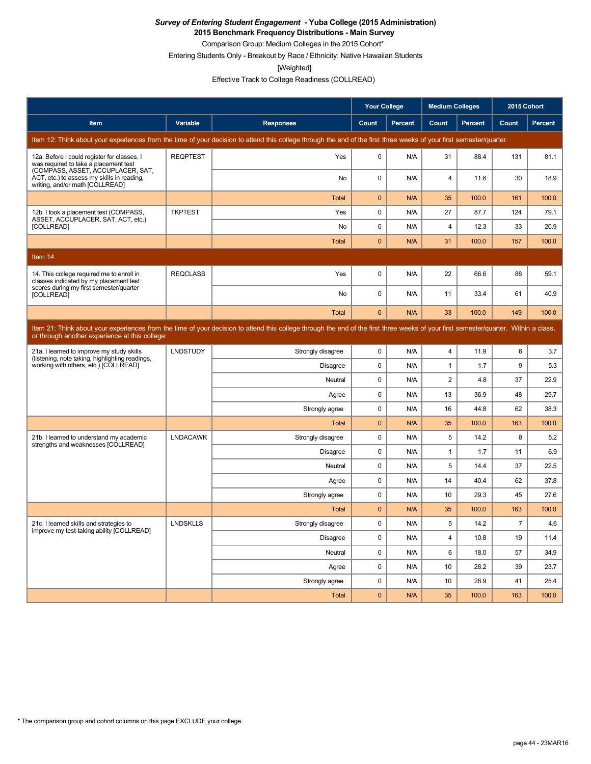***Survey of Entering Student Engagement* - Yuba College (2015 Administration)**

**2015 Benchmark Frequency Distributions - Main Survey**

Comparison Group: Medium Colleges in the 2015 Cohort*

Entering Students Only - Breakout by Race / Ethnicity: Native Hawaiian Students

[Weighted]

Effective Track to College Readiness (COLLREAD)

| Item | Variable | Responses | Your College | | Medium Colleges | | 2015 Cohort | |
|---|---|---|---|---|---|---|---|---|
| | | | Count | Percent | Count | Percent | Count | Percent |
| Item 12: Think about your experiences from the time of your decision to attend this college through the end of the first three weeks of your first semester/quarter. | | | | | | | | |
| 12a. Before I could register for classes, I was required to take a placement test (COMPASS, ASSET, ACCUPLACER, SAT, ACT, etc.) to assess my skills in reading, writing, and/or math [COLLREAD] | REQPTEST | Yes | 0 | N/A | 31 | 88.4 | 131 | 81.1 |
| | | No | 0 | N/A | 4 | 11.6 | 30 | 18.9 |
| | | Total | 0 | N/A | 35 | 100.0 | 161 | 100.0 |
| 12b. I took a placement test (COMPASS, ASSET, ACCUPLACER, SAT, ACT, etc.) [COLLREAD] | TKPTEST | Yes | 0 | N/A | 27 | 87.7 | 124 | 79.1 |
| | | No | 0 | N/A | 4 | 12.3 | 33 | 20.9 |
| | | Total | 0 | N/A | 31 | 100.0 | 157 | 100.0 |
| Item 14 | | | | | | | | |
| 14. This college required me to enroll in classes indicated by my placement test scores during my first semester/quarter [COLLREAD] | REQCLASS | Yes | 0 | N/A | 22 | 66.6 | 88 | 59.1 |
| | | No | 0 | N/A | 11 | 33.4 | 61 | 40.9 |
| | | Total | 0 | N/A | 33 | 100.0 | 149 | 100.0 |
| Item 21: Think about your experiences from the time of your decision to attend this college through the end of the first three weeks of your first semester/quarter. Within a class, or through another experience at this college: | | | | | | | | |
| 21a. I learned to improve my study skills (listening, note taking, highlighting readings, working with others, etc.) [COLLREAD] | LNDSTUDY | Strongly disagree | 0 | N/A | 4 | 11.9 | 6 | 3.7 |
| | | Disagree | 0 | N/A | 1 | 1.7 | 9 | 5.3 |
| | | Neutral | 0 | N/A | 2 | 4.8 | 37 | 22.9 |
| | | Agree | 0 | N/A | 13 | 36.9 | 48 | 29.7 |
| | | Strongly agree | 0 | N/A | 16 | 44.8 | 62 | 38.3 |
| | | Total | 0 | N/A | 35 | 100.0 | 163 | 100.0 |
| 21b. I learned to understand my academic strengths and weaknesses [COLLREAD] | LNDACAWK | Strongly disagree | 0 | N/A | 5 | 14.2 | 8 | 5.2 |
| | | Disagree | 0 | N/A | 1 | 1.7 | 11 | 6.9 |
| | | Neutral | 0 | N/A | 5 | 14.4 | 37 | 22.5 |
| | | Agree | 0 | N/A | 14 | 40.4 | 62 | 37.8 |
| | | Strongly agree | 0 | N/A | 10 | 29.3 | 45 | 27.6 |
| | | Total | 0 | N/A | 35 | 100.0 | 163 | 100.0 |
| 21c. I learned skills and strategies to improve my test-taking ability [COLLREAD] | LNDSKLLS | Strongly disagree | 0 | N/A | 5 | 14.2 | 7 | 4.6 |
| | | Disagree | 0 | N/A | 4 | 10.8 | 19 | 11.4 |
| | | Neutral | 0 | N/A | 6 | 18.0 | 57 | 34.9 |
| | | Agree | 0 | N/A | 10 | 28.2 | 39 | 23.7 |
| | | Strongly agree | 0 | N/A | 10 | 28.9 | 41 | 25.4 |
| | | Total | 0 | N/A | 35 | 100.0 | 163 | 100.0 |

* The comparison group and cohort columns on this page EXCLUDE your college.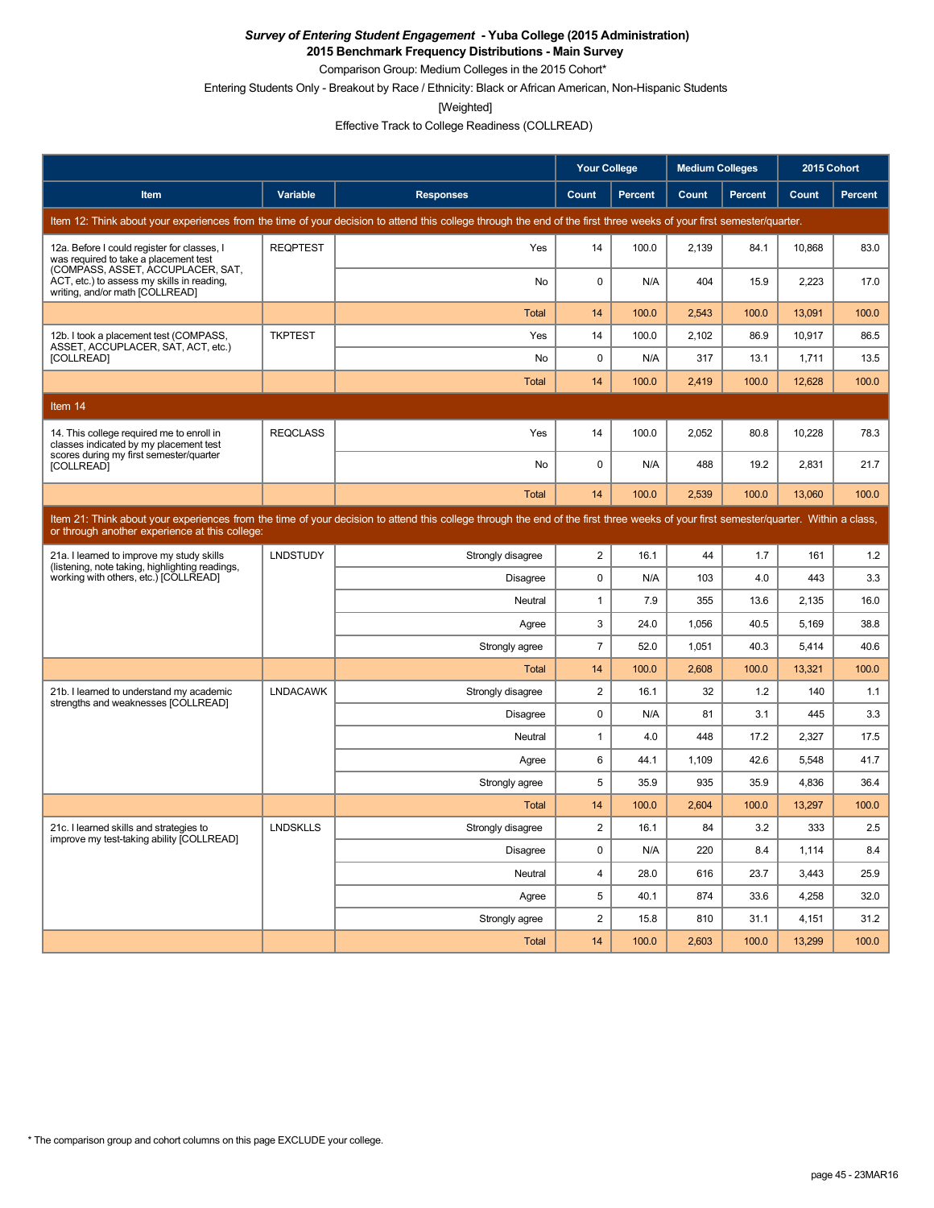***Survey of Entering Student Engagement* - Yuba College (2015 Administration)**

**2015 Benchmark Frequency Distributions - Main Survey**

Comparison Group: Medium Colleges in the 2015 Cohort*

Entering Students Only - Breakout by Race / Ethnicity: Black or African American, Non-Hispanic Students

[Weighted]

Effective Track to College Readiness (COLLREAD)

| | | | Your College | | Medium Colleges | | 2015 Cohort | |
|---|---|---|---|---|---|---|---|---|
| Item | Variable | Responses | Count | Percent | Count | Percent | Count | Percent |
| Item 12: Think about your experiences from the time of your decision to attend this college through the end of the first three weeks of your first semester/quarter. | | | | | | | | |
| 12a. Before I could register for classes, I was required to take a placement test (COMPASS, ASSET, ACCUPLACER, SAT, ACT, etc.) to assess my skills in reading, writing, and/or math [COLLREAD] | REQPTEST | Yes | 14 | 100.0 | 2,139 | 84.1 | 10,868 | 83.0 |
| | | No | 0 | N/A | 404 | 15.9 | 2,223 | 17.0 |
| | | Total | 14 | 100.0 | 2,543 | 100.0 | 13,091 | 100.0 |
| 12b. I took a placement test (COMPASS, ASSET, ACCUPLACER, SAT, ACT, etc.) [COLLREAD] | TKPTEST | Yes | 14 | 100.0 | 2,102 | 86.9 | 10,917 | 86.5 |
| | | No | 0 | N/A | 317 | 13.1 | 1,711 | 13.5 |
| | | Total | 14 | 100.0 | 2,419 | 100.0 | 12,628 | 100.0 |
| Item 14 | | | | | | | | |
| 14. This college required me to enroll in classes indicated by my placement test scores during my first semester/quarter [COLLREAD] | REQCLASS | Yes | 14 | 100.0 | 2,052 | 80.8 | 10,228 | 78.3 |
| | | No | 0 | N/A | 488 | 19.2 | 2,831 | 21.7 |
| | | Total | 14 | 100.0 | 2,539 | 100.0 | 13,060 | 100.0 |
| Item 21: Think about your experiences from the time of your decision to attend this college through the end of the first three weeks of your first semester/quarter. Within a class, or through another experience at this college: | | | | | | | | |
| 21a. I learned to improve my study skills (listening, note taking, highlighting readings, working with others, etc.) [COLLREAD] | LNDSTUDY | Strongly disagree | 2 | 16.1 | 44 | 1.7 | 161 | 1.2 |
| | | Disagree | 0 | N/A | 103 | 4.0 | 443 | 3.3 |
| | | Neutral | 1 | 7.9 | 355 | 13.6 | 2,135 | 16.0 |
| | | Agree | 3 | 24.0 | 1,056 | 40.5 | 5,169 | 38.8 |
| | | Strongly agree | 7 | 52.0 | 1,051 | 40.3 | 5,414 | 40.6 |
| | | Total | 14 | 100.0 | 2,608 | 100.0 | 13,321 | 100.0 |
| 21b. I learned to understand my academic strengths and weaknesses [COLLREAD] | LNDACAWK | Strongly disagree | 2 | 16.1 | 32 | 1.2 | 140 | 1.1 |
| | | Disagree | 0 | N/A | 81 | 3.1 | 445 | 3.3 |
| | | Neutral | 1 | 4.0 | 448 | 17.2 | 2,327 | 17.5 |
| | | Agree | 6 | 44.1 | 1,109 | 42.6 | 5,548 | 41.7 |
| | | Strongly agree | 5 | 35.9 | 935 | 35.9 | 4,836 | 36.4 |
| | | Total | 14 | 100.0 | 2,604 | 100.0 | 13,297 | 100.0 |
| 21c. I learned skills and strategies to improve my test-taking ability [COLLREAD] | LNDSKLLS | Strongly disagree | 2 | 16.1 | 84 | 3.2 | 333 | 2.5 |
| | | Disagree | 0 | N/A | 220 | 8.4 | 1,114 | 8.4 |
| | | Neutral | 4 | 28.0 | 616 | 23.7 | 3,443 | 25.9 |
| | | Agree | 5 | 40.1 | 874 | 33.6 | 4,258 | 32.0 |
| | | Strongly agree | 2 | 15.8 | 810 | 31.1 | 4,151 | 31.2 |
| | | Total | 14 | 100.0 | 2,603 | 100.0 | 13,299 | 100.0 |

* The comparison group and cohort columns on this page EXCLUDE your college.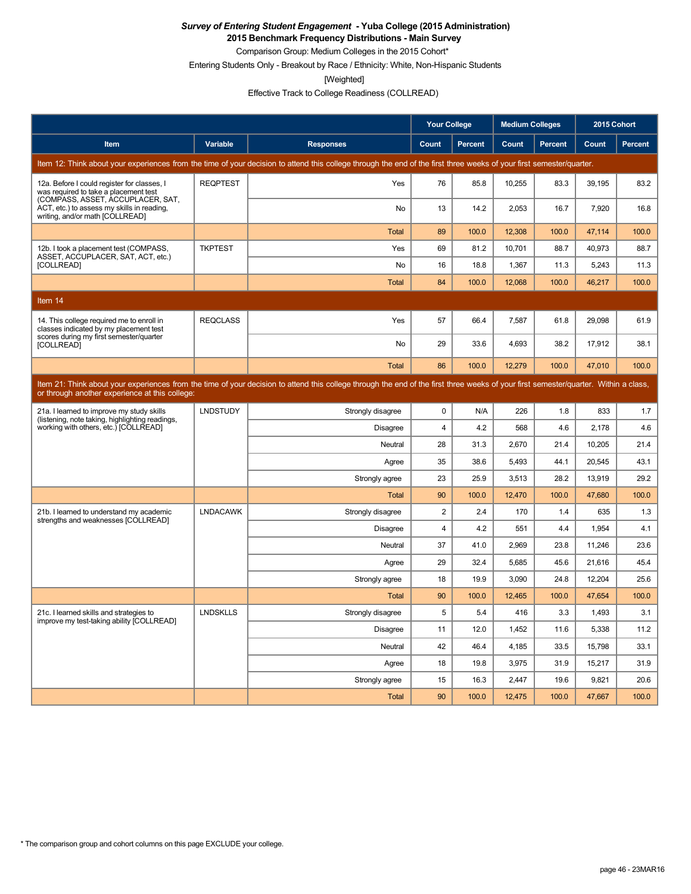***Survey of Entering Student Engagement* - Yuba College (2015 Administration)**

**2015 Benchmark Frequency Distributions - Main Survey**

Comparison Group: Medium Colleges in the 2015 Cohort*

Entering Students Only - Breakout by Race / Ethnicity: White, Non-Hispanic Students

[Weighted]

Effective Track to College Readiness (COLLREAD)

| | | | Your College | | Medium Colleges | | 2015 Cohort | |
|---|---|---|---|---|---|---|---|---|
| **Item** | **Variable** | **Responses** | **Count** | **Percent** | **Count** | **Percent** | **Count** | **Percent** |
| Item 12: Think about your experiences from the time of your decision to attend this college through the end of the first three weeks of your first semester/quarter. | | | | | | | | |
| 12a. Before I could register for classes, I was required to take a placement test (COMPASS, ASSET, ACCUPLACER, SAT, ACT, etc.) to assess my skills in reading, writing, and/or math [COLLREAD] | REQPTEST | Yes | 76 | 85.8 | 10,255 | 83.3 | 39,195 | 83.2 |
| | | No | 13 | 14.2 | 2,053 | 16.7 | 7,920 | 16.8 |
| | | Total | 89 | 100.0 | 12,308 | 100.0 | 47,114 | 100.0 |
| 12b. I took a placement test (COMPASS, ASSET, ACCUPLACER, SAT, ACT, etc.) [COLLREAD] | TKPTEST | Yes | 69 | 81.2 | 10,701 | 88.7 | 40,973 | 88.7 |
| | | No | 16 | 18.8 | 1,367 | 11.3 | 5,243 | 11.3 |
| | | Total | 84 | 100.0 | 12,068 | 100.0 | 46,217 | 100.0 |
| Item 14 | | | | | | | | |
| 14. This college required me to enroll in classes indicated by my placement test scores during my first semester/quarter [COLLREAD] | REQCLASS | Yes | 57 | 66.4 | 7,587 | 61.8 | 29,098 | 61.9 |
| | | No | 29 | 33.6 | 4,693 | 38.2 | 17,912 | 38.1 |
| | | Total | 86 | 100.0 | 12,279 | 100.0 | 47,010 | 100.0 |
| Item 21: Think about your experiences from the time of your decision to attend this college through the end of the first three weeks of your first semester/quarter. Within a class, or through another experience at this college: | | | | | | | | |
| 21a. I learned to improve my study skills (listening, note taking, highlighting readings, working with others, etc.) [COLLREAD] | LNDSTUDY | Strongly disagree | 0 | N/A | 226 | 1.8 | 833 | 1.7 |
| | | Disagree | 4 | 4.2 | 568 | 4.6 | 2,178 | 4.6 |
| | | Neutral | 28 | 31.3 | 2,670 | 21.4 | 10,205 | 21.4 |
| | | Agree | 35 | 38.6 | 5,493 | 44.1 | 20,545 | 43.1 |
| | | Strongly agree | 23 | 25.9 | 3,513 | 28.2 | 13,919 | 29.2 |
| | | Total | 90 | 100.0 | 12,470 | 100.0 | 47,680 | 100.0 |
| 21b. I learned to understand my academic strengths and weaknesses [COLLREAD] | LNDACAWK | Strongly disagree | 2 | 2.4 | 170 | 1.4 | 635 | 1.3 |
| | | Disagree | 4 | 4.2 | 551 | 4.4 | 1,954 | 4.1 |
| | | Neutral | 37 | 41.0 | 2,969 | 23.8 | 11,246 | 23.6 |
| | | Agree | 29 | 32.4 | 5,685 | 45.6 | 21,616 | 45.4 |
| | | Strongly agree | 18 | 19.9 | 3,090 | 24.8 | 12,204 | 25.6 |
| | | Total | 90 | 100.0 | 12,465 | 100.0 | 47,654 | 100.0 |
| 21c. I learned skills and strategies to improve my test-taking ability [COLLREAD] | LNDSKLLS | Strongly disagree | 5 | 5.4 | 416 | 3.3 | 1,493 | 3.1 |
| | | Disagree | 11 | 12.0 | 1,452 | 11.6 | 5,338 | 11.2 |
| | | Neutral | 42 | 46.4 | 4,185 | 33.5 | 15,798 | 33.1 |
| | | Agree | 18 | 19.8 | 3,975 | 31.9 | 15,217 | 31.9 |
| | | Strongly agree | 15 | 16.3 | 2,447 | 19.6 | 9,821 | 20.6 |
| | | Total | 90 | 100.0 | 12,475 | 100.0 | 47,667 | 100.0 |

* The comparison group and cohort columns on this page EXCLUDE your college.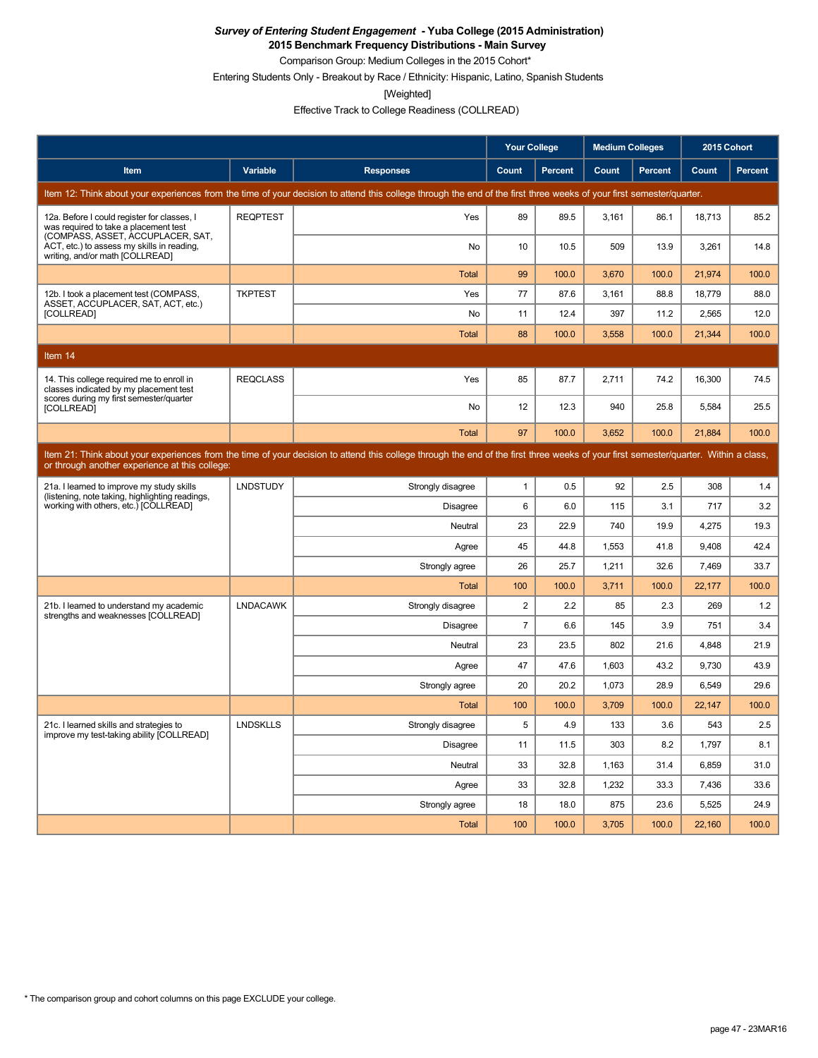***Survey of Entering Student Engagement* - Yuba College (2015 Administration)**
**2015 Benchmark Frequency Distributions - Main Survey**

Comparison Group: Medium Colleges in the 2015 Cohort*

Entering Students Only - Breakout by Race / Ethnicity: Hispanic, Latino, Spanish Students

[Weighted]

Effective Track to College Readiness (COLLREAD)

| | | | Your College | | Medium Colleges | | 2015 Cohort | |
|---|---|---|---|---|---|---|---|---|
| **Item** | **Variable** | **Responses** | **Count** | **Percent** | **Count** | **Percent** | **Count** | **Percent** |
| Item 12: Think about your experiences from the time of your decision to attend this college through the end of the first three weeks of your first semester/quarter. | | | | | | | | |
| 12a. Before I could register for classes, I was required to take a placement test (COMPASS, ASSET, ACCUPLACER, SAT, ACT, etc.) to assess my skills in reading, writing, and/or math [COLLREAD] | REQPTEST | Yes | 89 | 89.5 | 3,161 | 86.1 | 18,713 | 85.2 |
| | | No | 10 | 10.5 | 509 | 13.9 | 3,261 | 14.8 |
| | | Total | 99 | 100.0 | 3,670 | 100.0 | 21,974 | 100.0 |
| 12b. I took a placement test (COMPASS, ASSET, ACCUPLACER, SAT, ACT, etc.) [COLLREAD] | TKPTEST | Yes | 77 | 87.6 | 3,161 | 88.8 | 18,779 | 88.0 |
| | | No | 11 | 12.4 | 397 | 11.2 | 2,565 | 12.0 |
| | | Total | 88 | 100.0 | 3,558 | 100.0 | 21,344 | 100.0 |
| Item 14 | | | | | | | | |
| 14. This college required me to enroll in classes indicated by my placement test scores during my first semester/quarter [COLLREAD] | REQCLASS | Yes | 85 | 87.7 | 2,711 | 74.2 | 16,300 | 74.5 |
| | | No | 12 | 12.3 | 940 | 25.8 | 5,584 | 25.5 |
| | | Total | 97 | 100.0 | 3,652 | 100.0 | 21,884 | 100.0 |
| Item 21: Think about your experiences from the time of your decision to attend this college through the end of the first three weeks of your first semester/quarter. Within a class, or through another experience at this college: | | | | | | | | |
| 21a. I learned to improve my study skills (listening, note taking, highlighting readings, working with others, etc.) [COLLREAD] | LNDSTUDY | Strongly disagree | 1 | 0.5 | 92 | 2.5 | 308 | 1.4 |
| | | Disagree | 6 | 6.0 | 115 | 3.1 | 717 | 3.2 |
| | | Neutral | 23 | 22.9 | 740 | 19.9 | 4,275 | 19.3 |
| | | Agree | 45 | 44.8 | 1,553 | 41.8 | 9,408 | 42.4 |
| | | Strongly agree | 26 | 25.7 | 1,211 | 32.6 | 7,469 | 33.7 |
| | | Total | 100 | 100.0 | 3,711 | 100.0 | 22,177 | 100.0 |
| 21b. I learned to understand my academic strengths and weaknesses [COLLREAD] | LNDACAWK | Strongly disagree | 2 | 2.2 | 85 | 2.3 | 269 | 1.2 |
| | | Disagree | 7 | 6.6 | 145 | 3.9 | 751 | 3.4 |
| | | Neutral | 23 | 23.5 | 802 | 21.6 | 4,848 | 21.9 |
| | | Agree | 47 | 47.6 | 1,603 | 43.2 | 9,730 | 43.9 |
| | | Strongly agree | 20 | 20.2 | 1,073 | 28.9 | 6,549 | 29.6 |
| | | Total | 100 | 100.0 | 3,709 | 100.0 | 22,147 | 100.0 |
| 21c. I learned skills and strategies to improve my test-taking ability [COLLREAD] | LNDSKLLS | Strongly disagree | 5 | 4.9 | 133 | 3.6 | 543 | 2.5 |
| | | Disagree | 11 | 11.5 | 303 | 8.2 | 1,797 | 8.1 |
| | | Neutral | 33 | 32.8 | 1,163 | 31.4 | 6,859 | 31.0 |
| | | Agree | 33 | 32.8 | 1,232 | 33.3 | 7,436 | 33.6 |
| | | Strongly agree | 18 | 18.0 | 875 | 23.6 | 5,525 | 24.9 |
| | | Total | 100 | 100.0 | 3,705 | 100.0 | 22,160 | 100.0 |

\* The comparison group and cohort columns on this page EXCLUDE your college.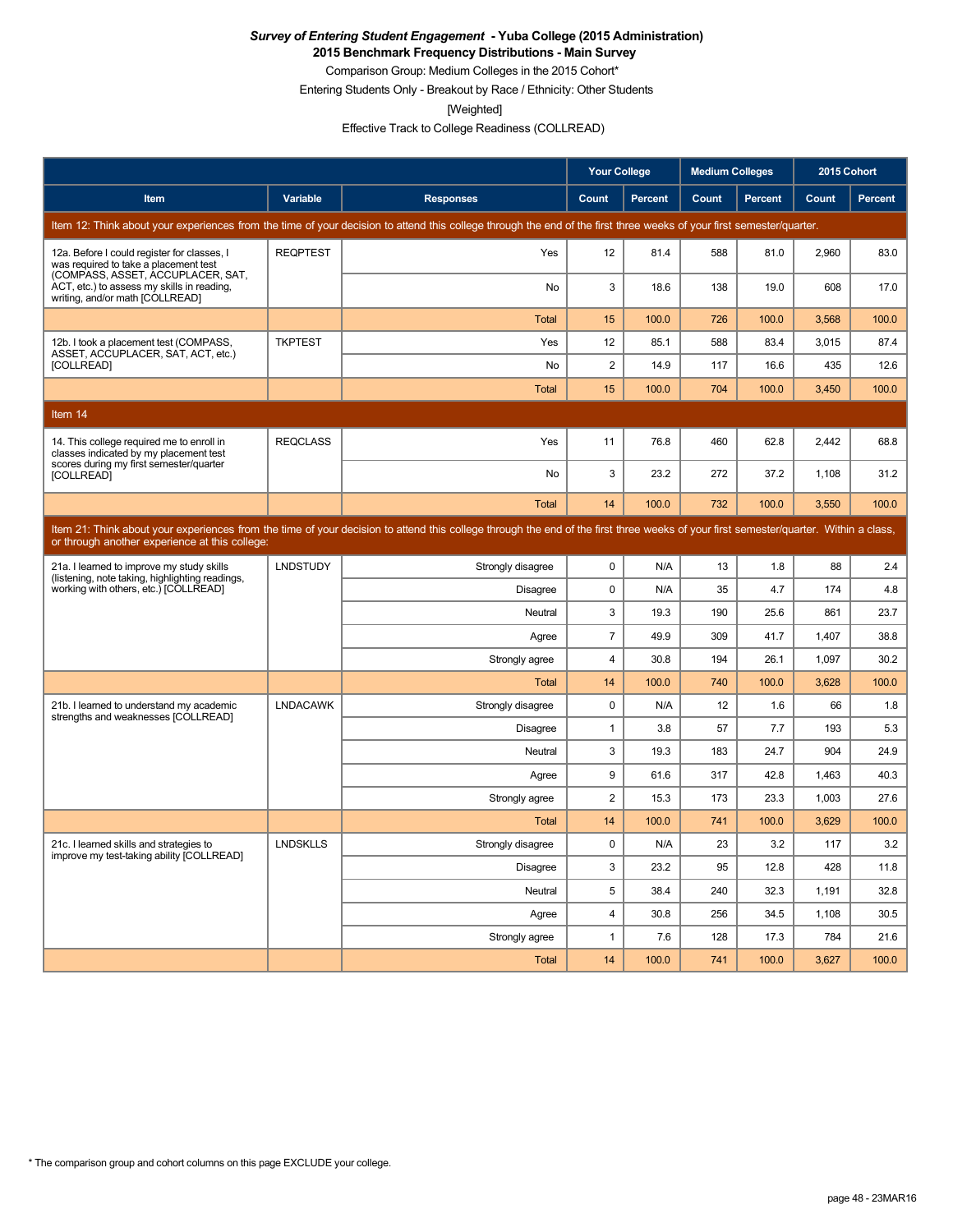***Survey of Entering Student Engagement* - Yuba College (2015 Administration)**
**2015 Benchmark Frequency Distributions - Main Survey**
Comparison Group: Medium Colleges in the 2015 Cohort*
Entering Students Only - Breakout by Race / Ethnicity: Other Students
[Weighted]
Effective Track to College Readiness (COLLREAD)

| | | | Your College | | Medium Colleges | | 2015 Cohort | |
|---|---|---|---|---|---|---|---|---|
| **Item** | **Variable** | **Responses** | **Count** | **Percent** | **Count** | **Percent** | **Count** | **Percent** |
| Item 12: Think about your experiences from the time of your decision to attend this college through the end of the first three weeks of your first semester/quarter. | | | | | | | | |
| 12a. Before I could register for classes, I was required to take a placement test (COMPASS, ASSET, ACCUPLACER, SAT, ACT, etc.) to assess my skills in reading, writing, and/or math [COLLREAD] | REQPTEST | Yes | 12 | 81.4 | 588 | 81.0 | 2,960 | 83.0 |
| | | No | 3 | 18.6 | 138 | 19.0 | 608 | 17.0 |
| | | Total | 15 | 100.0 | 726 | 100.0 | 3,568 | 100.0 |
| 12b. I took a placement test (COMPASS, ASSET, ACCUPLACER, SAT, ACT, etc.) [COLLREAD] | TKPTEST | Yes | 12 | 85.1 | 588 | 83.4 | 3,015 | 87.4 |
| | | No | 2 | 14.9 | 117 | 16.6 | 435 | 12.6 |
| | | Total | 15 | 100.0 | 704 | 100.0 | 3,450 | 100.0 |
| Item 14 | | | | | | | | |
| 14. This college required me to enroll in classes indicated by my placement test scores during my first semester/quarter [COLLREAD] | REQCLASS | Yes | 11 | 76.8 | 460 | 62.8 | 2,442 | 68.8 |
| | | No | 3 | 23.2 | 272 | 37.2 | 1,108 | 31.2 |
| | | Total | 14 | 100.0 | 732 | 100.0 | 3,550 | 100.0 |
| Item 21: Think about your experiences from the time of your decision to attend this college through the end of the first three weeks of your first semester/quarter. Within a class, or through another experience at this college: | | | | | | | | |
| 21a. I learned to improve my study skills (listening, note taking, highlighting readings, working with others, etc.) [COLLREAD] | LNDSTUDY | Strongly disagree | 0 | N/A | 13 | 1.8 | 88 | 2.4 |
| | | Disagree | 0 | N/A | 35 | 4.7 | 174 | 4.8 |
| | | Neutral | 3 | 19.3 | 190 | 25.6 | 861 | 23.7 |
| | | Agree | 7 | 49.9 | 309 | 41.7 | 1,407 | 38.8 |
| | | Strongly agree | 4 | 30.8 | 194 | 26.1 | 1,097 | 30.2 |
| | | Total | 14 | 100.0 | 740 | 100.0 | 3,628 | 100.0 |
| 21b. I learned to understand my academic strengths and weaknesses [COLLREAD] | LNDACAWK | Strongly disagree | 0 | N/A | 12 | 1.6 | 66 | 1.8 |
| | | Disagree | 1 | 3.8 | 57 | 7.7 | 193 | 5.3 |
| | | Neutral | 3 | 19.3 | 183 | 24.7 | 904 | 24.9 |
| | | Agree | 9 | 61.6 | 317 | 42.8 | 1,463 | 40.3 |
| | | Strongly agree | 2 | 15.3 | 173 | 23.3 | 1,003 | 27.6 |
| | | Total | 14 | 100.0 | 741 | 100.0 | 3,629 | 100.0 |
| 21c. I learned skills and strategies to improve my test-taking ability [COLLREAD] | LNDSKLLS | Strongly disagree | 0 | N/A | 23 | 3.2 | 117 | 3.2 |
| | | Disagree | 3 | 23.2 | 95 | 12.8 | 428 | 11.8 |
| | | Neutral | 5 | 38.4 | 240 | 32.3 | 1,191 | 32.8 |
| | | Agree | 4 | 30.8 | 256 | 34.5 | 1,108 | 30.5 |
| | | Strongly agree | 1 | 7.6 | 128 | 17.3 | 784 | 21.6 |
| | | Total | 14 | 100.0 | 741 | 100.0 | 3,627 | 100.0 |

* The comparison group and cohort columns on this page EXCLUDE your college.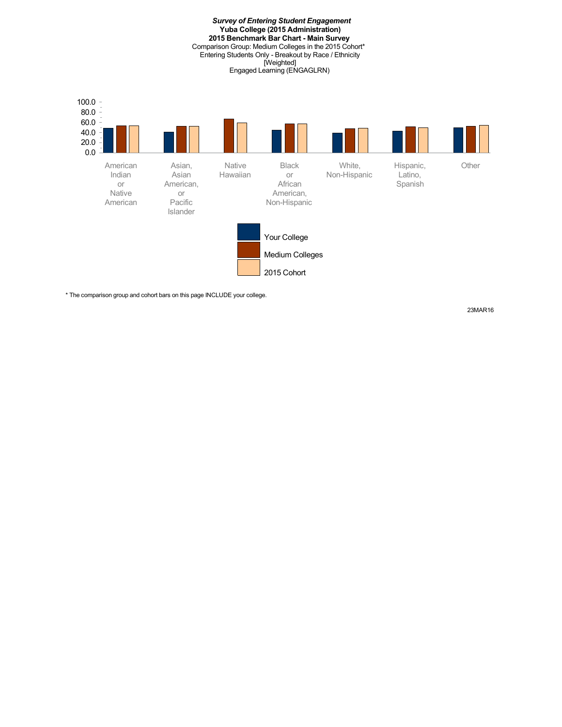***Survey of Entering Student Engagement***
**Yuba College (2015 Administration)**
**2015 Benchmark Bar Chart - Main Survey**
Comparison Group: Medium Colleges in the 2015 Cohort*
Entering Students Only - Breakout by Race / Ethnicity
[Weighted]
Engaged Learning (ENGAGLRN)

100.0
80.0
60.0
40.0
20.0
0.0

American Indian or Native American | Asian, Asian American, or Pacific Islander | Native Hawaiian | Black or African American, Non-Hispanic | White, Non-Hispanic | Hispanic, Latino, Spanish | Other

Your College
Medium Colleges
2015 Cohort

* The comparison group and cohort bars on this page INCLUDE your college.

23MAR16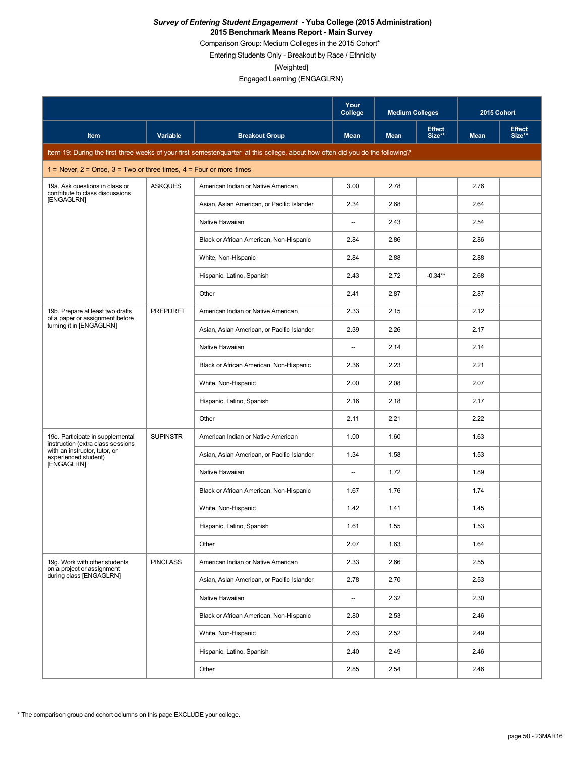*Survey of Entering Student Engagement* **- Yuba College (2015 Administration)**

**2015 Benchmark Means Report - Main Survey**

Comparison Group: Medium Colleges in the 2015 Cohort*

Entering Students Only - Breakout by Race / Ethnicity

[Weighted]

Engaged Learning (ENGAGLRN)

| | | | Your College | Medium Colleges | | 2015 Cohort | |
|---|---|---|---|---|---|---|---|
| Item | Variable | Breakout Group | Mean | Mean | Effect Size** | Mean | Effect Size** |
| Item 19: During the first three weeks of your first semester/quarter at this college, about how often did you do the following? | | | | | | | |
| 1 = Never, 2 = Once, 3 = Two or three times, 4 = Four or more times | | | | | | | |
| 19a. Ask questions in class or contribute to class discussions [ENGAGLRN] | ASKQUES | American Indian or Native American | 3.00 | 2.78 | | 2.76 | |
| | | Asian, Asian American, or Pacific Islander | 2.34 | 2.68 | | 2.64 | |
| | | Native Hawaiian | -- | 2.43 | | 2.54 | |
| | | Black or African American, Non-Hispanic | 2.84 | 2.86 | | 2.86 | |
| | | White, Non-Hispanic | 2.84 | 2.88 | | 2.88 | |
| | | Hispanic, Latino, Spanish | 2.43 | 2.72 | -0.34** | 2.68 | |
| | | Other | 2.41 | 2.87 | | 2.87 | |
| 19b. Prepare at least two drafts of a paper or assignment before turning it in [ENGAGLRN] | PREPDRFT | American Indian or Native American | 2.33 | 2.15 | | 2.12 | |
| | | Asian, Asian American, or Pacific Islander | 2.39 | 2.26 | | 2.17 | |
| | | Native Hawaiian | -- | 2.14 | | 2.14 | |
| | | Black or African American, Non-Hispanic | 2.36 | 2.23 | | 2.21 | |
| | | White, Non-Hispanic | 2.00 | 2.08 | | 2.07 | |
| | | Hispanic, Latino, Spanish | 2.16 | 2.18 | | 2.17 | |
| | | Other | 2.11 | 2.21 | | 2.22 | |
| 19e. Participate in supplemental instruction (extra class sessions with an instructor, tutor, or experienced student) [ENGAGLRN] | SUPINSTR | American Indian or Native American | 1.00 | 1.60 | | 1.63 | |
| | | Asian, Asian American, or Pacific Islander | 1.34 | 1.58 | | 1.53 | |
| | | Native Hawaiian | -- | 1.72 | | 1.89 | |
| | | Black or African American, Non-Hispanic | 1.67 | 1.76 | | 1.74 | |
| | | White, Non-Hispanic | 1.42 | 1.41 | | 1.45 | |
| | | Hispanic, Latino, Spanish | 1.61 | 1.55 | | 1.53 | |
| | | Other | 2.07 | 1.63 | | 1.64 | |
| 19g. Work with other students on a project or assignment during class [ENGAGLRN] | PINCLASS | American Indian or Native American | 2.33 | 2.66 | | 2.55 | |
| | | Asian, Asian American, or Pacific Islander | 2.78 | 2.70 | | 2.53 | |
| | | Native Hawaiian | -- | 2.32 | | 2.30 | |
| | | Black or African American, Non-Hispanic | 2.80 | 2.53 | | 2.46 | |
| | | White, Non-Hispanic | 2.63 | 2.52 | | 2.49 | |
| | | Hispanic, Latino, Spanish | 2.40 | 2.49 | | 2.46 | |
| | | Other | 2.85 | 2.54 | | 2.46 | |

* The comparison group and cohort columns on this page EXCLUDE your college.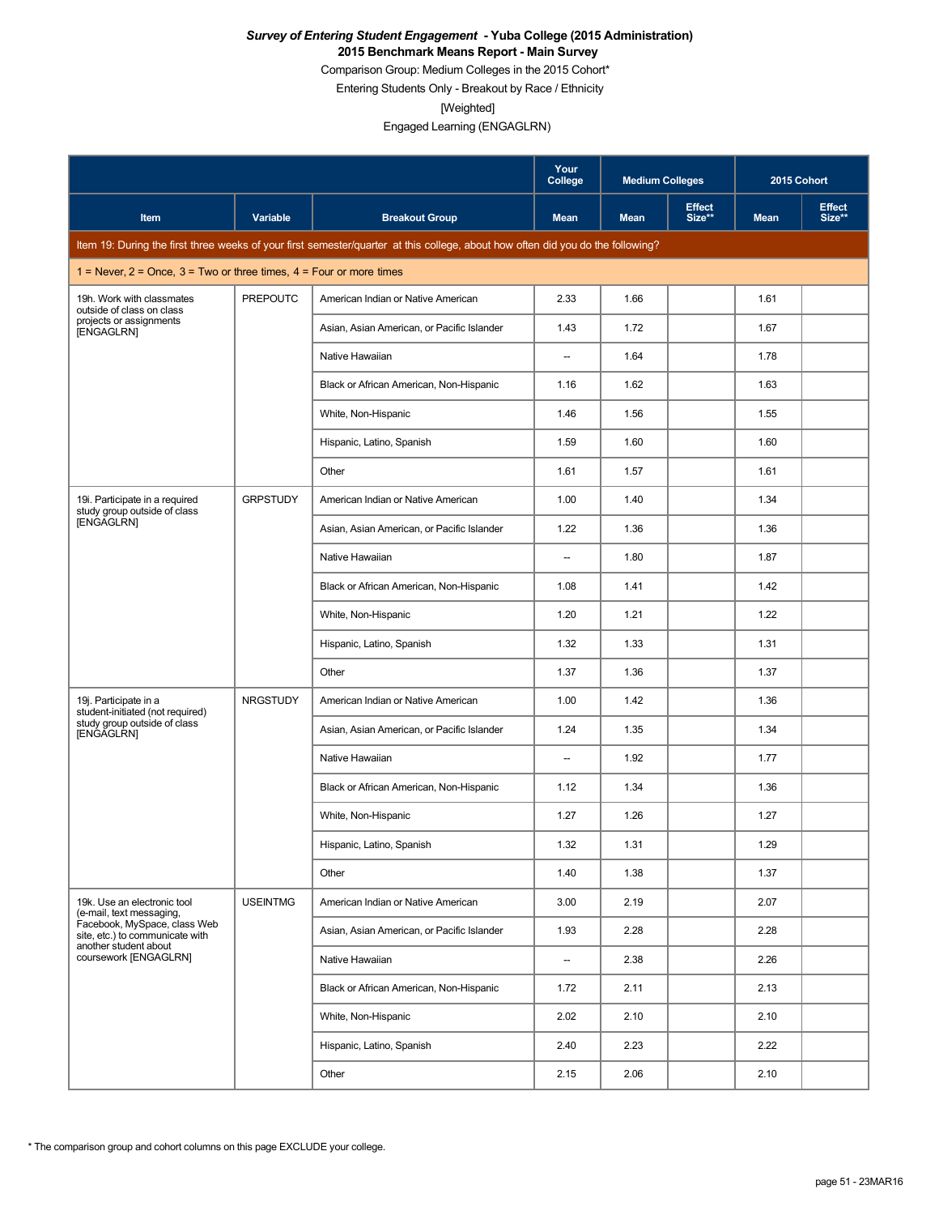***Survey of Entering Student Engagement* - Yuba College (2015 Administration)**
**2015 Benchmark Means Report - Main Survey**
Comparison Group: Medium Colleges in the 2015 Cohort*
Entering Students Only - Breakout by Race / Ethnicity
[Weighted]
Engaged Learning (ENGAGLRN)

| Item | Variable | Breakout Group | Your College | Medium Colleges | | 2015 Cohort | |
|---|---|---|---|---|---|---|---|
| | | | Mean | Mean | Effect Size** | Mean | Effect Size** |
| Item 19: During the first three weeks of your first semester/quarter at this college, about how often did you do the following? | | | | | | | |
| 1 = Never, 2 = Once, 3 = Two or three times, 4 = Four or more times | | | | | | | |
| 19h. Work with classmates outside of class on class projects or assignments [ENGAGLRN] | PREPOUTC | American Indian or Native American | 2.33 | 1.66 | | 1.61 | |
| | | Asian, Asian American, or Pacific Islander | 1.43 | 1.72 | | 1.67 | |
| | | Native Hawaiian | -- | 1.64 | | 1.78 | |
| | | Black or African American, Non-Hispanic | 1.16 | 1.62 | | 1.63 | |
| | | White, Non-Hispanic | 1.46 | 1.56 | | 1.55 | |
| | | Hispanic, Latino, Spanish | 1.59 | 1.60 | | 1.60 | |
| | | Other | 1.61 | 1.57 | | 1.61 | |
| 19i. Participate in a required study group outside of class [ENGAGLRN] | GRPSTUDY | American Indian or Native American | 1.00 | 1.40 | | 1.34 | |
| | | Asian, Asian American, or Pacific Islander | 1.22 | 1.36 | | 1.36 | |
| | | Native Hawaiian | -- | 1.80 | | 1.87 | |
| | | Black or African American, Non-Hispanic | 1.08 | 1.41 | | 1.42 | |
| | | White, Non-Hispanic | 1.20 | 1.21 | | 1.22 | |
| | | Hispanic, Latino, Spanish | 1.32 | 1.33 | | 1.31 | |
| | | Other | 1.37 | 1.36 | | 1.37 | |
| 19j. Participate in a student-initiated (not required) study group outside of class [ENGAGLRN] | NRGSTUDY | American Indian or Native American | 1.00 | 1.42 | | 1.36 | |
| | | Asian, Asian American, or Pacific Islander | 1.24 | 1.35 | | 1.34 | |
| | | Native Hawaiian | -- | 1.92 | | 1.77 | |
| | | Black or African American, Non-Hispanic | 1.12 | 1.34 | | 1.36 | |
| | | White, Non-Hispanic | 1.27 | 1.26 | | 1.27 | |
| | | Hispanic, Latino, Spanish | 1.32 | 1.31 | | 1.29 | |
| | | Other | 1.40 | 1.38 | | 1.37 | |
| 19k. Use an electronic tool (e-mail, text messaging, Facebook, MySpace, class Web site, etc.) to communicate with another student about coursework [ENGAGLRN] | USEINTMG | American Indian or Native American | 3.00 | 2.19 | | 2.07 | |
| | | Asian, Asian American, or Pacific Islander | 1.93 | 2.28 | | 2.28 | |
| | | Native Hawaiian | -- | 2.38 | | 2.26 | |
| | | Black or African American, Non-Hispanic | 1.72 | 2.11 | | 2.13 | |
| | | White, Non-Hispanic | 2.02 | 2.10 | | 2.10 | |
| | | Hispanic, Latino, Spanish | 2.40 | 2.23 | | 2.22 | |
| | | Other | 2.15 | 2.06 | | 2.10 | |

* The comparison group and cohort columns on this page EXCLUDE your college.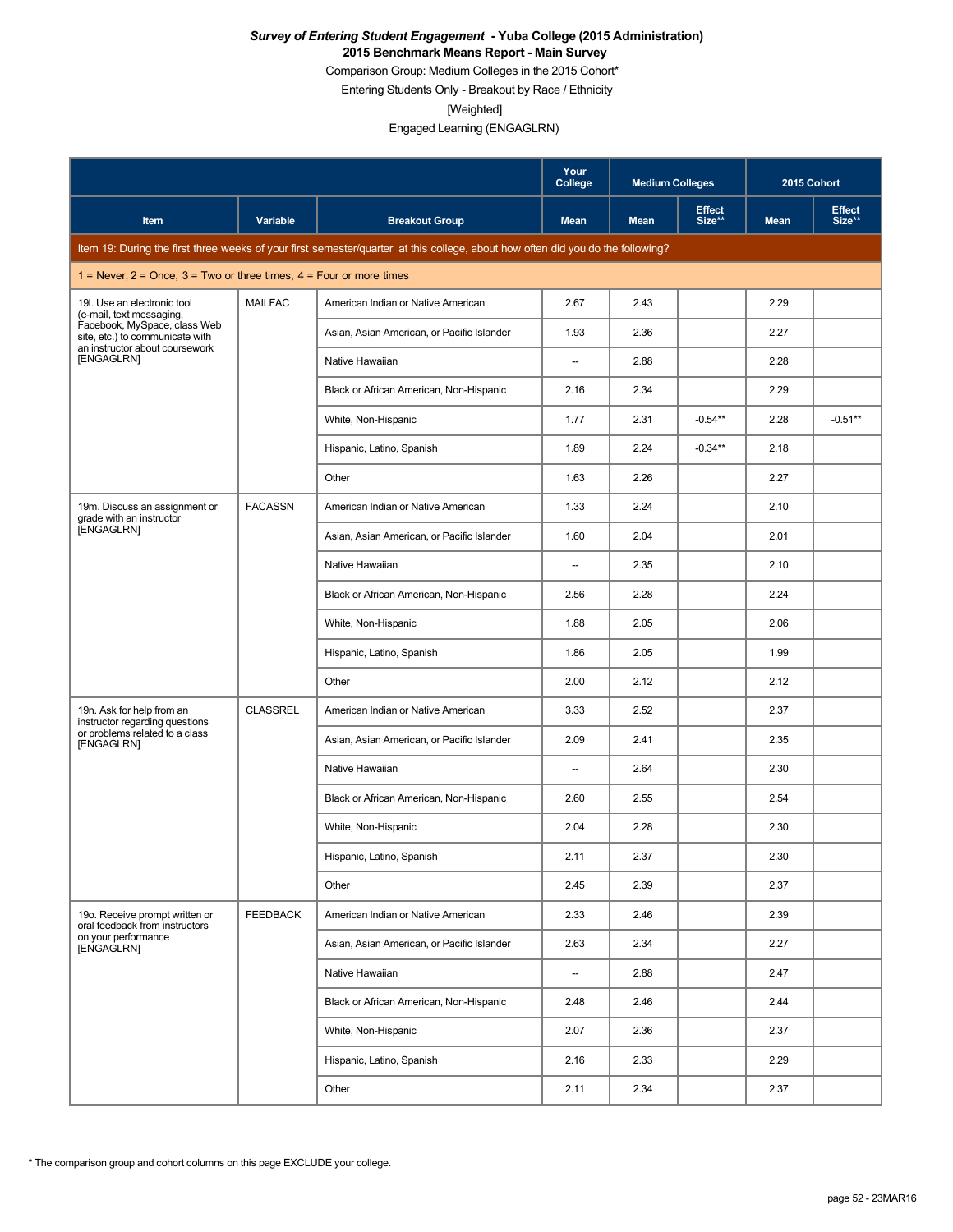***Survey of Entering Student Engagement* - Yuba College (2015 Administration)**

**2015 Benchmark Means Report - Main Survey**

Comparison Group: Medium Colleges in the 2015 Cohort*

Entering Students Only - Breakout by Race / Ethnicity

[Weighted]

Engaged Learning (ENGAGLRN)

| | | | Your College | Medium Colleges | | 2015 Cohort | |
|---|---|---|---|---|---|---|---|
| Item | Variable | Breakout Group | Mean | Mean | Effect Size** | Mean | Effect Size** |
| Item 19: During the first three weeks of your first semester/quarter at this college, about how often did you do the following? | | | | | | | |
| 1 = Never, 2 = Once, 3 = Two or three times, 4 = Four or more times | | | | | | | |
| 19l. Use an electronic tool (e-mail, text messaging, Facebook, MySpace, class Web site, etc.) to communicate with an instructor about coursework [ENGAGLRN] | MAILFAC | American Indian or Native American | 2.67 | 2.43 | | 2.29 | |
| | | Asian, Asian American, or Pacific Islander | 1.93 | 2.36 | | 2.27 | |
| | | Native Hawaiian | -- | 2.88 | | 2.28 | |
| | | Black or African American, Non-Hispanic | 2.16 | 2.34 | | 2.29 | |
| | | White, Non-Hispanic | 1.77 | 2.31 | -0.54** | 2.28 | -0.51** |
| | | Hispanic, Latino, Spanish | 1.89 | 2.24 | -0.34** | 2.18 | |
| | | Other | 1.63 | 2.26 | | 2.27 | |
| 19m. Discuss an assignment or grade with an instructor [ENGAGLRN] | FACASSN | American Indian or Native American | 1.33 | 2.24 | | 2.10 | |
| | | Asian, Asian American, or Pacific Islander | 1.60 | 2.04 | | 2.01 | |
| | | Native Hawaiian | -- | 2.35 | | 2.10 | |
| | | Black or African American, Non-Hispanic | 2.56 | 2.28 | | 2.24 | |
| | | White, Non-Hispanic | 1.88 | 2.05 | | 2.06 | |
| | | Hispanic, Latino, Spanish | 1.86 | 2.05 | | 1.99 | |
| | | Other | 2.00 | 2.12 | | 2.12 | |
| 19n. Ask for help from an instructor regarding questions or problems related to a class [ENGAGLRN] | CLASSREL | American Indian or Native American | 3.33 | 2.52 | | 2.37 | |
| | | Asian, Asian American, or Pacific Islander | 2.09 | 2.41 | | 2.35 | |
| | | Native Hawaiian | -- | 2.64 | | 2.30 | |
| | | Black or African American, Non-Hispanic | 2.60 | 2.55 | | 2.54 | |
| | | White, Non-Hispanic | 2.04 | 2.28 | | 2.30 | |
| | | Hispanic, Latino, Spanish | 2.11 | 2.37 | | 2.30 | |
| | | Other | 2.45 | 2.39 | | 2.37 | |
| 19o. Receive prompt written or oral feedback from instructors on your performance [ENGAGLRN] | FEEDBACK | American Indian or Native American | 2.33 | 2.46 | | 2.39 | |
| | | Asian, Asian American, or Pacific Islander | 2.63 | 2.34 | | 2.27 | |
| | | Native Hawaiian | -- | 2.88 | | 2.47 | |
| | | Black or African American, Non-Hispanic | 2.48 | 2.46 | | 2.44 | |
| | | White, Non-Hispanic | 2.07 | 2.36 | | 2.37 | |
| | | Hispanic, Latino, Spanish | 2.16 | 2.33 | | 2.29 | |
| | | Other | 2.11 | 2.34 | | 2.37 | |

* The comparison group and cohort columns on this page EXCLUDE your college.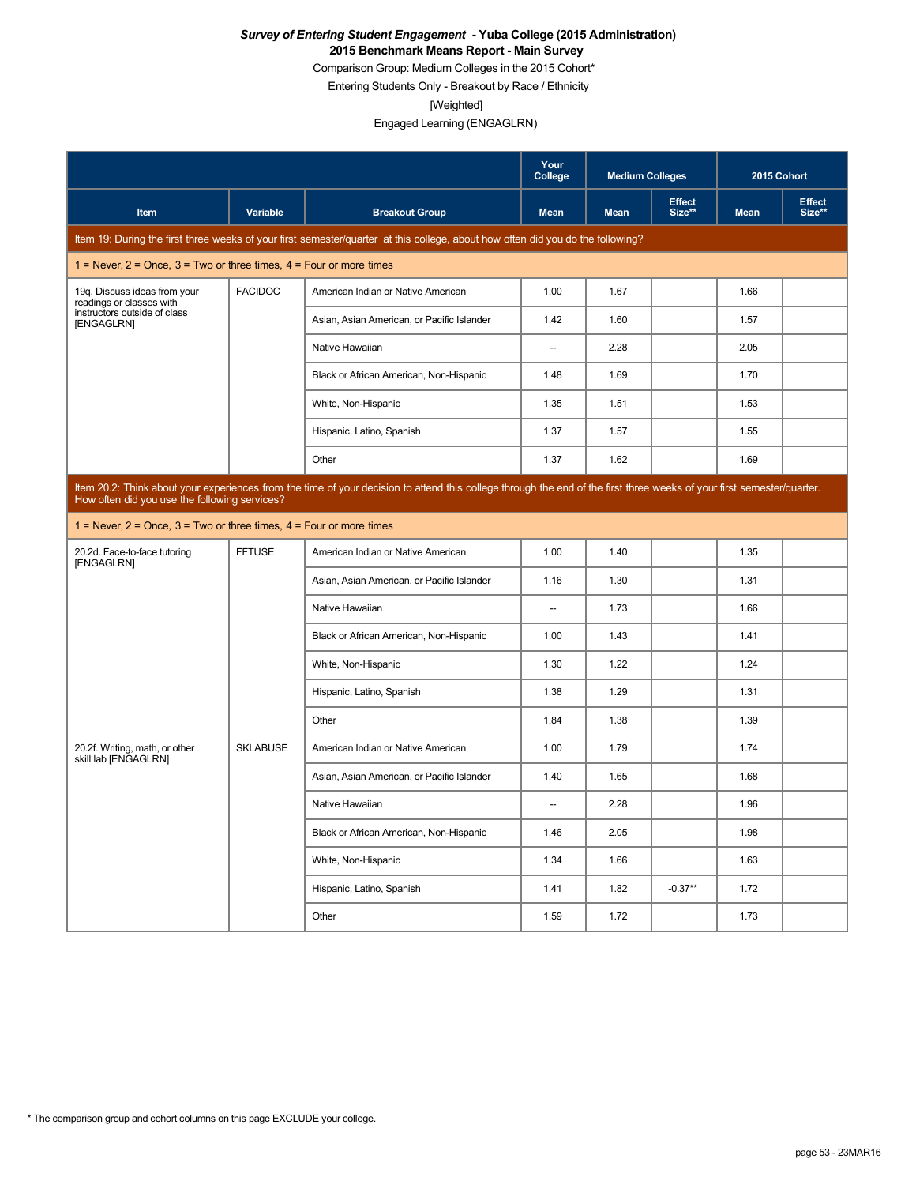***Survey of Entering Student Engagement* - Yuba College (2015 Administration)**
**2015 Benchmark Means Report - Main Survey**
Comparison Group: Medium Colleges in the 2015 Cohort*
Entering Students Only - Breakout by Race / Ethnicity
[Weighted]
Engaged Learning (ENGAGLRN)

| Item | Variable | Breakout Group | Your College Mean | Medium Colleges Mean | Medium Colleges Effect Size** | 2015 Cohort Mean | 2015 Cohort Effect Size** |
|---|---|---|---|---|---|---|---|
| **Item 19: During the first three weeks of your first semester/quarter at this college, about how often did you do the following?** | | | | | | | |
| 1 = Never, 2 = Once, 3 = Two or three times, 4 = Four or more times | | | | | | | |
| 19q. Discuss ideas from your readings or classes with instructors outside of class [ENGAGLRN] | FACIDOC | American Indian or Native American | 1.00 | 1.67 | | 1.66 | |
| | | Asian, Asian American, or Pacific Islander | 1.42 | 1.60 | | 1.57 | |
| | | Native Hawaiian | -- | 2.28 | | 2.05 | |
| | | Black or African American, Non-Hispanic | 1.48 | 1.69 | | 1.70 | |
| | | White, Non-Hispanic | 1.35 | 1.51 | | 1.53 | |
| | | Hispanic, Latino, Spanish | 1.37 | 1.57 | | 1.55 | |
| | | Other | 1.37 | 1.62 | | 1.69 | |
| **Item 20.2: Think about your experiences from the time of your decision to attend this college through the end of the first three weeks of your first semester/quarter. How often did you use the following services?** | | | | | | | |
| 1 = Never, 2 = Once, 3 = Two or three times, 4 = Four or more times | | | | | | | |
| 20.2d. Face-to-face tutoring [ENGAGLRN] | FFTUSE | American Indian or Native American | 1.00 | 1.40 | | 1.35 | |
| | | Asian, Asian American, or Pacific Islander | 1.16 | 1.30 | | 1.31 | |
| | | Native Hawaiian | -- | 1.73 | | 1.66 | |
| | | Black or African American, Non-Hispanic | 1.00 | 1.43 | | 1.41 | |
| | | White, Non-Hispanic | 1.30 | 1.22 | | 1.24 | |
| | | Hispanic, Latino, Spanish | 1.38 | 1.29 | | 1.31 | |
| | | Other | 1.84 | 1.38 | | 1.39 | |
| 20.2f. Writing, math, or other skill lab [ENGAGLRN] | SKLABUSE | American Indian or Native American | 1.00 | 1.79 | | 1.74 | |
| | | Asian, Asian American, or Pacific Islander | 1.40 | 1.65 | | 1.68 | |
| | | Native Hawaiian | -- | 2.28 | | 1.96 | |
| | | Black or African American, Non-Hispanic | 1.46 | 2.05 | | 1.98 | |
| | | White, Non-Hispanic | 1.34 | 1.66 | | 1.63 | |
| | | Hispanic, Latino, Spanish | 1.41 | 1.82 | -0.37** | 1.72 | |
| | | Other | 1.59 | 1.72 | | 1.73 | |

* The comparison group and cohort columns on this page EXCLUDE your college.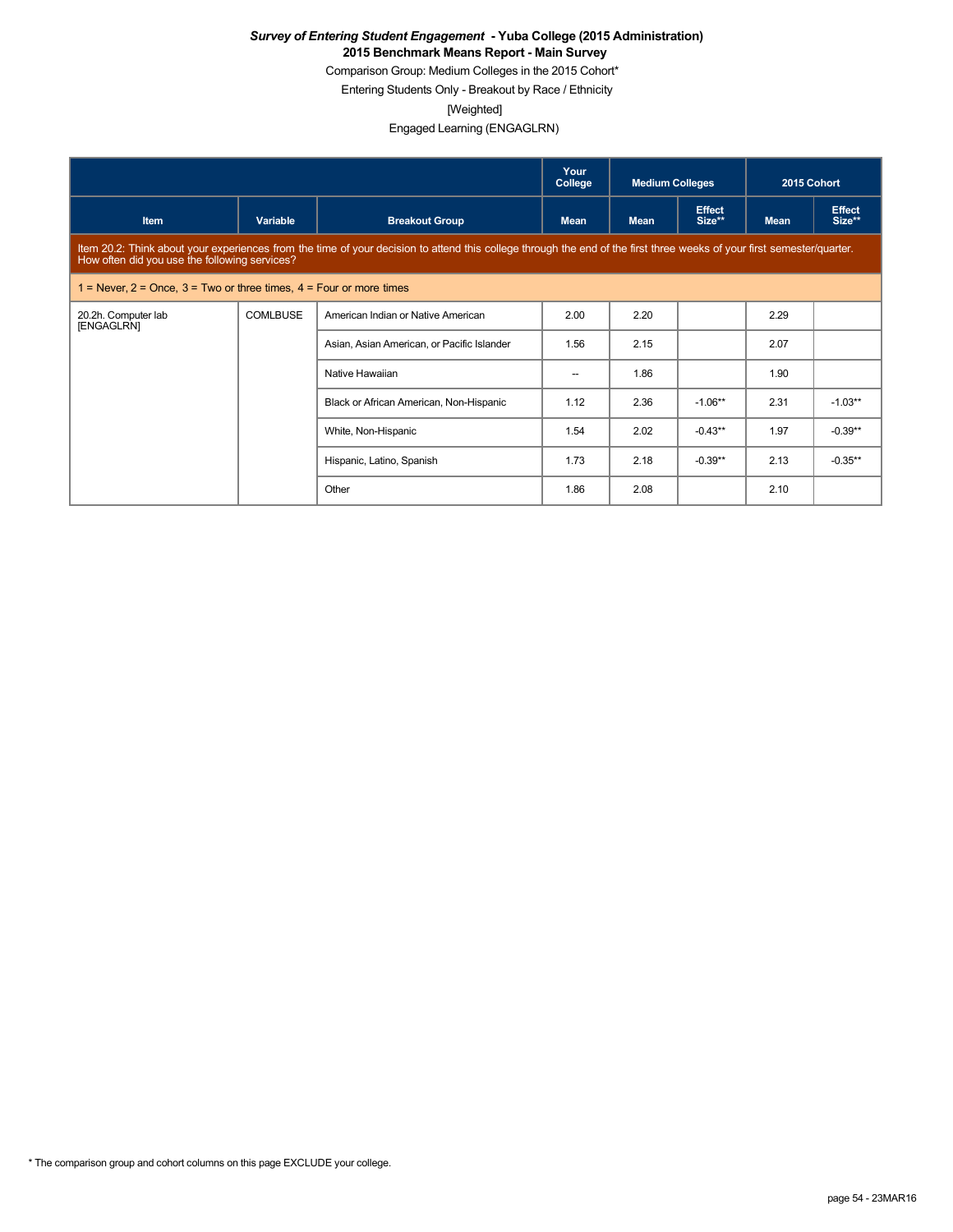***Survey of Entering Student Engagement* - Yuba College (2015 Administration)**
**2015 Benchmark Means Report - Main Survey**

Comparison Group: Medium Colleges in the 2015 Cohort*

Entering Students Only - Breakout by Race / Ethnicity

[Weighted]

Engaged Learning (ENGAGLRN)

| | | | Your College | Medium Colleges | | 2015 Cohort | |
|---|---|---|---|---|---|---|---|
| Item | Variable | Breakout Group | Mean | Mean | Effect Size** | Mean | Effect Size** |
| Item 20.2: Think about your experiences from the time of your decision to attend this college through the end of the first three weeks of your first semester/quarter. How often did you use the following services? | | | | | | | |
| 1 = Never, 2 = Once, 3 = Two or three times, 4 = Four or more times | | | | | | | |
| 20.2h. Computer lab [ENGAGLRN] | COMLBUSE | American Indian or Native American | 2.00 | 2.20 | | 2.29 | |
| | | Asian, Asian American, or Pacific Islander | 1.56 | 2.15 | | 2.07 | |
| | | Native Hawaiian | -- | 1.86 | | 1.90 | |
| | | Black or African American, Non-Hispanic | 1.12 | 2.36 | -1.06** | 2.31 | -1.03** |
| | | White, Non-Hispanic | 1.54 | 2.02 | -0.43** | 1.97 | -0.39** |
| | | Hispanic, Latino, Spanish | 1.73 | 2.18 | -0.39** | 2.13 | -0.35** |
| | | Other | 1.86 | 2.08 | | 2.10 | |

* The comparison group and cohort columns on this page EXCLUDE your college.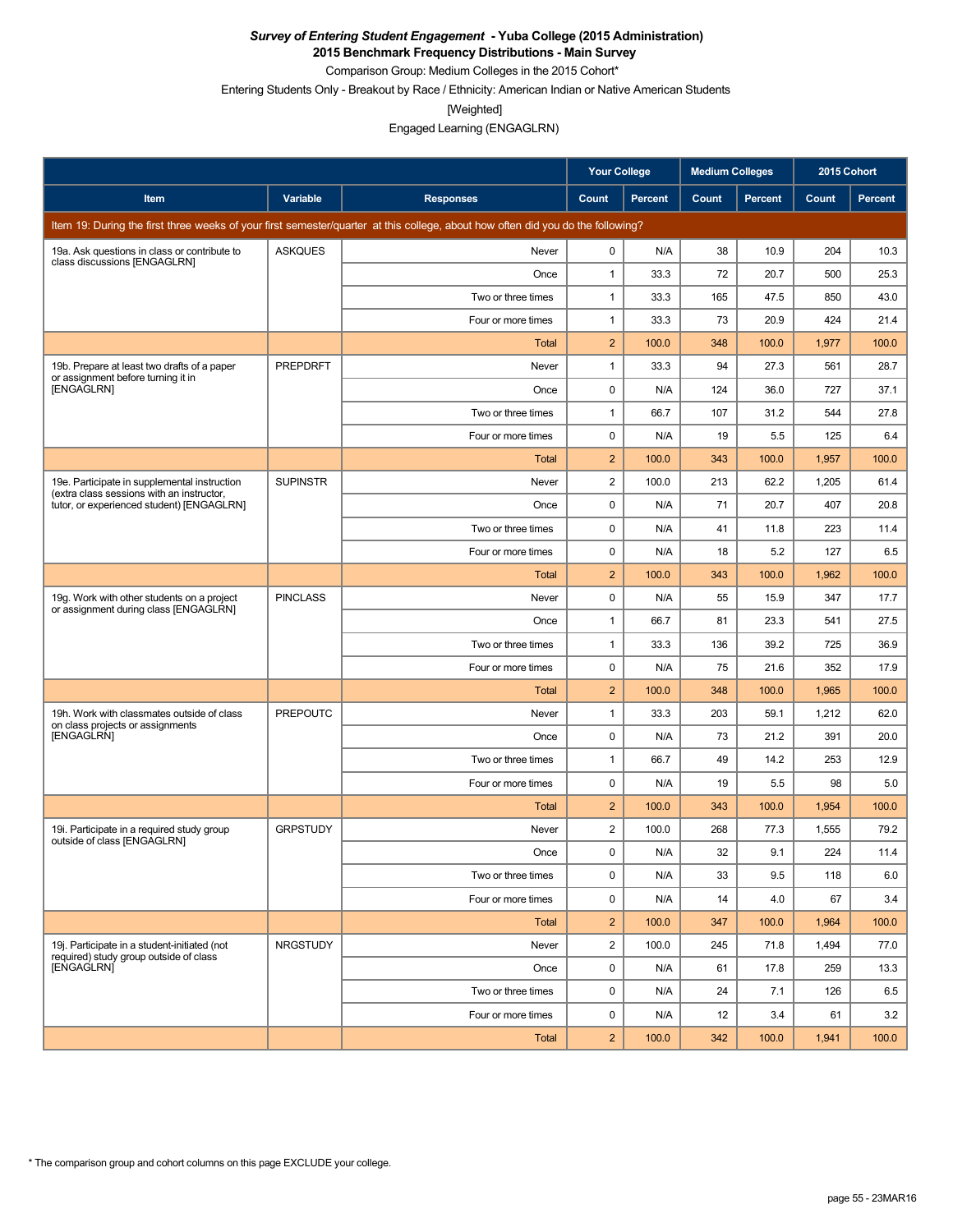***Survey of Entering Student Engagement* - Yuba College (2015 Administration)**
**2015 Benchmark Frequency Distributions - Main Survey**
Comparison Group: Medium Colleges in the 2015 Cohort*
Entering Students Only - Breakout by Race / Ethnicity: American Indian or Native American Students
[Weighted]
Engaged Learning (ENGAGLRN)

| Item | Variable | Responses | Your College | | Medium Colleges | | 2015 Cohort | |
|---|---|---|---|---|---|---|---|---|
| | | | Count | Percent | Count | Percent | Count | Percent |
| Item 19: During the first three weeks of your first semester/quarter at this college, about how often did you do the following? | | | | | | | | |
| 19a. Ask questions in class or contribute to class discussions [ENGAGLRN] | ASKQUES | Never | 0 | N/A | 38 | 10.9 | 204 | 10.3 |
| | | Once | 1 | 33.3 | 72 | 20.7 | 500 | 25.3 |
| | | Two or three times | 1 | 33.3 | 165 | 47.5 | 850 | 43.0 |
| | | Four or more times | 1 | 33.3 | 73 | 20.9 | 424 | 21.4 |
| | | Total | 2 | 100.0 | 348 | 100.0 | 1,977 | 100.0 |
| 19b. Prepare at least two drafts of a paper or assignment before turning it in [ENGAGLRN] | PREPDRFT | Never | 1 | 33.3 | 94 | 27.3 | 561 | 28.7 |
| | | Once | 0 | N/A | 124 | 36.0 | 727 | 37.1 |
| | | Two or three times | 1 | 66.7 | 107 | 31.2 | 544 | 27.8 |
| | | Four or more times | 0 | N/A | 19 | 5.5 | 125 | 6.4 |
| | | Total | 2 | 100.0 | 343 | 100.0 | 1,957 | 100.0 |
| 19e. Participate in supplemental instruction (extra class sessions with an instructor, tutor, or experienced student) [ENGAGLRN] | SUPINSTR | Never | 2 | 100.0 | 213 | 62.2 | 1,205 | 61.4 |
| | | Once | 0 | N/A | 71 | 20.7 | 407 | 20.8 |
| | | Two or three times | 0 | N/A | 41 | 11.8 | 223 | 11.4 |
| | | Four or more times | 0 | N/A | 18 | 5.2 | 127 | 6.5 |
| | | Total | 2 | 100.0 | 343 | 100.0 | 1,962 | 100.0 |
| 19g. Work with other students on a project or assignment during class [ENGAGLRN] | PINCLASS | Never | 0 | N/A | 55 | 15.9 | 347 | 17.7 |
| | | Once | 1 | 66.7 | 81 | 23.3 | 541 | 27.5 |
| | | Two or three times | 1 | 33.3 | 136 | 39.2 | 725 | 36.9 |
| | | Four or more times | 0 | N/A | 75 | 21.6 | 352 | 17.9 |
| | | Total | 2 | 100.0 | 348 | 100.0 | 1,965 | 100.0 |
| 19h. Work with classmates outside of class on class projects or assignments [ENGAGLRN] | PREPOUTC | Never | 1 | 33.3 | 203 | 59.1 | 1,212 | 62.0 |
| | | Once | 0 | N/A | 73 | 21.2 | 391 | 20.0 |
| | | Two or three times | 1 | 66.7 | 49 | 14.2 | 253 | 12.9 |
| | | Four or more times | 0 | N/A | 19 | 5.5 | 98 | 5.0 |
| | | Total | 2 | 100.0 | 343 | 100.0 | 1,954 | 100.0 |
| 19i. Participate in a required study group outside of class [ENGAGLRN] | GRPSTUDY | Never | 2 | 100.0 | 268 | 77.3 | 1,555 | 79.2 |
| | | Once | 0 | N/A | 32 | 9.1 | 224 | 11.4 |
| | | Two or three times | 0 | N/A | 33 | 9.5 | 118 | 6.0 |
| | | Four or more times | 0 | N/A | 14 | 4.0 | 67 | 3.4 |
| | | Total | 2 | 100.0 | 347 | 100.0 | 1,964 | 100.0 |
| 19j. Participate in a student-initiated (not required) study group outside of class [ENGAGLRN] | NRGSTUDY | Never | 2 | 100.0 | 245 | 71.8 | 1,494 | 77.0 |
| | | Once | 0 | N/A | 61 | 17.8 | 259 | 13.3 |
| | | Two or three times | 0 | N/A | 24 | 7.1 | 126 | 6.5 |
| | | Four or more times | 0 | N/A | 12 | 3.4 | 61 | 3.2 |
| | | Total | 2 | 100.0 | 342 | 100.0 | 1,941 | 100.0 |

* The comparison group and cohort columns on this page EXCLUDE your college.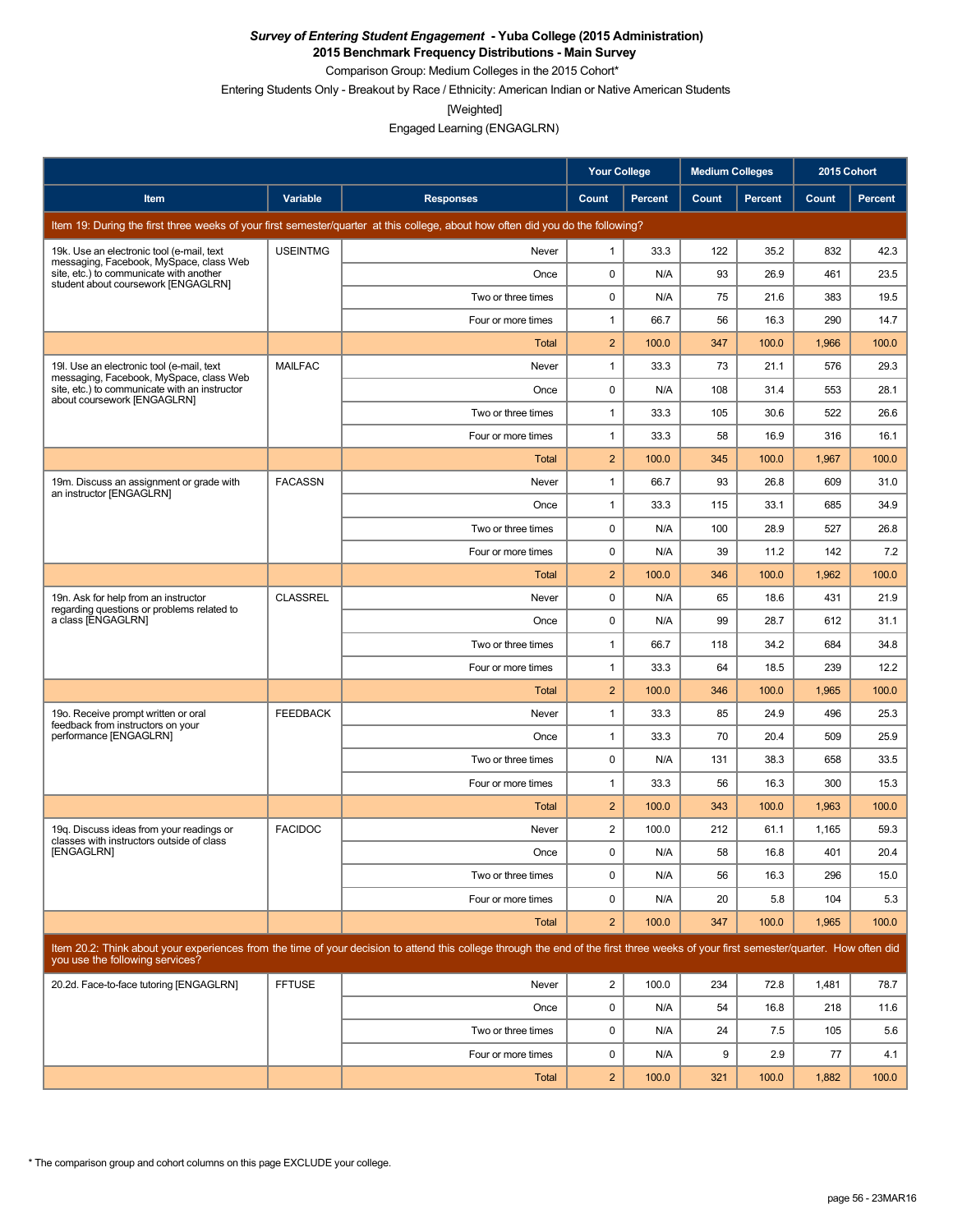***Survey of Entering Student Engagement* - Yuba College (2015 Administration)**
**2015 Benchmark Frequency Distributions - Main Survey**

Comparison Group: Medium Colleges in the 2015 Cohort*

Entering Students Only - Breakout by Race / Ethnicity: American Indian or Native American Students

[Weighted]

Engaged Learning (ENGAGLRN)

| Item | Variable | Responses | Your College | | Medium Colleges | | 2015 Cohort | |
|---|---|---|---|---|---|---|---|---|
| | | | Count | Percent | Count | Percent | Count | Percent |
| Item 19: During the first three weeks of your first semester/quarter at this college, about how often did you do the following? | | | | | | | | |
| 19k. Use an electronic tool (e-mail, text messaging, Facebook, MySpace, class Web site, etc.) to communicate with another student about coursework [ENGAGLRN] | USEINTMG | Never | 1 | 33.3 | 122 | 35.2 | 832 | 42.3 |
| | | Once | 0 | N/A | 93 | 26.9 | 461 | 23.5 |
| | | Two or three times | 0 | N/A | 75 | 21.6 | 383 | 19.5 |
| | | Four or more times | 1 | 66.7 | 56 | 16.3 | 290 | 14.7 |
| | | Total | 2 | 100.0 | 347 | 100.0 | 1,966 | 100.0 |
| 19l. Use an electronic tool (e-mail, text messaging, Facebook, MySpace, class Web site, etc.) to communicate with an instructor about coursework [ENGAGLRN] | MAILFAC | Never | 1 | 33.3 | 73 | 21.1 | 576 | 29.3 |
| | | Once | 0 | N/A | 108 | 31.4 | 553 | 28.1 |
| | | Two or three times | 1 | 33.3 | 105 | 30.6 | 522 | 26.6 |
| | | Four or more times | 1 | 33.3 | 58 | 16.9 | 316 | 16.1 |
| | | Total | 2 | 100.0 | 345 | 100.0 | 1,967 | 100.0 |
| 19m. Discuss an assignment or grade with an instructor [ENGAGLRN] | FACASSN | Never | 1 | 66.7 | 93 | 26.8 | 609 | 31.0 |
| | | Once | 1 | 33.3 | 115 | 33.1 | 685 | 34.9 |
| | | Two or three times | 0 | N/A | 100 | 28.9 | 527 | 26.8 |
| | | Four or more times | 0 | N/A | 39 | 11.2 | 142 | 7.2 |
| | | Total | 2 | 100.0 | 346 | 100.0 | 1,962 | 100.0 |
| 19n. Ask for help from an instructor regarding questions or problems related to a class [ENGAGLRN] | CLASSREL | Never | 0 | N/A | 65 | 18.6 | 431 | 21.9 |
| | | Once | 0 | N/A | 99 | 28.7 | 612 | 31.1 |
| | | Two or three times | 1 | 66.7 | 118 | 34.2 | 684 | 34.8 |
| | | Four or more times | 1 | 33.3 | 64 | 18.5 | 239 | 12.2 |
| | | Total | 2 | 100.0 | 346 | 100.0 | 1,965 | 100.0 |
| 19o. Receive prompt written or oral feedback from instructors on your performance [ENGAGLRN] | FEEDBACK | Never | 1 | 33.3 | 85 | 24.9 | 496 | 25.3 |
| | | Once | 1 | 33.3 | 70 | 20.4 | 509 | 25.9 |
| | | Two or three times | 0 | N/A | 131 | 38.3 | 658 | 33.5 |
| | | Four or more times | 1 | 33.3 | 56 | 16.3 | 300 | 15.3 |
| | | Total | 2 | 100.0 | 343 | 100.0 | 1,963 | 100.0 |
| 19q. Discuss ideas from your readings or classes with instructors outside of class [ENGAGLRN] | FACIDOC | Never | 2 | 100.0 | 212 | 61.1 | 1,165 | 59.3 |
| | | Once | 0 | N/A | 58 | 16.8 | 401 | 20.4 |
| | | Two or three times | 0 | N/A | 56 | 16.3 | 296 | 15.0 |
| | | Four or more times | 0 | N/A | 20 | 5.8 | 104 | 5.3 |
| | | Total | 2 | 100.0 | 347 | 100.0 | 1,965 | 100.0 |
| Item 20.2: Think about your experiences from the time of your decision to attend this college through the end of the first three weeks of your first semester/quarter. How often did you use the following services? | | | | | | | | |
| 20.2d. Face-to-face tutoring [ENGAGLRN] | FFTUSE | Never | 2 | 100.0 | 234 | 72.8 | 1,481 | 78.7 |
| | | Once | 0 | N/A | 54 | 16.8 | 218 | 11.6 |
| | | Two or three times | 0 | N/A | 24 | 7.5 | 105 | 5.6 |
| | | Four or more times | 0 | N/A | 9 | 2.9 | 77 | 4.1 |
| | | Total | 2 | 100.0 | 321 | 100.0 | 1,882 | 100.0 |

* The comparison group and cohort columns on this page EXCLUDE your college.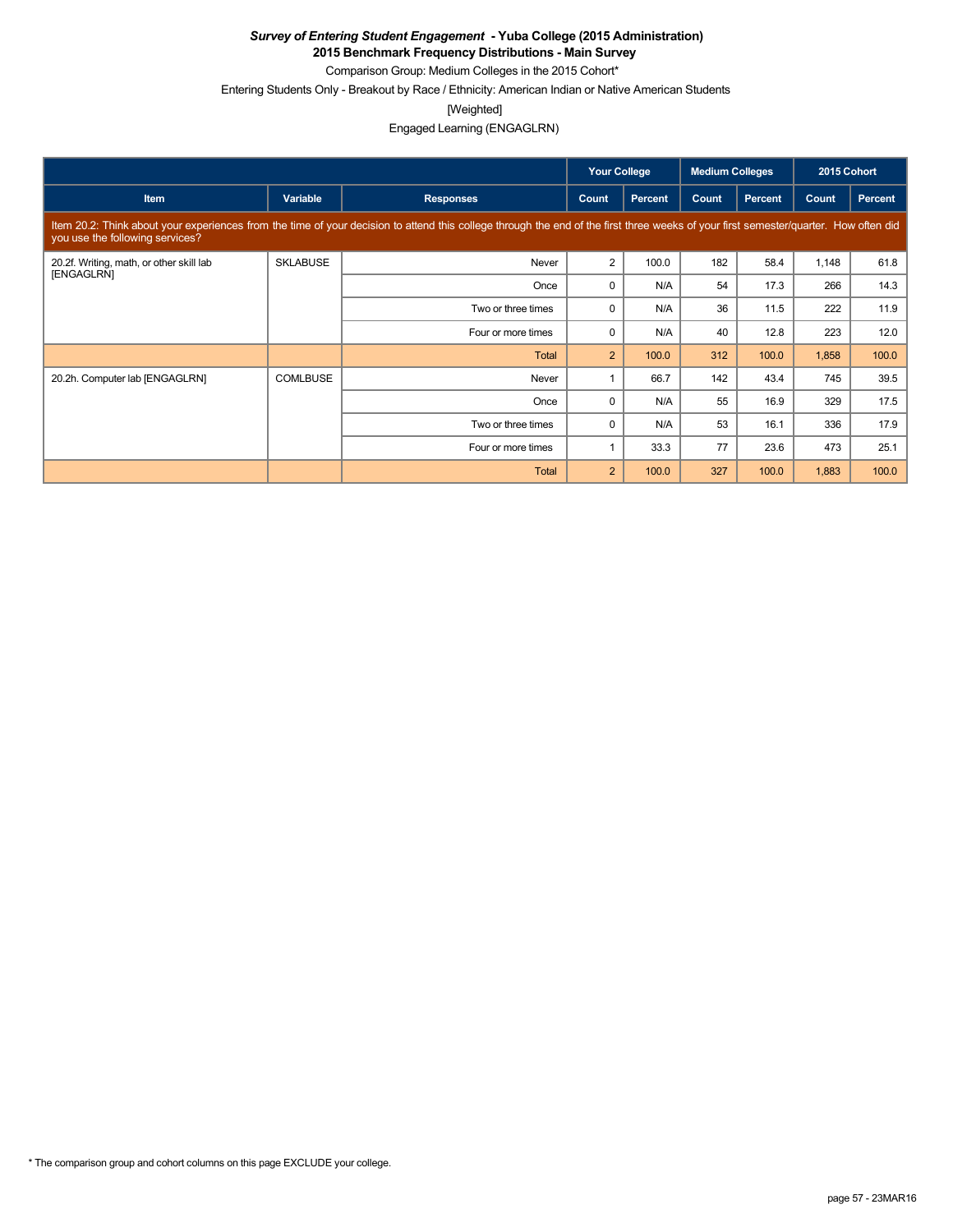***Survey of Entering Student Engagement* - Yuba College (2015 Administration)**

**2015 Benchmark Frequency Distributions - Main Survey**

Comparison Group: Medium Colleges in the 2015 Cohort*

Entering Students Only - Breakout by Race / Ethnicity: American Indian or Native American Students

[Weighted]

Engaged Learning (ENGAGLRN)

| | | | Your College | | Medium Colleges | | 2015 Cohort | |
|---|---|---|---|---|---|---|---|---|
| Item | Variable | Responses | Count | Percent | Count | Percent | Count | Percent |
| Item 20.2: Think about your experiences from the time of your decision to attend this college through the end of the first three weeks of your first semester/quarter. How often did you use the following services? | | | | | | | | |
| 20.2f. Writing, math, or other skill lab [ENGAGLRN] | SKLABUSE | Never | 2 | 100.0 | 182 | 58.4 | 1,148 | 61.8 |
| | | Once | 0 | N/A | 54 | 17.3 | 266 | 14.3 |
| | | Two or three times | 0 | N/A | 36 | 11.5 | 222 | 11.9 |
| | | Four or more times | 0 | N/A | 40 | 12.8 | 223 | 12.0 |
| | | Total | 2 | 100.0 | 312 | 100.0 | 1,858 | 100.0 |
| 20.2h. Computer lab [ENGAGLRN] | COMLBUSE | Never | 1 | 66.7 | 142 | 43.4 | 745 | 39.5 |
| | | Once | 0 | N/A | 55 | 16.9 | 329 | 17.5 |
| | | Two or three times | 0 | N/A | 53 | 16.1 | 336 | 17.9 |
| | | Four or more times | 1 | 33.3 | 77 | 23.6 | 473 | 25.1 |
| | | Total | 2 | 100.0 | 327 | 100.0 | 1,883 | 100.0 |

* The comparison group and cohort columns on this page EXCLUDE your college.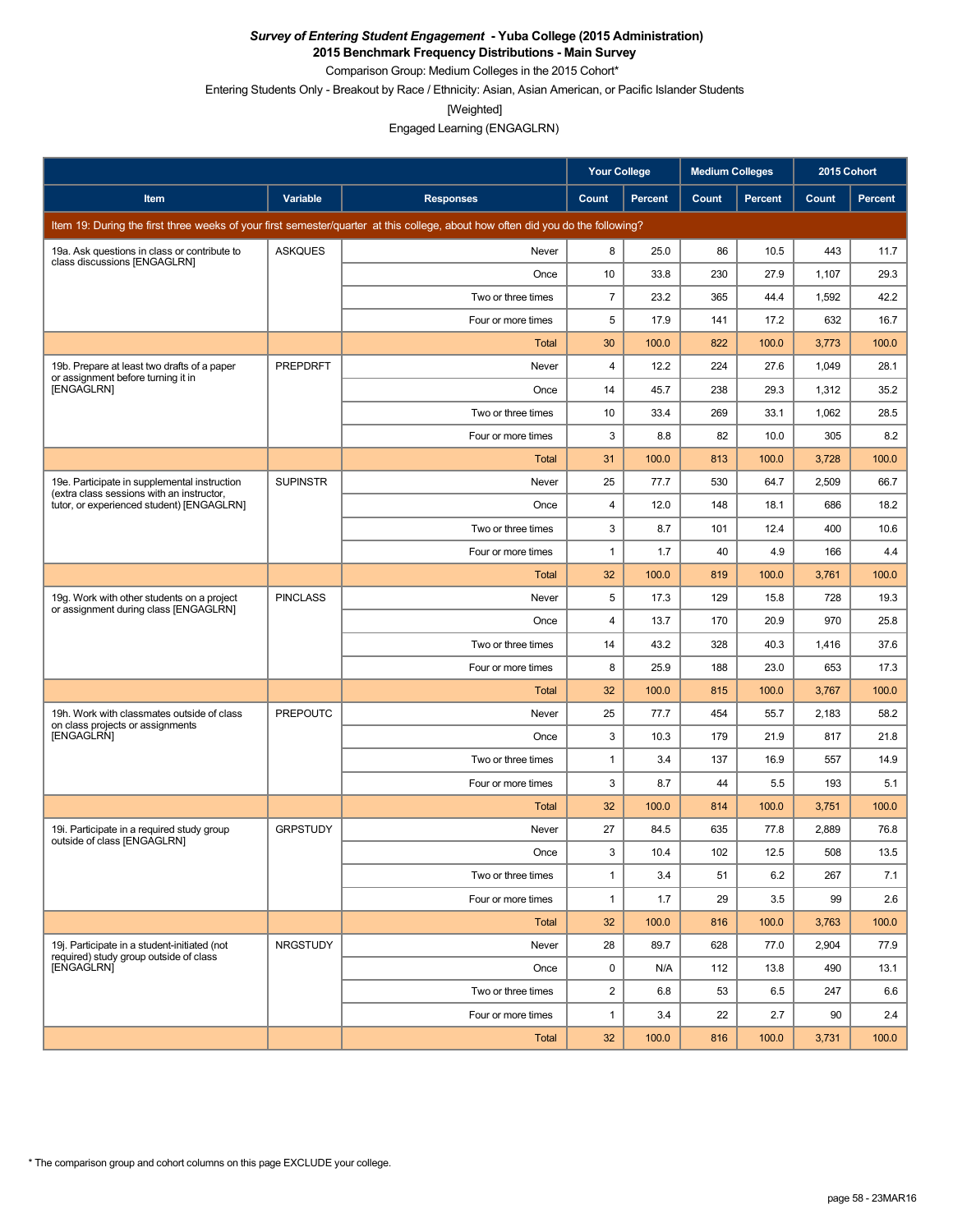***Survey of Entering Student Engagement* - Yuba College (2015 Administration)**
**2015 Benchmark Frequency Distributions - Main Survey**

Comparison Group: Medium Colleges in the 2015 Cohort*

Entering Students Only - Breakout by Race / Ethnicity: Asian, Asian American, or Pacific Islander Students

[Weighted]

Engaged Learning (ENGAGLRN)

| | | | Your College | | Medium Colleges | | 2015 Cohort | |
|---|---|---|---|---|---|---|---|---|
| **Item** | **Variable** | **Responses** | **Count** | **Percent** | **Count** | **Percent** | **Count** | **Percent** |
| Item 19: During the first three weeks of your first semester/quarter at this college, about how often did you do the following? | | | | | | | | |
| 19a. Ask questions in class or contribute to class discussions [ENGAGLRN] | ASKQUES | Never | 8 | 25.0 | 86 | 10.5 | 443 | 11.7 |
| | | Once | 10 | 33.8 | 230 | 27.9 | 1,107 | 29.3 |
| | | Two or three times | 7 | 23.2 | 365 | 44.4 | 1,592 | 42.2 |
| | | Four or more times | 5 | 17.9 | 141 | 17.2 | 632 | 16.7 |
| | | Total | 30 | 100.0 | 822 | 100.0 | 3,773 | 100.0 |
| 19b. Prepare at least two drafts of a paper or assignment before turning it in [ENGAGLRN] | PREPDRFT | Never | 4 | 12.2 | 224 | 27.6 | 1,049 | 28.1 |
| | | Once | 14 | 45.7 | 238 | 29.3 | 1,312 | 35.2 |
| | | Two or three times | 10 | 33.4 | 269 | 33.1 | 1,062 | 28.5 |
| | | Four or more times | 3 | 8.8 | 82 | 10.0 | 305 | 8.2 |
| | | Total | 31 | 100.0 | 813 | 100.0 | 3,728 | 100.0 |
| 19e. Participate in supplemental instruction (extra class sessions with an instructor, tutor, or experienced student) [ENGAGLRN] | SUPINSTR | Never | 25 | 77.7 | 530 | 64.7 | 2,509 | 66.7 |
| | | Once | 4 | 12.0 | 148 | 18.1 | 686 | 18.2 |
| | | Two or three times | 3 | 8.7 | 101 | 12.4 | 400 | 10.6 |
| | | Four or more times | 1 | 1.7 | 40 | 4.9 | 166 | 4.4 |
| | | Total | 32 | 100.0 | 819 | 100.0 | 3,761 | 100.0 |
| 19g. Work with other students on a project or assignment during class [ENGAGLRN] | PINCLASS | Never | 5 | 17.3 | 129 | 15.8 | 728 | 19.3 |
| | | Once | 4 | 13.7 | 170 | 20.9 | 970 | 25.8 |
| | | Two or three times | 14 | 43.2 | 328 | 40.3 | 1,416 | 37.6 |
| | | Four or more times | 8 | 25.9 | 188 | 23.0 | 653 | 17.3 |
| | | Total | 32 | 100.0 | 815 | 100.0 | 3,767 | 100.0 |
| 19h. Work with classmates outside of class on class projects or assignments [ENGAGLRN] | PREPOUTC | Never | 25 | 77.7 | 454 | 55.7 | 2,183 | 58.2 |
| | | Once | 3 | 10.3 | 179 | 21.9 | 817 | 21.8 |
| | | Two or three times | 1 | 3.4 | 137 | 16.9 | 557 | 14.9 |
| | | Four or more times | 3 | 8.7 | 44 | 5.5 | 193 | 5.1 |
| | | Total | 32 | 100.0 | 814 | 100.0 | 3,751 | 100.0 |
| 19i. Participate in a required study group outside of class [ENGAGLRN] | GRPSTUDY | Never | 27 | 84.5 | 635 | 77.8 | 2,889 | 76.8 |
| | | Once | 3 | 10.4 | 102 | 12.5 | 508 | 13.5 |
| | | Two or three times | 1 | 3.4 | 51 | 6.2 | 267 | 7.1 |
| | | Four or more times | 1 | 1.7 | 29 | 3.5 | 99 | 2.6 |
| | | Total | 32 | 100.0 | 816 | 100.0 | 3,763 | 100.0 |
| 19j. Participate in a student-initiated (not required) study group outside of class [ENGAGLRN] | NRGSTUDY | Never | 28 | 89.7 | 628 | 77.0 | 2,904 | 77.9 |
| | | Once | 0 | N/A | 112 | 13.8 | 490 | 13.1 |
| | | Two or three times | 2 | 6.8 | 53 | 6.5 | 247 | 6.6 |
| | | Four or more times | 1 | 3.4 | 22 | 2.7 | 90 | 2.4 |
| | | Total | 32 | 100.0 | 816 | 100.0 | 3,731 | 100.0 |

\* The comparison group and cohort columns on this page EXCLUDE your college.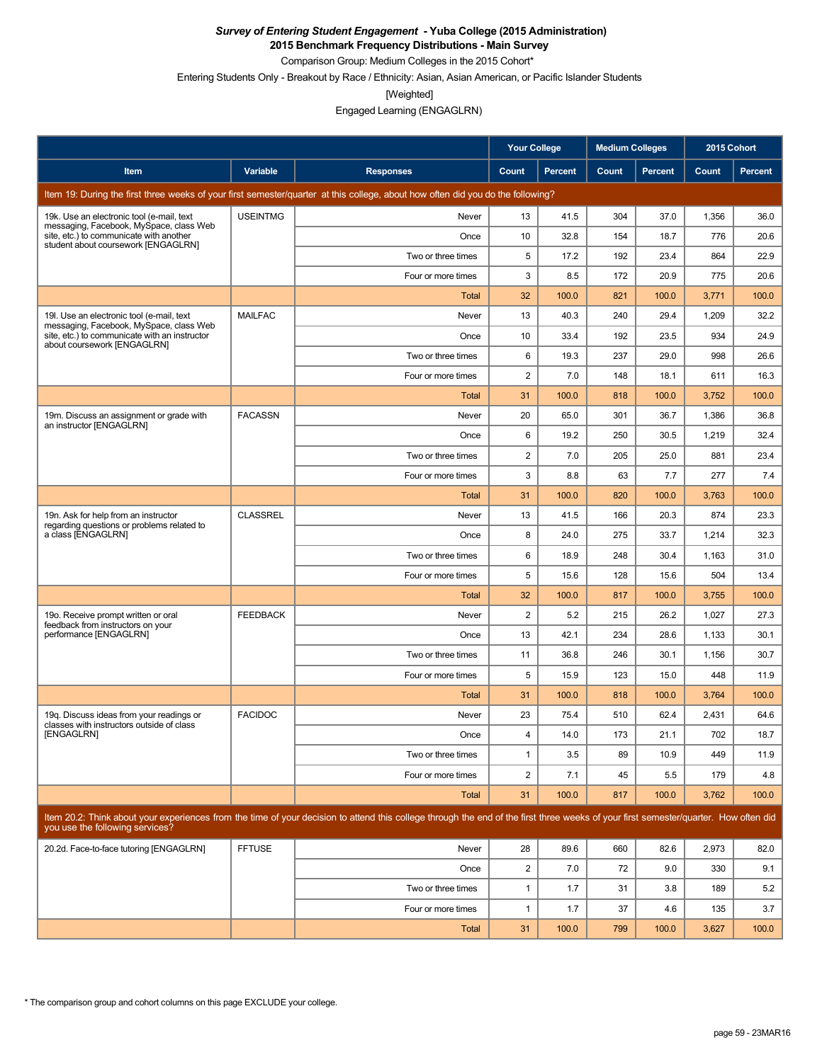**_Survey of Entering Student Engagement_ - Yuba College (2015 Administration)**
**2015 Benchmark Frequency Distributions - Main Survey**

Comparison Group: Medium Colleges in the 2015 Cohort*

Entering Students Only - Breakout by Race / Ethnicity: Asian, Asian American, or Pacific Islander Students

[Weighted]

Engaged Learning (ENGAGLRN)

| Item | Variable | Responses | Your College | | Medium Colleges | | 2015 Cohort | |
|---|---|---|---|---|---|---|---|---|
| | | | Count | Percent | Count | Percent | Count | Percent |
| Item 19: During the first three weeks of your first semester/quarter at this college, about how often did you do the following? | | | | | | | | |
| 19k. Use an electronic tool (e-mail, text messaging, Facebook, MySpace, class Web site, etc.) to communicate with another student about coursework [ENGAGLRN] | USEINTMG | Never | 13 | 41.5 | 304 | 37.0 | 1,356 | 36.0 |
| | | Once | 10 | 32.8 | 154 | 18.7 | 776 | 20.6 |
| | | Two or three times | 5 | 17.2 | 192 | 23.4 | 864 | 22.9 |
| | | Four or more times | 3 | 8.5 | 172 | 20.9 | 775 | 20.6 |
| | | Total | 32 | 100.0 | 821 | 100.0 | 3,771 | 100.0 |
| 19l. Use an electronic tool (e-mail, text messaging, Facebook, MySpace, class Web site, etc.) to communicate with an instructor about coursework [ENGAGLRN] | MAILFAC | Never | 13 | 40.3 | 240 | 29.4 | 1,209 | 32.2 |
| | | Once | 10 | 33.4 | 192 | 23.5 | 934 | 24.9 |
| | | Two or three times | 6 | 19.3 | 237 | 29.0 | 998 | 26.6 |
| | | Four or more times | 2 | 7.0 | 148 | 18.1 | 611 | 16.3 |
| | | Total | 31 | 100.0 | 818 | 100.0 | 3,752 | 100.0 |
| 19m. Discuss an assignment or grade with an instructor [ENGAGLRN] | FACASSN | Never | 20 | 65.0 | 301 | 36.7 | 1,386 | 36.8 |
| | | Once | 6 | 19.2 | 250 | 30.5 | 1,219 | 32.4 |
| | | Two or three times | 2 | 7.0 | 205 | 25.0 | 881 | 23.4 |
| | | Four or more times | 3 | 8.8 | 63 | 7.7 | 277 | 7.4 |
| | | Total | 31 | 100.0 | 820 | 100.0 | 3,763 | 100.0 |
| 19n. Ask for help from an instructor regarding questions or problems related to a class [ENGAGLRN] | CLASSREL | Never | 13 | 41.5 | 166 | 20.3 | 874 | 23.3 |
| | | Once | 8 | 24.0 | 275 | 33.7 | 1,214 | 32.3 |
| | | Two or three times | 6 | 18.9 | 248 | 30.4 | 1,163 | 31.0 |
| | | Four or more times | 5 | 15.6 | 128 | 15.6 | 504 | 13.4 |
| | | Total | 32 | 100.0 | 817 | 100.0 | 3,755 | 100.0 |
| 19o. Receive prompt written or oral feedback from instructors on your performance [ENGAGLRN] | FEEDBACK | Never | 2 | 5.2 | 215 | 26.2 | 1,027 | 27.3 |
| | | Once | 13 | 42.1 | 234 | 28.6 | 1,133 | 30.1 |
| | | Two or three times | 11 | 36.8 | 246 | 30.1 | 1,156 | 30.7 |
| | | Four or more times | 5 | 15.9 | 123 | 15.0 | 448 | 11.9 |
| | | Total | 31 | 100.0 | 818 | 100.0 | 3,764 | 100.0 |
| 19q. Discuss ideas from your readings or classes with instructors outside of class [ENGAGLRN] | FACIDOC | Never | 23 | 75.4 | 510 | 62.4 | 2,431 | 64.6 |
| | | Once | 4 | 14.0 | 173 | 21.1 | 702 | 18.7 |
| | | Two or three times | 1 | 3.5 | 89 | 10.9 | 449 | 11.9 |
| | | Four or more times | 2 | 7.1 | 45 | 5.5 | 179 | 4.8 |
| | | Total | 31 | 100.0 | 817 | 100.0 | 3,762 | 100.0 |
| Item 20.2: Think about your experiences from the time of your decision to attend this college through the end of the first three weeks of your first semester/quarter. How often did you use the following services? | | | | | | | | |
| 20.2d. Face-to-face tutoring [ENGAGLRN] | FFTUSE | Never | 28 | 89.6 | 660 | 82.6 | 2,973 | 82.0 |
| | | Once | 2 | 7.0 | 72 | 9.0 | 330 | 9.1 |
| | | Two or three times | 1 | 1.7 | 31 | 3.8 | 189 | 5.2 |
| | | Four or more times | 1 | 1.7 | 37 | 4.6 | 135 | 3.7 |
| | | Total | 31 | 100.0 | 799 | 100.0 | 3,627 | 100.0 |

\* The comparison group and cohort columns on this page EXCLUDE your college.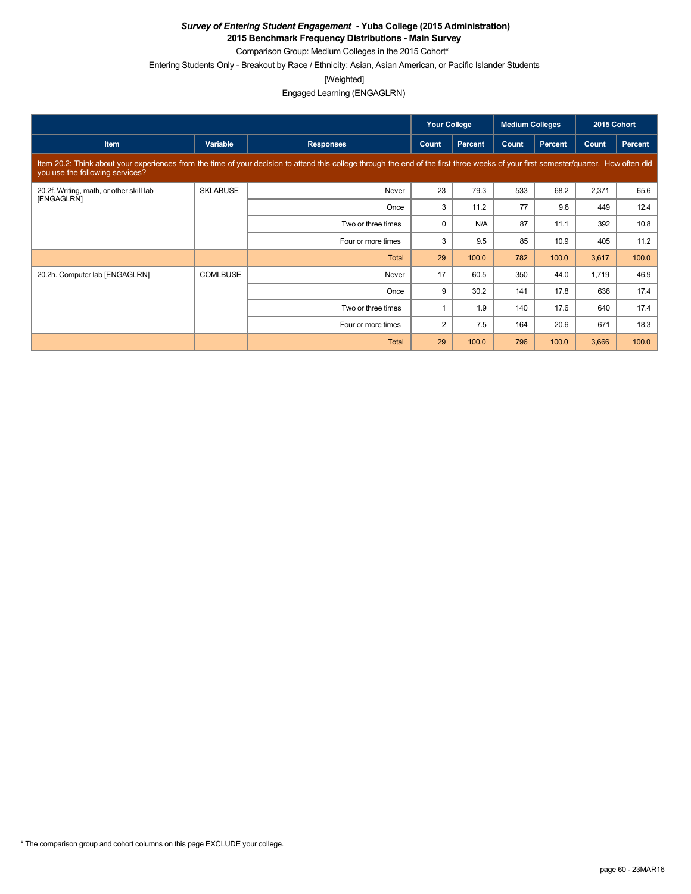***Survey of Entering Student Engagement* - Yuba College (2015 Administration)**

**2015 Benchmark Frequency Distributions - Main Survey**

Comparison Group: Medium Colleges in the 2015 Cohort*

Entering Students Only - Breakout by Race / Ethnicity: Asian, Asian American, or Pacific Islander Students

[Weighted]

Engaged Learning (ENGAGLRN)

| | | | Your College | | Medium Colleges | | 2015 Cohort | |
|---|---|---|---|---|---|---|---|---|
| **Item** | **Variable** | **Responses** | **Count** | **Percent** | **Count** | **Percent** | **Count** | **Percent** |
| Item 20.2: Think about your experiences from the time of your decision to attend this college through the end of the first three weeks of your first semester/quarter. How often did you use the following services? | | | | | | | | |
| 20.2f. Writing, math, or other skill lab [ENGAGLRN] | SKLABUSE | Never | 23 | 79.3 | 533 | 68.2 | 2,371 | 65.6 |
| | | Once | 3 | 11.2 | 77 | 9.8 | 449 | 12.4 |
| | | Two or three times | 0 | N/A | 87 | 11.1 | 392 | 10.8 |
| | | Four or more times | 3 | 9.5 | 85 | 10.9 | 405 | 11.2 |
| | | Total | 29 | 100.0 | 782 | 100.0 | 3,617 | 100.0 |
| 20.2h. Computer lab [ENGAGLRN] | COMLBUSE | Never | 17 | 60.5 | 350 | 44.0 | 1,719 | 46.9 |
| | | Once | 9 | 30.2 | 141 | 17.8 | 636 | 17.4 |
| | | Two or three times | 1 | 1.9 | 140 | 17.6 | 640 | 17.4 |
| | | Four or more times | 2 | 7.5 | 164 | 20.6 | 671 | 18.3 |
| | | Total | 29 | 100.0 | 796 | 100.0 | 3,666 | 100.0 |

* The comparison group and cohort columns on this page EXCLUDE your college.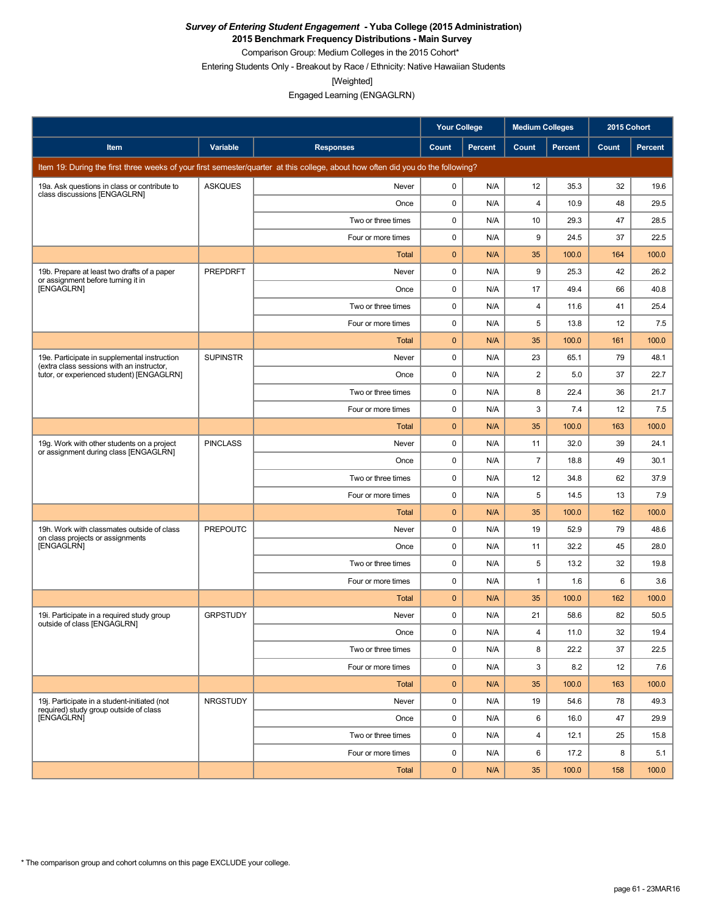***Survey of Entering Student Engagement* - Yuba College (2015 Administration)**
**2015 Benchmark Frequency Distributions - Main Survey**
Comparison Group: Medium Colleges in the 2015 Cohort*
Entering Students Only - Breakout by Race / Ethnicity: Native Hawaiian Students
[Weighted]
Engaged Learning (ENGAGLRN)

| Item | Variable | Responses | Your College Count | Your College Percent | Medium Colleges Count | Medium Colleges Percent | 2015 Cohort Count | 2015 Cohort Percent |
|---|---|---|---|---|---|---|---|---|
| Item 19: During the first three weeks of your first semester/quarter at this college, about how often did you do the following? | | | | | | | | |
| 19a. Ask questions in class or contribute to class discussions [ENGAGLRN] | ASKQUES | Never | 0 | N/A | 12 | 35.3 | 32 | 19.6 |
| | | Once | 0 | N/A | 4 | 10.9 | 48 | 29.5 |
| | | Two or three times | 0 | N/A | 10 | 29.3 | 47 | 28.5 |
| | | Four or more times | 0 | N/A | 9 | 24.5 | 37 | 22.5 |
| | | Total | 0 | N/A | 35 | 100.0 | 164 | 100.0 |
| 19b. Prepare at least two drafts of a paper or assignment before turning it in [ENGAGLRN] | PREPDRFT | Never | 0 | N/A | 9 | 25.3 | 42 | 26.2 |
| | | Once | 0 | N/A | 17 | 49.4 | 66 | 40.8 |
| | | Two or three times | 0 | N/A | 4 | 11.6 | 41 | 25.4 |
| | | Four or more times | 0 | N/A | 5 | 13.8 | 12 | 7.5 |
| | | Total | 0 | N/A | 35 | 100.0 | 161 | 100.0 |
| 19e. Participate in supplemental instruction (extra class sessions with an instructor, tutor, or experienced student) [ENGAGLRN] | SUPINSTR | Never | 0 | N/A | 23 | 65.1 | 79 | 48.1 |
| | | Once | 0 | N/A | 2 | 5.0 | 37 | 22.7 |
| | | Two or three times | 0 | N/A | 8 | 22.4 | 36 | 21.7 |
| | | Four or more times | 0 | N/A | 3 | 7.4 | 12 | 7.5 |
| | | Total | 0 | N/A | 35 | 100.0 | 163 | 100.0 |
| 19g. Work with other students on a project or assignment during class [ENGAGLRN] | PINCLASS | Never | 0 | N/A | 11 | 32.0 | 39 | 24.1 |
| | | Once | 0 | N/A | 7 | 18.8 | 49 | 30.1 |
| | | Two or three times | 0 | N/A | 12 | 34.8 | 62 | 37.9 |
| | | Four or more times | 0 | N/A | 5 | 14.5 | 13 | 7.9 |
| | | Total | 0 | N/A | 35 | 100.0 | 162 | 100.0 |
| 19h. Work with classmates outside of class on class projects or assignments [ENGAGLRN] | PREPOUTC | Never | 0 | N/A | 19 | 52.9 | 79 | 48.6 |
| | | Once | 0 | N/A | 11 | 32.2 | 45 | 28.0 |
| | | Two or three times | 0 | N/A | 5 | 13.2 | 32 | 19.8 |
| | | Four or more times | 0 | N/A | 1 | 1.6 | 6 | 3.6 |
| | | Total | 0 | N/A | 35 | 100.0 | 162 | 100.0 |
| 19i. Participate in a required study group outside of class [ENGAGLRN] | GRPSTUDY | Never | 0 | N/A | 21 | 58.6 | 82 | 50.5 |
| | | Once | 0 | N/A | 4 | 11.0 | 32 | 19.4 |
| | | Two or three times | 0 | N/A | 8 | 22.2 | 37 | 22.5 |
| | | Four or more times | 0 | N/A | 3 | 8.2 | 12 | 7.6 |
| | | Total | 0 | N/A | 35 | 100.0 | 163 | 100.0 |
| 19j. Participate in a student-initiated (not required) study group outside of class [ENGAGLRN] | NRGSTUDY | Never | 0 | N/A | 19 | 54.6 | 78 | 49.3 |
| | | Once | 0 | N/A | 6 | 16.0 | 47 | 29.9 |
| | | Two or three times | 0 | N/A | 4 | 12.1 | 25 | 15.8 |
| | | Four or more times | 0 | N/A | 6 | 17.2 | 8 | 5.1 |
| | | Total | 0 | N/A | 35 | 100.0 | 158 | 100.0 |

* The comparison group and cohort columns on this page EXCLUDE your college.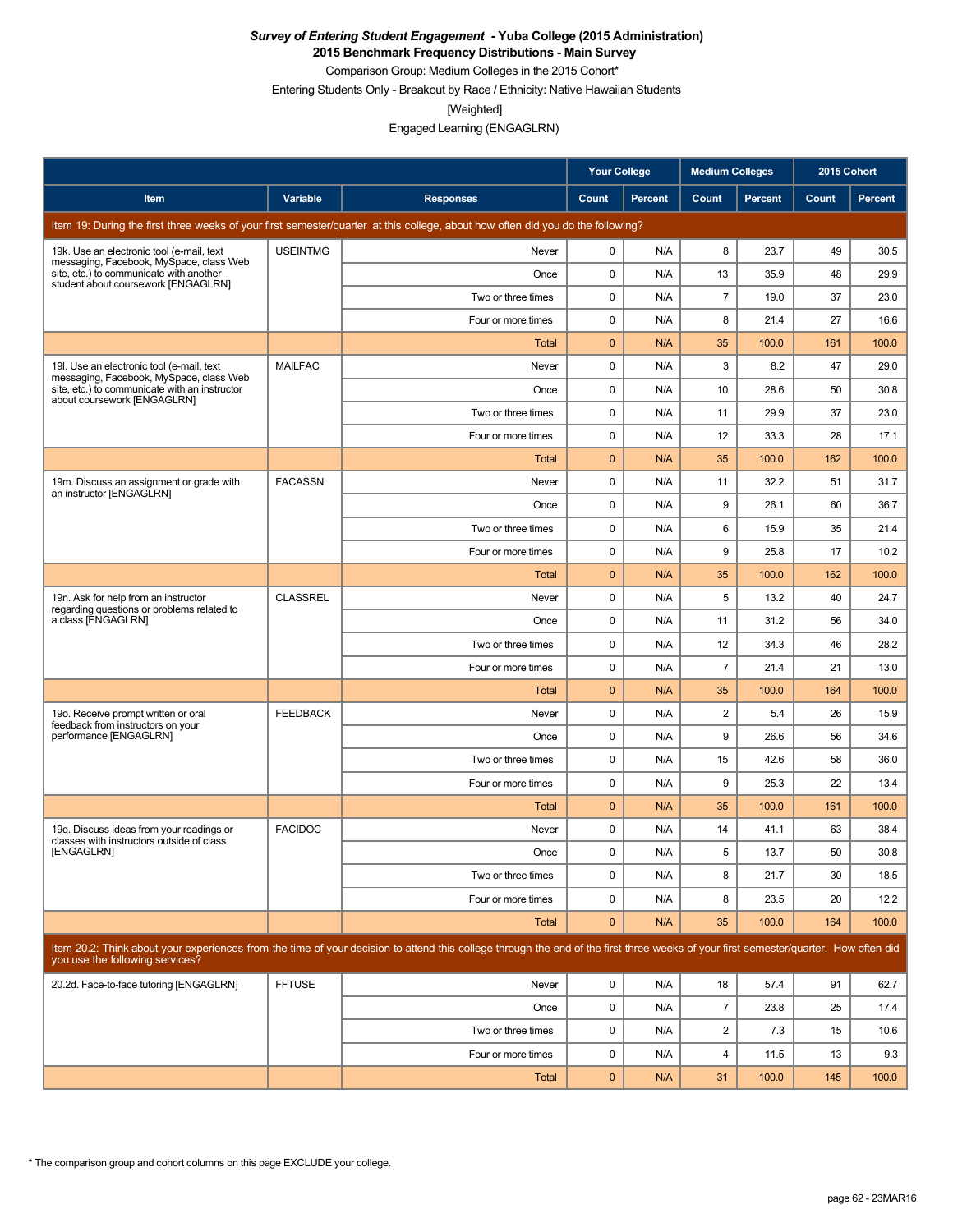**_Survey of Entering Student Engagement_ - Yuba College (2015 Administration)**
**2015 Benchmark Frequency Distributions - Main Survey**
Comparison Group: Medium Colleges in the 2015 Cohort*
Entering Students Only - Breakout by Race / Ethnicity: Native Hawaiian Students
[Weighted]
Engaged Learning (ENGAGLRN)

| | | | Your College | | Medium Colleges | | 2015 Cohort | |
|---|---|---|---|---|---|---|---|---|
| Item | Variable | Responses | Count | Percent | Count | Percent | Count | Percent |
| Item 19: During the first three weeks of your first semester/quarter at this college, about how often did you do the following? | | | | | | | | |
| 19k. Use an electronic tool (e-mail, text messaging, Facebook, MySpace, class Web site, etc.) to communicate with another student about coursework [ENGAGLRN] | USEINTMG | Never | 0 | N/A | 8 | 23.7 | 49 | 30.5 |
| | | Once | 0 | N/A | 13 | 35.9 | 48 | 29.9 |
| | | Two or three times | 0 | N/A | 7 | 19.0 | 37 | 23.0 |
| | | Four or more times | 0 | N/A | 8 | 21.4 | 27 | 16.6 |
| | | Total | 0 | N/A | 35 | 100.0 | 161 | 100.0 |
| 19l. Use an electronic tool (e-mail, text messaging, Facebook, MySpace, class Web site, etc.) to communicate with an instructor about coursework [ENGAGLRN] | MAILFAC | Never | 0 | N/A | 3 | 8.2 | 47 | 29.0 |
| | | Once | 0 | N/A | 10 | 28.6 | 50 | 30.8 |
| | | Two or three times | 0 | N/A | 11 | 29.9 | 37 | 23.0 |
| | | Four or more times | 0 | N/A | 12 | 33.3 | 28 | 17.1 |
| | | Total | 0 | N/A | 35 | 100.0 | 162 | 100.0 |
| 19m. Discuss an assignment or grade with an instructor [ENGAGLRN] | FACASSN | Never | 0 | N/A | 11 | 32.2 | 51 | 31.7 |
| | | Once | 0 | N/A | 9 | 26.1 | 60 | 36.7 |
| | | Two or three times | 0 | N/A | 6 | 15.9 | 35 | 21.4 |
| | | Four or more times | 0 | N/A | 9 | 25.8 | 17 | 10.2 |
| | | Total | 0 | N/A | 35 | 100.0 | 162 | 100.0 |
| 19n. Ask for help from an instructor regarding questions or problems related to a class [ENGAGLRN] | CLASSREL | Never | 0 | N/A | 5 | 13.2 | 40 | 24.7 |
| | | Once | 0 | N/A | 11 | 31.2 | 56 | 34.0 |
| | | Two or three times | 0 | N/A | 12 | 34.3 | 46 | 28.2 |
| | | Four or more times | 0 | N/A | 7 | 21.4 | 21 | 13.0 |
| | | Total | 0 | N/A | 35 | 100.0 | 164 | 100.0 |
| 19o. Receive prompt written or oral feedback from instructors on your performance [ENGAGLRN] | FEEDBACK | Never | 0 | N/A | 2 | 5.4 | 26 | 15.9 |
| | | Once | 0 | N/A | 9 | 26.6 | 56 | 34.6 |
| | | Two or three times | 0 | N/A | 15 | 42.6 | 58 | 36.0 |
| | | Four or more times | 0 | N/A | 9 | 25.3 | 22 | 13.4 |
| | | Total | 0 | N/A | 35 | 100.0 | 161 | 100.0 |
| 19q. Discuss ideas from your readings or classes with instructors outside of class [ENGAGLRN] | FACIDOC | Never | 0 | N/A | 14 | 41.1 | 63 | 38.4 |
| | | Once | 0 | N/A | 5 | 13.7 | 50 | 30.8 |
| | | Two or three times | 0 | N/A | 8 | 21.7 | 30 | 18.5 |
| | | Four or more times | 0 | N/A | 8 | 23.5 | 20 | 12.2 |
| | | Total | 0 | N/A | 35 | 100.0 | 164 | 100.0 |
| Item 20.2: Think about your experiences from the time of your decision to attend this college through the end of the first three weeks of your first semester/quarter. How often did you use the following services? | | | | | | | | |
| 20.2d. Face-to-face tutoring [ENGAGLRN] | FFTUSE | Never | 0 | N/A | 18 | 57.4 | 91 | 62.7 |
| | | Once | 0 | N/A | 7 | 23.8 | 25 | 17.4 |
| | | Two or three times | 0 | N/A | 2 | 7.3 | 15 | 10.6 |
| | | Four or more times | 0 | N/A | 4 | 11.5 | 13 | 9.3 |
| | | Total | 0 | N/A | 31 | 100.0 | 145 | 100.0 |

* The comparison group and cohort columns on this page EXCLUDE your college.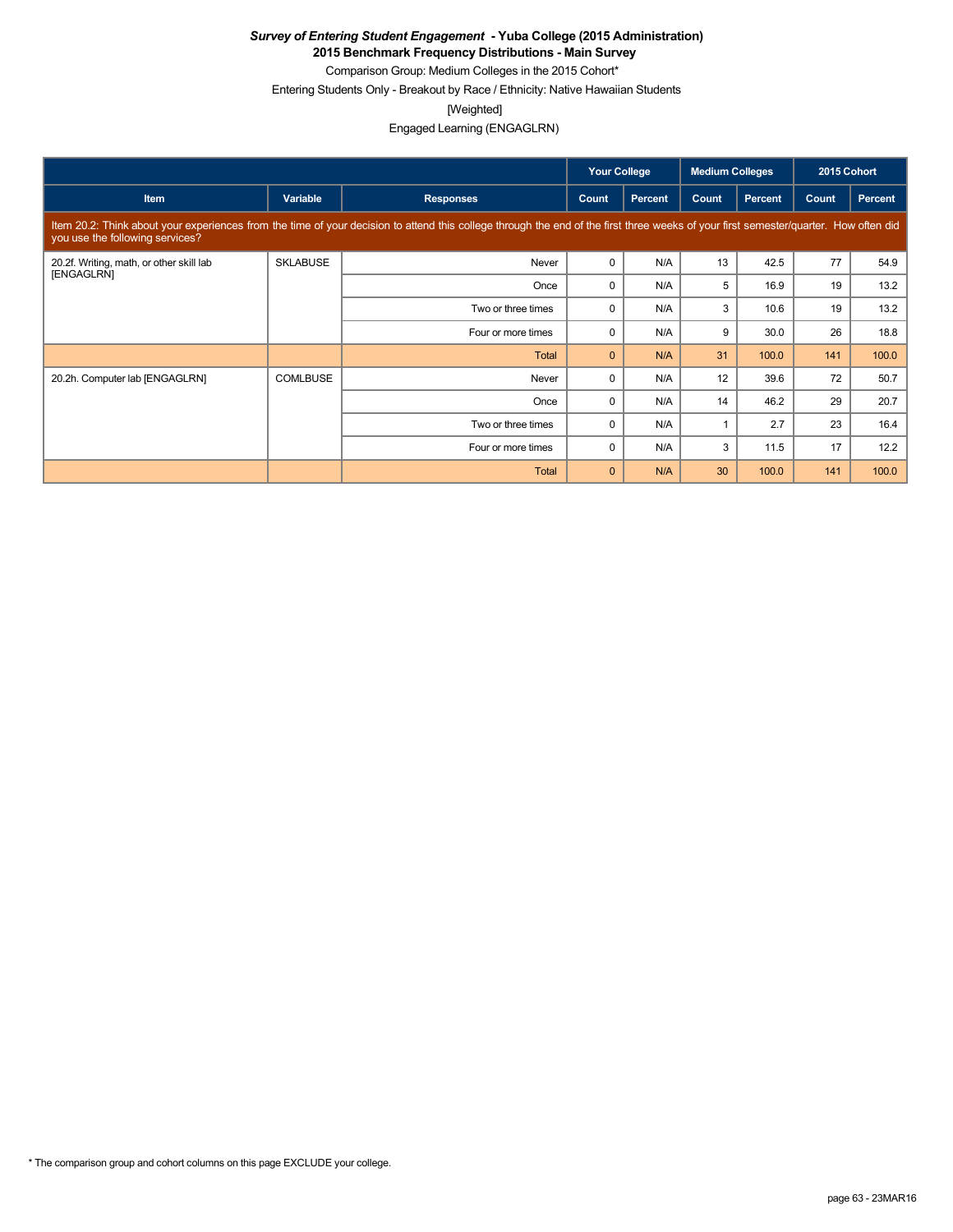***Survey of Entering Student Engagement* - Yuba College (2015 Administration)**

**2015 Benchmark Frequency Distributions - Main Survey**

Comparison Group: Medium Colleges in the 2015 Cohort*

Entering Students Only - Breakout by Race / Ethnicity: Native Hawaiian Students

[Weighted]

Engaged Learning (ENGAGLRN)

| | | | Your College | | Medium Colleges | | 2015 Cohort | |
|---|---|---|---|---|---|---|---|---|
| **Item** | **Variable** | **Responses** | **Count** | **Percent** | **Count** | **Percent** | **Count** | **Percent** |
| Item 20.2: Think about your experiences from the time of your decision to attend this college through the end of the first three weeks of your first semester/quarter. How often did you use the following services? | | | | | | | | |
| 20.2f. Writing, math, or other skill lab [ENGAGLRN] | SKLABUSE | Never | 0 | N/A | 13 | 42.5 | 77 | 54.9 |
| | | Once | 0 | N/A | 5 | 16.9 | 19 | 13.2 |
| | | Two or three times | 0 | N/A | 3 | 10.6 | 19 | 13.2 |
| | | Four or more times | 0 | N/A | 9 | 30.0 | 26 | 18.8 |
| | | Total | 0 | N/A | 31 | 100.0 | 141 | 100.0 |
| 20.2h. Computer lab [ENGAGLRN] | COMLBUSE | Never | 0 | N/A | 12 | 39.6 | 72 | 50.7 |
| | | Once | 0 | N/A | 14 | 46.2 | 29 | 20.7 |
| | | Two or three times | 0 | N/A | 1 | 2.7 | 23 | 16.4 |
| | | Four or more times | 0 | N/A | 3 | 11.5 | 17 | 12.2 |
| | | Total | 0 | N/A | 30 | 100.0 | 141 | 100.0 |

* The comparison group and cohort columns on this page EXCLUDE your college.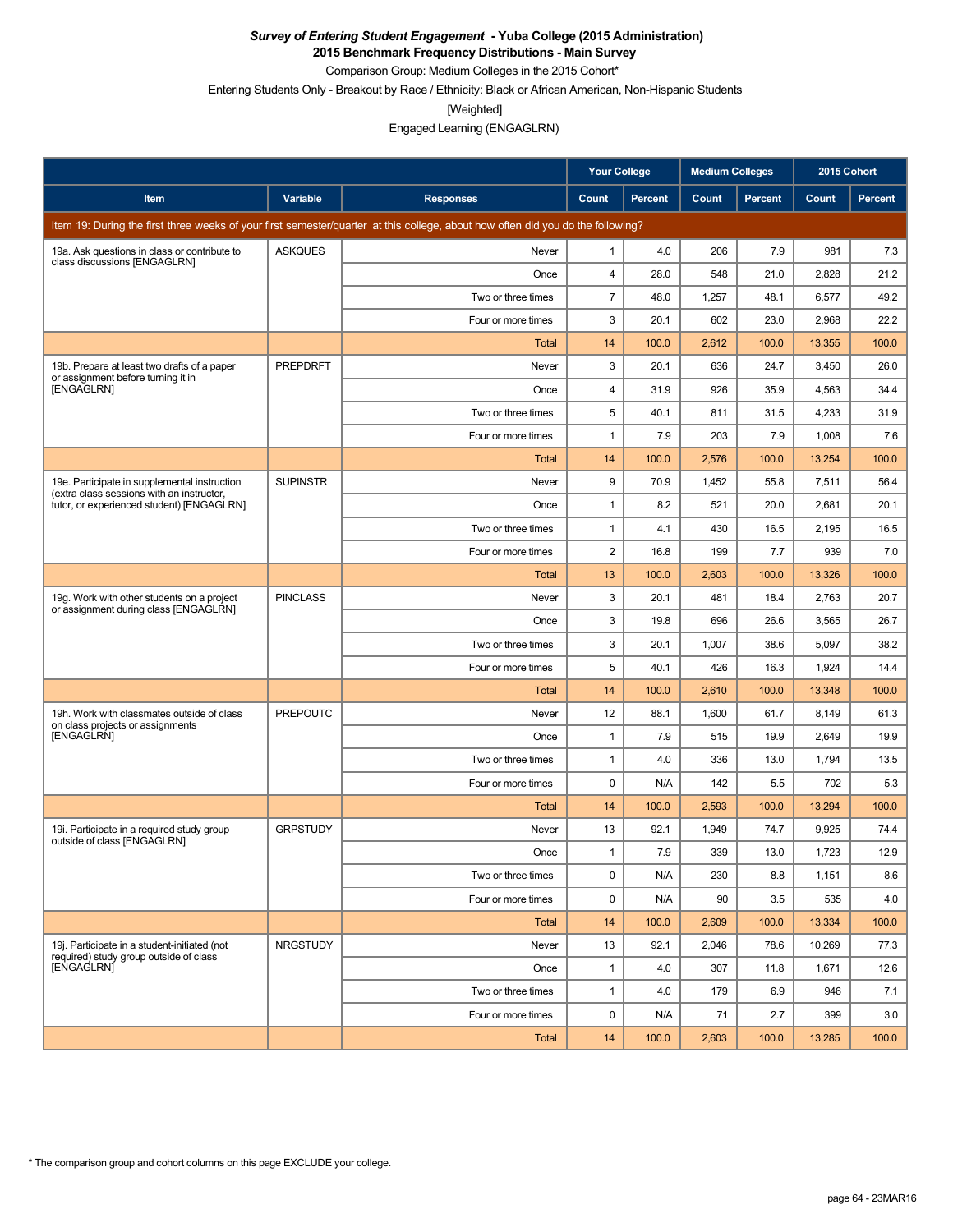***Survey of Entering Student Engagement* - Yuba College (2015 Administration)**

**2015 Benchmark Frequency Distributions - Main Survey**

Comparison Group: Medium Colleges in the 2015 Cohort*

Entering Students Only - Breakout by Race / Ethnicity: Black or African American, Non-Hispanic Students

[Weighted]

Engaged Learning (ENGAGLRN)

| Item | Variable | Responses | Your College | | Medium Colleges | | 2015 Cohort | |
|---|---|---|---|---|---|---|---|---|
| | | | Count | Percent | Count | Percent | Count | Percent |
| Item 19: During the first three weeks of your first semester/quarter at this college, about how often did you do the following? | | | | | | | | |
| 19a. Ask questions in class or contribute to class discussions [ENGAGLRN] | ASKQUES | Never | 1 | 4.0 | 206 | 7.9 | 981 | 7.3 |
| | | Once | 4 | 28.0 | 548 | 21.0 | 2,828 | 21.2 |
| | | Two or three times | 7 | 48.0 | 1,257 | 48.1 | 6,577 | 49.2 |
| | | Four or more times | 3 | 20.1 | 602 | 23.0 | 2,968 | 22.2 |
| | | Total | 14 | 100.0 | 2,612 | 100.0 | 13,355 | 100.0 |
| 19b. Prepare at least two drafts of a paper or assignment before turning it in [ENGAGLRN] | PREPDRFT | Never | 3 | 20.1 | 636 | 24.7 | 3,450 | 26.0 |
| | | Once | 4 | 31.9 | 926 | 35.9 | 4,563 | 34.4 |
| | | Two or three times | 5 | 40.1 | 811 | 31.5 | 4,233 | 31.9 |
| | | Four or more times | 1 | 7.9 | 203 | 7.9 | 1,008 | 7.6 |
| | | Total | 14 | 100.0 | 2,576 | 100.0 | 13,254 | 100.0 |
| 19e. Participate in supplemental instruction (extra class sessions with an instructor, tutor, or experienced student) [ENGAGLRN] | SUPINSTR | Never | 9 | 70.9 | 1,452 | 55.8 | 7,511 | 56.4 |
| | | Once | 1 | 8.2 | 521 | 20.0 | 2,681 | 20.1 |
| | | Two or three times | 1 | 4.1 | 430 | 16.5 | 2,195 | 16.5 |
| | | Four or more times | 2 | 16.8 | 199 | 7.7 | 939 | 7.0 |
| | | Total | 13 | 100.0 | 2,603 | 100.0 | 13,326 | 100.0 |
| 19g. Work with other students on a project or assignment during class [ENGAGLRN] | PINCLASS | Never | 3 | 20.1 | 481 | 18.4 | 2,763 | 20.7 |
| | | Once | 3 | 19.8 | 696 | 26.6 | 3,565 | 26.7 |
| | | Two or three times | 3 | 20.1 | 1,007 | 38.6 | 5,097 | 38.2 |
| | | Four or more times | 5 | 40.1 | 426 | 16.3 | 1,924 | 14.4 |
| | | Total | 14 | 100.0 | 2,610 | 100.0 | 13,348 | 100.0 |
| 19h. Work with classmates outside of class on class projects or assignments [ENGAGLRN] | PREPOUTC | Never | 12 | 88.1 | 1,600 | 61.7 | 8,149 | 61.3 |
| | | Once | 1 | 7.9 | 515 | 19.9 | 2,649 | 19.9 |
| | | Two or three times | 1 | 4.0 | 336 | 13.0 | 1,794 | 13.5 |
| | | Four or more times | 0 | N/A | 142 | 5.5 | 702 | 5.3 |
| | | Total | 14 | 100.0 | 2,593 | 100.0 | 13,294 | 100.0 |
| 19i. Participate in a required study group outside of class [ENGAGLRN] | GRPSTUDY | Never | 13 | 92.1 | 1,949 | 74.7 | 9,925 | 74.4 |
| | | Once | 1 | 7.9 | 339 | 13.0 | 1,723 | 12.9 |
| | | Two or three times | 0 | N/A | 230 | 8.8 | 1,151 | 8.6 |
| | | Four or more times | 0 | N/A | 90 | 3.5 | 535 | 4.0 |
| | | Total | 14 | 100.0 | 2,609 | 100.0 | 13,334 | 100.0 |
| 19j. Participate in a student-initiated (not required) study group outside of class [ENGAGLRN] | NRGSTUDY | Never | 13 | 92.1 | 2,046 | 78.6 | 10,269 | 77.3 |
| | | Once | 1 | 4.0 | 307 | 11.8 | 1,671 | 12.6 |
| | | Two or three times | 1 | 4.0 | 179 | 6.9 | 946 | 7.1 |
| | | Four or more times | 0 | N/A | 71 | 2.7 | 399 | 3.0 |
| | | Total | 14 | 100.0 | 2,603 | 100.0 | 13,285 | 100.0 |

* The comparison group and cohort columns on this page EXCLUDE your college.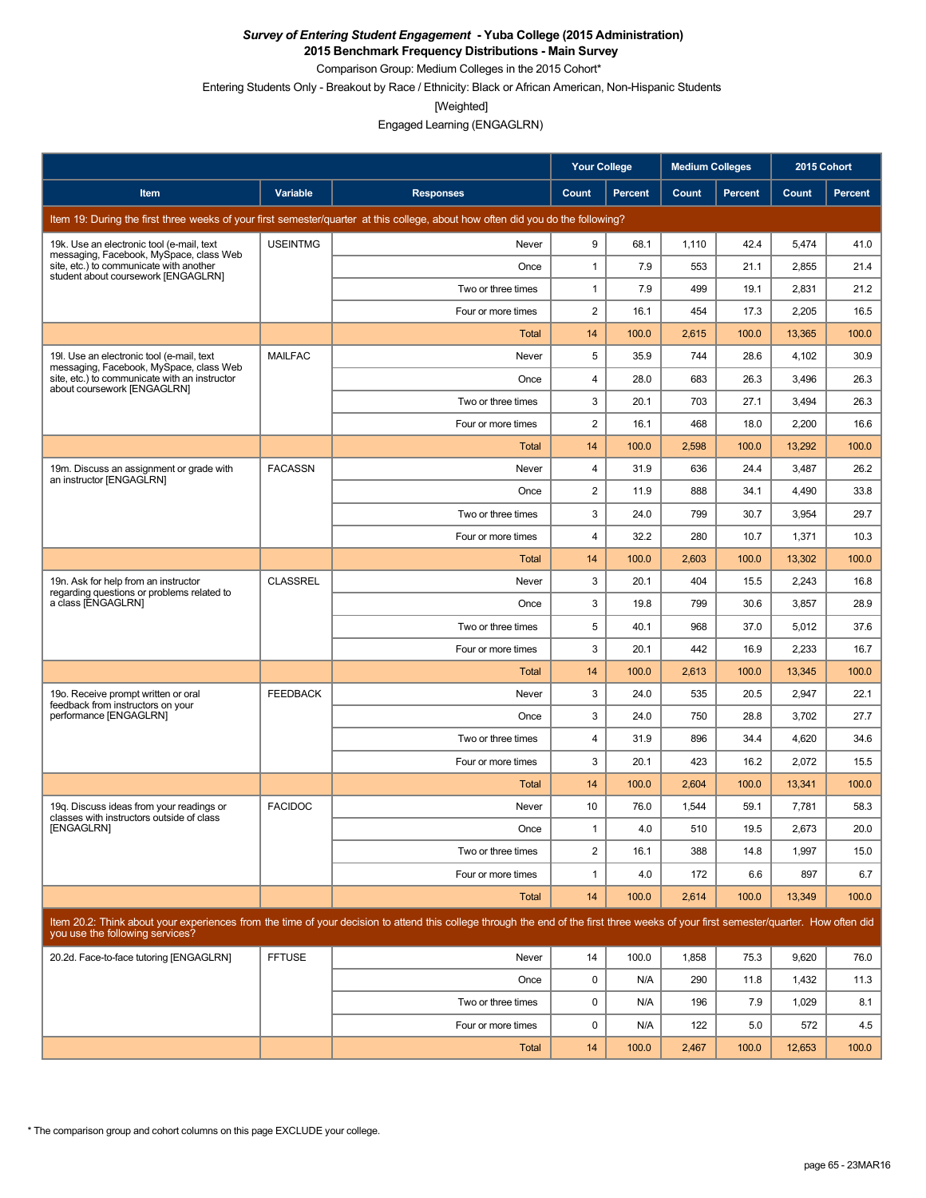***Survey of Entering Student Engagement* - Yuba College (2015 Administration)**
**2015 Benchmark Frequency Distributions - Main Survey**

Comparison Group: Medium Colleges in the 2015 Cohort*

Entering Students Only - Breakout by Race / Ethnicity: Black or African American, Non-Hispanic Students

[Weighted]

Engaged Learning (ENGAGLRN)

| Item | Variable | Responses | Your College | | Medium Colleges | | 2015 Cohort | |
|---|---|---|---|---|---|---|---|---|
| | | | Count | Percent | Count | Percent | Count | Percent |
| Item 19: During the first three weeks of your first semester/quarter at this college, about how often did you do the following? | | | | | | | | |
| 19k. Use an electronic tool (e-mail, text messaging, Facebook, MySpace, class Web site, etc.) to communicate with another student about coursework [ENGAGLRN] | USEINTMG | Never | 9 | 68.1 | 1,110 | 42.4 | 5,474 | 41.0 |
| | | Once | 1 | 7.9 | 553 | 21.1 | 2,855 | 21.4 |
| | | Two or three times | 1 | 7.9 | 499 | 19.1 | 2,831 | 21.2 |
| | | Four or more times | 2 | 16.1 | 454 | 17.3 | 2,205 | 16.5 |
| | | Total | 14 | 100.0 | 2,615 | 100.0 | 13,365 | 100.0 |
| 19l. Use an electronic tool (e-mail, text messaging, Facebook, MySpace, class Web site, etc.) to communicate with an instructor about coursework [ENGAGLRN] | MAILFAC | Never | 5 | 35.9 | 744 | 28.6 | 4,102 | 30.9 |
| | | Once | 4 | 28.0 | 683 | 26.3 | 3,496 | 26.3 |
| | | Two or three times | 3 | 20.1 | 703 | 27.1 | 3,494 | 26.3 |
| | | Four or more times | 2 | 16.1 | 468 | 18.0 | 2,200 | 16.6 |
| | | Total | 14 | 100.0 | 2,598 | 100.0 | 13,292 | 100.0 |
| 19m. Discuss an assignment or grade with an instructor [ENGAGLRN] | FACASSN | Never | 4 | 31.9 | 636 | 24.4 | 3,487 | 26.2 |
| | | Once | 2 | 11.9 | 888 | 34.1 | 4,490 | 33.8 |
| | | Two or three times | 3 | 24.0 | 799 | 30.7 | 3,954 | 29.7 |
| | | Four or more times | 4 | 32.2 | 280 | 10.7 | 1,371 | 10.3 |
| | | Total | 14 | 100.0 | 2,603 | 100.0 | 13,302 | 100.0 |
| 19n. Ask for help from an instructor regarding questions or problems related to a class [ENGAGLRN] | CLASSREL | Never | 3 | 20.1 | 404 | 15.5 | 2,243 | 16.8 |
| | | Once | 3 | 19.8 | 799 | 30.6 | 3,857 | 28.9 |
| | | Two or three times | 5 | 40.1 | 968 | 37.0 | 5,012 | 37.6 |
| | | Four or more times | 3 | 20.1 | 442 | 16.9 | 2,233 | 16.7 |
| | | Total | 14 | 100.0 | 2,613 | 100.0 | 13,345 | 100.0 |
| 19o. Receive prompt written or oral feedback from instructors on your performance [ENGAGLRN] | FEEDBACK | Never | 3 | 24.0 | 535 | 20.5 | 2,947 | 22.1 |
| | | Once | 3 | 24.0 | 750 | 28.8 | 3,702 | 27.7 |
| | | Two or three times | 4 | 31.9 | 896 | 34.4 | 4,620 | 34.6 |
| | | Four or more times | 3 | 20.1 | 423 | 16.2 | 2,072 | 15.5 |
| | | Total | 14 | 100.0 | 2,604 | 100.0 | 13,341 | 100.0 |
| 19q. Discuss ideas from your readings or classes with instructors outside of class [ENGAGLRN] | FACIDOC | Never | 10 | 76.0 | 1,544 | 59.1 | 7,781 | 58.3 |
| | | Once | 1 | 4.0 | 510 | 19.5 | 2,673 | 20.0 |
| | | Two or three times | 2 | 16.1 | 388 | 14.8 | 1,997 | 15.0 |
| | | Four or more times | 1 | 4.0 | 172 | 6.6 | 897 | 6.7 |
| | | Total | 14 | 100.0 | 2,614 | 100.0 | 13,349 | 100.0 |
| Item 20.2: Think about your experiences from the time of your decision to attend this college through the end of the first three weeks of your first semester/quarter. How often did you use the following services? | | | | | | | | |
| 20.2d. Face-to-face tutoring [ENGAGLRN] | FFTUSE | Never | 14 | 100.0 | 1,858 | 75.3 | 9,620 | 76.0 |
| | | Once | 0 | N/A | 290 | 11.8 | 1,432 | 11.3 |
| | | Two or three times | 0 | N/A | 196 | 7.9 | 1,029 | 8.1 |
| | | Four or more times | 0 | N/A | 122 | 5.0 | 572 | 4.5 |
| | | Total | 14 | 100.0 | 2,467 | 100.0 | 12,653 | 100.0 |

* The comparison group and cohort columns on this page EXCLUDE your college.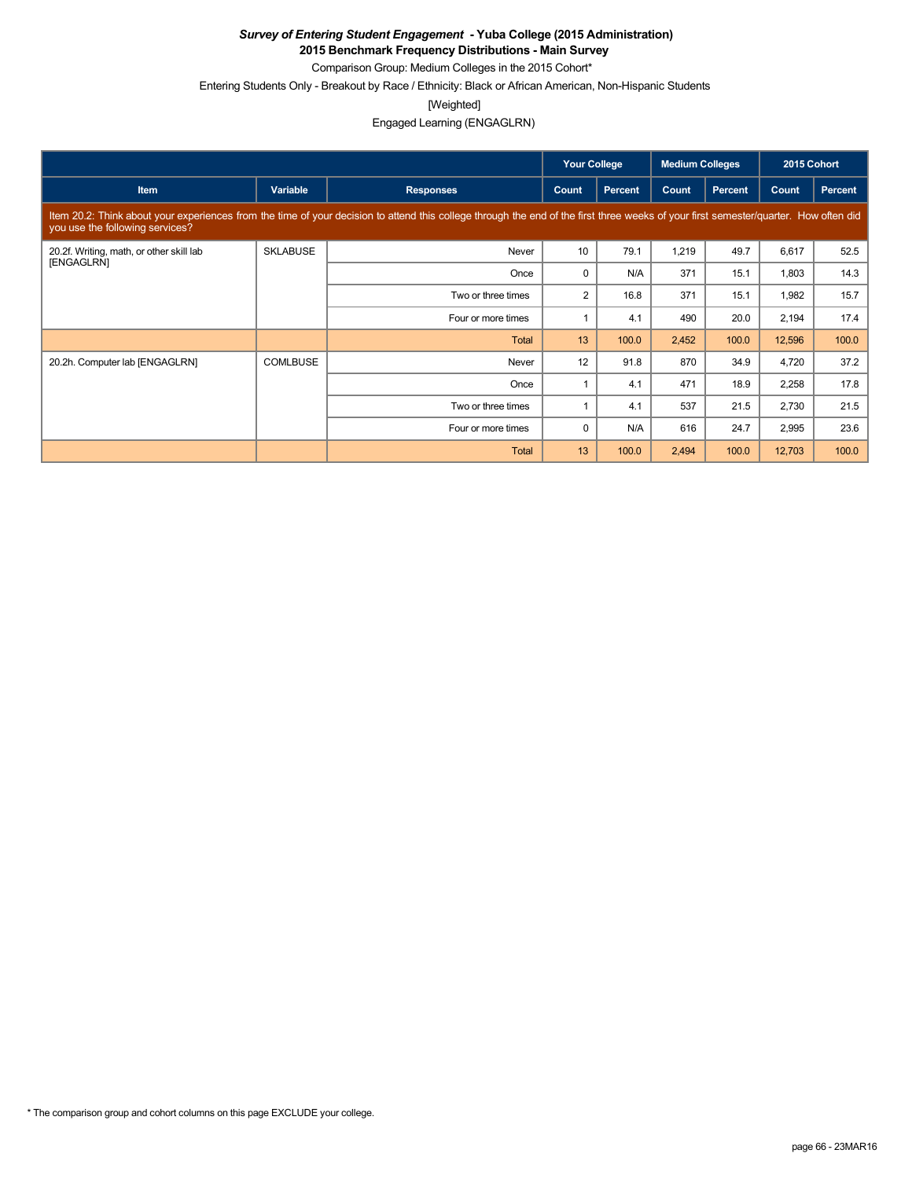***Survey of Entering Student Engagement* - Yuba College (2015 Administration)**

**2015 Benchmark Frequency Distributions - Main Survey**

Comparison Group: Medium Colleges in the 2015 Cohort*

Entering Students Only - Breakout by Race / Ethnicity: Black or African American, Non-Hispanic Students

[Weighted]

Engaged Learning (ENGAGLRN)

| | | | Your College | | Medium Colleges | | 2015 Cohort | |
|---|---|---|---|---|---|---|---|---|
| Item | Variable | Responses | Count | Percent | Count | Percent | Count | Percent |
| Item 20.2: Think about your experiences from the time of your decision to attend this college through the end of the first three weeks of your first semester/quarter. How often did you use the following services? | | | | | | | | |
| 20.2f. Writing, math, or other skill lab [ENGAGLRN] | SKLABUSE | Never | 10 | 79.1 | 1,219 | 49.7 | 6,617 | 52.5 |
| | | Once | 0 | N/A | 371 | 15.1 | 1,803 | 14.3 |
| | | Two or three times | 2 | 16.8 | 371 | 15.1 | 1,982 | 15.7 |
| | | Four or more times | 1 | 4.1 | 490 | 20.0 | 2,194 | 17.4 |
| | | Total | 13 | 100.0 | 2,452 | 100.0 | 12,596 | 100.0 |
| 20.2h. Computer lab [ENGAGLRN] | COMLBUSE | Never | 12 | 91.8 | 870 | 34.9 | 4,720 | 37.2 |
| | | Once | 1 | 4.1 | 471 | 18.9 | 2,258 | 17.8 |
| | | Two or three times | 1 | 4.1 | 537 | 21.5 | 2,730 | 21.5 |
| | | Four or more times | 0 | N/A | 616 | 24.7 | 2,995 | 23.6 |
| | | Total | 13 | 100.0 | 2,494 | 100.0 | 12,703 | 100.0 |

* The comparison group and cohort columns on this page EXCLUDE your college.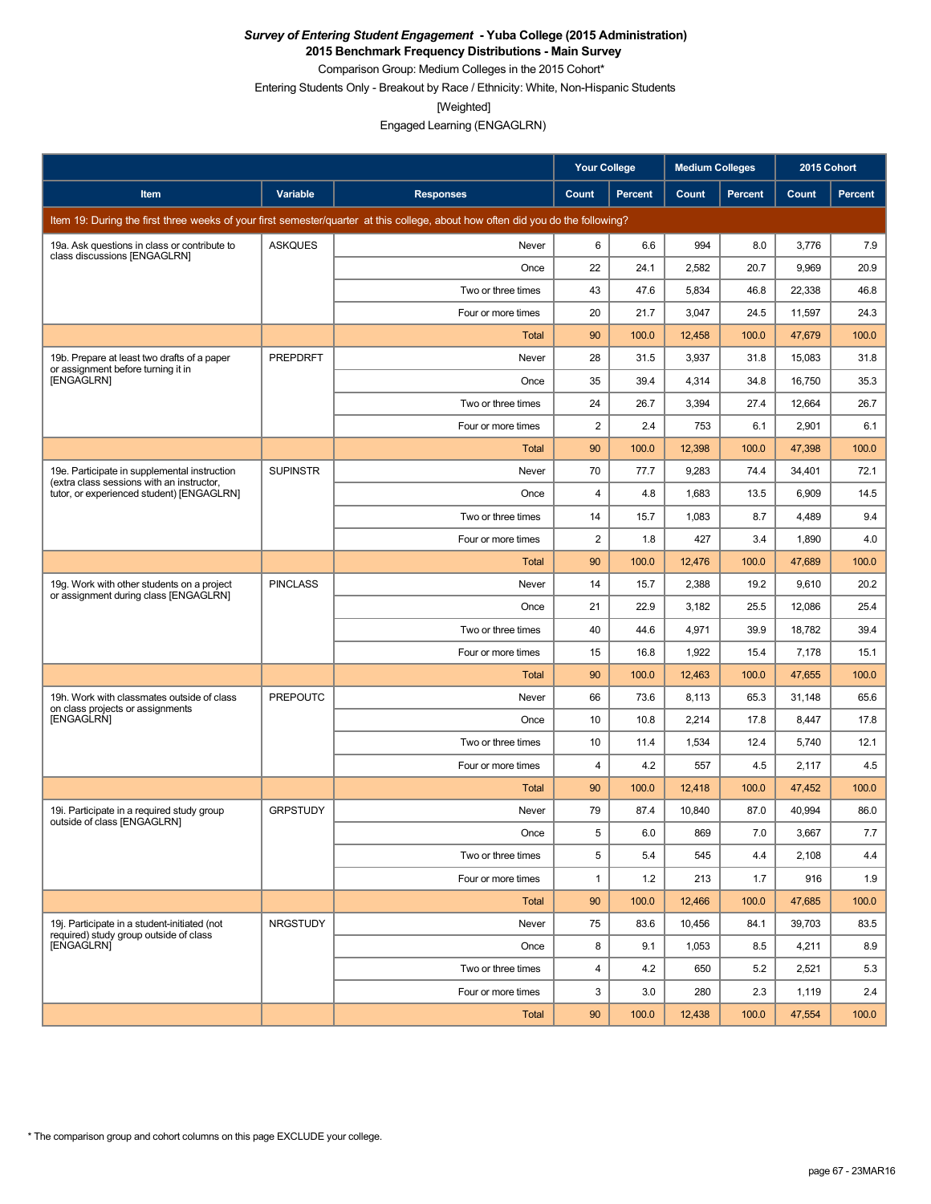***Survey of Entering Student Engagement* - Yuba College (2015 Administration)**
**2015 Benchmark Frequency Distributions - Main Survey**
Comparison Group: Medium Colleges in the 2015 Cohort*
Entering Students Only - Breakout by Race / Ethnicity: White, Non-Hispanic Students
[Weighted]
Engaged Learning (ENGAGLRN)

| | | | Your College | | Medium Colleges | | 2015 Cohort | |
|---|---|---|---|---|---|---|---|---|
| Item | Variable | Responses | Count | Percent | Count | Percent | Count | Percent |
| Item 19: During the first three weeks of your first semester/quarter at this college, about how often did you do the following? | | | | | | | | |
| 19a. Ask questions in class or contribute to class discussions [ENGAGLRN] | ASKQUES | Never | 6 | 6.6 | 994 | 8.0 | 3,776 | 7.9 |
| | | Once | 22 | 24.1 | 2,582 | 20.7 | 9,969 | 20.9 |
| | | Two or three times | 43 | 47.6 | 5,834 | 46.8 | 22,338 | 46.8 |
| | | Four or more times | 20 | 21.7 | 3,047 | 24.5 | 11,597 | 24.3 |
| | | Total | 90 | 100.0 | 12,458 | 100.0 | 47,679 | 100.0 |
| 19b. Prepare at least two drafts of a paper or assignment before turning it in [ENGAGLRN] | PREPDRFT | Never | 28 | 31.5 | 3,937 | 31.8 | 15,083 | 31.8 |
| | | Once | 35 | 39.4 | 4,314 | 34.8 | 16,750 | 35.3 |
| | | Two or three times | 24 | 26.7 | 3,394 | 27.4 | 12,664 | 26.7 |
| | | Four or more times | 2 | 2.4 | 753 | 6.1 | 2,901 | 6.1 |
| | | Total | 90 | 100.0 | 12,398 | 100.0 | 47,398 | 100.0 |
| 19e. Participate in supplemental instruction (extra class sessions with an instructor, tutor, or experienced student) [ENGAGLRN] | SUPINSTR | Never | 70 | 77.7 | 9,283 | 74.4 | 34,401 | 72.1 |
| | | Once | 4 | 4.8 | 1,683 | 13.5 | 6,909 | 14.5 |
| | | Two or three times | 14 | 15.7 | 1,083 | 8.7 | 4,489 | 9.4 |
| | | Four or more times | 2 | 1.8 | 427 | 3.4 | 1,890 | 4.0 |
| | | Total | 90 | 100.0 | 12,476 | 100.0 | 47,689 | 100.0 |
| 19g. Work with other students on a project or assignment during class [ENGAGLRN] | PINCLASS | Never | 14 | 15.7 | 2,388 | 19.2 | 9,610 | 20.2 |
| | | Once | 21 | 22.9 | 3,182 | 25.5 | 12,086 | 25.4 |
| | | Two or three times | 40 | 44.6 | 4,971 | 39.9 | 18,782 | 39.4 |
| | | Four or more times | 15 | 16.8 | 1,922 | 15.4 | 7,178 | 15.1 |
| | | Total | 90 | 100.0 | 12,463 | 100.0 | 47,655 | 100.0 |
| 19h. Work with classmates outside of class on class projects or assignments [ENGAGLRN] | PREPOUTC | Never | 66 | 73.6 | 8,113 | 65.3 | 31,148 | 65.6 |
| | | Once | 10 | 10.8 | 2,214 | 17.8 | 8,447 | 17.8 |
| | | Two or three times | 10 | 11.4 | 1,534 | 12.4 | 5,740 | 12.1 |
| | | Four or more times | 4 | 4.2 | 557 | 4.5 | 2,117 | 4.5 |
| | | Total | 90 | 100.0 | 12,418 | 100.0 | 47,452 | 100.0 |
| 19i. Participate in a required study group outside of class [ENGAGLRN] | GRPSTUDY | Never | 79 | 87.4 | 10,840 | 87.0 | 40,994 | 86.0 |
| | | Once | 5 | 6.0 | 869 | 7.0 | 3,667 | 7.7 |
| | | Two or three times | 5 | 5.4 | 545 | 4.4 | 2,108 | 4.4 |
| | | Four or more times | 1 | 1.2 | 213 | 1.7 | 916 | 1.9 |
| | | Total | 90 | 100.0 | 12,466 | 100.0 | 47,685 | 100.0 |
| 19j. Participate in a student-initiated (not required) study group outside of class [ENGAGLRN] | NRGSTUDY | Never | 75 | 83.6 | 10,456 | 84.1 | 39,703 | 83.5 |
| | | Once | 8 | 9.1 | 1,053 | 8.5 | 4,211 | 8.9 |
| | | Two or three times | 4 | 4.2 | 650 | 5.2 | 2,521 | 5.3 |
| | | Four or more times | 3 | 3.0 | 280 | 2.3 | 1,119 | 2.4 |
| | | Total | 90 | 100.0 | 12,438 | 100.0 | 47,554 | 100.0 |

* The comparison group and cohort columns on this page EXCLUDE your college.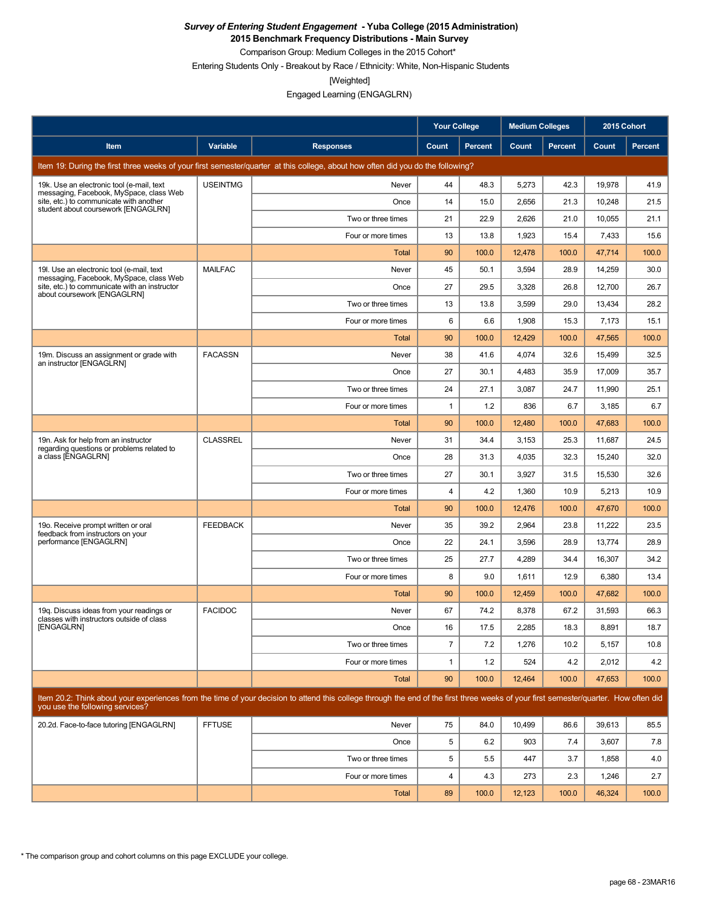# *Survey of Entering Student Engagement* - Yuba College (2015 Administration)

## 2015 Benchmark Frequency Distributions - Main Survey

Comparison Group: Medium Colleges in the 2015 Cohort*

Entering Students Only - Breakout by Race / Ethnicity: White, Non-Hispanic Students

[Weighted]

Engaged Learning (ENGAGLRN)

| Item | Variable | Responses | Your College | | Medium Colleges | | 2015 Cohort | |
|---|---|---|---|---|---|---|---|---|
| | | | Count | Percent | Count | Percent | Count | Percent |
| Item 19: During the first three weeks of your first semester/quarter at this college, about how often did you do the following? | | | | | | | | |
| 19k. Use an electronic tool (e-mail, text messaging, Facebook, MySpace, class Web site, etc.) to communicate with another student about coursework [ENGAGLRN] | USEINTMG | Never | 44 | 48.3 | 5,273 | 42.3 | 19,978 | 41.9 |
| | | Once | 14 | 15.0 | 2,656 | 21.3 | 10,248 | 21.5 |
| | | Two or three times | 21 | 22.9 | 2,626 | 21.0 | 10,055 | 21.1 |
| | | Four or more times | 13 | 13.8 | 1,923 | 15.4 | 7,433 | 15.6 |
| | | Total | 90 | 100.0 | 12,478 | 100.0 | 47,714 | 100.0 |
| 19l. Use an electronic tool (e-mail, text messaging, Facebook, MySpace, class Web site, etc.) to communicate with an instructor about coursework [ENGAGLRN] | MAILFAC | Never | 45 | 50.1 | 3,594 | 28.9 | 14,259 | 30.0 |
| | | Once | 27 | 29.5 | 3,328 | 26.8 | 12,700 | 26.7 |
| | | Two or three times | 13 | 13.8 | 3,599 | 29.0 | 13,434 | 28.2 |
| | | Four or more times | 6 | 6.6 | 1,908 | 15.3 | 7,173 | 15.1 |
| | | Total | 90 | 100.0 | 12,429 | 100.0 | 47,565 | 100.0 |
| 19m. Discuss an assignment or grade with an instructor [ENGAGLRN] | FACASSN | Never | 38 | 41.6 | 4,074 | 32.6 | 15,499 | 32.5 |
| | | Once | 27 | 30.1 | 4,483 | 35.9 | 17,009 | 35.7 |
| | | Two or three times | 24 | 27.1 | 3,087 | 24.7 | 11,990 | 25.1 |
| | | Four or more times | 1 | 1.2 | 836 | 6.7 | 3,185 | 6.7 |
| | | Total | 90 | 100.0 | 12,480 | 100.0 | 47,683 | 100.0 |
| 19n. Ask for help from an instructor regarding questions or problems related to a class [ENGAGLRN] | CLASSREL | Never | 31 | 34.4 | 3,153 | 25.3 | 11,687 | 24.5 |
| | | Once | 28 | 31.3 | 4,035 | 32.3 | 15,240 | 32.0 |
| | | Two or three times | 27 | 30.1 | 3,927 | 31.5 | 15,530 | 32.6 |
| | | Four or more times | 4 | 4.2 | 1,360 | 10.9 | 5,213 | 10.9 |
| | | Total | 90 | 100.0 | 12,476 | 100.0 | 47,670 | 100.0 |
| 19o. Receive prompt written or oral feedback from instructors on your performance [ENGAGLRN] | FEEDBACK | Never | 35 | 39.2 | 2,964 | 23.8 | 11,222 | 23.5 |
| | | Once | 22 | 24.1 | 3,596 | 28.9 | 13,774 | 28.9 |
| | | Two or three times | 25 | 27.7 | 4,289 | 34.4 | 16,307 | 34.2 |
| | | Four or more times | 8 | 9.0 | 1,611 | 12.9 | 6,380 | 13.4 |
| | | Total | 90 | 100.0 | 12,459 | 100.0 | 47,682 | 100.0 |
| 19q. Discuss ideas from your readings or classes with instructors outside of class [ENGAGLRN] | FACIDOC | Never | 67 | 74.2 | 8,378 | 67.2 | 31,593 | 66.3 |
| | | Once | 16 | 17.5 | 2,285 | 18.3 | 8,891 | 18.7 |
| | | Two or three times | 7 | 7.2 | 1,276 | 10.2 | 5,157 | 10.8 |
| | | Four or more times | 1 | 1.2 | 524 | 4.2 | 2,012 | 4.2 |
| | | Total | 90 | 100.0 | 12,464 | 100.0 | 47,653 | 100.0 |
| Item 20.2: Think about your experiences from the time of your decision to attend this college through the end of the first three weeks of your first semester/quarter. How often did you use the following services? | | | | | | | | |
| 20.2d. Face-to-face tutoring [ENGAGLRN] | FFTUSE | Never | 75 | 84.0 | 10,499 | 86.6 | 39,613 | 85.5 |
| | | Once | 5 | 6.2 | 903 | 7.4 | 3,607 | 7.8 |
| | | Two or three times | 5 | 5.5 | 447 | 3.7 | 1,858 | 4.0 |
| | | Four or more times | 4 | 4.3 | 273 | 2.3 | 1,246 | 2.7 |
| | | Total | 89 | 100.0 | 12,123 | 100.0 | 46,324 | 100.0 |

* The comparison group and cohort columns on this page EXCLUDE your college.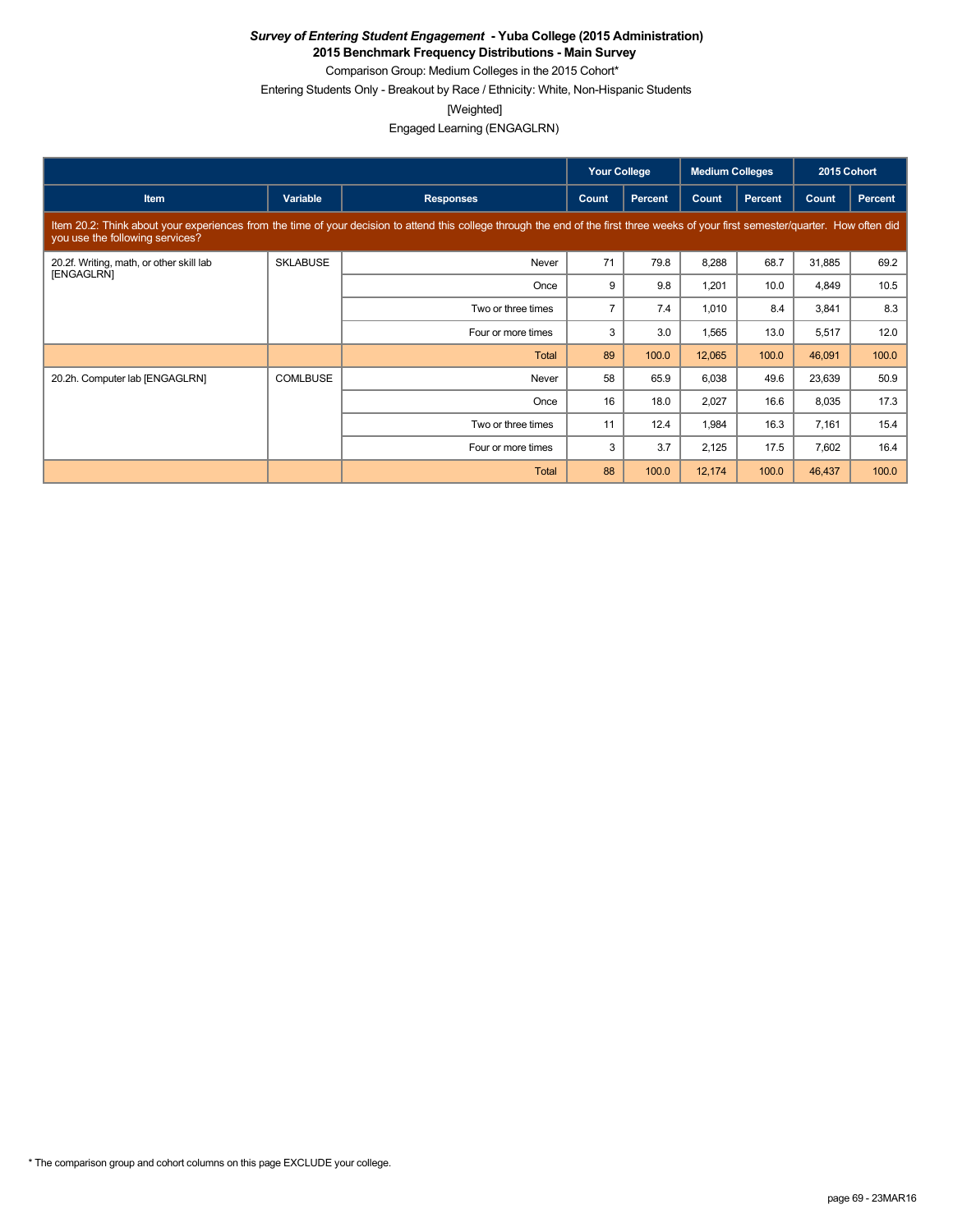***Survey of Entering Student Engagement* - Yuba College (2015 Administration)**

**2015 Benchmark Frequency Distributions - Main Survey**

Comparison Group: Medium Colleges in the 2015 Cohort*

Entering Students Only - Breakout by Race / Ethnicity: White, Non-Hispanic Students

[Weighted]

Engaged Learning (ENGAGLRN)

| | | | Your College | | Medium Colleges | | 2015 Cohort | |
|---|---|---|---|---|---|---|---|---|
| Item | Variable | Responses | Count | Percent | Count | Percent | Count | Percent |
| Item 20.2: Think about your experiences from the time of your decision to attend this college through the end of the first three weeks of your first semester/quarter. How often did you use the following services? | | | | | | | | |
| 20.2f. Writing, math, or other skill lab [ENGAGLRN] | SKLABUSE | Never | 71 | 79.8 | 8,288 | 68.7 | 31,885 | 69.2 |
| | | Once | 9 | 9.8 | 1,201 | 10.0 | 4,849 | 10.5 |
| | | Two or three times | 7 | 7.4 | 1,010 | 8.4 | 3,841 | 8.3 |
| | | Four or more times | 3 | 3.0 | 1,565 | 13.0 | 5,517 | 12.0 |
| | | Total | 89 | 100.0 | 12,065 | 100.0 | 46,091 | 100.0 |
| 20.2h. Computer lab [ENGAGLRN] | COMLBUSE | Never | 58 | 65.9 | 6,038 | 49.6 | 23,639 | 50.9 |
| | | Once | 16 | 18.0 | 2,027 | 16.6 | 8,035 | 17.3 |
| | | Two or three times | 11 | 12.4 | 1,984 | 16.3 | 7,161 | 15.4 |
| | | Four or more times | 3 | 3.7 | 2,125 | 17.5 | 7,602 | 16.4 |
| | | Total | 88 | 100.0 | 12,174 | 100.0 | 46,437 | 100.0 |

\* The comparison group and cohort columns on this page EXCLUDE your college.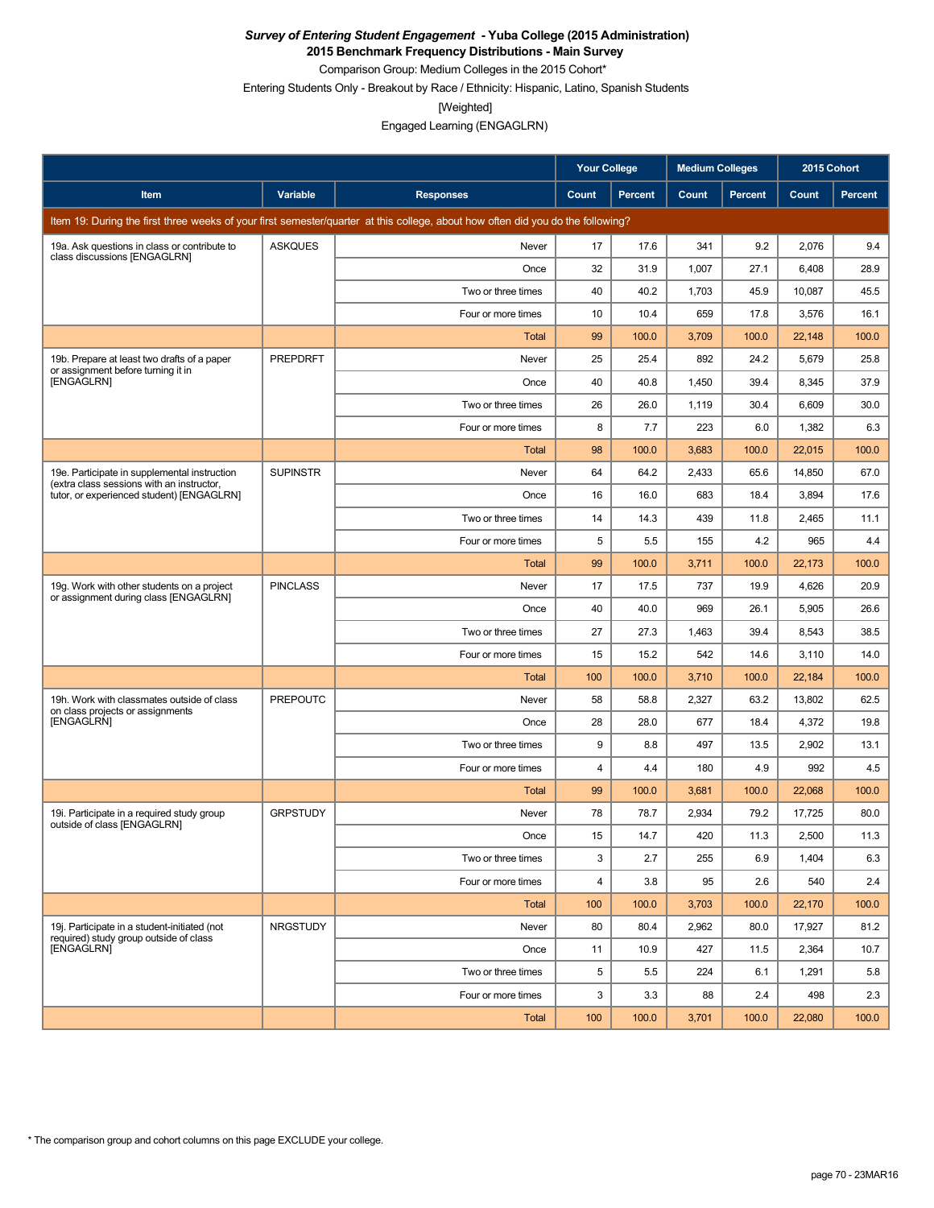***Survey of Entering Student Engagement* - Yuba College (2015 Administration)**

**2015 Benchmark Frequency Distributions - Main Survey**

Comparison Group: Medium Colleges in the 2015 Cohort*

Entering Students Only - Breakout by Race / Ethnicity: Hispanic, Latino, Spanish Students

[Weighted]

Engaged Learning (ENGAGLRN)

| | | | Your College | | Medium Colleges | | 2015 Cohort | |
|---|---|---|---|---|---|---|---|---|
| **Item** | **Variable** | **Responses** | **Count** | **Percent** | **Count** | **Percent** | **Count** | **Percent** |
| Item 19: During the first three weeks of your first semester/quarter at this college, about how often did you do the following? | | | | | | | | |
| 19a. Ask questions in class or contribute to class discussions [ENGAGLRN] | ASKQUES | Never | 17 | 17.6 | 341 | 9.2 | 2,076 | 9.4 |
| | | Once | 32 | 31.9 | 1,007 | 27.1 | 6,408 | 28.9 |
| | | Two or three times | 40 | 40.2 | 1,703 | 45.9 | 10,087 | 45.5 |
| | | Four or more times | 10 | 10.4 | 659 | 17.8 | 3,576 | 16.1 |
| | | Total | 99 | 100.0 | 3,709 | 100.0 | 22,148 | 100.0 |
| 19b. Prepare at least two drafts of a paper or assignment before turning it in [ENGAGLRN] | PREPDRFT | Never | 25 | 25.4 | 892 | 24.2 | 5,679 | 25.8 |
| | | Once | 40 | 40.8 | 1,450 | 39.4 | 8,345 | 37.9 |
| | | Two or three times | 26 | 26.0 | 1,119 | 30.4 | 6,609 | 30.0 |
| | | Four or more times | 8 | 7.7 | 223 | 6.0 | 1,382 | 6.3 |
| | | Total | 98 | 100.0 | 3,683 | 100.0 | 22,015 | 100.0 |
| 19e. Participate in supplemental instruction (extra class sessions with an instructor, tutor, or experienced student) [ENGAGLRN] | SUPINSTR | Never | 64 | 64.2 | 2,433 | 65.6 | 14,850 | 67.0 |
| | | Once | 16 | 16.0 | 683 | 18.4 | 3,894 | 17.6 |
| | | Two or three times | 14 | 14.3 | 439 | 11.8 | 2,465 | 11.1 |
| | | Four or more times | 5 | 5.5 | 155 | 4.2 | 965 | 4.4 |
| | | Total | 99 | 100.0 | 3,711 | 100.0 | 22,173 | 100.0 |
| 19g. Work with other students on a project or assignment during class [ENGAGLRN] | PINCLASS | Never | 17 | 17.5 | 737 | 19.9 | 4,626 | 20.9 |
| | | Once | 40 | 40.0 | 969 | 26.1 | 5,905 | 26.6 |
| | | Two or three times | 27 | 27.3 | 1,463 | 39.4 | 8,543 | 38.5 |
| | | Four or more times | 15 | 15.2 | 542 | 14.6 | 3,110 | 14.0 |
| | | Total | 100 | 100.0 | 3,710 | 100.0 | 22,184 | 100.0 |
| 19h. Work with classmates outside of class on class projects or assignments [ENGAGLRN] | PREPOUTC | Never | 58 | 58.8 | 2,327 | 63.2 | 13,802 | 62.5 |
| | | Once | 28 | 28.0 | 677 | 18.4 | 4,372 | 19.8 |
| | | Two or three times | 9 | 8.8 | 497 | 13.5 | 2,902 | 13.1 |
| | | Four or more times | 4 | 4.4 | 180 | 4.9 | 992 | 4.5 |
| | | Total | 99 | 100.0 | 3,681 | 100.0 | 22,068 | 100.0 |
| 19i. Participate in a required study group outside of class [ENGAGLRN] | GRPSTUDY | Never | 78 | 78.7 | 2,934 | 79.2 | 17,725 | 80.0 |
| | | Once | 15 | 14.7 | 420 | 11.3 | 2,500 | 11.3 |
| | | Two or three times | 3 | 2.7 | 255 | 6.9 | 1,404 | 6.3 |
| | | Four or more times | 4 | 3.8 | 95 | 2.6 | 540 | 2.4 |
| | | Total | 100 | 100.0 | 3,703 | 100.0 | 22,170 | 100.0 |
| 19j. Participate in a student-initiated (not required) study group outside of class [ENGAGLRN] | NRGSTUDY | Never | 80 | 80.4 | 2,962 | 80.0 | 17,927 | 81.2 |
| | | Once | 11 | 10.9 | 427 | 11.5 | 2,364 | 10.7 |
| | | Two or three times | 5 | 5.5 | 224 | 6.1 | 1,291 | 5.8 |
| | | Four or more times | 3 | 3.3 | 88 | 2.4 | 498 | 2.3 |
| | | Total | 100 | 100.0 | 3,701 | 100.0 | 22,080 | 100.0 |

* The comparison group and cohort columns on this page EXCLUDE your college.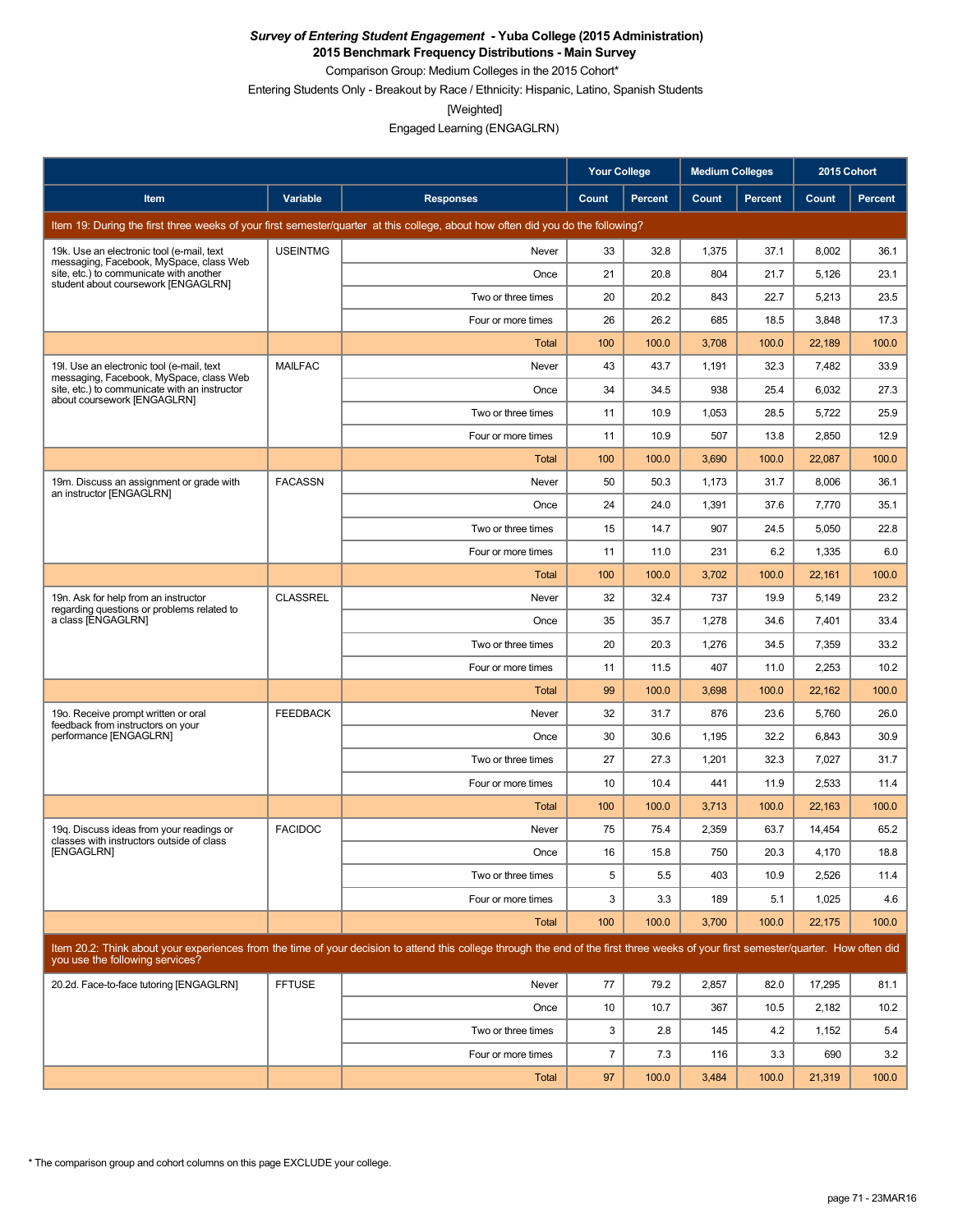***Survey of Entering Student Engagement* - Yuba College (2015 Administration)**
**2015 Benchmark Frequency Distributions - Main Survey**
Comparison Group: Medium Colleges in the 2015 Cohort*
Entering Students Only - Breakout by Race / Ethnicity: Hispanic, Latino, Spanish Students
[Weighted]
Engaged Learning (ENGAGLRN)

| | | | Your College | | Medium Colleges | | 2015 Cohort | |
|---|---|---|---|---|---|---|---|---|
| **Item** | **Variable** | **Responses** | **Count** | **Percent** | **Count** | **Percent** | **Count** | **Percent** |
| Item 19: During the first three weeks of your first semester/quarter at this college, about how often did you do the following? | | | | | | | | |
| 19k. Use an electronic tool (e-mail, text messaging, Facebook, MySpace, class Web site, etc.) to communicate with another student about coursework [ENGAGLRN] | USEINTMG | Never | 33 | 32.8 | 1,375 | 37.1 | 8,002 | 36.1 |
| | | Once | 21 | 20.8 | 804 | 21.7 | 5,126 | 23.1 |
| | | Two or three times | 20 | 20.2 | 843 | 22.7 | 5,213 | 23.5 |
| | | Four or more times | 26 | 26.2 | 685 | 18.5 | 3,848 | 17.3 |
| | | Total | 100 | 100.0 | 3,708 | 100.0 | 22,189 | 100.0 |
| 19l. Use an electronic tool (e-mail, text messaging, Facebook, MySpace, class Web site, etc.) to communicate with an instructor about coursework [ENGAGLRN] | MAILFAC | Never | 43 | 43.7 | 1,191 | 32.3 | 7,482 | 33.9 |
| | | Once | 34 | 34.5 | 938 | 25.4 | 6,032 | 27.3 |
| | | Two or three times | 11 | 10.9 | 1,053 | 28.5 | 5,722 | 25.9 |
| | | Four or more times | 11 | 10.9 | 507 | 13.8 | 2,850 | 12.9 |
| | | Total | 100 | 100.0 | 3,690 | 100.0 | 22,087 | 100.0 |
| 19m. Discuss an assignment or grade with an instructor [ENGAGLRN] | FACASSN | Never | 50 | 50.3 | 1,173 | 31.7 | 8,006 | 36.1 |
| | | Once | 24 | 24.0 | 1,391 | 37.6 | 7,770 | 35.1 |
| | | Two or three times | 15 | 14.7 | 907 | 24.5 | 5,050 | 22.8 |
| | | Four or more times | 11 | 11.0 | 231 | 6.2 | 1,335 | 6.0 |
| | | Total | 100 | 100.0 | 3,702 | 100.0 | 22,161 | 100.0 |
| 19n. Ask for help from an instructor regarding questions or problems related to a class [ENGAGLRN] | CLASSREL | Never | 32 | 32.4 | 737 | 19.9 | 5,149 | 23.2 |
| | | Once | 35 | 35.7 | 1,278 | 34.6 | 7,401 | 33.4 |
| | | Two or three times | 20 | 20.3 | 1,276 | 34.5 | 7,359 | 33.2 |
| | | Four or more times | 11 | 11.5 | 407 | 11.0 | 2,253 | 10.2 |
| | | Total | 99 | 100.0 | 3,698 | 100.0 | 22,162 | 100.0 |
| 19o. Receive prompt written or oral feedback from instructors on your performance [ENGAGLRN] | FEEDBACK | Never | 32 | 31.7 | 876 | 23.6 | 5,760 | 26.0 |
| | | Once | 30 | 30.6 | 1,195 | 32.2 | 6,843 | 30.9 |
| | | Two or three times | 27 | 27.3 | 1,201 | 32.3 | 7,027 | 31.7 |
| | | Four or more times | 10 | 10.4 | 441 | 11.9 | 2,533 | 11.4 |
| | | Total | 100 | 100.0 | 3,713 | 100.0 | 22,163 | 100.0 |
| 19q. Discuss ideas from your readings or classes with instructors outside of class [ENGAGLRN] | FACIDOC | Never | 75 | 75.4 | 2,359 | 63.7 | 14,454 | 65.2 |
| | | Once | 16 | 15.8 | 750 | 20.3 | 4,170 | 18.8 |
| | | Two or three times | 5 | 5.5 | 403 | 10.9 | 2,526 | 11.4 |
| | | Four or more times | 3 | 3.3 | 189 | 5.1 | 1,025 | 4.6 |
| | | Total | 100 | 100.0 | 3,700 | 100.0 | 22,175 | 100.0 |
| Item 20.2: Think about your experiences from the time of your decision to attend this college through the end of the first three weeks of your first semester/quarter. How often did you use the following services? | | | | | | | | |
| 20.2d. Face-to-face tutoring [ENGAGLRN] | FFTUSE | Never | 77 | 79.2 | 2,857 | 82.0 | 17,295 | 81.1 |
| | | Once | 10 | 10.7 | 367 | 10.5 | 2,182 | 10.2 |
| | | Two or three times | 3 | 2.8 | 145 | 4.2 | 1,152 | 5.4 |
| | | Four or more times | 7 | 7.3 | 116 | 3.3 | 690 | 3.2 |
| | | Total | 97 | 100.0 | 3,484 | 100.0 | 21,319 | 100.0 |

* The comparison group and cohort columns on this page EXCLUDE your college.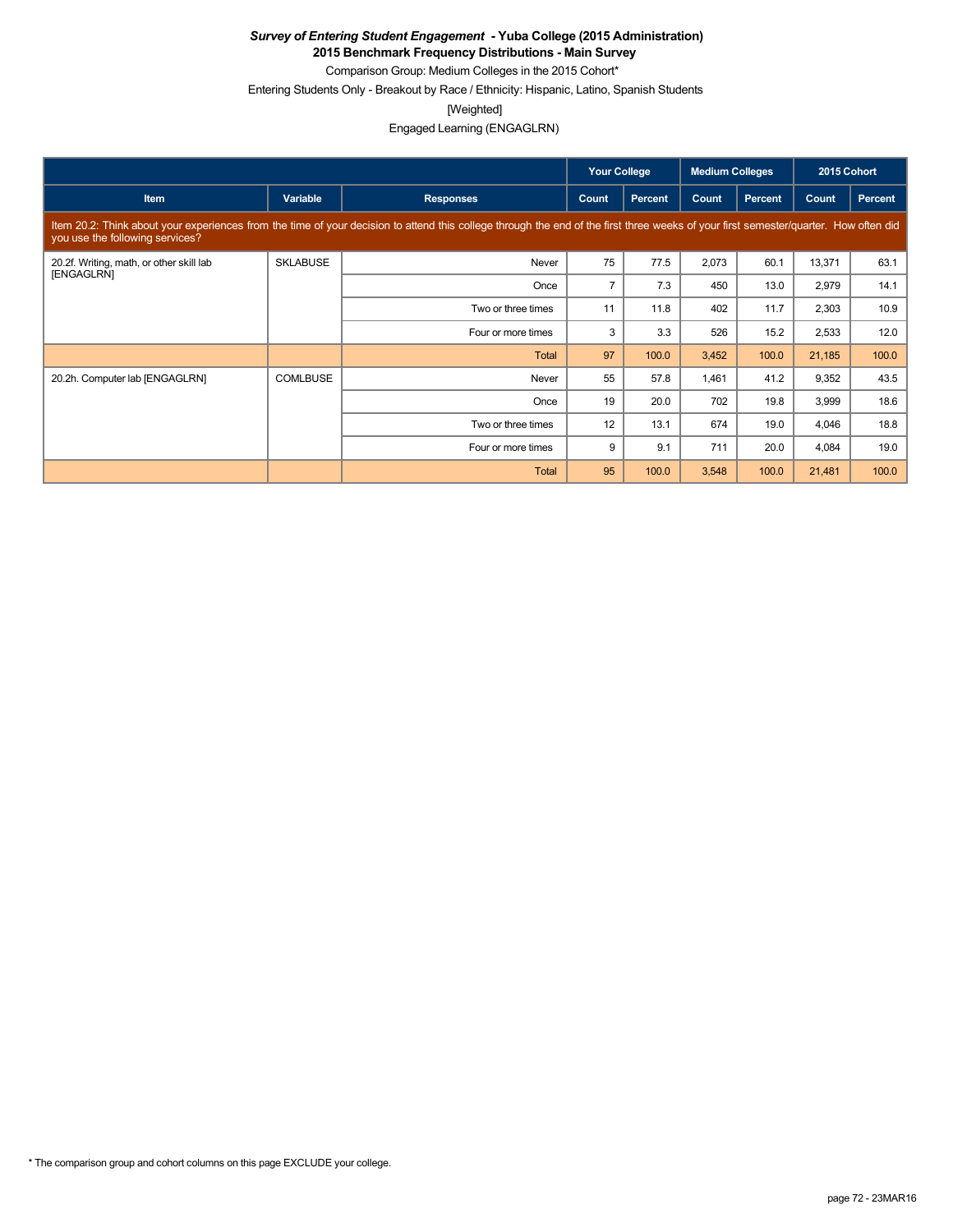***Survey of Entering Student Engagement* - Yuba College (2015 Administration)**
**2015 Benchmark Frequency Distributions - Main Survey**
Comparison Group: Medium Colleges in the 2015 Cohort*
Entering Students Only - Breakout by Race / Ethnicity: Hispanic, Latino, Spanish Students
[Weighted]
Engaged Learning (ENGAGLRN)

| | | | Your College | | Medium Colleges | | 2015 Cohort | |
|---|---|---|---|---|---|---|---|---|
| **Item** | **Variable** | **Responses** | **Count** | **Percent** | **Count** | **Percent** | **Count** | **Percent** |
| Item 20.2: Think about your experiences from the time of your decision to attend this college through the end of the first three weeks of your first semester/quarter. How often did you use the following services? | | | | | | | | |
| 20.2f. Writing, math, or other skill lab [ENGAGLRN] | SKLABUSE | Never | 75 | 77.5 | 2,073 | 60.1 | 13,371 | 63.1 |
| | | Once | 7 | 7.3 | 450 | 13.0 | 2,979 | 14.1 |
| | | Two or three times | 11 | 11.8 | 402 | 11.7 | 2,303 | 10.9 |
| | | Four or more times | 3 | 3.3 | 526 | 15.2 | 2,533 | 12.0 |
| | | Total | 97 | 100.0 | 3,452 | 100.0 | 21,185 | 100.0 |
| 20.2h. Computer lab [ENGAGLRN] | COMLBUSE | Never | 55 | 57.8 | 1,461 | 41.2 | 9,352 | 43.5 |
| | | Once | 19 | 20.0 | 702 | 19.8 | 3,999 | 18.6 |
| | | Two or three times | 12 | 13.1 | 674 | 19.0 | 4,046 | 18.8 |
| | | Four or more times | 9 | 9.1 | 711 | 20.0 | 4,084 | 19.0 |
| | | Total | 95 | 100.0 | 3,548 | 100.0 | 21,481 | 100.0 |

* The comparison group and cohort columns on this page EXCLUDE your college.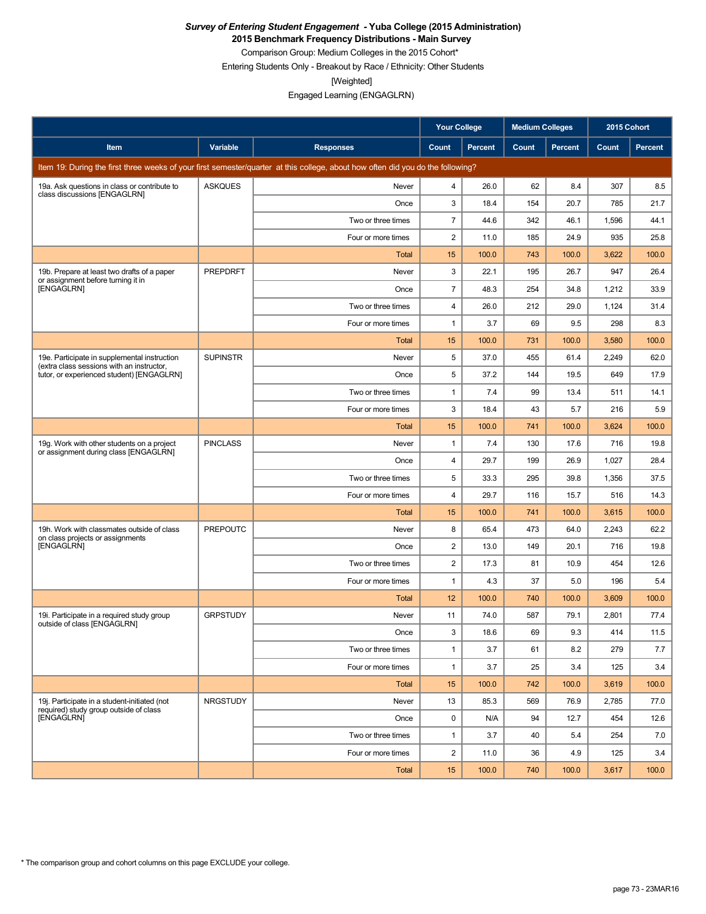***Survey of Entering Student Engagement* - Yuba College (2015 Administration)**
**2015 Benchmark Frequency Distributions - Main Survey**
Comparison Group: Medium Colleges in the 2015 Cohort*
Entering Students Only - Breakout by Race / Ethnicity: Other Students
[Weighted]
Engaged Learning (ENGAGLRN)

| | | | Your College | | Medium Colleges | | 2015 Cohort | |
|---|---|---|---|---|---|---|---|---|
| **Item** | **Variable** | **Responses** | **Count** | **Percent** | **Count** | **Percent** | **Count** | **Percent** |
| Item 19: During the first three weeks of your first semester/quarter at this college, about how often did you do the following? | | | | | | | | |
| 19a. Ask questions in class or contribute to class discussions [ENGAGLRN] | ASKQUES | Never | 4 | 26.0 | 62 | 8.4 | 307 | 8.5 |
| | | Once | 3 | 18.4 | 154 | 20.7 | 785 | 21.7 |
| | | Two or three times | 7 | 44.6 | 342 | 46.1 | 1,596 | 44.1 |
| | | Four or more times | 2 | 11.0 | 185 | 24.9 | 935 | 25.8 |
| | | Total | 15 | 100.0 | 743 | 100.0 | 3,622 | 100.0 |
| 19b. Prepare at least two drafts of a paper or assignment before turning it in [ENGAGLRN] | PREPDRFT | Never | 3 | 22.1 | 195 | 26.7 | 947 | 26.4 |
| | | Once | 7 | 48.3 | 254 | 34.8 | 1,212 | 33.9 |
| | | Two or three times | 4 | 26.0 | 212 | 29.0 | 1,124 | 31.4 |
| | | Four or more times | 1 | 3.7 | 69 | 9.5 | 298 | 8.3 |
| | | Total | 15 | 100.0 | 731 | 100.0 | 3,580 | 100.0 |
| 19e. Participate in supplemental instruction (extra class sessions with an instructor, tutor, or experienced student) [ENGAGLRN] | SUPINSTR | Never | 5 | 37.0 | 455 | 61.4 | 2,249 | 62.0 |
| | | Once | 5 | 37.2 | 144 | 19.5 | 649 | 17.9 |
| | | Two or three times | 1 | 7.4 | 99 | 13.4 | 511 | 14.1 |
| | | Four or more times | 3 | 18.4 | 43 | 5.7 | 216 | 5.9 |
| | | Total | 15 | 100.0 | 741 | 100.0 | 3,624 | 100.0 |
| 19g. Work with other students on a project or assignment during class [ENGAGLRN] | PINCLASS | Never | 1 | 7.4 | 130 | 17.6 | 716 | 19.8 |
| | | Once | 4 | 29.7 | 199 | 26.9 | 1,027 | 28.4 |
| | | Two or three times | 5 | 33.3 | 295 | 39.8 | 1,356 | 37.5 |
| | | Four or more times | 4 | 29.7 | 116 | 15.7 | 516 | 14.3 |
| | | Total | 15 | 100.0 | 741 | 100.0 | 3,615 | 100.0 |
| 19h. Work with classmates outside of class on class projects or assignments [ENGAGLRN] | PREPOUTC | Never | 8 | 65.4 | 473 | 64.0 | 2,243 | 62.2 |
| | | Once | 2 | 13.0 | 149 | 20.1 | 716 | 19.8 |
| | | Two or three times | 2 | 17.3 | 81 | 10.9 | 454 | 12.6 |
| | | Four or more times | 1 | 4.3 | 37 | 5.0 | 196 | 5.4 |
| | | Total | 12 | 100.0 | 740 | 100.0 | 3,609 | 100.0 |
| 19i. Participate in a required study group outside of class [ENGAGLRN] | GRPSTUDY | Never | 11 | 74.0 | 587 | 79.1 | 2,801 | 77.4 |
| | | Once | 3 | 18.6 | 69 | 9.3 | 414 | 11.5 |
| | | Two or three times | 1 | 3.7 | 61 | 8.2 | 279 | 7.7 |
| | | Four or more times | 1 | 3.7 | 25 | 3.4 | 125 | 3.4 |
| | | Total | 15 | 100.0 | 742 | 100.0 | 3,619 | 100.0 |
| 19j. Participate in a student-initiated (not required) study group outside of class [ENGAGLRN] | NRGSTUDY | Never | 13 | 85.3 | 569 | 76.9 | 2,785 | 77.0 |
| | | Once | 0 | N/A | 94 | 12.7 | 454 | 12.6 |
| | | Two or three times | 1 | 3.7 | 40 | 5.4 | 254 | 7.0 |
| | | Four or more times | 2 | 11.0 | 36 | 4.9 | 125 | 3.4 |
| | | Total | 15 | 100.0 | 740 | 100.0 | 3,617 | 100.0 |

* The comparison group and cohort columns on this page EXCLUDE your college.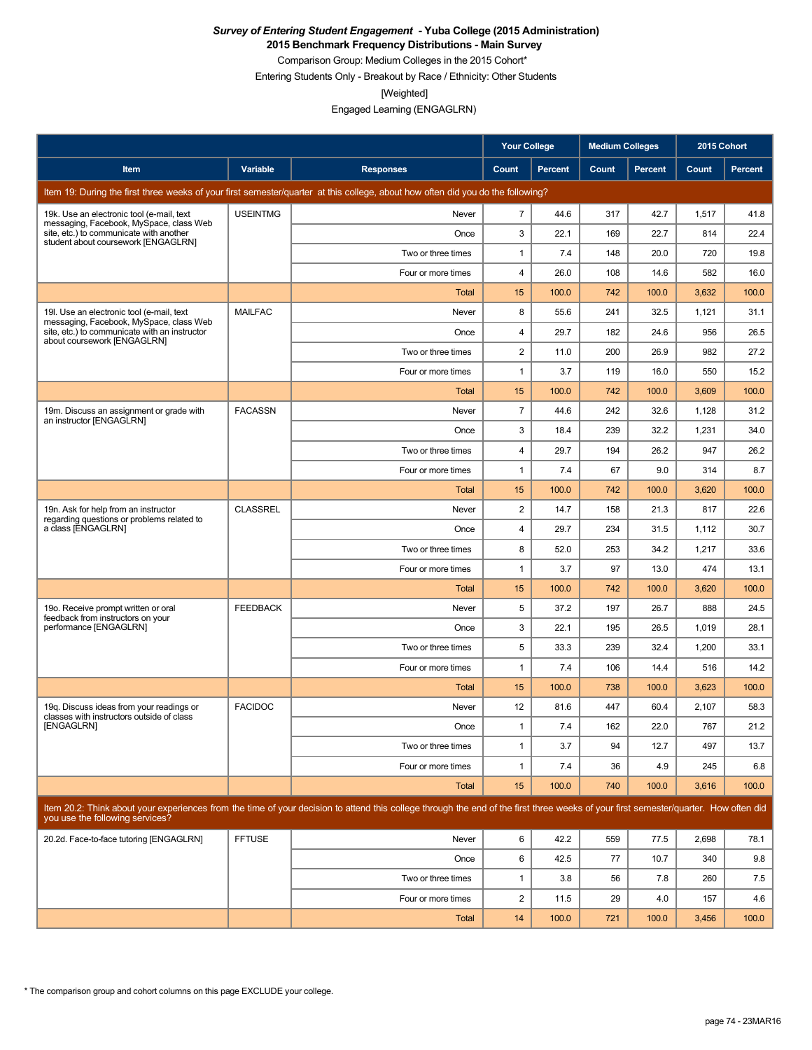***Survey of Entering Student Engagement* - Yuba College (2015 Administration)**
**2015 Benchmark Frequency Distributions - Main Survey**
Comparison Group: Medium Colleges in the 2015 Cohort*
Entering Students Only - Breakout by Race / Ethnicity: Other Students
[Weighted]
Engaged Learning (ENGAGLRN)

| Item | Variable | Responses | Your College Count | Your College Percent | Medium Colleges Count | Medium Colleges Percent | 2015 Cohort Count | 2015 Cohort Percent |
|---|---|---|---|---|---|---|---|---|
| **Item 19: During the first three weeks of your first semester/quarter at this college, about how often did you do the following?** | | | | | | | | |
| 19k. Use an electronic tool (e-mail, text messaging, Facebook, MySpace, class Web site, etc.) to communicate with another student about coursework [ENGAGLRN] | USEINTMG | Never | 7 | 44.6 | 317 | 42.7 | 1,517 | 41.8 |
| | | Once | 3 | 22.1 | 169 | 22.7 | 814 | 22.4 |
| | | Two or three times | 1 | 7.4 | 148 | 20.0 | 720 | 19.8 |
| | | Four or more times | 4 | 26.0 | 108 | 14.6 | 582 | 16.0 |
| | | Total | 15 | 100.0 | 742 | 100.0 | 3,632 | 100.0 |
| 19l. Use an electronic tool (e-mail, text messaging, Facebook, MySpace, class Web site, etc.) to communicate with an instructor about coursework [ENGAGLRN] | MAILFAC | Never | 8 | 55.6 | 241 | 32.5 | 1,121 | 31.1 |
| | | Once | 4 | 29.7 | 182 | 24.6 | 956 | 26.5 |
| | | Two or three times | 2 | 11.0 | 200 | 26.9 | 982 | 27.2 |
| | | Four or more times | 1 | 3.7 | 119 | 16.0 | 550 | 15.2 |
| | | Total | 15 | 100.0 | 742 | 100.0 | 3,609 | 100.0 |
| 19m. Discuss an assignment or grade with an instructor [ENGAGLRN] | FACASSN | Never | 7 | 44.6 | 242 | 32.6 | 1,128 | 31.2 |
| | | Once | 3 | 18.4 | 239 | 32.2 | 1,231 | 34.0 |
| | | Two or three times | 4 | 29.7 | 194 | 26.2 | 947 | 26.2 |
| | | Four or more times | 1 | 7.4 | 67 | 9.0 | 314 | 8.7 |
| | | Total | 15 | 100.0 | 742 | 100.0 | 3,620 | 100.0 |
| 19n. Ask for help from an instructor regarding questions or problems related to a class [ENGAGLRN] | CLASSREL | Never | 2 | 14.7 | 158 | 21.3 | 817 | 22.6 |
| | | Once | 4 | 29.7 | 234 | 31.5 | 1,112 | 30.7 |
| | | Two or three times | 8 | 52.0 | 253 | 34.2 | 1,217 | 33.6 |
| | | Four or more times | 1 | 3.7 | 97 | 13.0 | 474 | 13.1 |
| | | Total | 15 | 100.0 | 742 | 100.0 | 3,620 | 100.0 |
| 19o. Receive prompt written or oral feedback from instructors on your performance [ENGAGLRN] | FEEDBACK | Never | 5 | 37.2 | 197 | 26.7 | 888 | 24.5 |
| | | Once | 3 | 22.1 | 195 | 26.5 | 1,019 | 28.1 |
| | | Two or three times | 5 | 33.3 | 239 | 32.4 | 1,200 | 33.1 |
| | | Four or more times | 1 | 7.4 | 106 | 14.4 | 516 | 14.2 |
| | | Total | 15 | 100.0 | 738 | 100.0 | 3,623 | 100.0 |
| 19q. Discuss ideas from your readings or classes with instructors outside of class [ENGAGLRN] | FACIDOC | Never | 12 | 81.6 | 447 | 60.4 | 2,107 | 58.3 |
| | | Once | 1 | 7.4 | 162 | 22.0 | 767 | 21.2 |
| | | Two or three times | 1 | 3.7 | 94 | 12.7 | 497 | 13.7 |
| | | Four or more times | 1 | 7.4 | 36 | 4.9 | 245 | 6.8 |
| | | Total | 15 | 100.0 | 740 | 100.0 | 3,616 | 100.0 |
| **Item 20.2: Think about your experiences from the time of your decision to attend this college through the end of the first three weeks of your first semester/quarter. How often did you use the following services?** | | | | | | | | |
| 20.2d. Face-to-face tutoring [ENGAGLRN] | FFTUSE | Never | 6 | 42.2 | 559 | 77.5 | 2,698 | 78.1 |
| | | Once | 6 | 42.5 | 77 | 10.7 | 340 | 9.8 |
| | | Two or three times | 1 | 3.8 | 56 | 7.8 | 260 | 7.5 |
| | | Four or more times | 2 | 11.5 | 29 | 4.0 | 157 | 4.6 |
| | | Total | 14 | 100.0 | 721 | 100.0 | 3,456 | 100.0 |

* The comparison group and cohort columns on this page EXCLUDE your college.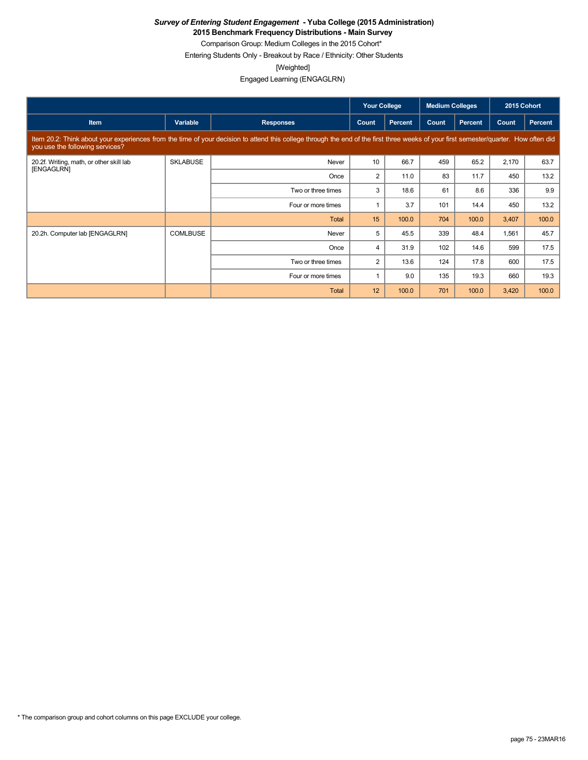***Survey of Entering Student Engagement* - Yuba College (2015 Administration)**
**2015 Benchmark Frequency Distributions - Main Survey**
Comparison Group: Medium Colleges in the 2015 Cohort*
Entering Students Only - Breakout by Race / Ethnicity: Other Students
[Weighted]
Engaged Learning (ENGAGLRN)

| | | | Your College | | Medium Colleges | | 2015 Cohort | |
|---|---|---|---|---|---|---|---|---|
| **Item** | **Variable** | **Responses** | **Count** | **Percent** | **Count** | **Percent** | **Count** | **Percent** |
| Item 20.2: Think about your experiences from the time of your decision to attend this college through the end of the first three weeks of your first semester/quarter. How often did you use the following services? | | | | | | | | |
| 20.2f. Writing, math, or other skill lab [ENGAGLRN] | SKLABUSE | Never | 10 | 66.7 | 459 | 65.2 | 2,170 | 63.7 |
| | | Once | 2 | 11.0 | 83 | 11.7 | 450 | 13.2 |
| | | Two or three times | 3 | 18.6 | 61 | 8.6 | 336 | 9.9 |
| | | Four or more times | 1 | 3.7 | 101 | 14.4 | 450 | 13.2 |
| | | Total | 15 | 100.0 | 704 | 100.0 | 3,407 | 100.0 |
| 20.2h. Computer lab [ENGAGLRN] | COMLBUSE | Never | 5 | 45.5 | 339 | 48.4 | 1,561 | 45.7 |
| | | Once | 4 | 31.9 | 102 | 14.6 | 599 | 17.5 |
| | | Two or three times | 2 | 13.6 | 124 | 17.8 | 600 | 17.5 |
| | | Four or more times | 1 | 9.0 | 135 | 19.3 | 660 | 19.3 |
| | | Total | 12 | 100.0 | 701 | 100.0 | 3,420 | 100.0 |

* The comparison group and cohort columns on this page EXCLUDE your college.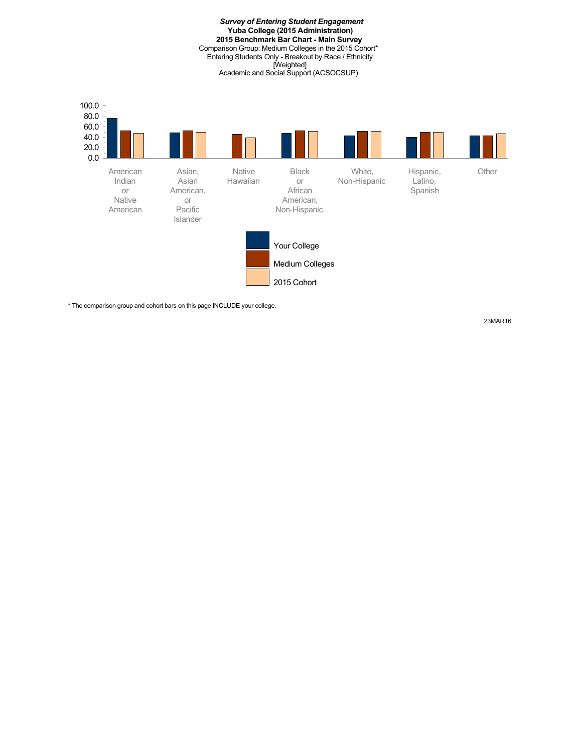***Survey of Entering Student Engagement***
**Yuba College (2015 Administration)**
**2015 Benchmark Bar Chart - Main Survey**
Comparison Group: Medium Colleges in the 2015 Cohort*
Entering Students Only - Breakout by Race / Ethnicity
[Weighted]
Academic and Social Support (ACSOCSUP)

100.0
80.0
60.0
40.0
20.0
0.0

American Indian or Native American | Asian, Asian American, or Pacific Islander | Native Hawaiian | Black or African American, Non-Hispanic | White, Non-Hispanic | Hispanic, Latino, Spanish | Other

Your College
Medium Colleges
2015 Cohort

\* The comparison group and cohort bars on this page INCLUDE your college.

23MAR16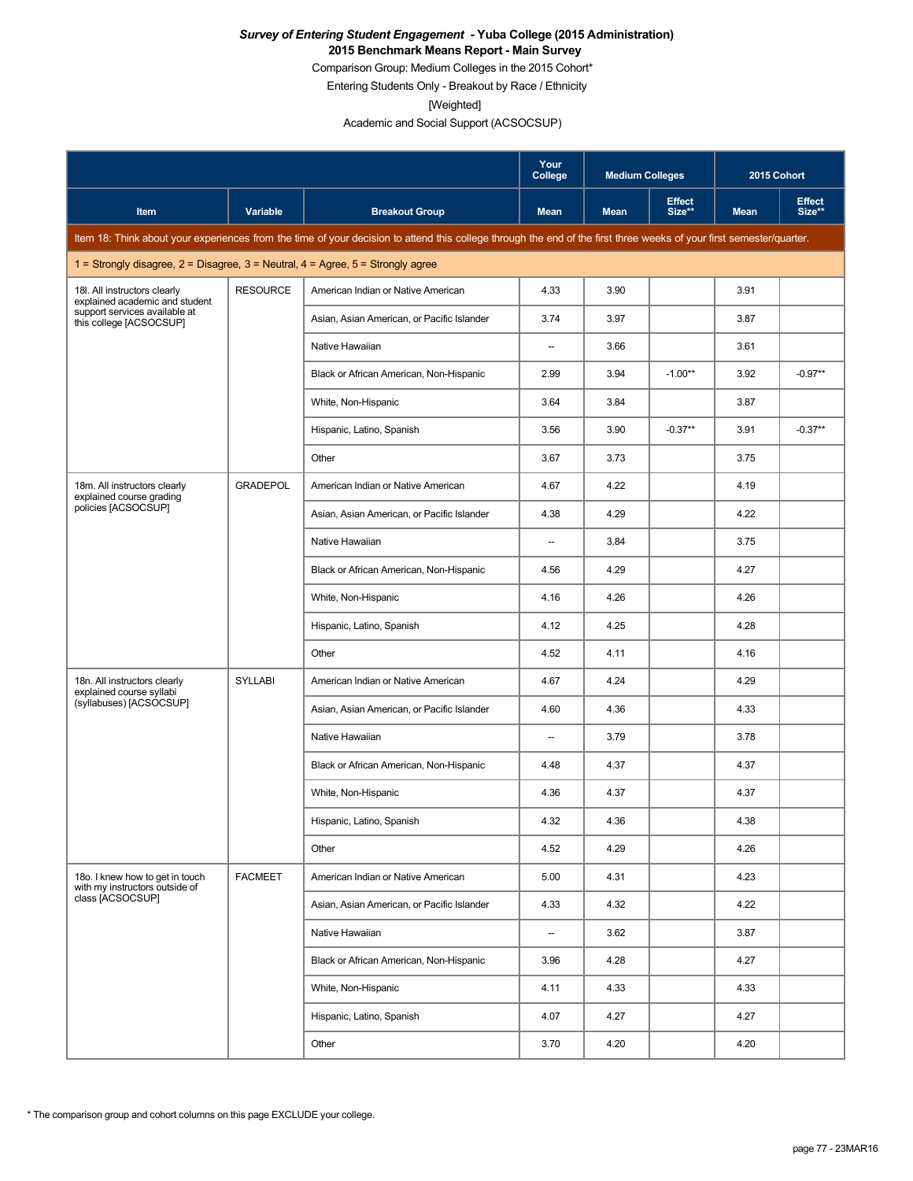***Survey of Entering Student Engagement* - Yuba College (2015 Administration)**
**2015 Benchmark Means Report - Main Survey**

Comparison Group: Medium Colleges in the 2015 Cohort*

Entering Students Only - Breakout by Race / Ethnicity

[Weighted]

Academic and Social Support (ACSOCSUP)

| | | | Your College | Medium Colleges | | 2015 Cohort | |
|---|---|---|---|---|---|---|---|
| **Item** | **Variable** | **Breakout Group** | **Mean** | **Mean** | **Effect Size**** | **Mean** | **Effect Size**** |
| Item 18: Think about your experiences from the time of your decision to attend this college through the end of the first three weeks of your first semester/quarter. | | | | | | | |
| 1 = Strongly disagree, 2 = Disagree, 3 = Neutral, 4 = Agree, 5 = Strongly agree | | | | | | | |
| 18l. All instructors clearly explained academic and student support services available at this college [ACSOCSUP] | RESOURCE | American Indian or Native American | 4.33 | 3.90 | | 3.91 | |
| | | Asian, Asian American, or Pacific Islander | 3.74 | 3.97 | | 3.87 | |
| | | Native Hawaiian | -- | 3.66 | | 3.61 | |
| | | Black or African American, Non-Hispanic | 2.99 | 3.94 | -1.00** | 3.92 | -0.97** |
| | | White, Non-Hispanic | 3.64 | 3.84 | | 3.87 | |
| | | Hispanic, Latino, Spanish | 3.56 | 3.90 | -0.37** | 3.91 | -0.37** |
| | | Other | 3.67 | 3.73 | | 3.75 | |
| 18m. All instructors clearly explained course grading policies [ACSOCSUP] | GRADEPOL | American Indian or Native American | 4.67 | 4.22 | | 4.19 | |
| | | Asian, Asian American, or Pacific Islander | 4.38 | 4.29 | | 4.22 | |
| | | Native Hawaiian | -- | 3.84 | | 3.75 | |
| | | Black or African American, Non-Hispanic | 4.56 | 4.29 | | 4.27 | |
| | | White, Non-Hispanic | 4.16 | 4.26 | | 4.26 | |
| | | Hispanic, Latino, Spanish | 4.12 | 4.25 | | 4.28 | |
| | | Other | 4.52 | 4.11 | | 4.16 | |
| 18n. All instructors clearly explained course syllabi (syllabuses) [ACSOCSUP] | SYLLABI | American Indian or Native American | 4.67 | 4.24 | | 4.29 | |
| | | Asian, Asian American, or Pacific Islander | 4.60 | 4.36 | | 4.33 | |
| | | Native Hawaiian | -- | 3.79 | | 3.78 | |
| | | Black or African American, Non-Hispanic | 4.48 | 4.37 | | 4.37 | |
| | | White, Non-Hispanic | 4.36 | 4.37 | | 4.37 | |
| | | Hispanic, Latino, Spanish | 4.32 | 4.36 | | 4.38 | |
| | | Other | 4.52 | 4.29 | | 4.26 | |
| 18o. I knew how to get in touch with my instructors outside of class [ACSOCSUP] | FACMEET | American Indian or Native American | 5.00 | 4.31 | | 4.23 | |
| | | Asian, Asian American, or Pacific Islander | 4.33 | 4.32 | | 4.22 | |
| | | Native Hawaiian | -- | 3.62 | | 3.87 | |
| | | Black or African American, Non-Hispanic | 3.96 | 4.28 | | 4.27 | |
| | | White, Non-Hispanic | 4.11 | 4.33 | | 4.33 | |
| | | Hispanic, Latino, Spanish | 4.07 | 4.27 | | 4.27 | |
| | | Other | 3.70 | 4.20 | | 4.20 | |

* The comparison group and cohort columns on this page EXCLUDE your college.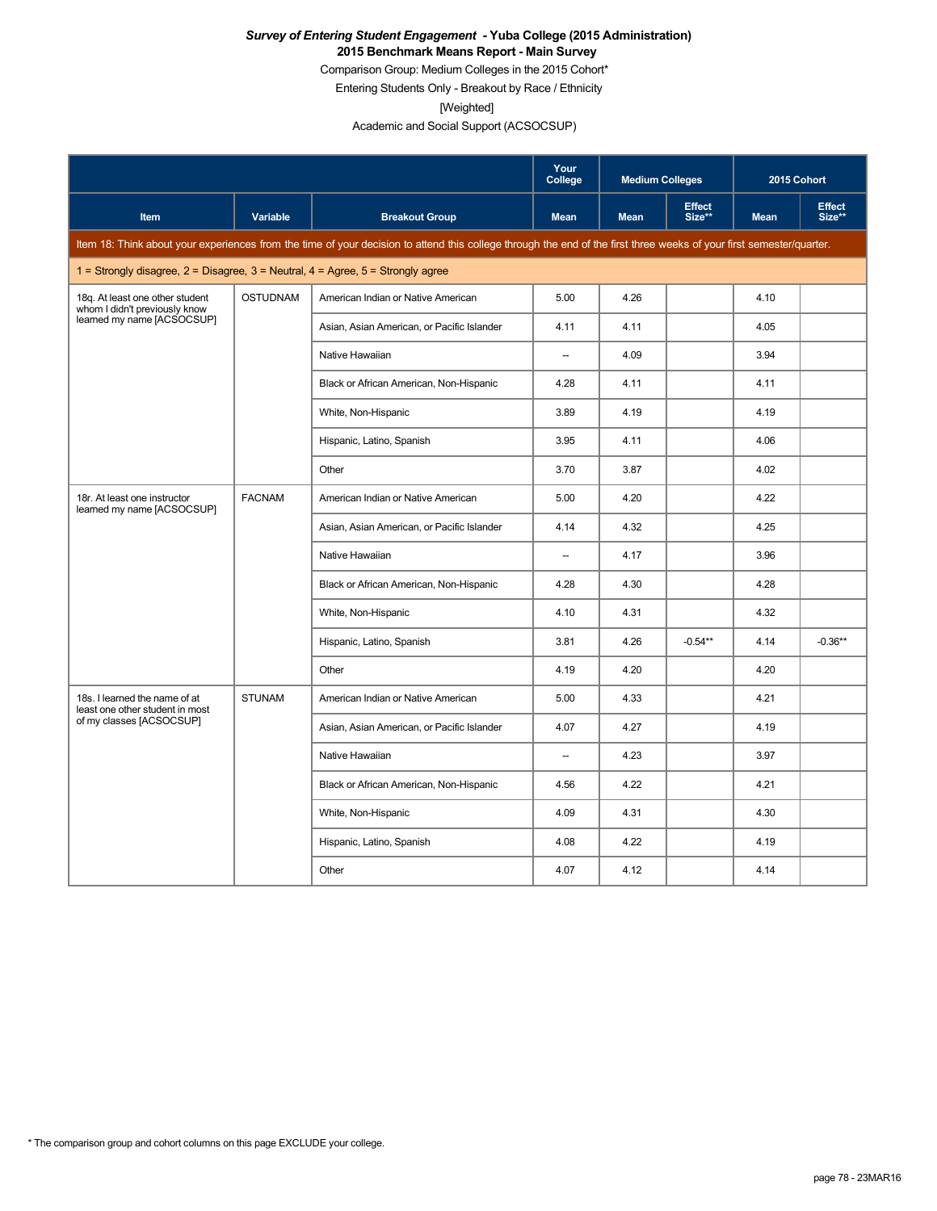***Survey of Entering Student Engagement* - Yuba College (2015 Administration)**

**2015 Benchmark Means Report - Main Survey**

Comparison Group: Medium Colleges in the 2015 Cohort*

Entering Students Only - Breakout by Race / Ethnicity

[Weighted]

Academic and Social Support (ACSOCSUP)

| | | | Your College | Medium Colleges | | 2015 Cohort | |
|---|---|---|---|---|---|---|---|
| Item | Variable | Breakout Group | Mean | Mean | Effect Size** | Mean | Effect Size** |
| Item 18: Think about your experiences from the time of your decision to attend this college through the end of the first three weeks of your first semester/quarter. | | | | | | | |
| 1 = Strongly disagree, 2 = Disagree, 3 = Neutral, 4 = Agree, 5 = Strongly agree | | | | | | | |
| 18q. At least one other student whom I didn't previously know learned my name [ACSOCSUP] | OSTUDNAM | American Indian or Native American | 5.00 | 4.26 | | 4.10 | |
| | | Asian, Asian American, or Pacific Islander | 4.11 | 4.11 | | 4.05 | |
| | | Native Hawaiian | -- | 4.09 | | 3.94 | |
| | | Black or African American, Non-Hispanic | 4.28 | 4.11 | | 4.11 | |
| | | White, Non-Hispanic | 3.89 | 4.19 | | 4.19 | |
| | | Hispanic, Latino, Spanish | 3.95 | 4.11 | | 4.06 | |
| | | Other | 3.70 | 3.87 | | 4.02 | |
| 18r. At least one instructor learned my name [ACSOCSUP] | FACNAM | American Indian or Native American | 5.00 | 4.20 | | 4.22 | |
| | | Asian, Asian American, or Pacific Islander | 4.14 | 4.32 | | 4.25 | |
| | | Native Hawaiian | -- | 4.17 | | 3.96 | |
| | | Black or African American, Non-Hispanic | 4.28 | 4.30 | | 4.28 | |
| | | White, Non-Hispanic | 4.10 | 4.31 | | 4.32 | |
| | | Hispanic, Latino, Spanish | 3.81 | 4.26 | -0.54** | 4.14 | -0.36** |
| | | Other | 4.19 | 4.20 | | 4.20 | |
| 18s. I learned the name of at least one other student in most of my classes [ACSOCSUP] | STUNAM | American Indian or Native American | 5.00 | 4.33 | | 4.21 | |
| | | Asian, Asian American, or Pacific Islander | 4.07 | 4.27 | | 4.19 | |
| | | Native Hawaiian | -- | 4.23 | | 3.97 | |
| | | Black or African American, Non-Hispanic | 4.56 | 4.22 | | 4.21 | |
| | | White, Non-Hispanic | 4.09 | 4.31 | | 4.30 | |
| | | Hispanic, Latino, Spanish | 4.08 | 4.22 | | 4.19 | |
| | | Other | 4.07 | 4.12 | | 4.14 | |

* The comparison group and cohort columns on this page EXCLUDE your college.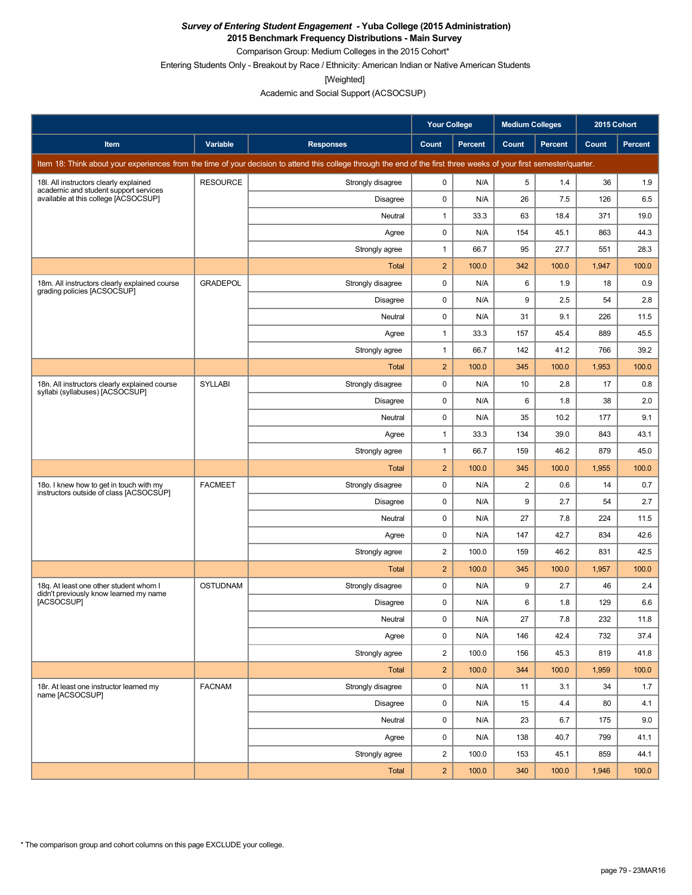***Survey of Entering Student Engagement* - Yuba College (2015 Administration)**

**2015 Benchmark Frequency Distributions - Main Survey**

Comparison Group: Medium Colleges in the 2015 Cohort*

Entering Students Only - Breakout by Race / Ethnicity: American Indian or Native American Students

[Weighted]

Academic and Social Support (ACSOCSUP)

| | | | Your College | | Medium Colleges | | 2015 Cohort | |
|---|---|---|---|---|---|---|---|---|
| **Item** | **Variable** | **Responses** | **Count** | **Percent** | **Count** | **Percent** | **Count** | **Percent** |
| Item 18: Think about your experiences from the time of your decision to attend this college through the end of the first three weeks of your first semester/quarter. | | | | | | | | |
| 18l. All instructors clearly explained academic and student support services available at this college [ACSOCSUP] | RESOURCE | Strongly disagree | 0 | N/A | 5 | 1.4 | 36 | 1.9 |
| | | Disagree | 0 | N/A | 26 | 7.5 | 126 | 6.5 |
| | | Neutral | 1 | 33.3 | 63 | 18.4 | 371 | 19.0 |
| | | Agree | 0 | N/A | 154 | 45.1 | 863 | 44.3 |
| | | Strongly agree | 1 | 66.7 | 95 | 27.7 | 551 | 28.3 |
| | | Total | 2 | 100.0 | 342 | 100.0 | 1,947 | 100.0 |
| 18m. All instructors clearly explained course grading policies [ACSOCSUP] | GRADEPOL | Strongly disagree | 0 | N/A | 6 | 1.9 | 18 | 0.9 |
| | | Disagree | 0 | N/A | 9 | 2.5 | 54 | 2.8 |
| | | Neutral | 0 | N/A | 31 | 9.1 | 226 | 11.5 |
| | | Agree | 1 | 33.3 | 157 | 45.4 | 889 | 45.5 |
| | | Strongly agree | 1 | 66.7 | 142 | 41.2 | 766 | 39.2 |
| | | Total | 2 | 100.0 | 345 | 100.0 | 1,953 | 100.0 |
| 18n. All instructors clearly explained course syllabi (syllabuses) [ACSOCSUP] | SYLLABI | Strongly disagree | 0 | N/A | 10 | 2.8 | 17 | 0.8 |
| | | Disagree | 0 | N/A | 6 | 1.8 | 38 | 2.0 |
| | | Neutral | 0 | N/A | 35 | 10.2 | 177 | 9.1 |
| | | Agree | 1 | 33.3 | 134 | 39.0 | 843 | 43.1 |
| | | Strongly agree | 1 | 66.7 | 159 | 46.2 | 879 | 45.0 |
| | | Total | 2 | 100.0 | 345 | 100.0 | 1,955 | 100.0 |
| 18o. I knew how to get in touch with my instructors outside of class [ACSOCSUP] | FACMEET | Strongly disagree | 0 | N/A | 2 | 0.6 | 14 | 0.7 |
| | | Disagree | 0 | N/A | 9 | 2.7 | 54 | 2.7 |
| | | Neutral | 0 | N/A | 27 | 7.8 | 224 | 11.5 |
| | | Agree | 0 | N/A | 147 | 42.7 | 834 | 42.6 |
| | | Strongly agree | 2 | 100.0 | 159 | 46.2 | 831 | 42.5 |
| | | Total | 2 | 100.0 | 345 | 100.0 | 1,957 | 100.0 |
| 18q. At least one other student whom I didn't previously know learned my name [ACSOCSUP] | OSTUDNAM | Strongly disagree | 0 | N/A | 9 | 2.7 | 46 | 2.4 |
| | | Disagree | 0 | N/A | 6 | 1.8 | 129 | 6.6 |
| | | Neutral | 0 | N/A | 27 | 7.8 | 232 | 11.8 |
| | | Agree | 0 | N/A | 146 | 42.4 | 732 | 37.4 |
| | | Strongly agree | 2 | 100.0 | 156 | 45.3 | 819 | 41.8 |
| | | Total | 2 | 100.0 | 344 | 100.0 | 1,959 | 100.0 |
| 18r. At least one instructor learned my name [ACSOCSUP] | FACNAM | Strongly disagree | 0 | N/A | 11 | 3.1 | 34 | 1.7 |
| | | Disagree | 0 | N/A | 15 | 4.4 | 80 | 4.1 |
| | | Neutral | 0 | N/A | 23 | 6.7 | 175 | 9.0 |
| | | Agree | 0 | N/A | 138 | 40.7 | 799 | 41.1 |
| | | Strongly agree | 2 | 100.0 | 153 | 45.1 | 859 | 44.1 |
| | | Total | 2 | 100.0 | 340 | 100.0 | 1,946 | 100.0 |

* The comparison group and cohort columns on this page EXCLUDE your college.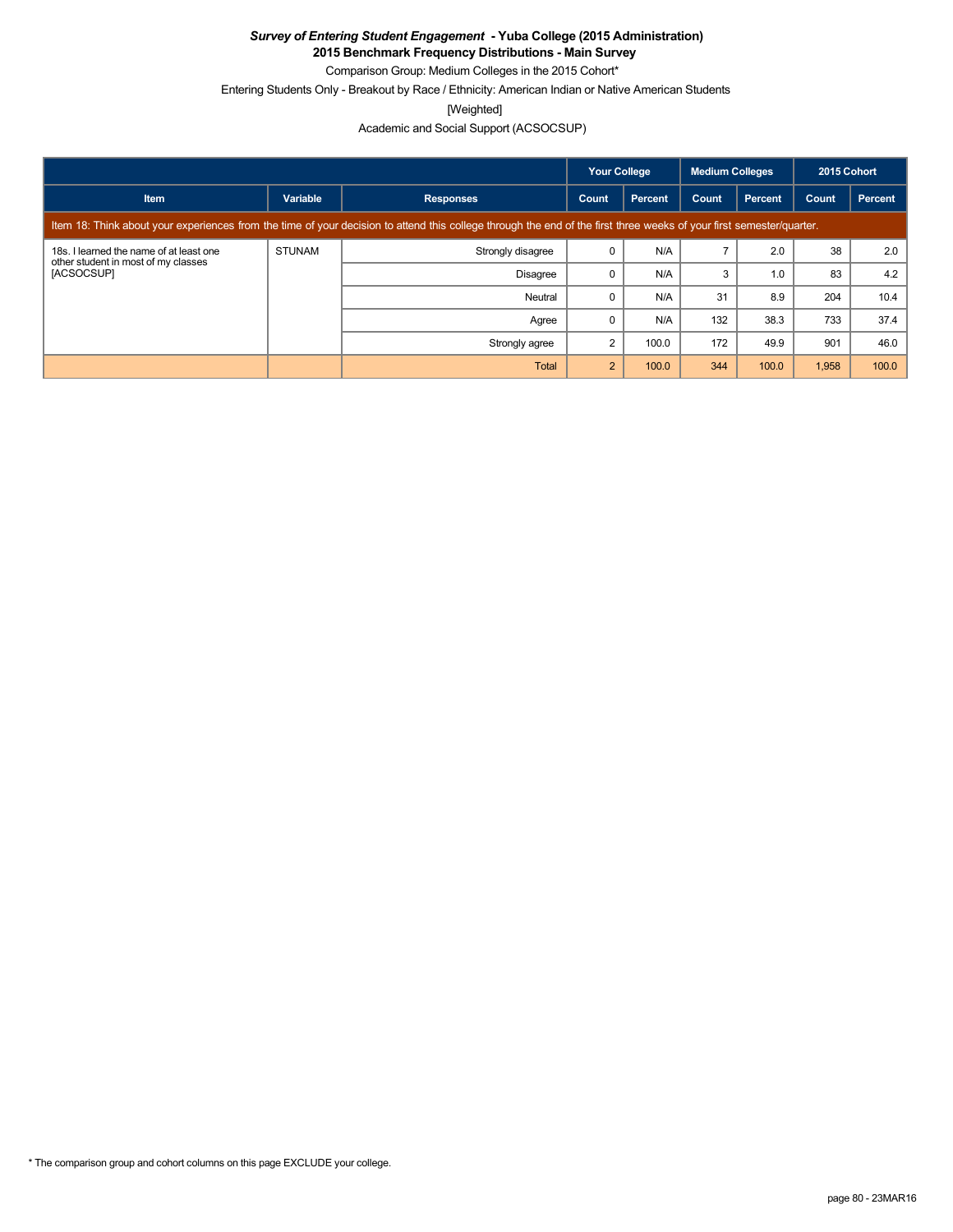***Survey of Entering Student Engagement* - Yuba College (2015 Administration)**
**2015 Benchmark Frequency Distributions - Main Survey**

Comparison Group: Medium Colleges in the 2015 Cohort*

Entering Students Only - Breakout by Race / Ethnicity: American Indian or Native American Students

[Weighted]

Academic and Social Support (ACSOCSUP)

| | | | Your College | | Medium Colleges | | 2015 Cohort | |
|---|---|---|---|---|---|---|---|---|
| **Item** | **Variable** | **Responses** | **Count** | **Percent** | **Count** | **Percent** | **Count** | **Percent** |
| Item 18: Think about your experiences from the time of your decision to attend this college through the end of the first three weeks of your first semester/quarter. | | | | | | | | |
| 18s. I learned the name of at least one other student in most of my classes [ACSOCSUP] | STUNAM | Strongly disagree | 0 | N/A | 7 | 2.0 | 38 | 2.0 |
| | | Disagree | 0 | N/A | 3 | 1.0 | 83 | 4.2 |
| | | Neutral | 0 | N/A | 31 | 8.9 | 204 | 10.4 |
| | | Agree | 0 | N/A | 132 | 38.3 | 733 | 37.4 |
| | | Strongly agree | 2 | 100.0 | 172 | 49.9 | 901 | 46.0 |
| | | Total | 2 | 100.0 | 344 | 100.0 | 1,958 | 100.0 |

* The comparison group and cohort columns on this page EXCLUDE your college.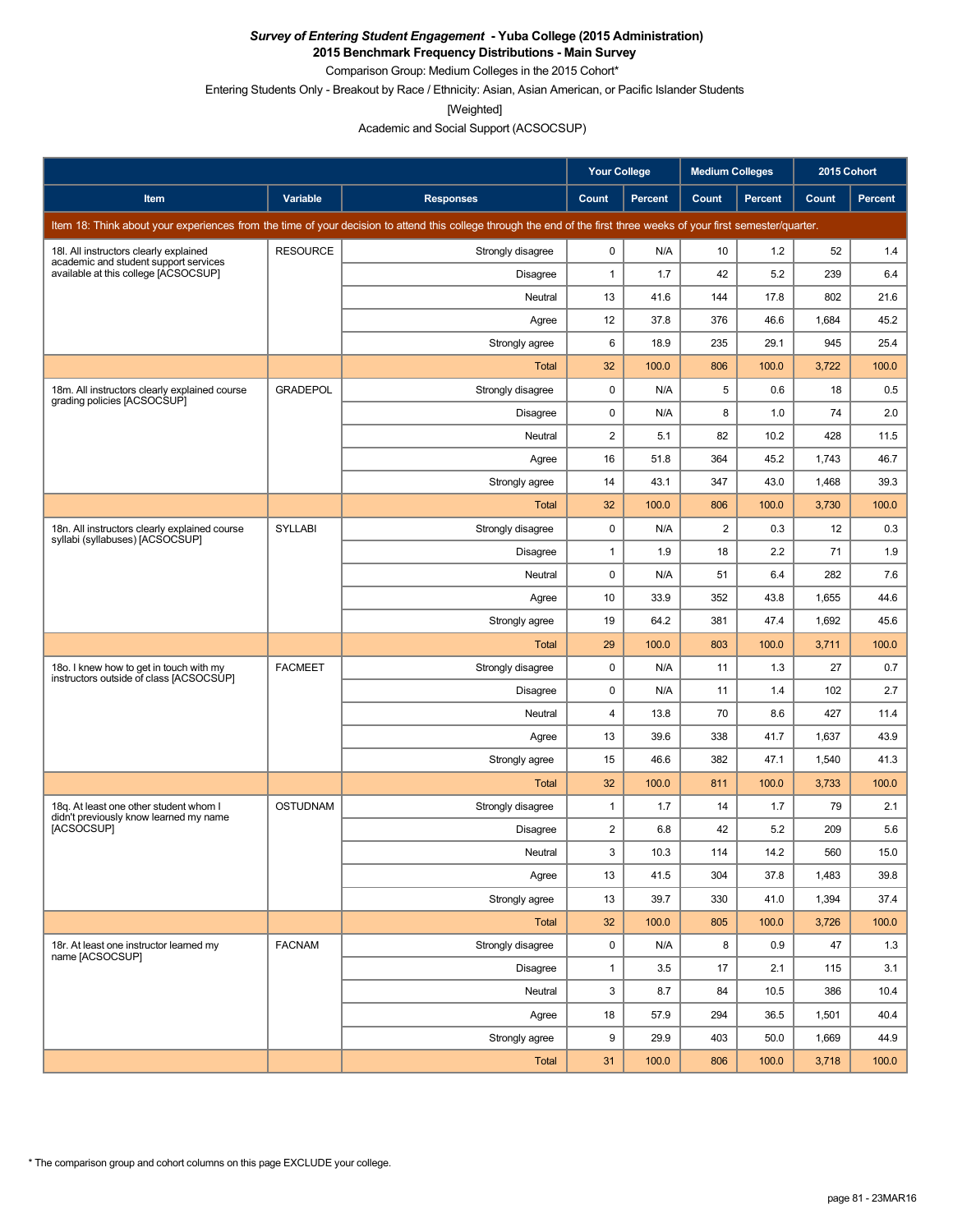***Survey of Entering Student Engagement* - Yuba College (2015 Administration)**
**2015 Benchmark Frequency Distributions - Main Survey**

Comparison Group: Medium Colleges in the 2015 Cohort*

Entering Students Only - Breakout by Race / Ethnicity: Asian, Asian American, or Pacific Islander Students

[Weighted]

Academic and Social Support (ACSOCSUP)

| Item | Variable | Responses | Your College | | Medium Colleges | | 2015 Cohort | |
|---|---|---|---|---|---|---|---|---|
| | | | Count | Percent | Count | Percent | Count | Percent |
| Item 18: Think about your experiences from the time of your decision to attend this college through the end of the first three weeks of your first semester/quarter. | | | | | | | | |
| 18l. All instructors clearly explained academic and student support services available at this college [ACSOCSUP] | RESOURCE | Strongly disagree | 0 | N/A | 10 | 1.2 | 52 | 1.4 |
| | | Disagree | 1 | 1.7 | 42 | 5.2 | 239 | 6.4 |
| | | Neutral | 13 | 41.6 | 144 | 17.8 | 802 | 21.6 |
| | | Agree | 12 | 37.8 | 376 | 46.6 | 1,684 | 45.2 |
| | | Strongly agree | 6 | 18.9 | 235 | 29.1 | 945 | 25.4 |
| | | Total | 32 | 100.0 | 806 | 100.0 | 3,722 | 100.0 |
| 18m. All instructors clearly explained course grading policies [ACSOCSUP] | GRADEPOL | Strongly disagree | 0 | N/A | 5 | 0.6 | 18 | 0.5 |
| | | Disagree | 0 | N/A | 8 | 1.0 | 74 | 2.0 |
| | | Neutral | 2 | 5.1 | 82 | 10.2 | 428 | 11.5 |
| | | Agree | 16 | 51.8 | 364 | 45.2 | 1,743 | 46.7 |
| | | Strongly agree | 14 | 43.1 | 347 | 43.0 | 1,468 | 39.3 |
| | | Total | 32 | 100.0 | 806 | 100.0 | 3,730 | 100.0 |
| 18n. All instructors clearly explained course syllabi (syllabuses) [ACSOCSUP] | SYLLABI | Strongly disagree | 0 | N/A | 2 | 0.3 | 12 | 0.3 |
| | | Disagree | 1 | 1.9 | 18 | 2.2 | 71 | 1.9 |
| | | Neutral | 0 | N/A | 51 | 6.4 | 282 | 7.6 |
| | | Agree | 10 | 33.9 | 352 | 43.8 | 1,655 | 44.6 |
| | | Strongly agree | 19 | 64.2 | 381 | 47.4 | 1,692 | 45.6 |
| | | Total | 29 | 100.0 | 803 | 100.0 | 3,711 | 100.0 |
| 18o. I knew how to get in touch with my instructors outside of class [ACSOCSUP] | FACMEET | Strongly disagree | 0 | N/A | 11 | 1.3 | 27 | 0.7 |
| | | Disagree | 0 | N/A | 11 | 1.4 | 102 | 2.7 |
| | | Neutral | 4 | 13.8 | 70 | 8.6 | 427 | 11.4 |
| | | Agree | 13 | 39.6 | 338 | 41.7 | 1,637 | 43.9 |
| | | Strongly agree | 15 | 46.6 | 382 | 47.1 | 1,540 | 41.3 |
| | | Total | 32 | 100.0 | 811 | 100.0 | 3,733 | 100.0 |
| 18q. At least one other student whom I didn't previously know learned my name [ACSOCSUP] | OSTUDNAM | Strongly disagree | 1 | 1.7 | 14 | 1.7 | 79 | 2.1 |
| | | Disagree | 2 | 6.8 | 42 | 5.2 | 209 | 5.6 |
| | | Neutral | 3 | 10.3 | 114 | 14.2 | 560 | 15.0 |
| | | Agree | 13 | 41.5 | 304 | 37.8 | 1,483 | 39.8 |
| | | Strongly agree | 13 | 39.7 | 330 | 41.0 | 1,394 | 37.4 |
| | | Total | 32 | 100.0 | 805 | 100.0 | 3,726 | 100.0 |
| 18r. At least one instructor learned my name [ACSOCSUP] | FACNAM | Strongly disagree | 0 | N/A | 8 | 0.9 | 47 | 1.3 |
| | | Disagree | 1 | 3.5 | 17 | 2.1 | 115 | 3.1 |
| | | Neutral | 3 | 8.7 | 84 | 10.5 | 386 | 10.4 |
| | | Agree | 18 | 57.9 | 294 | 36.5 | 1,501 | 40.4 |
| | | Strongly agree | 9 | 29.9 | 403 | 50.0 | 1,669 | 44.9 |
| | | Total | 31 | 100.0 | 806 | 100.0 | 3,718 | 100.0 |

* The comparison group and cohort columns on this page EXCLUDE your college.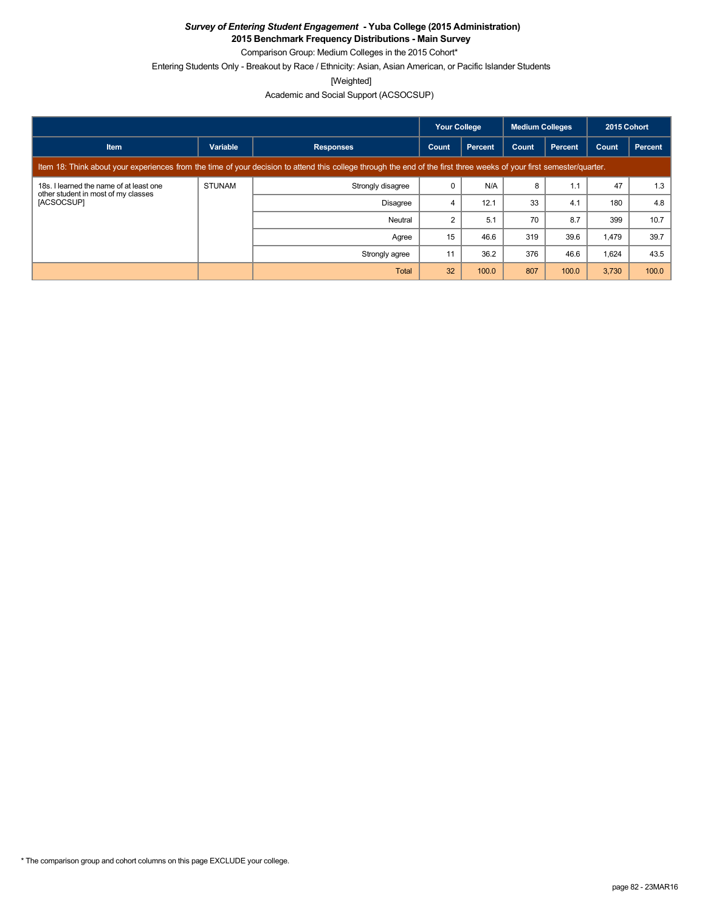***Survey of Entering Student Engagement* - Yuba College (2015 Administration)**

**2015 Benchmark Frequency Distributions - Main Survey**

Comparison Group: Medium Colleges in the 2015 Cohort*

Entering Students Only - Breakout by Race / Ethnicity: Asian, Asian American, or Pacific Islander Students

[Weighted]

Academic and Social Support (ACSOCSUP)

| | | | Your College | | Medium Colleges | | 2015 Cohort | |
|---|---|---|---|---|---|---|---|---|
| Item | Variable | Responses | Count | Percent | Count | Percent | Count | Percent |
| Item 18: Think about your experiences from the time of your decision to attend this college through the end of the first three weeks of your first semester/quarter. | | | | | | | | |
| 18s. I learned the name of at least one other student in most of my classes [ACSOCSUP] | STUNAM | Strongly disagree | 0 | N/A | 8 | 1.1 | 47 | 1.3 |
| | | Disagree | 4 | 12.1 | 33 | 4.1 | 180 | 4.8 |
| | | Neutral | 2 | 5.1 | 70 | 8.7 | 399 | 10.7 |
| | | Agree | 15 | 46.6 | 319 | 39.6 | 1,479 | 39.7 |
| | | Strongly agree | 11 | 36.2 | 376 | 46.6 | 1,624 | 43.5 |
| | | Total | 32 | 100.0 | 807 | 100.0 | 3,730 | 100.0 |

* The comparison group and cohort columns on this page EXCLUDE your college.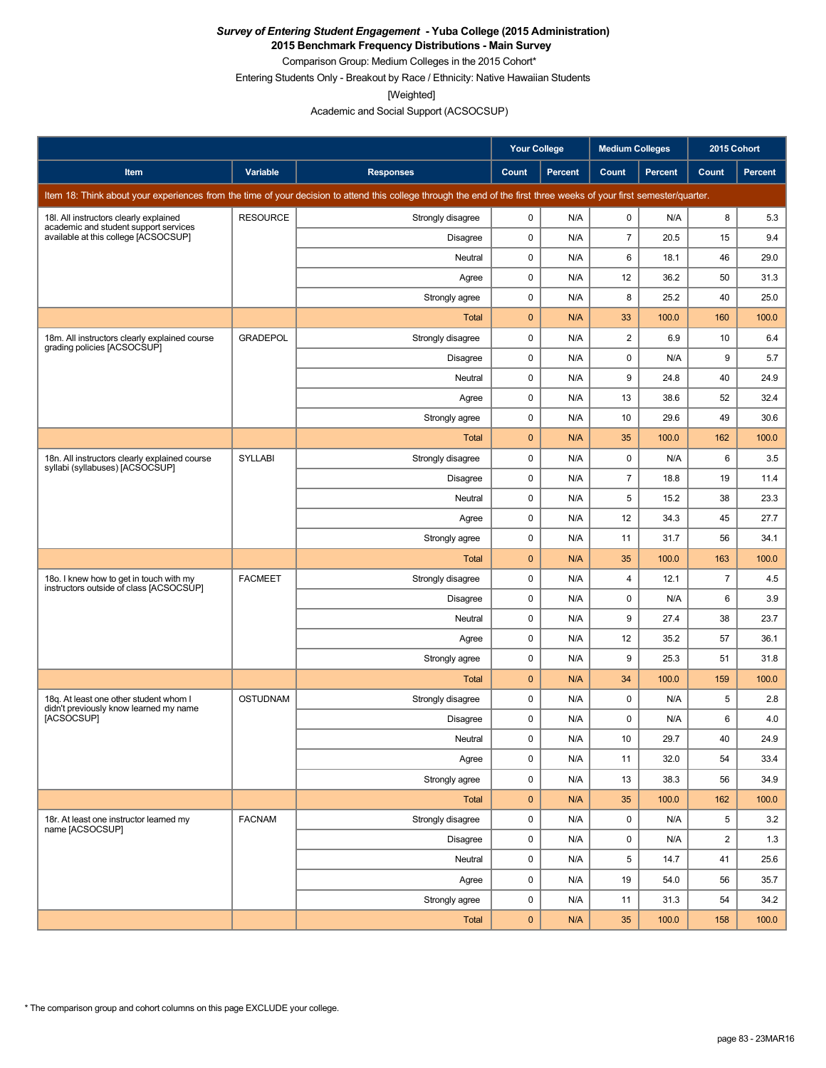***Survey of Entering Student Engagement* - Yuba College (2015 Administration)**
**2015 Benchmark Frequency Distributions - Main Survey**
Comparison Group: Medium Colleges in the 2015 Cohort*
Entering Students Only - Breakout by Race / Ethnicity: Native Hawaiian Students
[Weighted]
Academic and Social Support (ACSOCSUP)

| | | | Your College | | Medium Colleges | | 2015 Cohort | |
|---|---|---|---|---|---|---|---|---|
| **Item** | **Variable** | **Responses** | **Count** | **Percent** | **Count** | **Percent** | **Count** | **Percent** |
| Item 18: Think about your experiences from the time of your decision to attend this college through the end of the first three weeks of your first semester/quarter. | | | | | | | | |
| 18l. All instructors clearly explained academic and student support services available at this college [ACSOCSUP] | RESOURCE | Strongly disagree | 0 | N/A | 0 | N/A | 8 | 5.3 |
| | | Disagree | 0 | N/A | 7 | 20.5 | 15 | 9.4 |
| | | Neutral | 0 | N/A | 6 | 18.1 | 46 | 29.0 |
| | | Agree | 0 | N/A | 12 | 36.2 | 50 | 31.3 |
| | | Strongly agree | 0 | N/A | 8 | 25.2 | 40 | 25.0 |
| | | Total | 0 | N/A | 33 | 100.0 | 160 | 100.0 |
| 18m. All instructors clearly explained course grading policies [ACSOCSUP] | GRADEPOL | Strongly disagree | 0 | N/A | 2 | 6.9 | 10 | 6.4 |
| | | Disagree | 0 | N/A | 0 | N/A | 9 | 5.7 |
| | | Neutral | 0 | N/A | 9 | 24.8 | 40 | 24.9 |
| | | Agree | 0 | N/A | 13 | 38.6 | 52 | 32.4 |
| | | Strongly agree | 0 | N/A | 10 | 29.6 | 49 | 30.6 |
| | | Total | 0 | N/A | 35 | 100.0 | 162 | 100.0 |
| 18n. All instructors clearly explained course syllabi (syllabuses) [ACSOCSUP] | SYLLABI | Strongly disagree | 0 | N/A | 0 | N/A | 6 | 3.5 |
| | | Disagree | 0 | N/A | 7 | 18.8 | 19 | 11.4 |
| | | Neutral | 0 | N/A | 5 | 15.2 | 38 | 23.3 |
| | | Agree | 0 | N/A | 12 | 34.3 | 45 | 27.7 |
| | | Strongly agree | 0 | N/A | 11 | 31.7 | 56 | 34.1 |
| | | Total | 0 | N/A | 35 | 100.0 | 163 | 100.0 |
| 18o. I knew how to get in touch with my instructors outside of class [ACSOCSUP] | FACMEET | Strongly disagree | 0 | N/A | 4 | 12.1 | 7 | 4.5 |
| | | Disagree | 0 | N/A | 0 | N/A | 6 | 3.9 |
| | | Neutral | 0 | N/A | 9 | 27.4 | 38 | 23.7 |
| | | Agree | 0 | N/A | 12 | 35.2 | 57 | 36.1 |
| | | Strongly agree | 0 | N/A | 9 | 25.3 | 51 | 31.8 |
| | | Total | 0 | N/A | 34 | 100.0 | 159 | 100.0 |
| 18q. At least one other student whom I didn't previously know learned my name [ACSOCSUP] | OSTUDNAM | Strongly disagree | 0 | N/A | 0 | N/A | 5 | 2.8 |
| | | Disagree | 0 | N/A | 0 | N/A | 6 | 4.0 |
| | | Neutral | 0 | N/A | 10 | 29.7 | 40 | 24.9 |
| | | Agree | 0 | N/A | 11 | 32.0 | 54 | 33.4 |
| | | Strongly agree | 0 | N/A | 13 | 38.3 | 56 | 34.9 |
| | | Total | 0 | N/A | 35 | 100.0 | 162 | 100.0 |
| 18r. At least one instructor learned my name [ACSOCSUP] | FACNAM | Strongly disagree | 0 | N/A | 0 | N/A | 5 | 3.2 |
| | | Disagree | 0 | N/A | 0 | N/A | 2 | 1.3 |
| | | Neutral | 0 | N/A | 5 | 14.7 | 41 | 25.6 |
| | | Agree | 0 | N/A | 19 | 54.0 | 56 | 35.7 |
| | | Strongly agree | 0 | N/A | 11 | 31.3 | 54 | 34.2 |
| | | Total | 0 | N/A | 35 | 100.0 | 158 | 100.0 |

* The comparison group and cohort columns on this page EXCLUDE your college.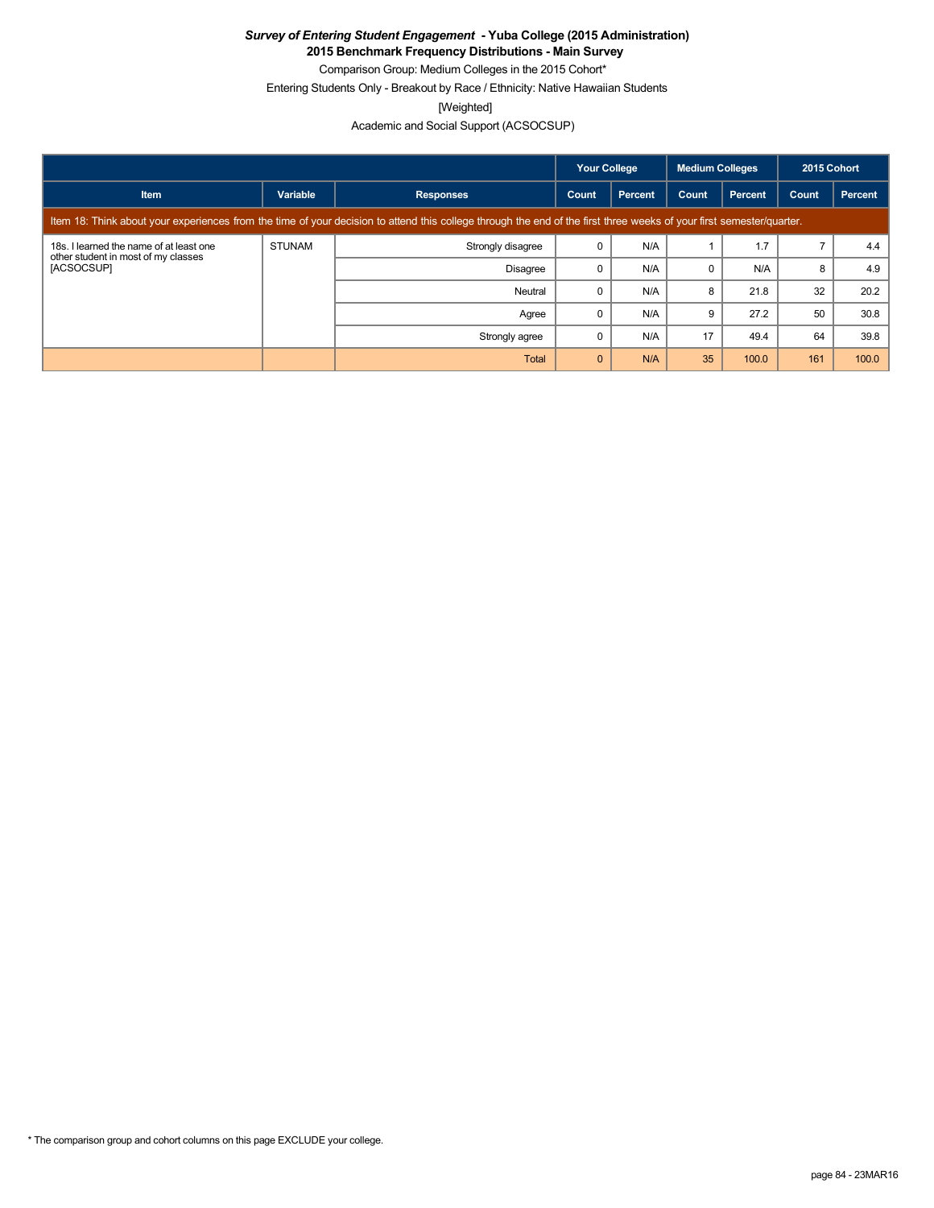***Survey of Entering Student Engagement* - Yuba College (2015 Administration)**

**2015 Benchmark Frequency Distributions - Main Survey**

Comparison Group: Medium Colleges in the 2015 Cohort*

Entering Students Only - Breakout by Race / Ethnicity: Native Hawaiian Students

[Weighted]

Academic and Social Support (ACSOCSUP)

| Item | Variable | Responses | Your College | | Medium Colleges | | 2015 Cohort | |
|---|---|---|---|---|---|---|---|---|
| | | | Count | Percent | Count | Percent | Count | Percent |
| Item 18: Think about your experiences from the time of your decision to attend this college through the end of the first three weeks of your first semester/quarter. | | | | | | | | |
| 18s. I learned the name of at least one other student in most of my classes [ACSOCSUP] | STUNAM | Strongly disagree | 0 | N/A | 1 | 1.7 | 7 | 4.4 |
| | | Disagree | 0 | N/A | 0 | N/A | 8 | 4.9 |
| | | Neutral | 0 | N/A | 8 | 21.8 | 32 | 20.2 |
| | | Agree | 0 | N/A | 9 | 27.2 | 50 | 30.8 |
| | | Strongly agree | 0 | N/A | 17 | 49.4 | 64 | 39.8 |
| | | Total | 0 | N/A | 35 | 100.0 | 161 | 100.0 |

* The comparison group and cohort columns on this page EXCLUDE your college.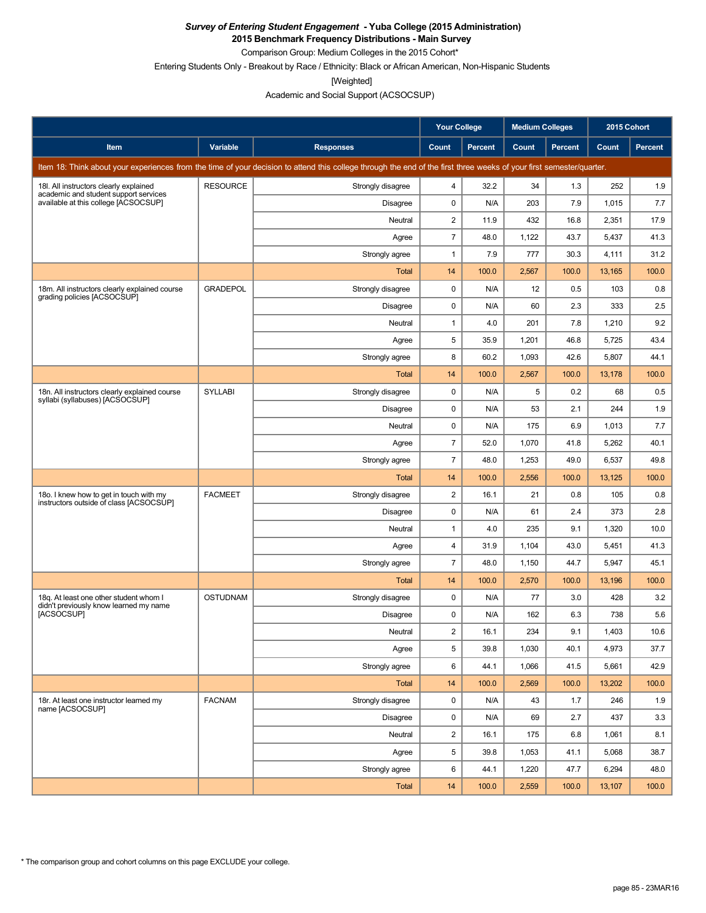***Survey of Entering Student Engagement* - Yuba College (2015 Administration)**

**2015 Benchmark Frequency Distributions - Main Survey**

Comparison Group: Medium Colleges in the 2015 Cohort*

Entering Students Only - Breakout by Race / Ethnicity: Black or African American, Non-Hispanic Students

[Weighted]

Academic and Social Support (ACSOCSUP)

| | | | Your College | | Medium Colleges | | 2015 Cohort | |
|---|---|---|---|---|---|---|---|---|
| Item | Variable | Responses | Count | Percent | Count | Percent | Count | Percent |
| Item 18: Think about your experiences from the time of your decision to attend this college through the end of the first three weeks of your first semester/quarter. | | | | | | | | |
| 18l. All instructors clearly explained academic and student support services available at this college [ACSOCSUP] | RESOURCE | Strongly disagree | 4 | 32.2 | 34 | 1.3 | 252 | 1.9 |
| | | Disagree | 0 | N/A | 203 | 7.9 | 1,015 | 7.7 |
| | | Neutral | 2 | 11.9 | 432 | 16.8 | 2,351 | 17.9 |
| | | Agree | 7 | 48.0 | 1,122 | 43.7 | 5,437 | 41.3 |
| | | Strongly agree | 1 | 7.9 | 777 | 30.3 | 4,111 | 31.2 |
| | | Total | 14 | 100.0 | 2,567 | 100.0 | 13,165 | 100.0 |
| 18m. All instructors clearly explained course grading policies [ACSOCSUP] | GRADEPOL | Strongly disagree | 0 | N/A | 12 | 0.5 | 103 | 0.8 |
| | | Disagree | 0 | N/A | 60 | 2.3 | 333 | 2.5 |
| | | Neutral | 1 | 4.0 | 201 | 7.8 | 1,210 | 9.2 |
| | | Agree | 5 | 35.9 | 1,201 | 46.8 | 5,725 | 43.4 |
| | | Strongly agree | 8 | 60.2 | 1,093 | 42.6 | 5,807 | 44.1 |
| | | Total | 14 | 100.0 | 2,567 | 100.0 | 13,178 | 100.0 |
| 18n. All instructors clearly explained course syllabi (syllabuses) [ACSOCSUP] | SYLLABI | Strongly disagree | 0 | N/A | 5 | 0.2 | 68 | 0.5 |
| | | Disagree | 0 | N/A | 53 | 2.1 | 244 | 1.9 |
| | | Neutral | 0 | N/A | 175 | 6.9 | 1,013 | 7.7 |
| | | Agree | 7 | 52.0 | 1,070 | 41.8 | 5,262 | 40.1 |
| | | Strongly agree | 7 | 48.0 | 1,253 | 49.0 | 6,537 | 49.8 |
| | | Total | 14 | 100.0 | 2,556 | 100.0 | 13,125 | 100.0 |
| 18o. I knew how to get in touch with my instructors outside of class [ACSOCSUP] | FACMEET | Strongly disagree | 2 | 16.1 | 21 | 0.8 | 105 | 0.8 |
| | | Disagree | 0 | N/A | 61 | 2.4 | 373 | 2.8 |
| | | Neutral | 1 | 4.0 | 235 | 9.1 | 1,320 | 10.0 |
| | | Agree | 4 | 31.9 | 1,104 | 43.0 | 5,451 | 41.3 |
| | | Strongly agree | 7 | 48.0 | 1,150 | 44.7 | 5,947 | 45.1 |
| | | Total | 14 | 100.0 | 2,570 | 100.0 | 13,196 | 100.0 |
| 18q. At least one other student whom I didn't previously know learned my name [ACSOCSUP] | OSTUDNAM | Strongly disagree | 0 | N/A | 77 | 3.0 | 428 | 3.2 |
| | | Disagree | 0 | N/A | 162 | 6.3 | 738 | 5.6 |
| | | Neutral | 2 | 16.1 | 234 | 9.1 | 1,403 | 10.6 |
| | | Agree | 5 | 39.8 | 1,030 | 40.1 | 4,973 | 37.7 |
| | | Strongly agree | 6 | 44.1 | 1,066 | 41.5 | 5,661 | 42.9 |
| | | Total | 14 | 100.0 | 2,569 | 100.0 | 13,202 | 100.0 |
| 18r. At least one instructor learned my name [ACSOCSUP] | FACNAM | Strongly disagree | 0 | N/A | 43 | 1.7 | 246 | 1.9 |
| | | Disagree | 0 | N/A | 69 | 2.7 | 437 | 3.3 |
| | | Neutral | 2 | 16.1 | 175 | 6.8 | 1,061 | 8.1 |
| | | Agree | 5 | 39.8 | 1,053 | 41.1 | 5,068 | 38.7 |
| | | Strongly agree | 6 | 44.1 | 1,220 | 47.7 | 6,294 | 48.0 |
| | | Total | 14 | 100.0 | 2,559 | 100.0 | 13,107 | 100.0 |

\* The comparison group and cohort columns on this page EXCLUDE your college.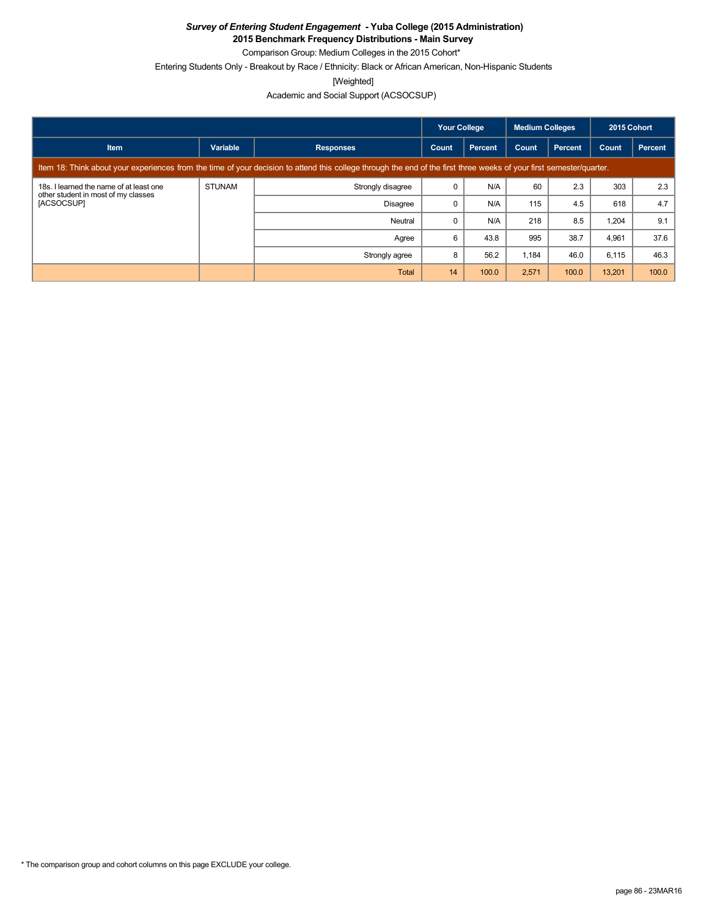***Survey of Entering Student Engagement* - Yuba College (2015 Administration)**

**2015 Benchmark Frequency Distributions - Main Survey**

Comparison Group: Medium Colleges in the 2015 Cohort*

Entering Students Only - Breakout by Race / Ethnicity: Black or African American, Non-Hispanic Students

[Weighted]

Academic and Social Support (ACSOCSUP)

| | | | Your College | | Medium Colleges | | 2015 Cohort | |
|---|---|---|---|---|---|---|---|---|
| **Item** | **Variable** | **Responses** | **Count** | **Percent** | **Count** | **Percent** | **Count** | **Percent** |
| Item 18: Think about your experiences from the time of your decision to attend this college through the end of the first three weeks of your first semester/quarter. | | | | | | | | |
| 18s. I learned the name of at least one other student in most of my classes [ACSOCSUP] | STUNAM | Strongly disagree | 0 | N/A | 60 | 2.3 | 303 | 2.3 |
| | | Disagree | 0 | N/A | 115 | 4.5 | 618 | 4.7 |
| | | Neutral | 0 | N/A | 218 | 8.5 | 1,204 | 9.1 |
| | | Agree | 6 | 43.8 | 995 | 38.7 | 4,961 | 37.6 |
| | | Strongly agree | 8 | 56.2 | 1,184 | 46.0 | 6,115 | 46.3 |
| | | Total | 14 | 100.0 | 2,571 | 100.0 | 13,201 | 100.0 |

* The comparison group and cohort columns on this page EXCLUDE your college.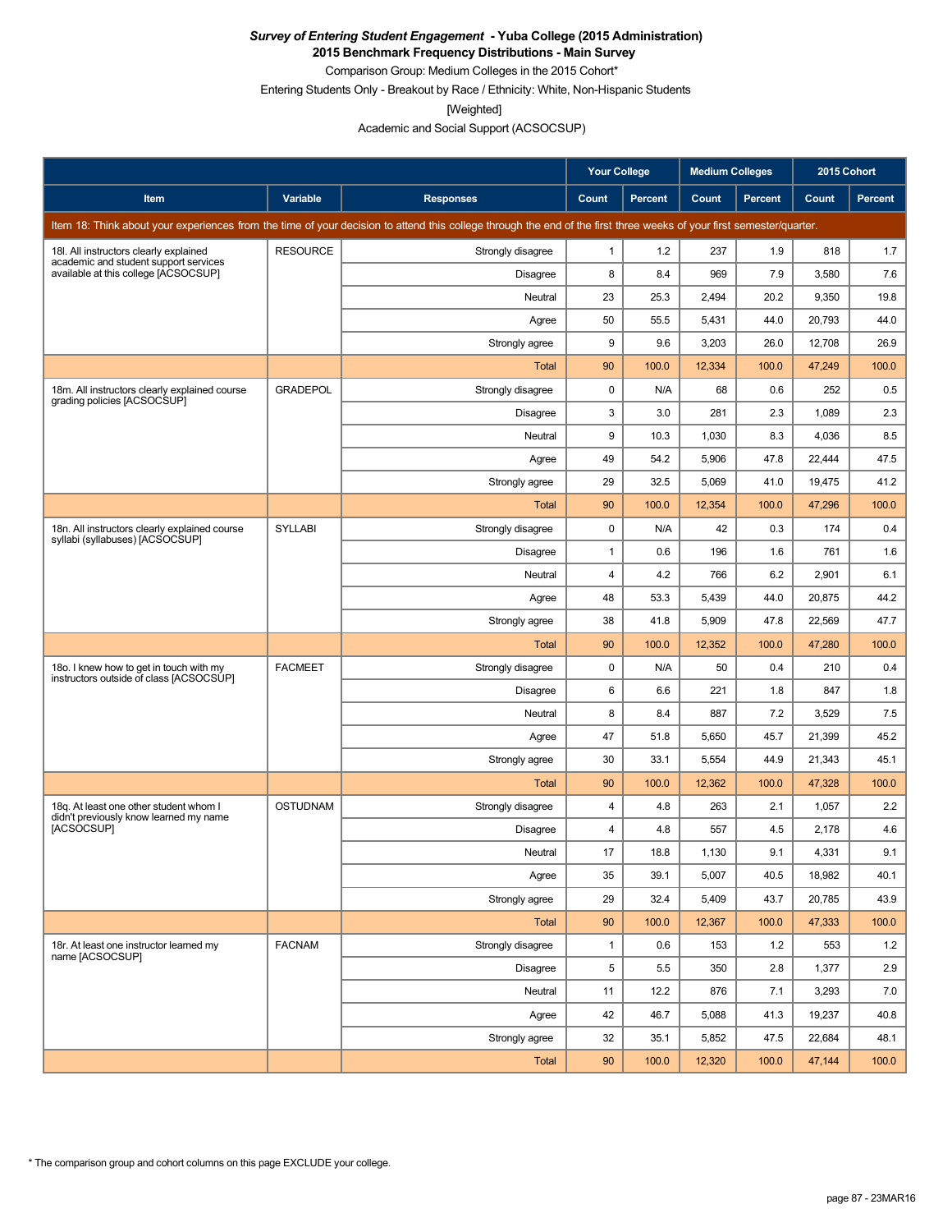***Survey of Entering Student Engagement* - Yuba College (2015 Administration)**
**2015 Benchmark Frequency Distributions - Main Survey**
Comparison Group: Medium Colleges in the 2015 Cohort*
Entering Students Only - Breakout by Race / Ethnicity: White, Non-Hispanic Students
[Weighted]
Academic and Social Support (ACSOCSUP)

| | | | Your College | | Medium Colleges | | 2015 Cohort | |
|---|---|---|---|---|---|---|---|---|
| **Item** | **Variable** | **Responses** | **Count** | **Percent** | **Count** | **Percent** | **Count** | **Percent** |
| Item 18: Think about your experiences from the time of your decision to attend this college through the end of the first three weeks of your first semester/quarter. | | | | | | | | |
| 18l. All instructors clearly explained academic and student support services available at this college [ACSOCSUP] | RESOURCE | Strongly disagree | 1 | 1.2 | 237 | 1.9 | 818 | 1.7 |
| | | Disagree | 8 | 8.4 | 969 | 7.9 | 3,580 | 7.6 |
| | | Neutral | 23 | 25.3 | 2,494 | 20.2 | 9,350 | 19.8 |
| | | Agree | 50 | 55.5 | 5,431 | 44.0 | 20,793 | 44.0 |
| | | Strongly agree | 9 | 9.6 | 3,203 | 26.0 | 12,708 | 26.9 |
| | | Total | 90 | 100.0 | 12,334 | 100.0 | 47,249 | 100.0 |
| 18m. All instructors clearly explained course grading policies [ACSOCSUP] | GRADEPOL | Strongly disagree | 0 | N/A | 68 | 0.6 | 252 | 0.5 |
| | | Disagree | 3 | 3.0 | 281 | 2.3 | 1,089 | 2.3 |
| | | Neutral | 9 | 10.3 | 1,030 | 8.3 | 4,036 | 8.5 |
| | | Agree | 49 | 54.2 | 5,906 | 47.8 | 22,444 | 47.5 |
| | | Strongly agree | 29 | 32.5 | 5,069 | 41.0 | 19,475 | 41.2 |
| | | Total | 90 | 100.0 | 12,354 | 100.0 | 47,296 | 100.0 |
| 18n. All instructors clearly explained course syllabi (syllabuses) [ACSOCSUP] | SYLLABI | Strongly disagree | 0 | N/A | 42 | 0.3 | 174 | 0.4 |
| | | Disagree | 1 | 0.6 | 196 | 1.6 | 761 | 1.6 |
| | | Neutral | 4 | 4.2 | 766 | 6.2 | 2,901 | 6.1 |
| | | Agree | 48 | 53.3 | 5,439 | 44.0 | 20,875 | 44.2 |
| | | Strongly agree | 38 | 41.8 | 5,909 | 47.8 | 22,569 | 47.7 |
| | | Total | 90 | 100.0 | 12,352 | 100.0 | 47,280 | 100.0 |
| 18o. I knew how to get in touch with my instructors outside of class [ACSOCSUP] | FACMEET | Strongly disagree | 0 | N/A | 50 | 0.4 | 210 | 0.4 |
| | | Disagree | 6 | 6.6 | 221 | 1.8 | 847 | 1.8 |
| | | Neutral | 8 | 8.4 | 887 | 7.2 | 3,529 | 7.5 |
| | | Agree | 47 | 51.8 | 5,650 | 45.7 | 21,399 | 45.2 |
| | | Strongly agree | 30 | 33.1 | 5,554 | 44.9 | 21,343 | 45.1 |
| | | Total | 90 | 100.0 | 12,362 | 100.0 | 47,328 | 100.0 |
| 18q. At least one other student whom I didn't previously know learned my name [ACSOCSUP] | OSTUDNAM | Strongly disagree | 4 | 4.8 | 263 | 2.1 | 1,057 | 2.2 |
| | | Disagree | 4 | 4.8 | 557 | 4.5 | 2,178 | 4.6 |
| | | Neutral | 17 | 18.8 | 1,130 | 9.1 | 4,331 | 9.1 |
| | | Agree | 35 | 39.1 | 5,007 | 40.5 | 18,982 | 40.1 |
| | | Strongly agree | 29 | 32.4 | 5,409 | 43.7 | 20,785 | 43.9 |
| | | Total | 90 | 100.0 | 12,367 | 100.0 | 47,333 | 100.0 |
| 18r. At least one instructor learned my name [ACSOCSUP] | FACNAM | Strongly disagree | 1 | 0.6 | 153 | 1.2 | 553 | 1.2 |
| | | Disagree | 5 | 5.5 | 350 | 2.8 | 1,377 | 2.9 |
| | | Neutral | 11 | 12.2 | 876 | 7.1 | 3,293 | 7.0 |
| | | Agree | 42 | 46.7 | 5,088 | 41.3 | 19,237 | 40.8 |
| | | Strongly agree | 32 | 35.1 | 5,852 | 47.5 | 22,684 | 48.1 |
| | | Total | 90 | 100.0 | 12,320 | 100.0 | 47,144 | 100.0 |

\* The comparison group and cohort columns on this page EXCLUDE your college.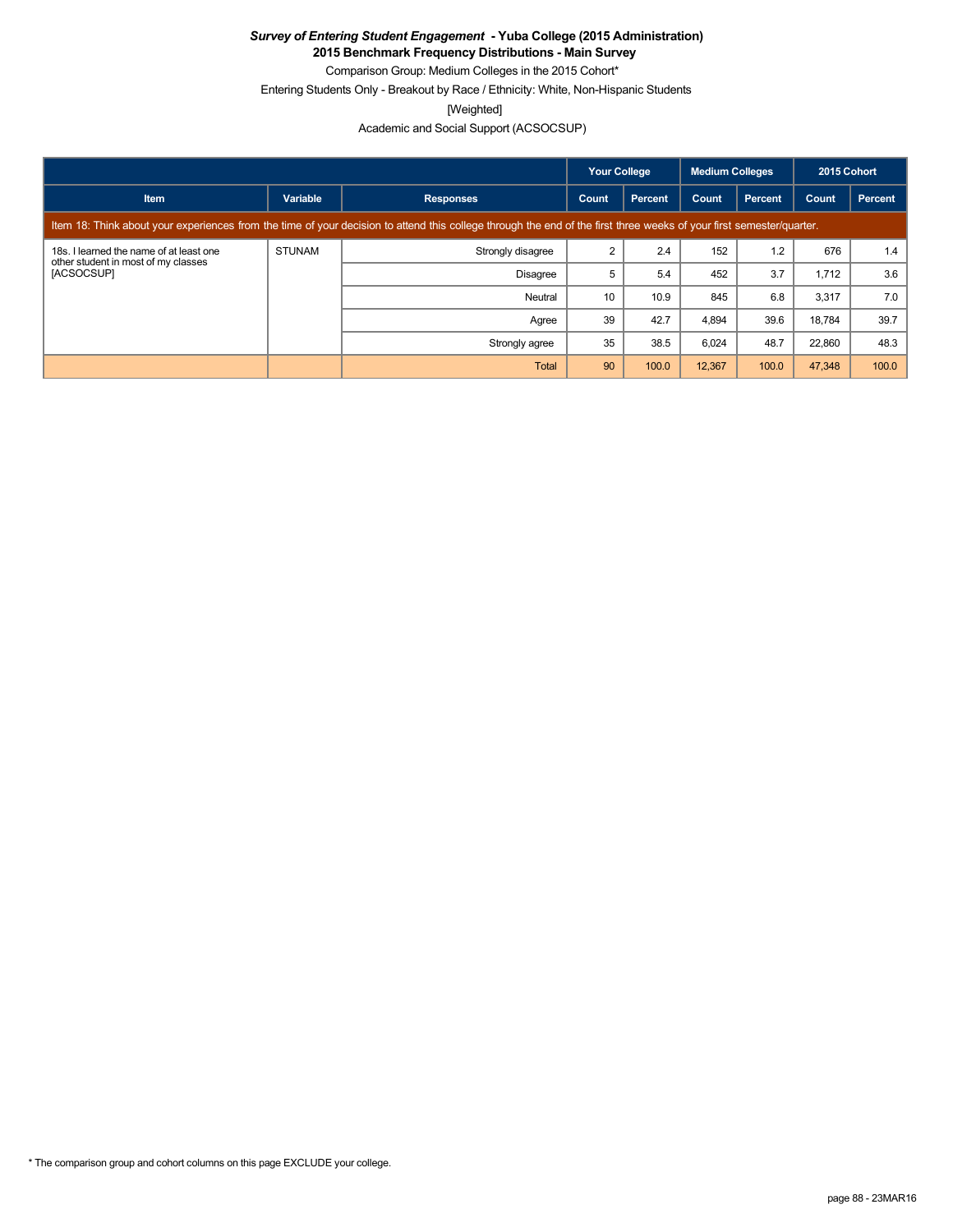***Survey of Entering Student Engagement* - Yuba College (2015 Administration)**
**2015 Benchmark Frequency Distributions - Main Survey**

Comparison Group: Medium Colleges in the 2015 Cohort*

Entering Students Only - Breakout by Race / Ethnicity: White, Non-Hispanic Students

[Weighted]

Academic and Social Support (ACSOCSUP)

| | | | Your College | | Medium Colleges | | 2015 Cohort | |
|---|---|---|---|---|---|---|---|---|
| **Item** | **Variable** | **Responses** | **Count** | **Percent** | **Count** | **Percent** | **Count** | **Percent** |
| Item 18: Think about your experiences from the time of your decision to attend this college through the end of the first three weeks of your first semester/quarter. | | | | | | | | |
| 18s. I learned the name of at least one other student in most of my classes [ACSOCSUP] | STUNAM | Strongly disagree | 2 | 2.4 | 152 | 1.2 | 676 | 1.4 |
| | | Disagree | 5 | 5.4 | 452 | 3.7 | 1,712 | 3.6 |
| | | Neutral | 10 | 10.9 | 845 | 6.8 | 3,317 | 7.0 |
| | | Agree | 39 | 42.7 | 4,894 | 39.6 | 18,784 | 39.7 |
| | | Strongly agree | 35 | 38.5 | 6,024 | 48.7 | 22,860 | 48.3 |
| | | Total | 90 | 100.0 | 12,367 | 100.0 | 47,348 | 100.0 |

\* The comparison group and cohort columns on this page EXCLUDE your college.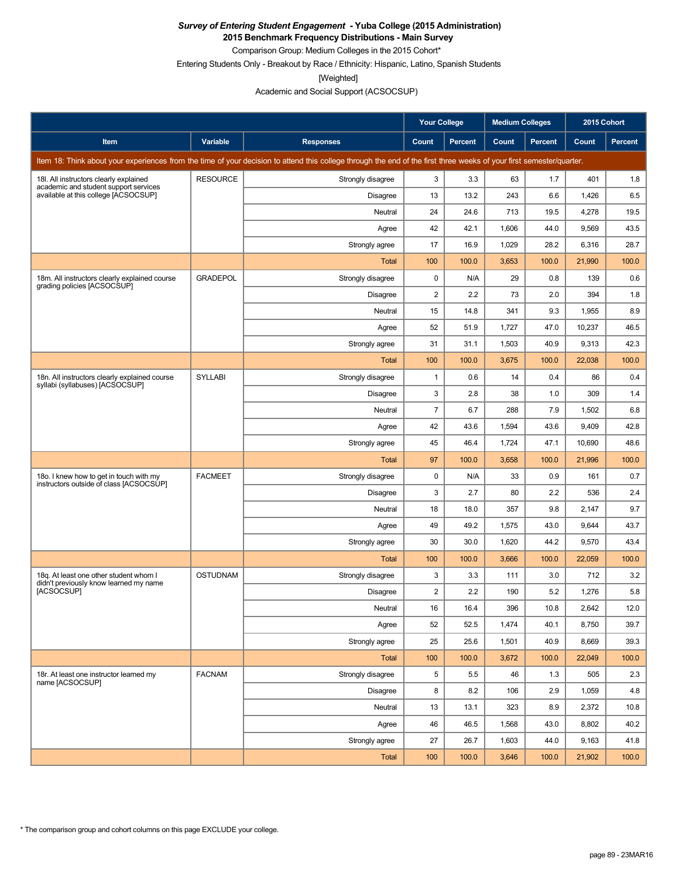***Survey of Entering Student Engagement* - Yuba College (2015 Administration)**

**2015 Benchmark Frequency Distributions - Main Survey**

Comparison Group: Medium Colleges in the 2015 Cohort*

Entering Students Only - Breakout by Race / Ethnicity: Hispanic, Latino, Spanish Students

[Weighted]

Academic and Social Support (ACSOCSUP)

| | | | Your College | | Medium Colleges | | 2015 Cohort | |
|---|---|---|---|---|---|---|---|---|
| **Item** | **Variable** | **Responses** | **Count** | **Percent** | **Count** | **Percent** | **Count** | **Percent** |
| Item 18: Think about your experiences from the time of your decision to attend this college through the end of the first three weeks of your first semester/quarter. | | | | | | | | |
| 18l. All instructors clearly explained academic and student support services available at this college [ACSOCSUP] | RESOURCE | Strongly disagree | 3 | 3.3 | 63 | 1.7 | 401 | 1.8 |
| | | Disagree | 13 | 13.2 | 243 | 6.6 | 1,426 | 6.5 |
| | | Neutral | 24 | 24.6 | 713 | 19.5 | 4,278 | 19.5 |
| | | Agree | 42 | 42.1 | 1,606 | 44.0 | 9,569 | 43.5 |
| | | Strongly agree | 17 | 16.9 | 1,029 | 28.2 | 6,316 | 28.7 |
| | | Total | 100 | 100.0 | 3,653 | 100.0 | 21,990 | 100.0 |
| 18m. All instructors clearly explained course grading policies [ACSOCSUP] | GRADEPOL | Strongly disagree | 0 | N/A | 29 | 0.8 | 139 | 0.6 |
| | | Disagree | 2 | 2.2 | 73 | 2.0 | 394 | 1.8 |
| | | Neutral | 15 | 14.8 | 341 | 9.3 | 1,955 | 8.9 |
| | | Agree | 52 | 51.9 | 1,727 | 47.0 | 10,237 | 46.5 |
| | | Strongly agree | 31 | 31.1 | 1,503 | 40.9 | 9,313 | 42.3 |
| | | Total | 100 | 100.0 | 3,675 | 100.0 | 22,038 | 100.0 |
| 18n. All instructors clearly explained course syllabi (syllabuses) [ACSOCSUP] | SYLLABI | Strongly disagree | 1 | 0.6 | 14 | 0.4 | 86 | 0.4 |
| | | Disagree | 3 | 2.8 | 38 | 1.0 | 309 | 1.4 |
| | | Neutral | 7 | 6.7 | 288 | 7.9 | 1,502 | 6.8 |
| | | Agree | 42 | 43.6 | 1,594 | 43.6 | 9,409 | 42.8 |
| | | Strongly agree | 45 | 46.4 | 1,724 | 47.1 | 10,690 | 48.6 |
| | | Total | 97 | 100.0 | 3,658 | 100.0 | 21,996 | 100.0 |
| 18o. I knew how to get in touch with my instructors outside of class [ACSOCSUP] | FACMEET | Strongly disagree | 0 | N/A | 33 | 0.9 | 161 | 0.7 |
| | | Disagree | 3 | 2.7 | 80 | 2.2 | 536 | 2.4 |
| | | Neutral | 18 | 18.0 | 357 | 9.8 | 2,147 | 9.7 |
| | | Agree | 49 | 49.2 | 1,575 | 43.0 | 9,644 | 43.7 |
| | | Strongly agree | 30 | 30.0 | 1,620 | 44.2 | 9,570 | 43.4 |
| | | Total | 100 | 100.0 | 3,666 | 100.0 | 22,059 | 100.0 |
| 18q. At least one other student whom I didn't previously know learned my name [ACSOCSUP] | OSTUDNAM | Strongly disagree | 3 | 3.3 | 111 | 3.0 | 712 | 3.2 |
| | | Disagree | 2 | 2.2 | 190 | 5.2 | 1,276 | 5.8 |
| | | Neutral | 16 | 16.4 | 396 | 10.8 | 2,642 | 12.0 |
| | | Agree | 52 | 52.5 | 1,474 | 40.1 | 8,750 | 39.7 |
| | | Strongly agree | 25 | 25.6 | 1,501 | 40.9 | 8,669 | 39.3 |
| | | Total | 100 | 100.0 | 3,672 | 100.0 | 22,049 | 100.0 |
| 18r. At least one instructor learned my name [ACSOCSUP] | FACNAM | Strongly disagree | 5 | 5.5 | 46 | 1.3 | 505 | 2.3 |
| | | Disagree | 8 | 8.2 | 106 | 2.9 | 1,059 | 4.8 |
| | | Neutral | 13 | 13.1 | 323 | 8.9 | 2,372 | 10.8 |
| | | Agree | 46 | 46.5 | 1,568 | 43.0 | 8,802 | 40.2 |
| | | Strongly agree | 27 | 26.7 | 1,603 | 44.0 | 9,163 | 41.8 |
| | | Total | 100 | 100.0 | 3,646 | 100.0 | 21,902 | 100.0 |

* The comparison group and cohort columns on this page EXCLUDE your college.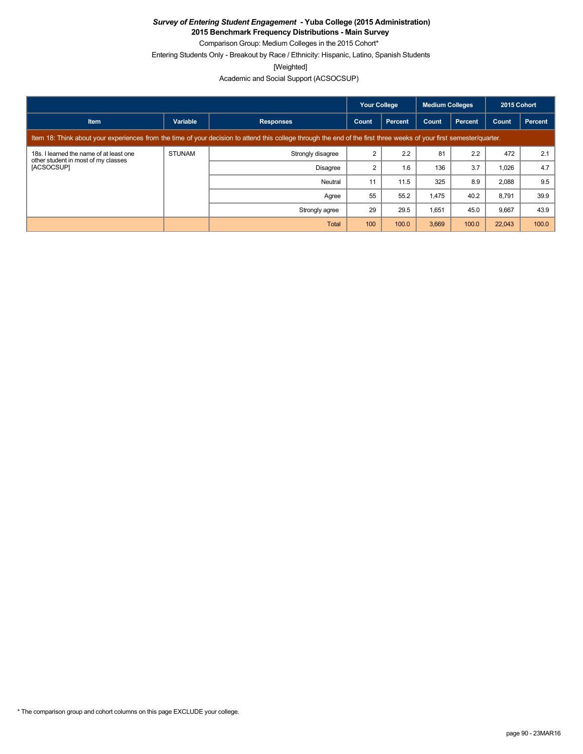***Survey of Entering Student Engagement* - Yuba College (2015 Administration)**
**2015 Benchmark Frequency Distributions - Main Survey**
Comparison Group: Medium Colleges in the 2015 Cohort*
Entering Students Only - Breakout by Race / Ethnicity: Hispanic, Latino, Spanish Students
[Weighted]
Academic and Social Support (ACSOCSUP)

| | | | Your College | | Medium Colleges | | 2015 Cohort | |
|---|---|---|---|---|---|---|---|---|
| **Item** | **Variable** | **Responses** | **Count** | **Percent** | **Count** | **Percent** | **Count** | **Percent** |
| Item 18: Think about your experiences from the time of your decision to attend this college through the end of the first three weeks of your first semester/quarter. | | | | | | | | |
| 18s. I learned the name of at least one other student in most of my classes [ACSOCSUP] | STUNAM | Strongly disagree | 2 | 2.2 | 81 | 2.2 | 472 | 2.1 |
| | | Disagree | 2 | 1.6 | 136 | 3.7 | 1,026 | 4.7 |
| | | Neutral | 11 | 11.5 | 325 | 8.9 | 2,088 | 9.5 |
| | | Agree | 55 | 55.2 | 1,475 | 40.2 | 8,791 | 39.9 |
| | | Strongly agree | 29 | 29.5 | 1,651 | 45.0 | 9,667 | 43.9 |
| | | Total | 100 | 100.0 | 3,669 | 100.0 | 22,043 | 100.0 |

* The comparison group and cohort columns on this page EXCLUDE your college.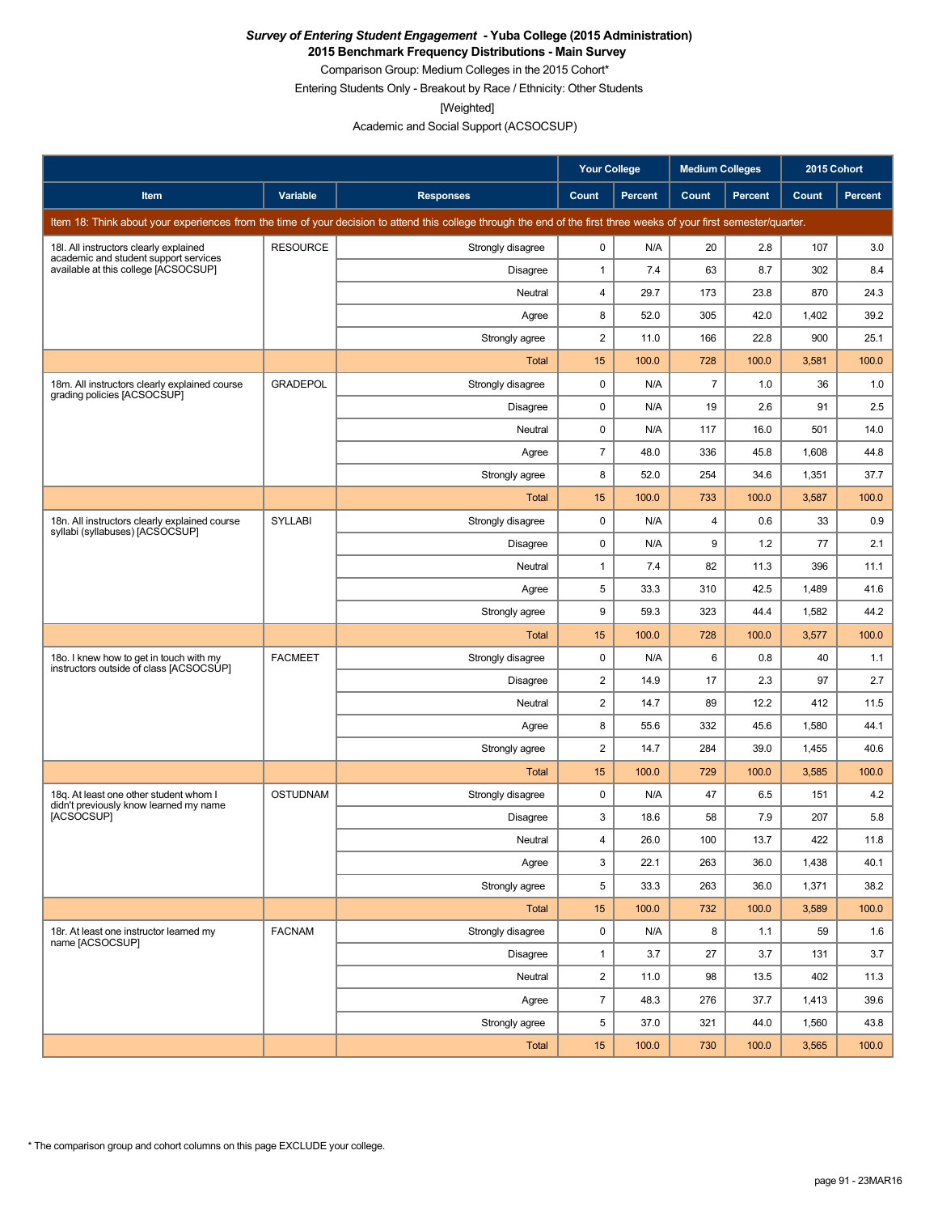***Survey of Entering Student Engagement* - Yuba College (2015 Administration)**
**2015 Benchmark Frequency Distributions - Main Survey**

Comparison Group: Medium Colleges in the 2015 Cohort*

Entering Students Only - Breakout by Race / Ethnicity: Other Students

[Weighted]

Academic and Social Support (ACSOCSUP)

| | | | Your College | | Medium Colleges | | 2015 Cohort | |
|---|---|---|---|---|---|---|---|---|
| **Item** | **Variable** | **Responses** | **Count** | **Percent** | **Count** | **Percent** | **Count** | **Percent** |
| Item 18: Think about your experiences from the time of your decision to attend this college through the end of the first three weeks of your first semester/quarter. | | | | | | | | |
| 18l. All instructors clearly explained academic and student support services available at this college [ACSOCSUP] | RESOURCE | Strongly disagree | 0 | N/A | 20 | 2.8 | 107 | 3.0 |
| | | Disagree | 1 | 7.4 | 63 | 8.7 | 302 | 8.4 |
| | | Neutral | 4 | 29.7 | 173 | 23.8 | 870 | 24.3 |
| | | Agree | 8 | 52.0 | 305 | 42.0 | 1,402 | 39.2 |
| | | Strongly agree | 2 | 11.0 | 166 | 22.8 | 900 | 25.1 |
| | | Total | 15 | 100.0 | 728 | 100.0 | 3,581 | 100.0 |
| 18m. All instructors clearly explained course grading policies [ACSOCSUP] | GRADEPOL | Strongly disagree | 0 | N/A | 7 | 1.0 | 36 | 1.0 |
| | | Disagree | 0 | N/A | 19 | 2.6 | 91 | 2.5 |
| | | Neutral | 0 | N/A | 117 | 16.0 | 501 | 14.0 |
| | | Agree | 7 | 48.0 | 336 | 45.8 | 1,608 | 44.8 |
| | | Strongly agree | 8 | 52.0 | 254 | 34.6 | 1,351 | 37.7 |
| | | Total | 15 | 100.0 | 733 | 100.0 | 3,587 | 100.0 |
| 18n. All instructors clearly explained course syllabi (syllabuses) [ACSOCSUP] | SYLLABI | Strongly disagree | 0 | N/A | 4 | 0.6 | 33 | 0.9 |
| | | Disagree | 0 | N/A | 9 | 1.2 | 77 | 2.1 |
| | | Neutral | 1 | 7.4 | 82 | 11.3 | 396 | 11.1 |
| | | Agree | 5 | 33.3 | 310 | 42.5 | 1,489 | 41.6 |
| | | Strongly agree | 9 | 59.3 | 323 | 44.4 | 1,582 | 44.2 |
| | | Total | 15 | 100.0 | 728 | 100.0 | 3,577 | 100.0 |
| 18o. I knew how to get in touch with my instructors outside of class [ACSOCSUP] | FACMEET | Strongly disagree | 0 | N/A | 6 | 0.8 | 40 | 1.1 |
| | | Disagree | 2 | 14.9 | 17 | 2.3 | 97 | 2.7 |
| | | Neutral | 2 | 14.7 | 89 | 12.2 | 412 | 11.5 |
| | | Agree | 8 | 55.6 | 332 | 45.6 | 1,580 | 44.1 |
| | | Strongly agree | 2 | 14.7 | 284 | 39.0 | 1,455 | 40.6 |
| | | Total | 15 | 100.0 | 729 | 100.0 | 3,585 | 100.0 |
| 18q. At least one other student whom I didn't previously know learned my name [ACSOCSUP] | OSTUDNAM | Strongly disagree | 0 | N/A | 47 | 6.5 | 151 | 4.2 |
| | | Disagree | 3 | 18.6 | 58 | 7.9 | 207 | 5.8 |
| | | Neutral | 4 | 26.0 | 100 | 13.7 | 422 | 11.8 |
| | | Agree | 3 | 22.1 | 263 | 36.0 | 1,438 | 40.1 |
| | | Strongly agree | 5 | 33.3 | 263 | 36.0 | 1,371 | 38.2 |
| | | Total | 15 | 100.0 | 732 | 100.0 | 3,589 | 100.0 |
| 18r. At least one instructor learned my name [ACSOCSUP] | FACNAM | Strongly disagree | 0 | N/A | 8 | 1.1 | 59 | 1.6 |
| | | Disagree | 1 | 3.7 | 27 | 3.7 | 131 | 3.7 |
| | | Neutral | 2 | 11.0 | 98 | 13.5 | 402 | 11.3 |
| | | Agree | 7 | 48.3 | 276 | 37.7 | 1,413 | 39.6 |
| | | Strongly agree | 5 | 37.0 | 321 | 44.0 | 1,560 | 43.8 |
| | | Total | 15 | 100.0 | 730 | 100.0 | 3,565 | 100.0 |

* The comparison group and cohort columns on this page EXCLUDE your college.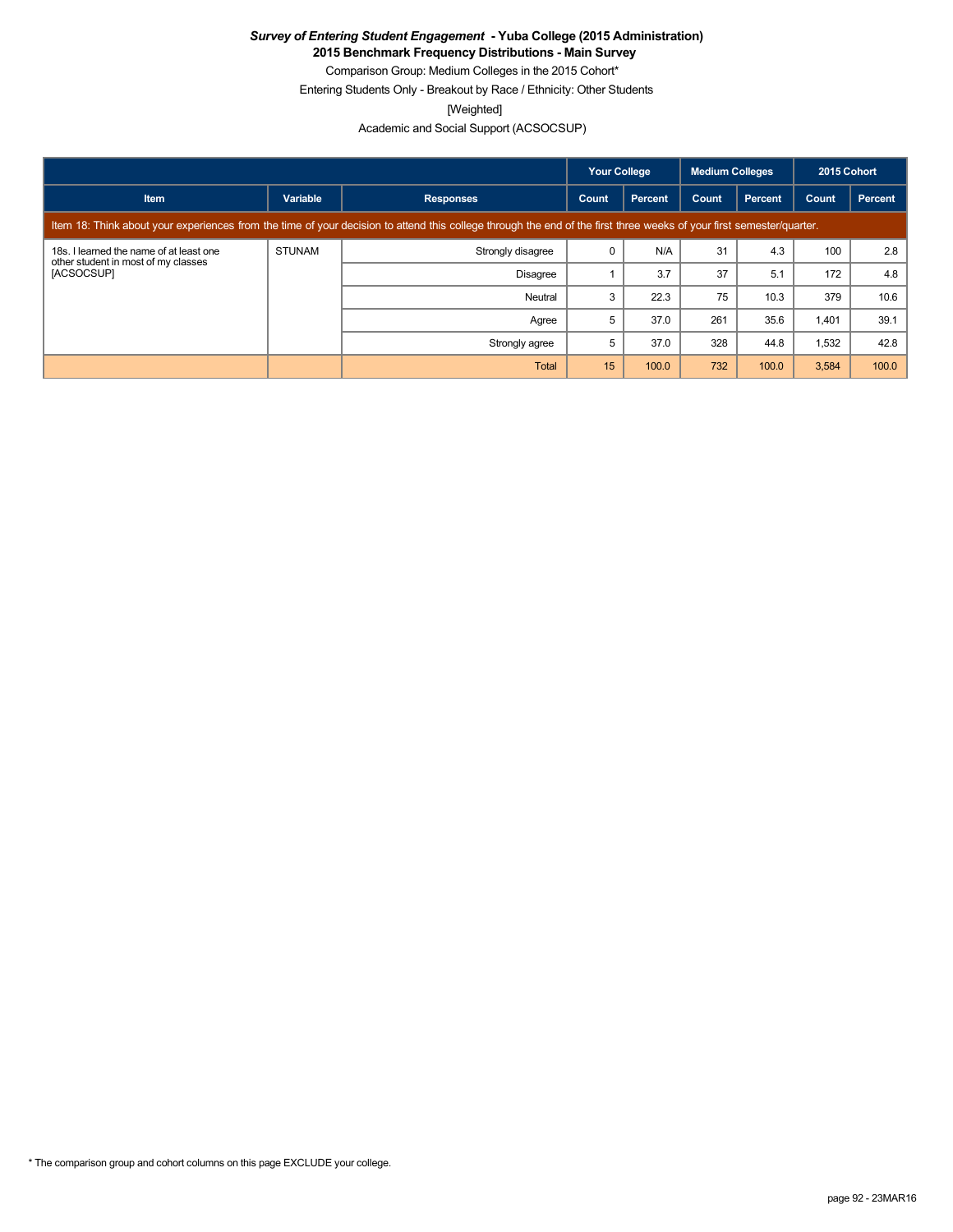***Survey of Entering Student Engagement* - Yuba College (2015 Administration)**
**2015 Benchmark Frequency Distributions - Main Survey**
Comparison Group: Medium Colleges in the 2015 Cohort*
Entering Students Only - Breakout by Race / Ethnicity: Other Students
[Weighted]
Academic and Social Support (ACSOCSUP)

| | | | Your College | | Medium Colleges | | 2015 Cohort | |
|---|---|---|---|---|---|---|---|---|
| **Item** | **Variable** | **Responses** | **Count** | **Percent** | **Count** | **Percent** | **Count** | **Percent** |
| Item 18: Think about your experiences from the time of your decision to attend this college through the end of the first three weeks of your first semester/quarter. | | | | | | | | |
| 18s. I learned the name of at least one other student in most of my classes [ACSOCSUP] | STUNAM | Strongly disagree | 0 | N/A | 31 | 4.3 | 100 | 2.8 |
| | | Disagree | 1 | 3.7 | 37 | 5.1 | 172 | 4.8 |
| | | Neutral | 3 | 22.3 | 75 | 10.3 | 379 | 10.6 |
| | | Agree | 5 | 37.0 | 261 | 35.6 | 1,401 | 39.1 |
| | | Strongly agree | 5 | 37.0 | 328 | 44.8 | 1,532 | 42.8 |
| | | Total | 15 | 100.0 | 732 | 100.0 | 3,584 | 100.0 |

* The comparison group and cohort columns on this page EXCLUDE your college.